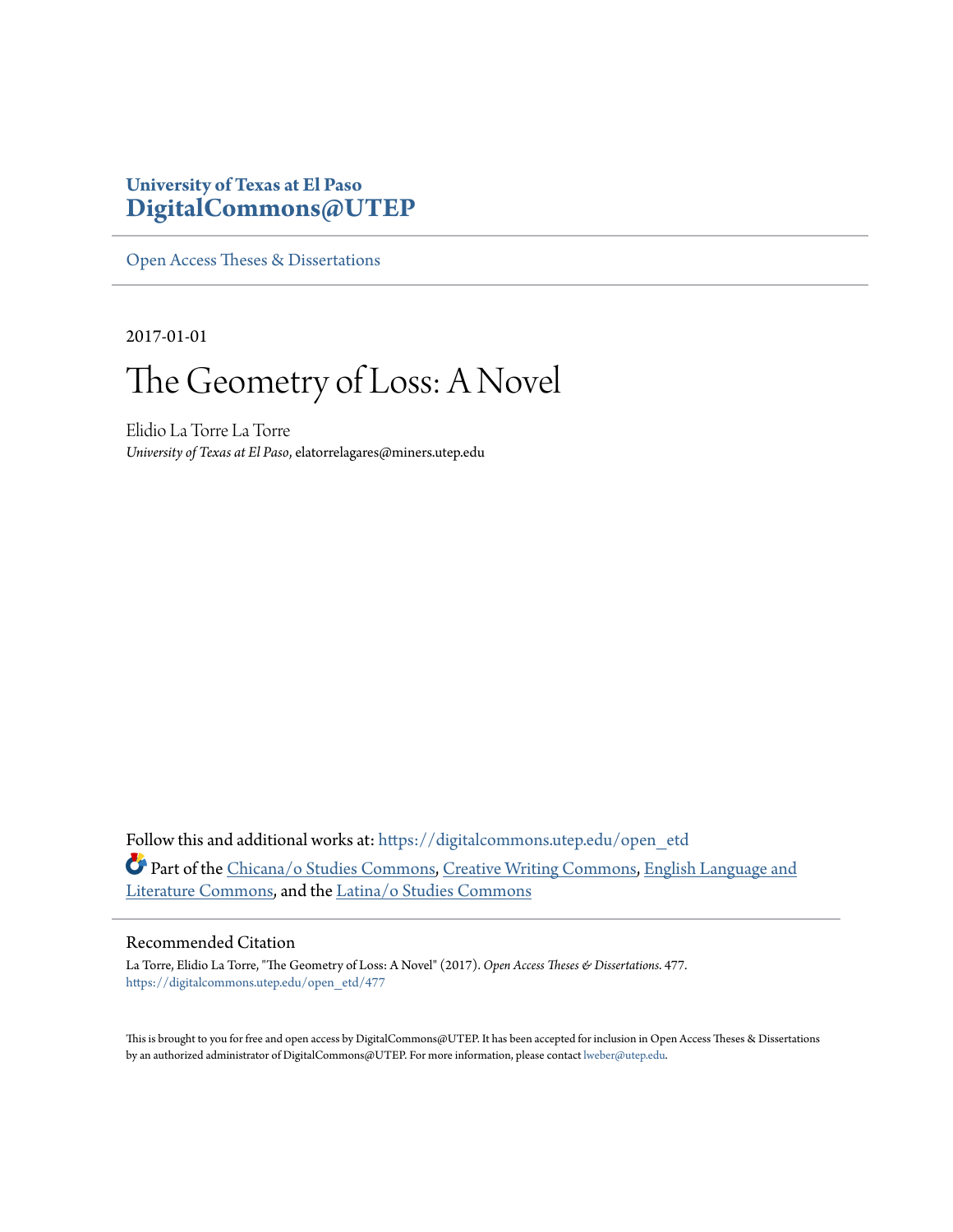University of Texas at El Paso
**DigitalCommons@UTEP**

Open Access Theses & Dissertations

2017-01-01

# The Geometry of Loss: A Novel

Elidio La Torre La Torre
*University of Texas at El Paso*, elatorrelagares@miners.utep.edu

Follow this and additional works at: https://digitalcommons.utep.edu/open_etd

Part of the Chicana/o Studies Commons, Creative Writing Commons, English Language and Literature Commons, and the Latina/o Studies Commons

## Recommended Citation

La Torre, Elidio La Torre, "The Geometry of Loss: A Novel" (2017). *Open Access Theses & Dissertations*. 477.
https://digitalcommons.utep.edu/open_etd/477

This is brought to you for free and open access by DigitalCommons@UTEP. It has been accepted for inclusion in Open Access Theses & Dissertations by an authorized administrator of DigitalCommons@UTEP. For more information, please contact lweber@utep.edu.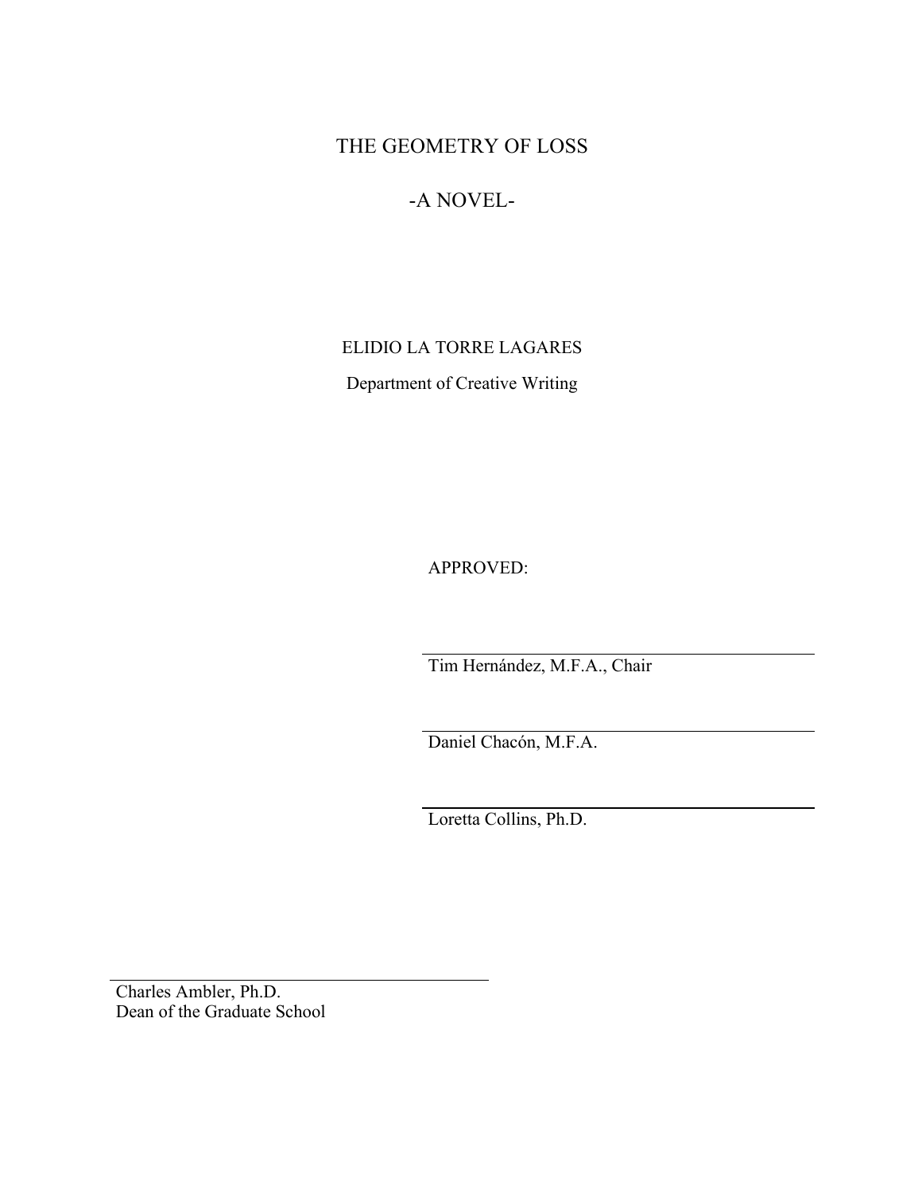# THE GEOMETRY OF LOSS

-A NOVEL-

ELIDIO LA TORRE LAGARES

Department of Creative Writing

APPROVED:

Tim Hernández, M.F.A., Chair

Daniel Chacón, M.F.A.

Loretta Collins, Ph.D.

Charles Ambler, Ph.D.
Dean of the Graduate School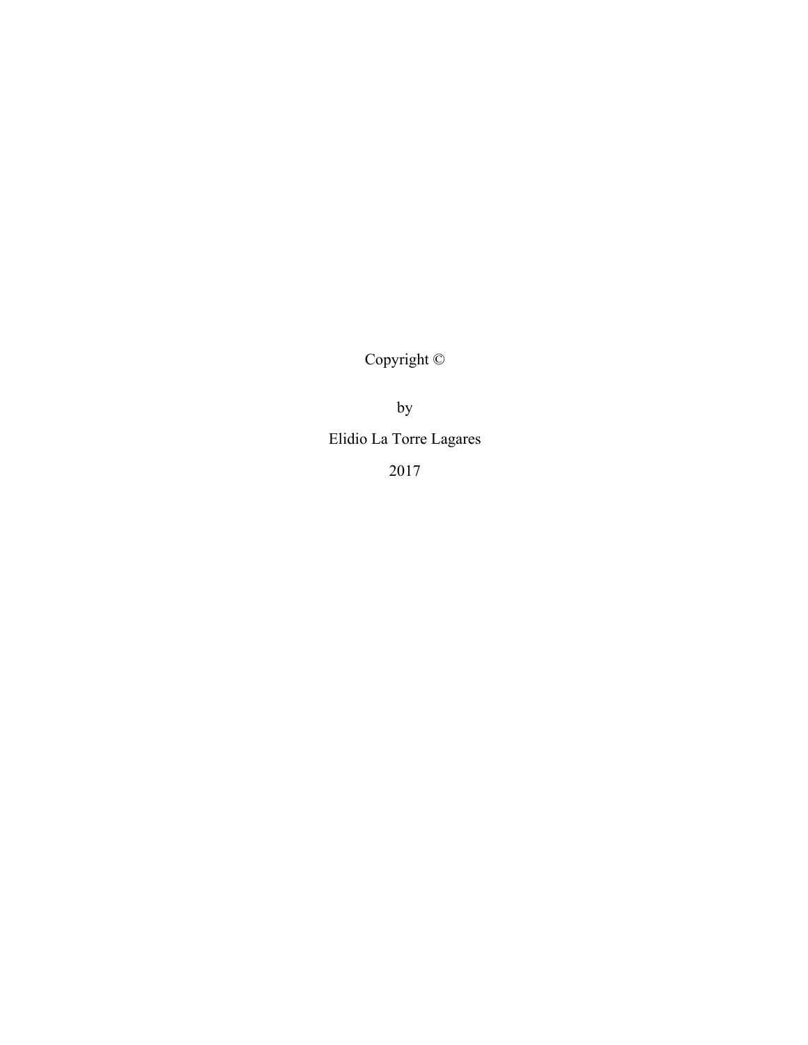Copyright ©

by

Elidio La Torre Lagares

2017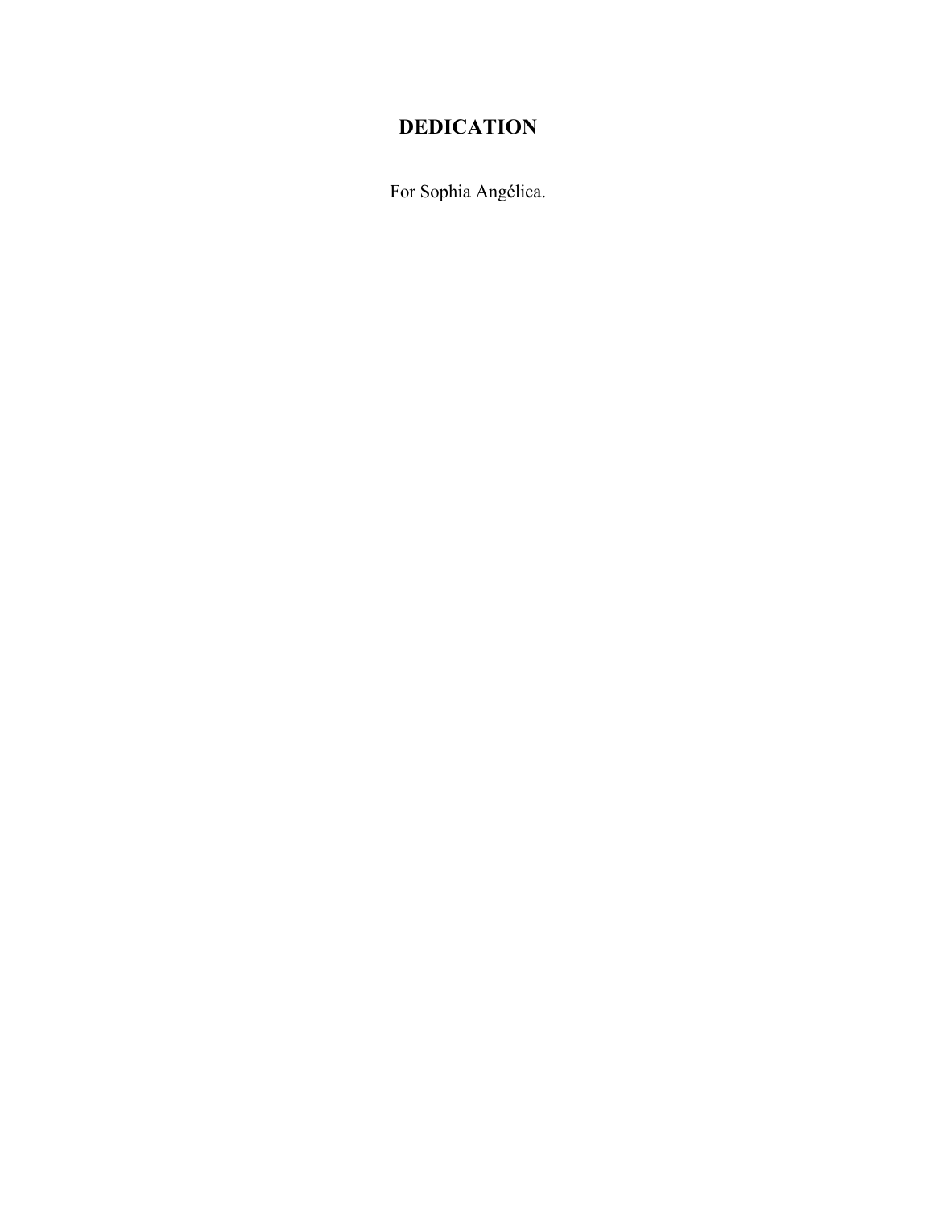# DEDICATION

For Sophia Angélica.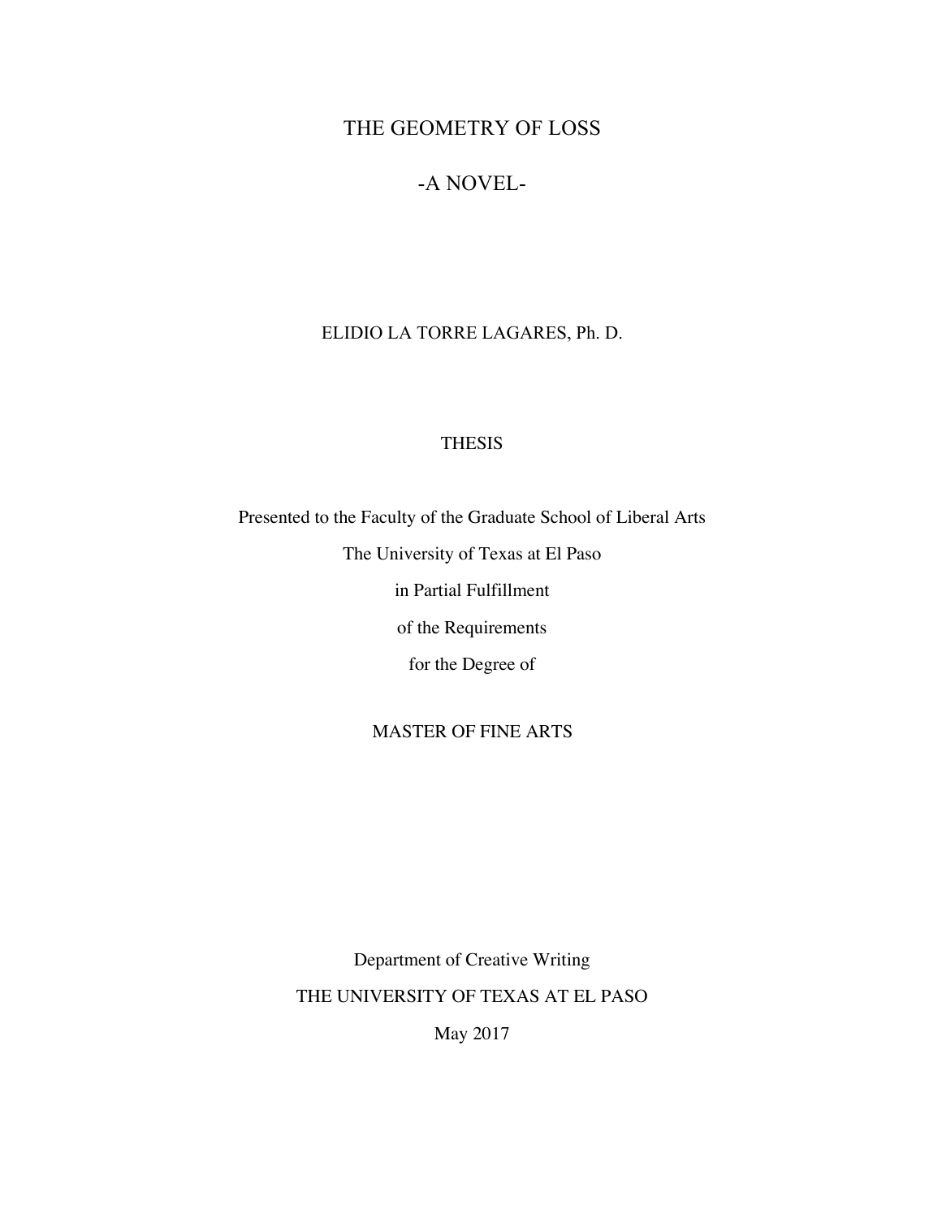# THE GEOMETRY OF LOSS

## -A NOVEL-

ELIDIO LA TORRE LAGARES, Ph. D.

THESIS

Presented to the Faculty of the Graduate School of Liberal Arts

The University of Texas at El Paso

in Partial Fulfillment

of the Requirements

for the Degree of

MASTER OF FINE ARTS

Department of Creative Writing

THE UNIVERSITY OF TEXAS AT EL PASO

May 2017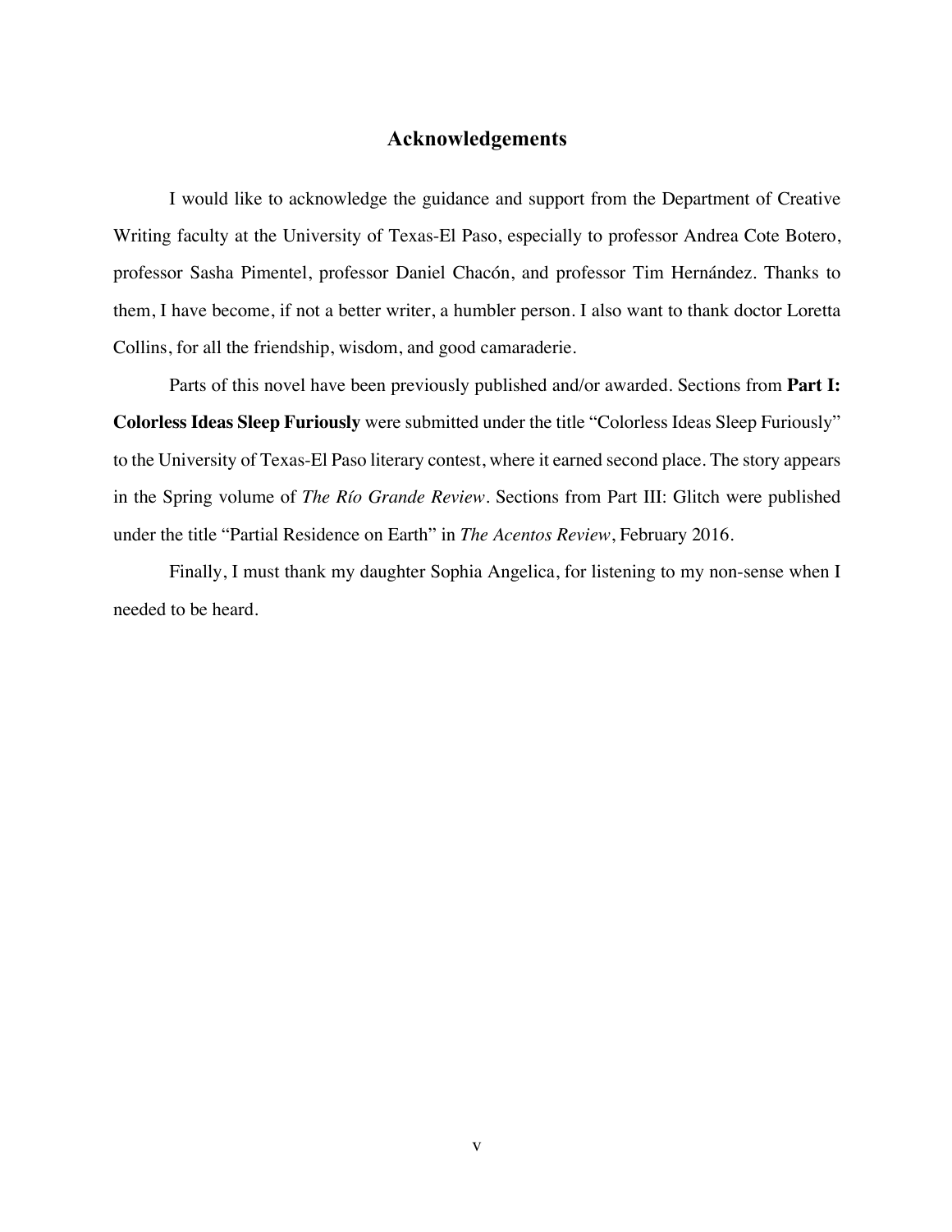## Acknowledgements

I would like to acknowledge the guidance and support from the Department of Creative Writing faculty at the University of Texas-El Paso, especially to professor Andrea Cote Botero, professor Sasha Pimentel, professor Daniel Chacón, and professor Tim Hernández. Thanks to them, I have become, if not a better writer, a humbler person. I also want to thank doctor Loretta Collins, for all the friendship, wisdom, and good camaraderie.

Parts of this novel have been previously published and/or awarded. Sections from **Part I: Colorless Ideas Sleep Furiously** were submitted under the title "Colorless Ideas Sleep Furiously" to the University of Texas-El Paso literary contest, where it earned second place. The story appears in the Spring volume of *The Río Grande Review*. Sections from Part III: Glitch were published under the title "Partial Residence on Earth" in *The Acentos Review*, February 2016.

Finally, I must thank my daughter Sophia Angelica, for listening to my non-sense when I needed to be heard.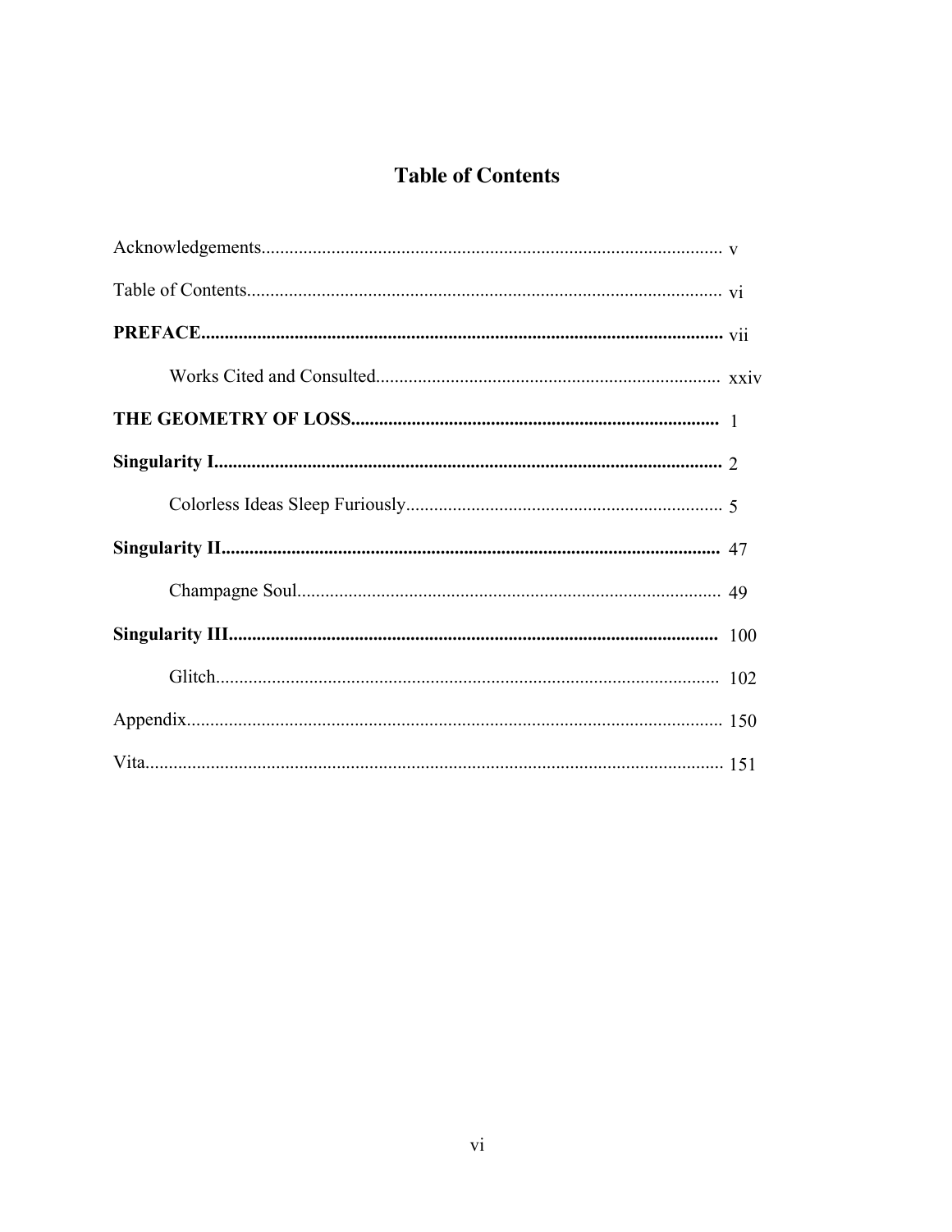# Table of Contents

Acknowledgements.................................................................................................. v

Table of Contents..................................................................................................... vi

**PREFACE**.............................................................................................................. vii

Works Cited and Consulted.......................................................................... xxiv

**THE GEOMETRY OF LOSS**................................................................................ 1

**Singularity I**............................................................................................................ 2

Colorless Ideas Sleep Furiously.................................................................... 5

**Singularity II**.......................................................................................................... 47

Champagne Soul........................................................................................... 49

**Singularity III**......................................................................................................... 100

Glitch............................................................................................................ 102

Appendix.................................................................................................................. 150

Vita........................................................................................................................... 151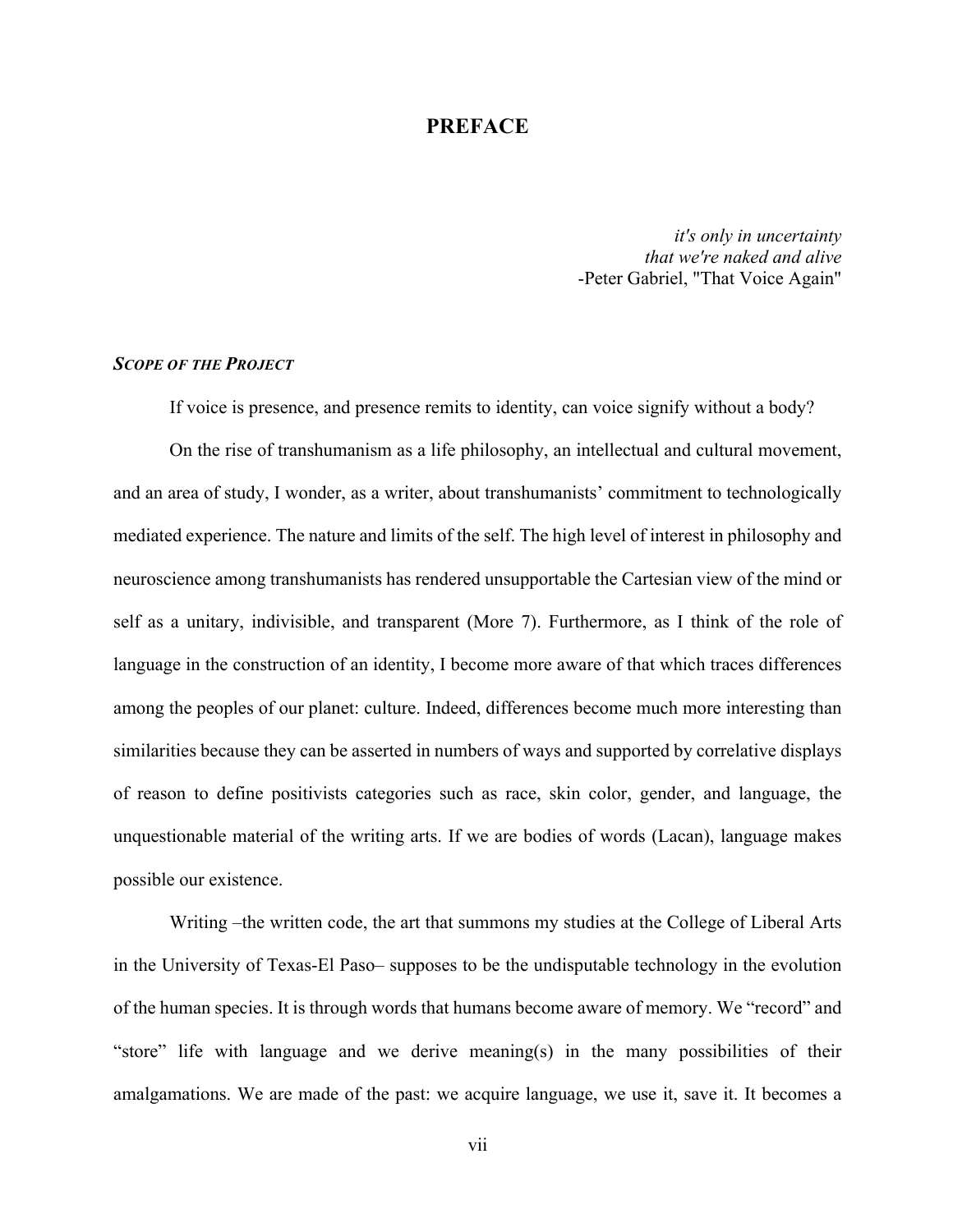# PREFACE

*it's only in uncertainty*
*that we're naked and alive*
-Peter Gabriel, "That Voice Again"

### *SCOPE OF THE PROJECT*

If voice is presence, and presence remits to identity, can voice signify without a body?

On the rise of transhumanism as a life philosophy, an intellectual and cultural movement, and an area of study, I wonder, as a writer, about transhumanists' commitment to technologically mediated experience. The nature and limits of the self. The high level of interest in philosophy and neuroscience among transhumanists has rendered unsupportable the Cartesian view of the mind or self as a unitary, indivisible, and transparent (More 7). Furthermore, as I think of the role of language in the construction of an identity, I become more aware of that which traces differences among the peoples of our planet: culture. Indeed, differences become much more interesting than similarities because they can be asserted in numbers of ways and supported by correlative displays of reason to define positivists categories such as race, skin color, gender, and language, the unquestionable material of the writing arts. If we are bodies of words (Lacan), language makes possible our existence.

Writing –the written code, the art that summons my studies at the College of Liberal Arts in the University of Texas-El Paso– supposes to be the undisputable technology in the evolution of the human species. It is through words that humans become aware of memory. We "record" and "store" life with language and we derive meaning(s) in the many possibilities of their amalgamations. We are made of the past: we acquire language, we use it, save it. It becomes a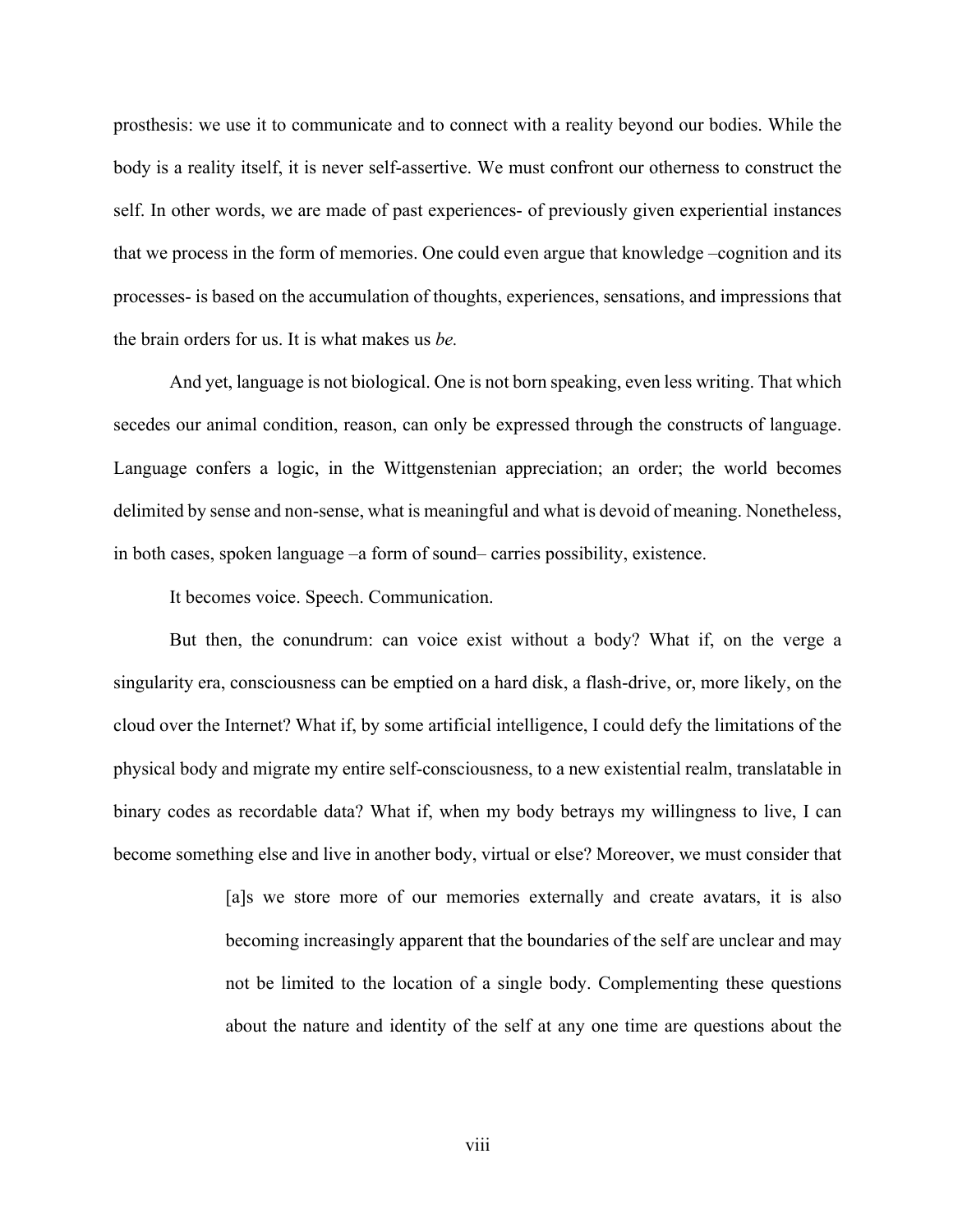prosthesis: we use it to communicate and to connect with a reality beyond our bodies. While the body is a reality itself, it is never self-assertive. We must confront our otherness to construct the self. In other words, we are made of past experiences- of previously given experiential instances that we process in the form of memories. One could even argue that knowledge –cognition and its processes- is based on the accumulation of thoughts, experiences, sensations, and impressions that the brain orders for us. It is what makes us *be.*

And yet, language is not biological. One is not born speaking, even less writing. That which secedes our animal condition, reason, can only be expressed through the constructs of language. Language confers a logic, in the Wittgenstenian appreciation; an order; the world becomes delimited by sense and non-sense, what is meaningful and what is devoid of meaning. Nonetheless, in both cases, spoken language –a form of sound– carries possibility, existence.

It becomes voice. Speech. Communication.

But then, the conundrum: can voice exist without a body? What if, on the verge a singularity era, consciousness can be emptied on a hard disk, a flash-drive, or, more likely, on the cloud over the Internet? What if, by some artificial intelligence, I could defy the limitations of the physical body and migrate my entire self-consciousness, to a new existential realm, translatable in binary codes as recordable data? What if, when my body betrays my willingness to live, I can become something else and live in another body, virtual or else? Moreover, we must consider that

> [a]s we store more of our memories externally and create avatars, it is also becoming increasingly apparent that the boundaries of the self are unclear and may not be limited to the location of a single body. Complementing these questions about the nature and identity of the self at any one time are questions about the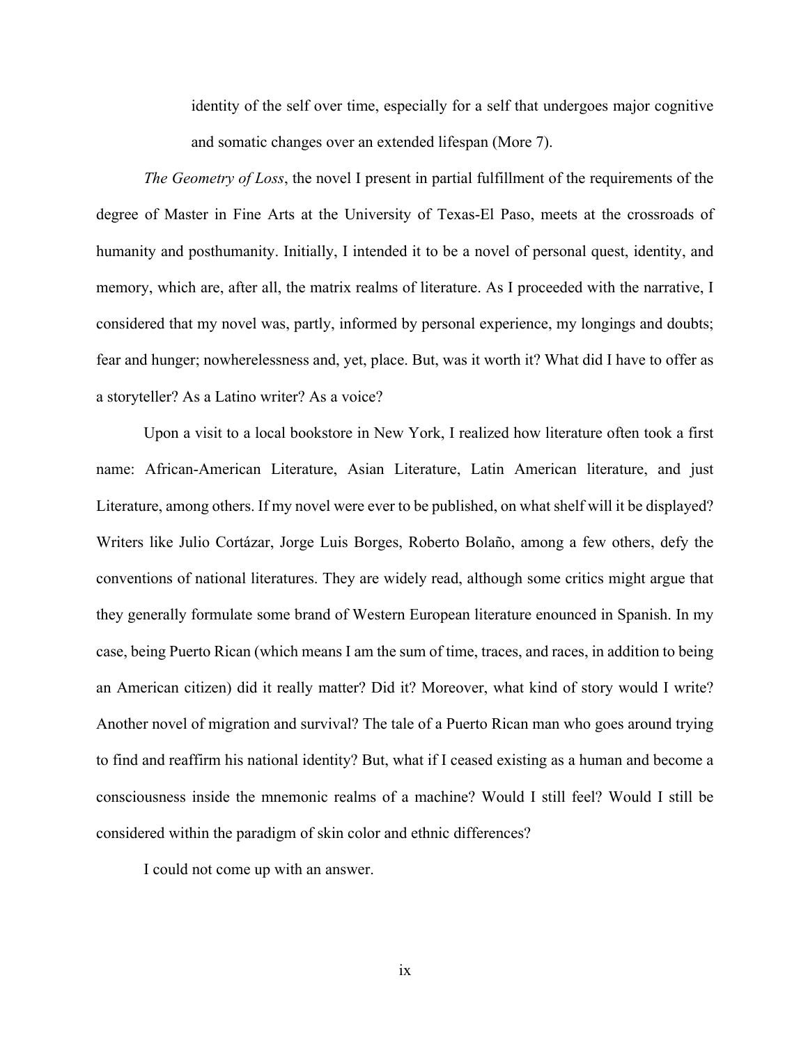> identity of the self over time, especially for a self that undergoes major cognitive and somatic changes over an extended lifespan (More 7).

*The Geometry of Loss*, the novel I present in partial fulfillment of the requirements of the degree of Master in Fine Arts at the University of Texas-El Paso, meets at the crossroads of humanity and posthumanity. Initially, I intended it to be a novel of personal quest, identity, and memory, which are, after all, the matrix realms of literature. As I proceeded with the narrative, I considered that my novel was, partly, informed by personal experience, my longings and doubts; fear and hunger; nowherelessness and, yet, place. But, was it worth it? What did I have to offer as a storyteller? As a Latino writer? As a voice?

Upon a visit to a local bookstore in New York, I realized how literature often took a first name: African-American Literature, Asian Literature, Latin American literature, and just Literature, among others. If my novel were ever to be published, on what shelf will it be displayed? Writers like Julio Cortázar, Jorge Luis Borges, Roberto Bolaño, among a few others, defy the conventions of national literatures. They are widely read, although some critics might argue that they generally formulate some brand of Western European literature enounced in Spanish. In my case, being Puerto Rican (which means I am the sum of time, traces, and races, in addition to being an American citizen) did it really matter? Did it? Moreover, what kind of story would I write? Another novel of migration and survival? The tale of a Puerto Rican man who goes around trying to find and reaffirm his national identity? But, what if I ceased existing as a human and become a consciousness inside the mnemonic realms of a machine? Would I still feel? Would I still be considered within the paradigm of skin color and ethnic differences?

I could not come up with an answer.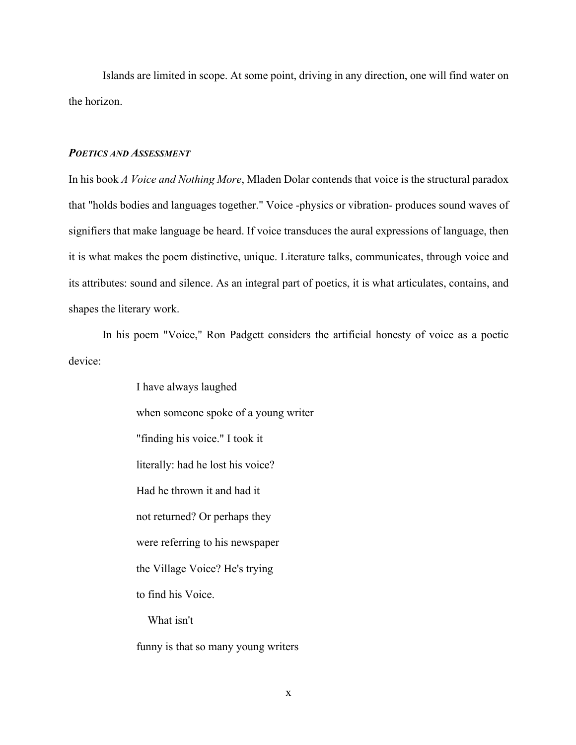Islands are limited in scope. At some point, driving in any direction, one will find water on the horizon.

### ***Poetics and Assessment***

In his book *A Voice and Nothing More*, Mladen Dolar contends that voice is the structural paradox that "holds bodies and languages together." Voice -physics or vibration- produces sound waves of signifiers that make language be heard. If voice transduces the aural expressions of language, then it is what makes the poem distinctive, unique. Literature talks, communicates, through voice and its attributes: sound and silence. As an integral part of poetics, it is what articulates, contains, and shapes the literary work.

In his poem "Voice," Ron Padgett considers the artificial honesty of voice as a poetic device:

> I have always laughed
> when someone spoke of a young writer
> "finding his voice." I took it
> literally: had he lost his voice?
> Had he thrown it and had it
> not returned? Or perhaps they
> were referring to his newspaper
> the Village Voice? He's trying
> to find his Voice.
>
> What isn't
> funny is that so many young writers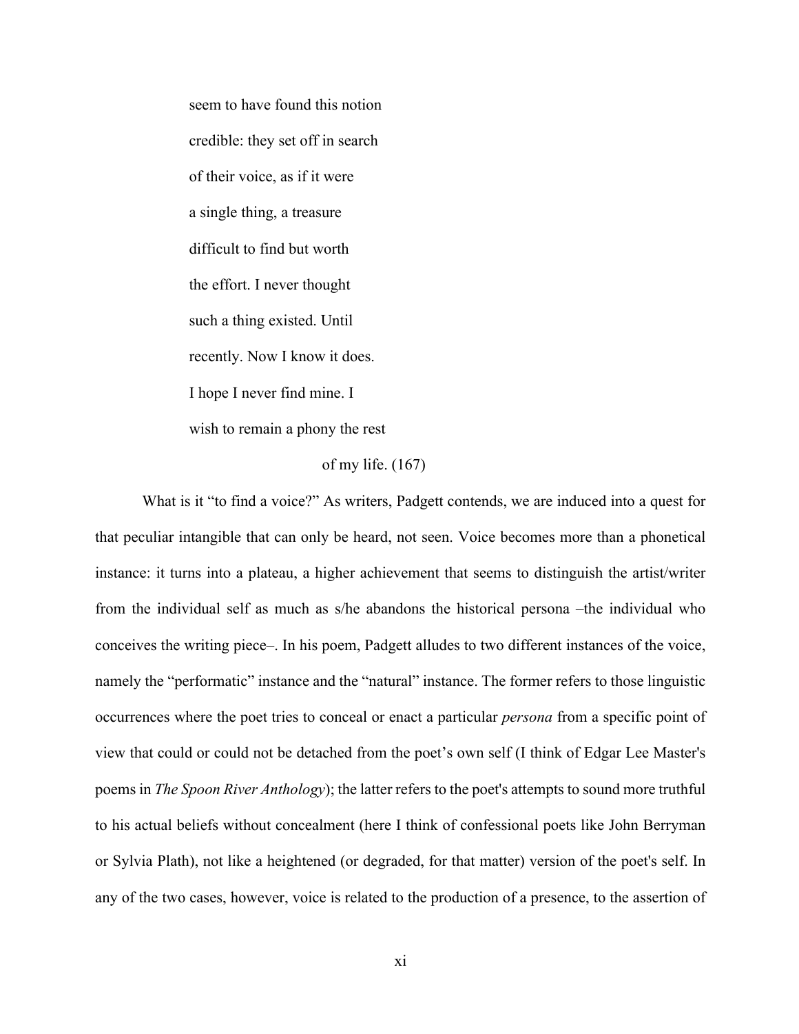seem to have found this notion  
credible: they set off in search  
of their voice, as if it were  
a single thing, a treasure  
difficult to find but worth  
the effort. I never thought  
such a thing existed. Until  
recently. Now I know it does.  
I hope I never find mine. I  
wish to remain a phony the rest  
of my life. (167)

What is it "to find a voice?" As writers, Padgett contends, we are induced into a quest for that peculiar intangible that can only be heard, not seen. Voice becomes more than a phonetical instance: it turns into a plateau, a higher achievement that seems to distinguish the artist/writer from the individual self as much as s/he abandons the historical persona –the individual who conceives the writing piece–. In his poem, Padgett alludes to two different instances of the voice, namely the "performatic" instance and the "natural" instance. The former refers to those linguistic occurrences where the poet tries to conceal or enact a particular *persona* from a specific point of view that could or could not be detached from the poet's own self (I think of Edgar Lee Master's poems in *The Spoon River Anthology*); the latter refers to the poet's attempts to sound more truthful to his actual beliefs without concealment (here I think of confessional poets like John Berryman or Sylvia Plath), not like a heightened (or degraded, for that matter) version of the poet's self. In any of the two cases, however, voice is related to the production of a presence, to the assertion of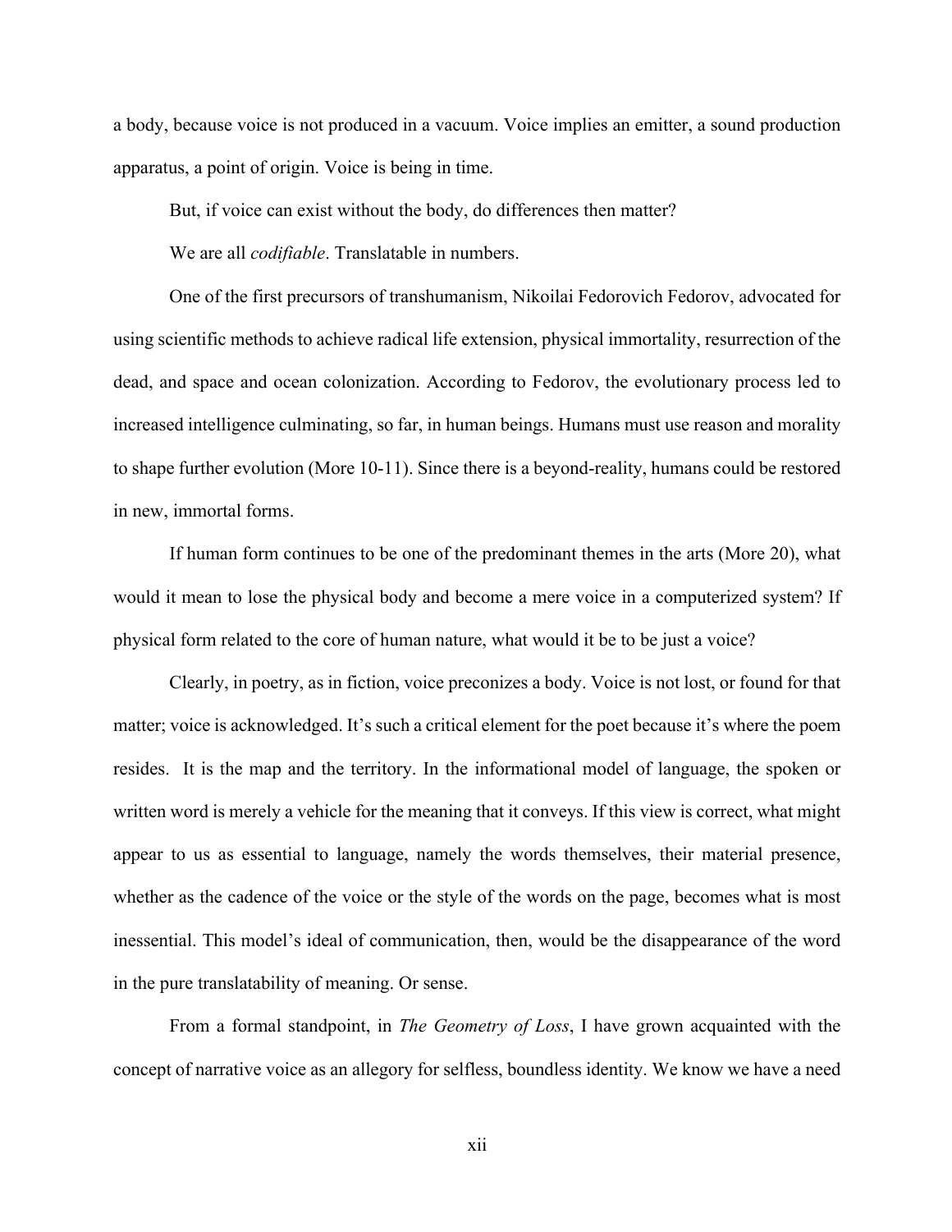a body, because voice is not produced in a vacuum. Voice implies an emitter, a sound production apparatus, a point of origin. Voice is being in time.

But, if voice can exist without the body, do differences then matter?

We are all *codifiable*. Translatable in numbers.

One of the first precursors of transhumanism, Nikoilai Fedorovich Fedorov, advocated for using scientific methods to achieve radical life extension, physical immortality, resurrection of the dead, and space and ocean colonization. According to Fedorov, the evolutionary process led to increased intelligence culminating, so far, in human beings. Humans must use reason and morality to shape further evolution (More 10-11). Since there is a beyond-reality, humans could be restored in new, immortal forms.

If human form continues to be one of the predominant themes in the arts (More 20), what would it mean to lose the physical body and become a mere voice in a computerized system? If physical form related to the core of human nature, what would it be to be just a voice?

Clearly, in poetry, as in fiction, voice preconizes a body. Voice is not lost, or found for that matter; voice is acknowledged. It's such a critical element for the poet because it's where the poem resides. It is the map and the territory. In the informational model of language, the spoken or written word is merely a vehicle for the meaning that it conveys. If this view is correct, what might appear to us as essential to language, namely the words themselves, their material presence, whether as the cadence of the voice or the style of the words on the page, becomes what is most inessential. This model's ideal of communication, then, would be the disappearance of the word in the pure translatability of meaning. Or sense.

From a formal standpoint, in *The Geometry of Loss*, I have grown acquainted with the concept of narrative voice as an allegory for selfless, boundless identity. We know we have a need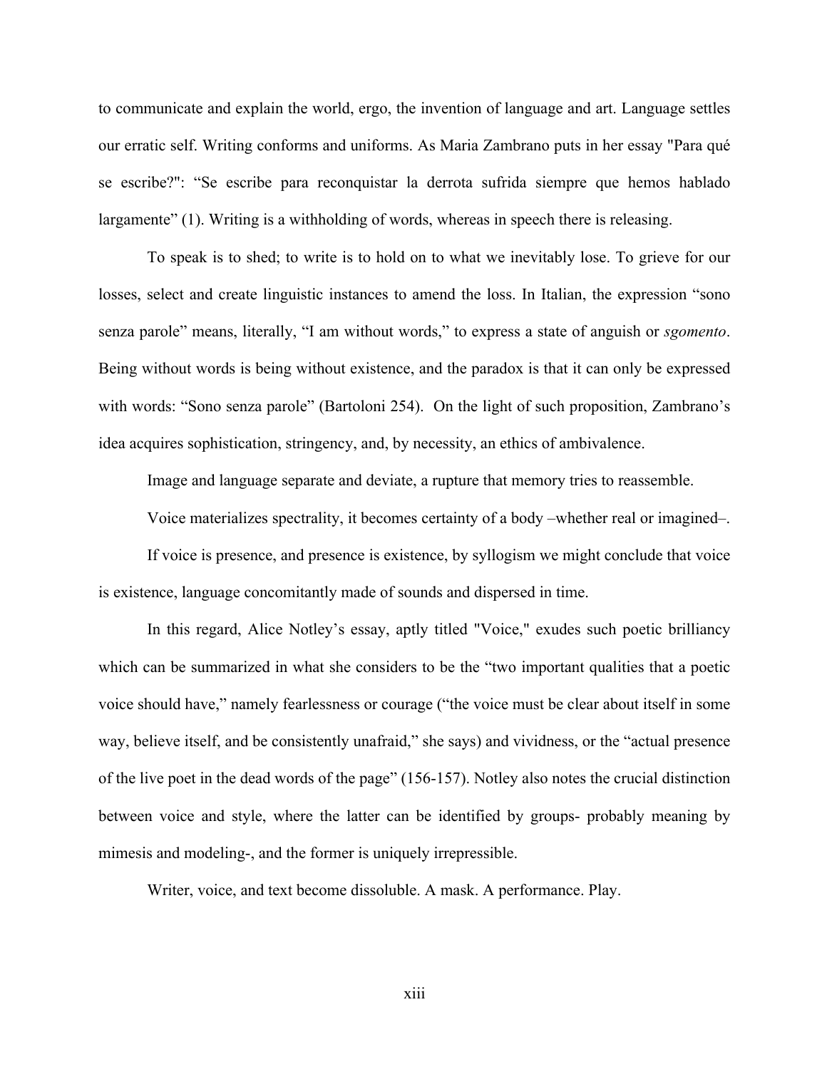to communicate and explain the world, ergo, the invention of language and art. Language settles our erratic self. Writing conforms and uniforms. As Maria Zambrano puts in her essay "Para qué se escribe?": "Se escribe para reconquistar la derrota sufrida siempre que hemos hablado largamente" (1). Writing is a withholding of words, whereas in speech there is releasing.

To speak is to shed; to write is to hold on to what we inevitably lose. To grieve for our losses, select and create linguistic instances to amend the loss. In Italian, the expression "sono senza parole" means, literally, "I am without words," to express a state of anguish or *sgomento*. Being without words is being without existence, and the paradox is that it can only be expressed with words: "Sono senza parole" (Bartoloni 254). On the light of such proposition, Zambrano's idea acquires sophistication, stringency, and, by necessity, an ethics of ambivalence.

Image and language separate and deviate, a rupture that memory tries to reassemble.

Voice materializes spectrality, it becomes certainty of a body –whether real or imagined–.

If voice is presence, and presence is existence, by syllogism we might conclude that voice is existence, language concomitantly made of sounds and dispersed in time.

In this regard, Alice Notley's essay, aptly titled "Voice," exudes such poetic brilliancy which can be summarized in what she considers to be the "two important qualities that a poetic voice should have," namely fearlessness or courage ("the voice must be clear about itself in some way, believe itself, and be consistently unafraid," she says) and vividness, or the "actual presence of the live poet in the dead words of the page" (156-157). Notley also notes the crucial distinction between voice and style, where the latter can be identified by groups- probably meaning by mimesis and modeling-, and the former is uniquely irrepressible.

Writer, voice, and text become dissoluble. A mask. A performance. Play.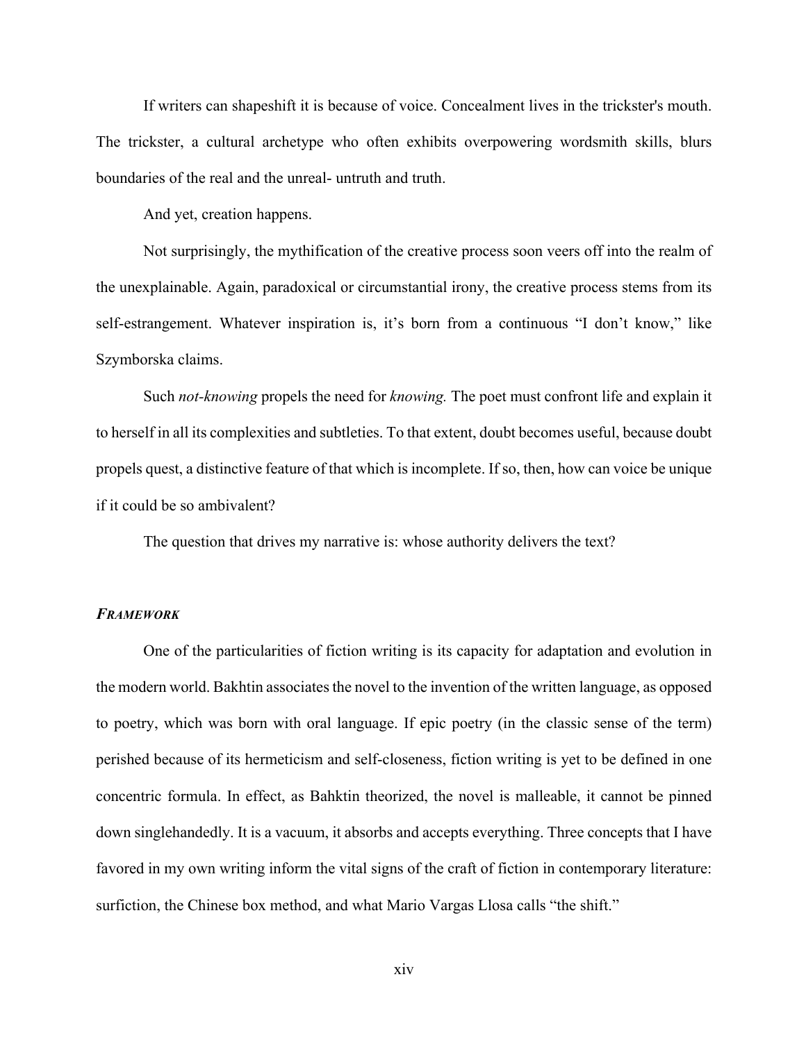If writers can shapeshift it is because of voice. Concealment lives in the trickster's mouth. The trickster, a cultural archetype who often exhibits overpowering wordsmith skills, blurs boundaries of the real and the unreal- untruth and truth.

And yet, creation happens.

Not surprisingly, the mythification of the creative process soon veers off into the realm of the unexplainable. Again, paradoxical or circumstantial irony, the creative process stems from its self-estrangement. Whatever inspiration is, it's born from a continuous "I don't know," like Szymborska claims.

Such *not-knowing* propels the need for *knowing.* The poet must confront life and explain it to herself in all its complexities and subtleties. To that extent, doubt becomes useful, because doubt propels quest, a distinctive feature of that which is incomplete. If so, then, how can voice be unique if it could be so ambivalent?

The question that drives my narrative is: whose authority delivers the text?

### ***FRAMEWORK***

One of the particularities of fiction writing is its capacity for adaptation and evolution in the modern world. Bakhtin associates the novel to the invention of the written language, as opposed to poetry, which was born with oral language. If epic poetry (in the classic sense of the term) perished because of its hermeticism and self-closeness, fiction writing is yet to be defined in one concentric formula. In effect, as Bahktin theorized, the novel is malleable, it cannot be pinned down singlehandedly. It is a vacuum, it absorbs and accepts everything. Three concepts that I have favored in my own writing inform the vital signs of the craft of fiction in contemporary literature: surfiction, the Chinese box method, and what Mario Vargas Llosa calls "the shift."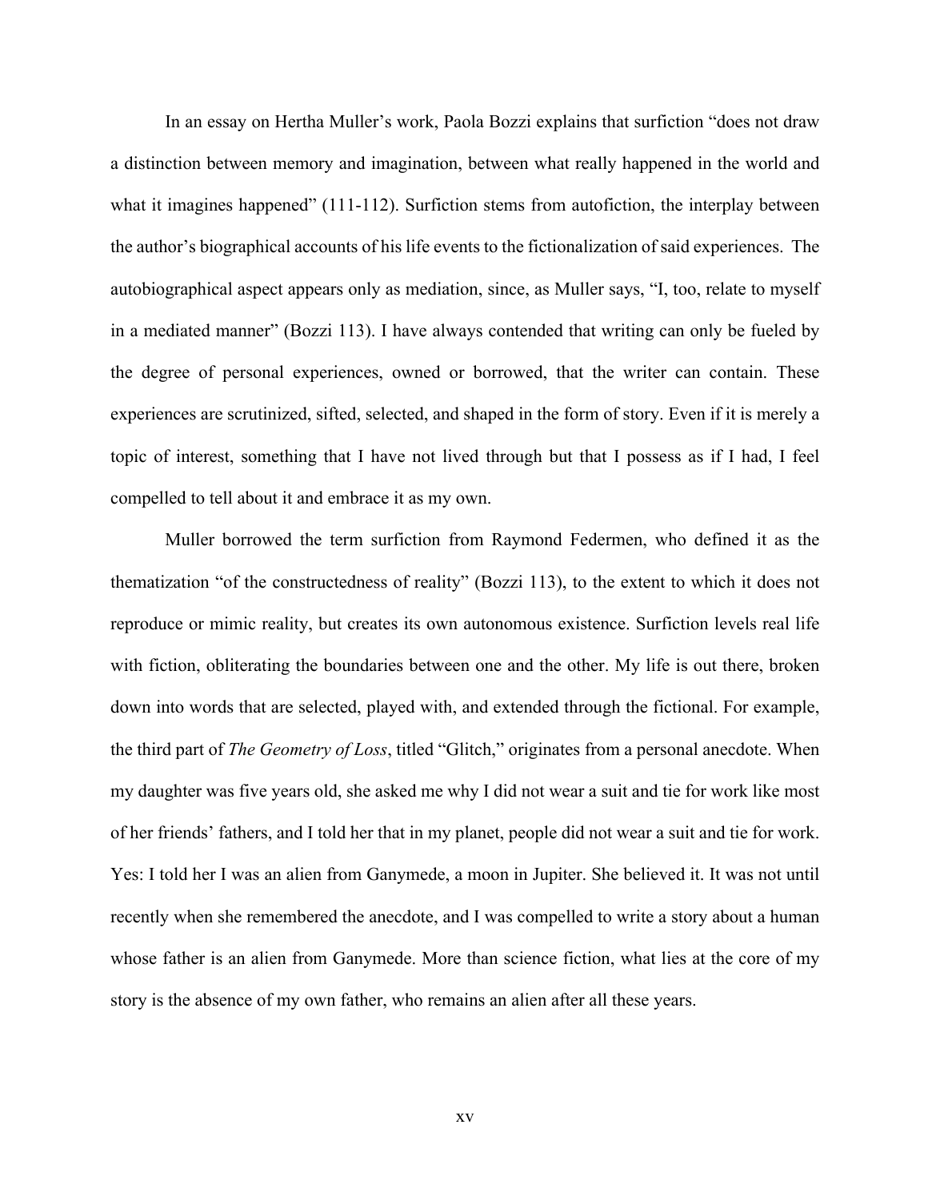In an essay on Hertha Muller's work, Paola Bozzi explains that surfiction "does not draw a distinction between memory and imagination, between what really happened in the world and what it imagines happened" (111-112). Surfiction stems from autofiction, the interplay between the author's biographical accounts of his life events to the fictionalization of said experiences. The autobiographical aspect appears only as mediation, since, as Muller says, "I, too, relate to myself in a mediated manner" (Bozzi 113). I have always contended that writing can only be fueled by the degree of personal experiences, owned or borrowed, that the writer can contain. These experiences are scrutinized, sifted, selected, and shaped in the form of story. Even if it is merely a topic of interest, something that I have not lived through but that I possess as if I had, I feel compelled to tell about it and embrace it as my own.

Muller borrowed the term surfiction from Raymond Federmen, who defined it as the thematization "of the constructedness of reality" (Bozzi 113), to the extent to which it does not reproduce or mimic reality, but creates its own autonomous existence. Surfiction levels real life with fiction, obliterating the boundaries between one and the other. My life is out there, broken down into words that are selected, played with, and extended through the fictional. For example, the third part of *The Geometry of Loss*, titled "Glitch," originates from a personal anecdote. When my daughter was five years old, she asked me why I did not wear a suit and tie for work like most of her friends' fathers, and I told her that in my planet, people did not wear a suit and tie for work. Yes: I told her I was an alien from Ganymede, a moon in Jupiter. She believed it. It was not until recently when she remembered the anecdote, and I was compelled to write a story about a human whose father is an alien from Ganymede. More than science fiction, what lies at the core of my story is the absence of my own father, who remains an alien after all these years.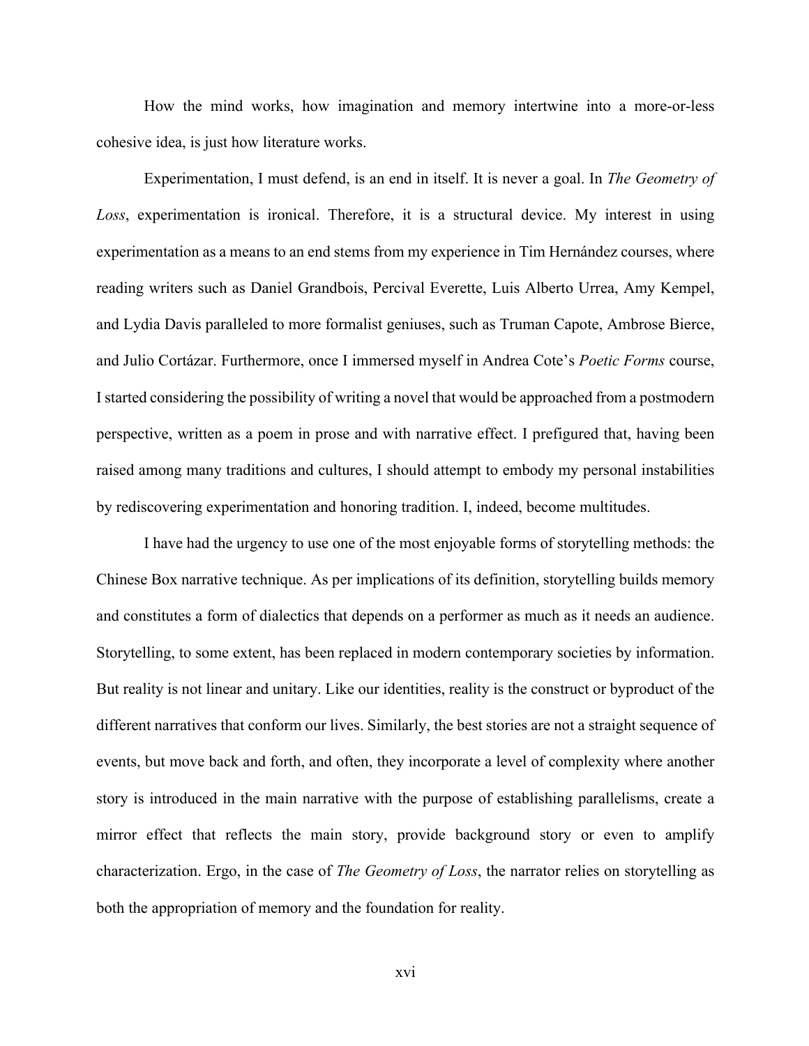How the mind works, how imagination and memory intertwine into a more-or-less cohesive idea, is just how literature works.

Experimentation, I must defend, is an end in itself. It is never a goal. In *The Geometry of Loss*, experimentation is ironical. Therefore, it is a structural device. My interest in using experimentation as a means to an end stems from my experience in Tim Hernández courses, where reading writers such as Daniel Grandbois, Percival Everette, Luis Alberto Urrea, Amy Kempel, and Lydia Davis paralleled to more formalist geniuses, such as Truman Capote, Ambrose Bierce, and Julio Cortázar. Furthermore, once I immersed myself in Andrea Cote's *Poetic Forms* course, I started considering the possibility of writing a novel that would be approached from a postmodern perspective, written as a poem in prose and with narrative effect. I prefigured that, having been raised among many traditions and cultures, I should attempt to embody my personal instabilities by rediscovering experimentation and honoring tradition. I, indeed, become multitudes.

I have had the urgency to use one of the most enjoyable forms of storytelling methods: the Chinese Box narrative technique. As per implications of its definition, storytelling builds memory and constitutes a form of dialectics that depends on a performer as much as it needs an audience. Storytelling, to some extent, has been replaced in modern contemporary societies by information. But reality is not linear and unitary. Like our identities, reality is the construct or byproduct of the different narratives that conform our lives. Similarly, the best stories are not a straight sequence of events, but move back and forth, and often, they incorporate a level of complexity where another story is introduced in the main narrative with the purpose of establishing parallelisms, create a mirror effect that reflects the main story, provide background story or even to amplify characterization. Ergo, in the case of *The Geometry of Loss*, the narrator relies on storytelling as both the appropriation of memory and the foundation for reality.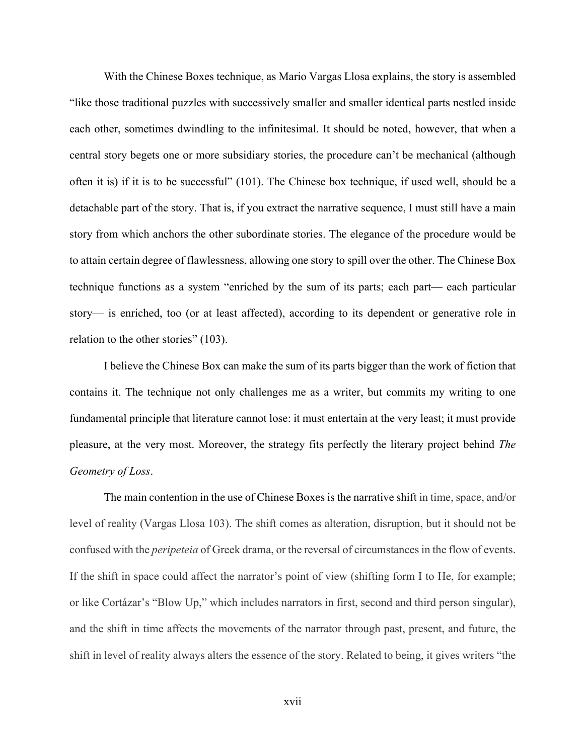With the Chinese Boxes technique, as Mario Vargas Llosa explains, the story is assembled "like those traditional puzzles with successively smaller and smaller identical parts nestled inside each other, sometimes dwindling to the infinitesimal. It should be noted, however, that when a central story begets one or more subsidiary stories, the procedure can't be mechanical (although often it is) if it is to be successful" (101). The Chinese box technique, if used well, should be a detachable part of the story. That is, if you extract the narrative sequence, I must still have a main story from which anchors the other subordinate stories. The elegance of the procedure would be to attain certain degree of flawlessness, allowing one story to spill over the other. The Chinese Box technique functions as a system "enriched by the sum of its parts; each part— each particular story— is enriched, too (or at least affected), according to its dependent or generative role in relation to the other stories" (103).

I believe the Chinese Box can make the sum of its parts bigger than the work of fiction that contains it. The technique not only challenges me as a writer, but commits my writing to one fundamental principle that literature cannot lose: it must entertain at the very least; it must provide pleasure, at the very most. Moreover, the strategy fits perfectly the literary project behind *The Geometry of Loss*.

The main contention in the use of Chinese Boxes is the narrative shift in time, space, and/or level of reality (Vargas Llosa 103). The shift comes as alteration, disruption, but it should not be confused with the *peripeteia* of Greek drama, or the reversal of circumstances in the flow of events. If the shift in space could affect the narrator's point of view (shifting form I to He, for example; or like Cortázar's "Blow Up," which includes narrators in first, second and third person singular), and the shift in time affects the movements of the narrator through past, present, and future, the shift in level of reality always alters the essence of the story. Related to being, it gives writers "the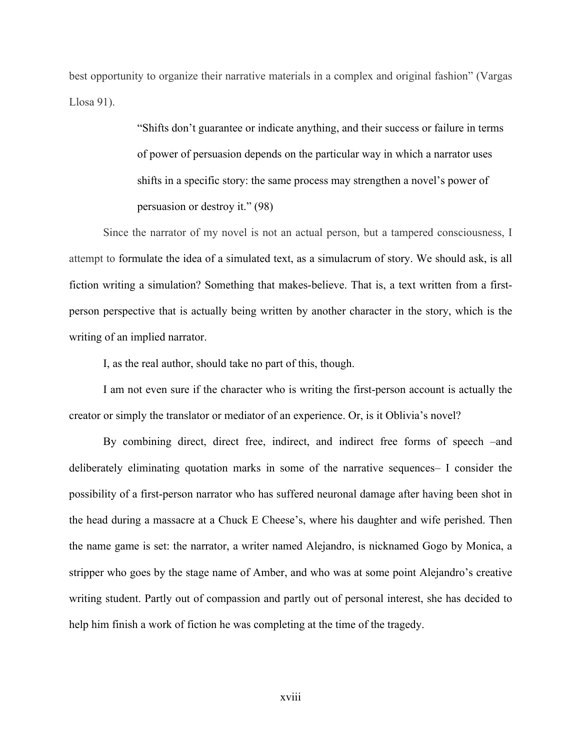best opportunity to organize their narrative materials in a complex and original fashion" (Vargas Llosa 91).

> "Shifts don't guarantee or indicate anything, and their success or failure in terms of power of persuasion depends on the particular way in which a narrator uses shifts in a specific story: the same process may strengthen a novel's power of persuasion or destroy it." (98)

Since the narrator of my novel is not an actual person, but a tampered consciousness, I attempt to formulate the idea of a simulated text, as a simulacrum of story. We should ask, is all fiction writing a simulation? Something that makes-believe. That is, a text written from a first-person perspective that is actually being written by another character in the story, which is the writing of an implied narrator.

I, as the real author, should take no part of this, though.

I am not even sure if the character who is writing the first-person account is actually the creator or simply the translator or mediator of an experience. Or, is it Oblivia's novel?

By combining direct, direct free, indirect, and indirect free forms of speech –and deliberately eliminating quotation marks in some of the narrative sequences– I consider the possibility of a first-person narrator who has suffered neuronal damage after having been shot in the head during a massacre at a Chuck E Cheese's, where his daughter and wife perished. Then the name game is set: the narrator, a writer named Alejandro, is nicknamed Gogo by Monica, a stripper who goes by the stage name of Amber, and who was at some point Alejandro's creative writing student. Partly out of compassion and partly out of personal interest, she has decided to help him finish a work of fiction he was completing at the time of the tragedy.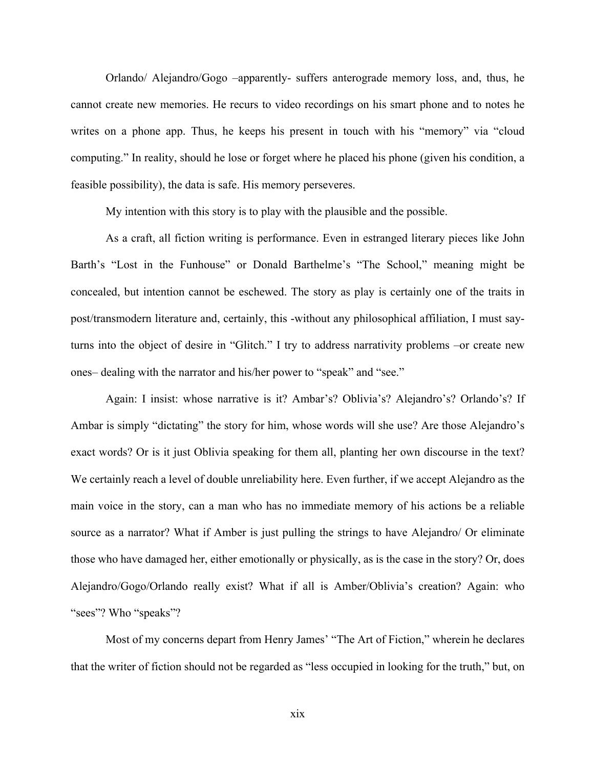Orlando/ Alejandro/Gogo –apparently- suffers anterograde memory loss, and, thus, he cannot create new memories. He recurs to video recordings on his smart phone and to notes he writes on a phone app. Thus, he keeps his present in touch with his "memory" via "cloud computing." In reality, should he lose or forget where he placed his phone (given his condition, a feasible possibility), the data is safe. His memory perseveres.

My intention with this story is to play with the plausible and the possible.

As a craft, all fiction writing is performance. Even in estranged literary pieces like John Barth's "Lost in the Funhouse" or Donald Barthelme's "The School," meaning might be concealed, but intention cannot be eschewed. The story as play is certainly one of the traits in post/transmodern literature and, certainly, this -without any philosophical affiliation, I must say- turns into the object of desire in "Glitch." I try to address narrativity problems –or create new ones– dealing with the narrator and his/her power to "speak" and "see."

Again: I insist: whose narrative is it? Ambar's? Oblivia's? Alejandro's? Orlando's? If Ambar is simply "dictating" the story for him, whose words will she use? Are those Alejandro's exact words? Or is it just Oblivia speaking for them all, planting her own discourse in the text? We certainly reach a level of double unreliability here. Even further, if we accept Alejandro as the main voice in the story, can a man who has no immediate memory of his actions be a reliable source as a narrator? What if Amber is just pulling the strings to have Alejandro/ Or eliminate those who have damaged her, either emotionally or physically, as is the case in the story? Or, does Alejandro/Gogo/Orlando really exist? What if all is Amber/Oblivia's creation? Again: who "sees"? Who "speaks"?

Most of my concerns depart from Henry James' "The Art of Fiction," wherein he declares that the writer of fiction should not be regarded as "less occupied in looking for the truth," but, on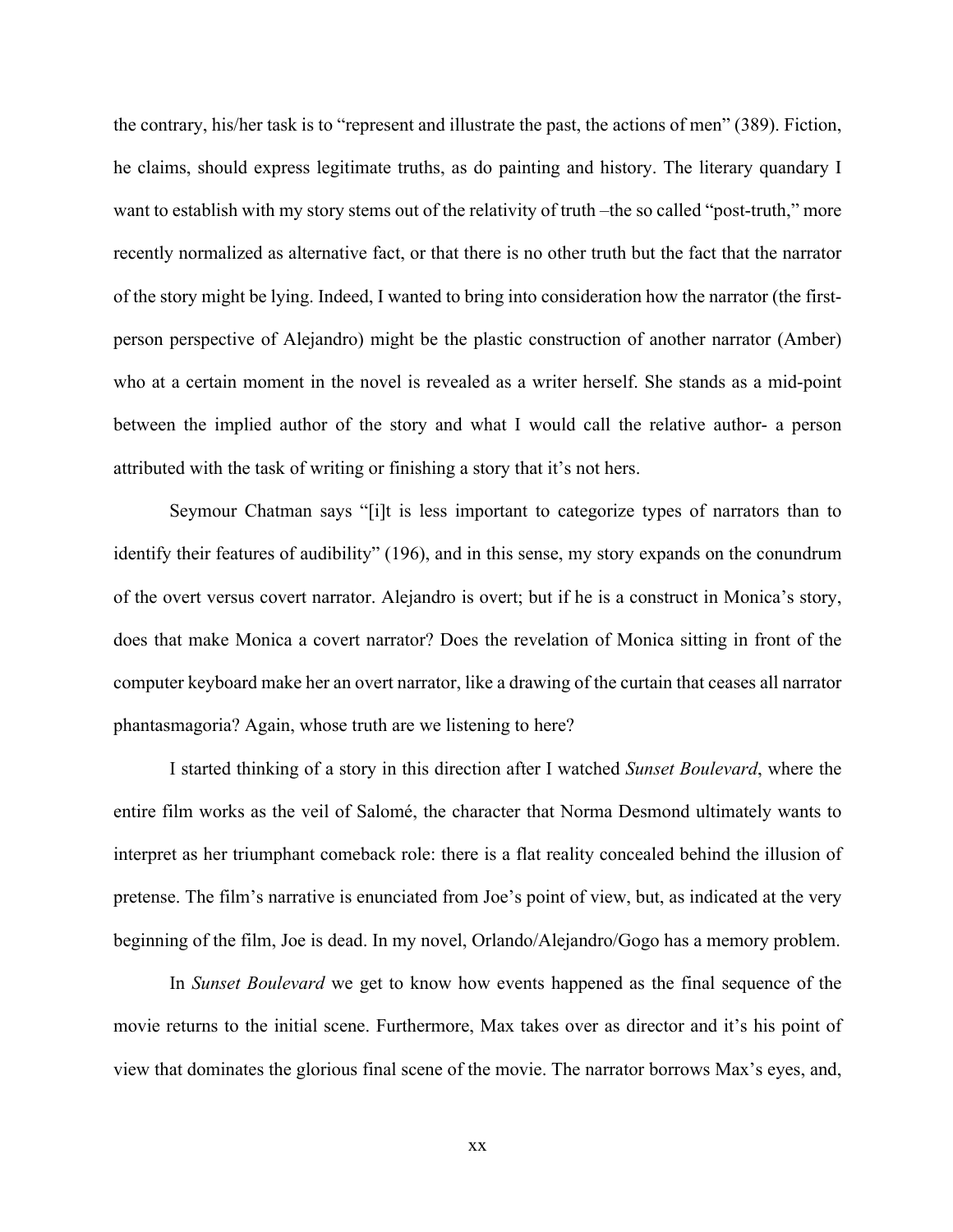the contrary, his/her task is to "represent and illustrate the past, the actions of men" (389). Fiction, he claims, should express legitimate truths, as do painting and history. The literary quandary I want to establish with my story stems out of the relativity of truth –the so called "post-truth," more recently normalized as alternative fact, or that there is no other truth but the fact that the narrator of the story might be lying. Indeed, I wanted to bring into consideration how the narrator (the first-person perspective of Alejandro) might be the plastic construction of another narrator (Amber) who at a certain moment in the novel is revealed as a writer herself. She stands as a mid-point between the implied author of the story and what I would call the relative author- a person attributed with the task of writing or finishing a story that it's not hers.

Seymour Chatman says "[i]t is less important to categorize types of narrators than to identify their features of audibility" (196), and in this sense, my story expands on the conundrum of the overt versus covert narrator. Alejandro is overt; but if he is a construct in Monica's story, does that make Monica a covert narrator? Does the revelation of Monica sitting in front of the computer keyboard make her an overt narrator, like a drawing of the curtain that ceases all narrator phantasmagoria? Again, whose truth are we listening to here?

I started thinking of a story in this direction after I watched *Sunset Boulevard*, where the entire film works as the veil of Salomé, the character that Norma Desmond ultimately wants to interpret as her triumphant comeback role: there is a flat reality concealed behind the illusion of pretense. The film's narrative is enunciated from Joe's point of view, but, as indicated at the very beginning of the film, Joe is dead. In my novel, Orlando/Alejandro/Gogo has a memory problem.

In *Sunset Boulevard* we get to know how events happened as the final sequence of the movie returns to the initial scene. Furthermore, Max takes over as director and it's his point of view that dominates the glorious final scene of the movie. The narrator borrows Max's eyes, and,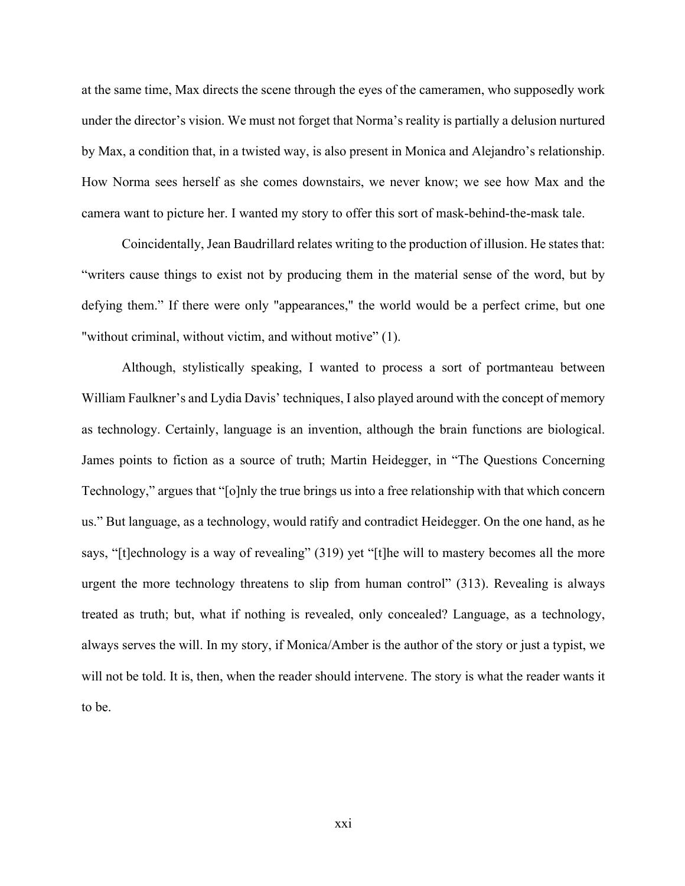at the same time, Max directs the scene through the eyes of the cameramen, who supposedly work under the director's vision. We must not forget that Norma's reality is partially a delusion nurtured by Max, a condition that, in a twisted way, is also present in Monica and Alejandro's relationship. How Norma sees herself as she comes downstairs, we never know; we see how Max and the camera want to picture her. I wanted my story to offer this sort of mask-behind-the-mask tale.

Coincidentally, Jean Baudrillard relates writing to the production of illusion. He states that: "writers cause things to exist not by producing them in the material sense of the word, but by defying them." If there were only "appearances," the world would be a perfect crime, but one "without criminal, without victim, and without motive" (1).

Although, stylistically speaking, I wanted to process a sort of portmanteau between William Faulkner's and Lydia Davis' techniques, I also played around with the concept of memory as technology. Certainly, language is an invention, although the brain functions are biological. James points to fiction as a source of truth; Martin Heidegger, in "The Questions Concerning Technology," argues that "[o]nly the true brings us into a free relationship with that which concern us." But language, as a technology, would ratify and contradict Heidegger. On the one hand, as he says, "[t]echnology is a way of revealing" (319) yet "[t]he will to mastery becomes all the more urgent the more technology threatens to slip from human control" (313). Revealing is always treated as truth; but, what if nothing is revealed, only concealed? Language, as a technology, always serves the will. In my story, if Monica/Amber is the author of the story or just a typist, we will not be told. It is, then, when the reader should intervene. The story is what the reader wants it to be.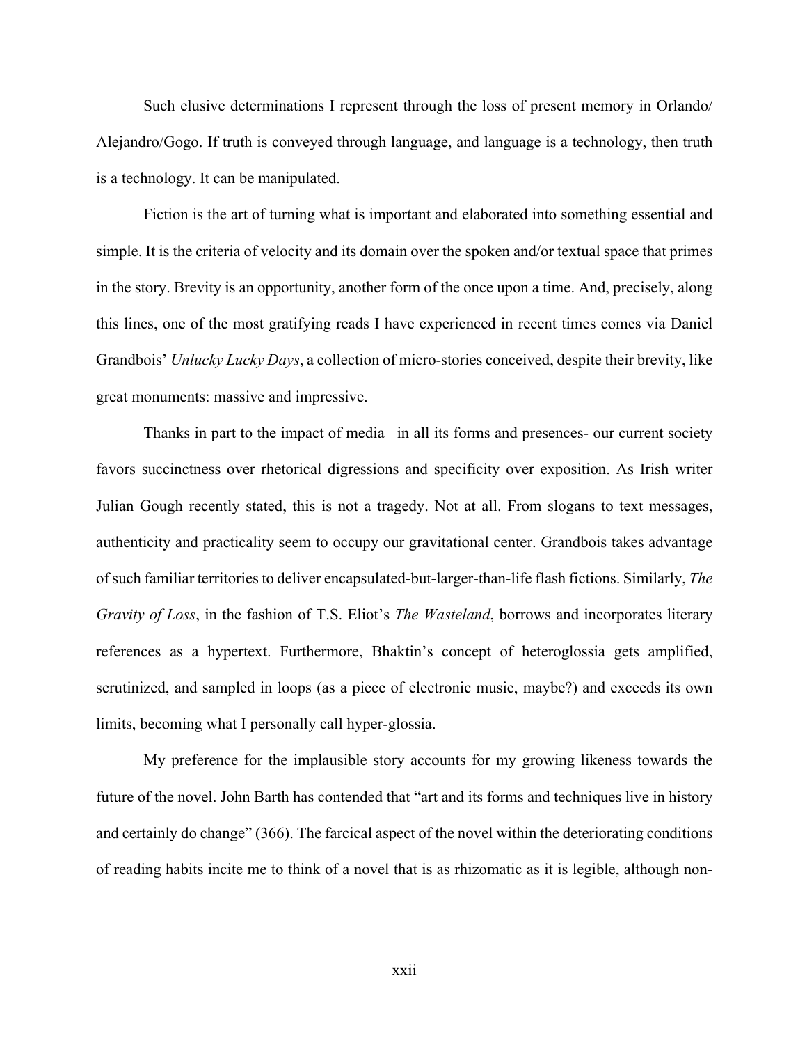Such elusive determinations I represent through the loss of present memory in Orlando/ Alejandro/Gogo. If truth is conveyed through language, and language is a technology, then truth is a technology. It can be manipulated.

Fiction is the art of turning what is important and elaborated into something essential and simple. It is the criteria of velocity and its domain over the spoken and/or textual space that primes in the story. Brevity is an opportunity, another form of the once upon a time. And, precisely, along this lines, one of the most gratifying reads I have experienced in recent times comes via Daniel Grandbois' *Unlucky Lucky Days*, a collection of micro-stories conceived, despite their brevity, like great monuments: massive and impressive.

Thanks in part to the impact of media –in all its forms and presences- our current society favors succinctness over rhetorical digressions and specificity over exposition. As Irish writer Julian Gough recently stated, this is not a tragedy. Not at all. From slogans to text messages, authenticity and practicality seem to occupy our gravitational center. Grandbois takes advantage of such familiar territories to deliver encapsulated-but-larger-than-life flash fictions. Similarly, *The Gravity of Loss*, in the fashion of T.S. Eliot's *The Wasteland*, borrows and incorporates literary references as a hypertext. Furthermore, Bhaktin's concept of heteroglossia gets amplified, scrutinized, and sampled in loops (as a piece of electronic music, maybe?) and exceeds its own limits, becoming what I personally call hyper-glossia.

My preference for the implausible story accounts for my growing likeness towards the future of the novel. John Barth has contended that "art and its forms and techniques live in history and certainly do change" (366). The farcical aspect of the novel within the deteriorating conditions of reading habits incite me to think of a novel that is as rhizomatic as it is legible, although non-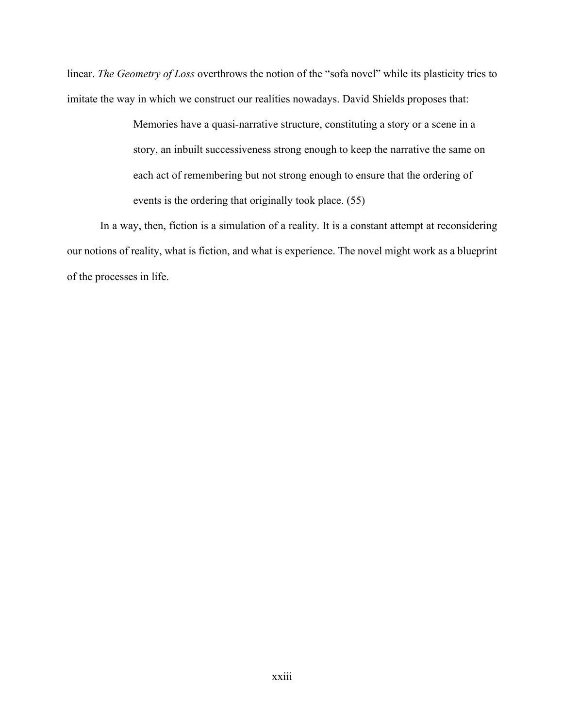linear. *The Geometry of Loss* overthrows the notion of the "sofa novel" while its plasticity tries to imitate the way in which we construct our realities nowadays. David Shields proposes that:

> Memories have a quasi-narrative structure, constituting a story or a scene in a story, an inbuilt successiveness strong enough to keep the narrative the same on each act of remembering but not strong enough to ensure that the ordering of events is the ordering that originally took place. (55)

In a way, then, fiction is a simulation of a reality. It is a constant attempt at reconsidering our notions of reality, what is fiction, and what is experience. The novel might work as a blueprint of the processes in life.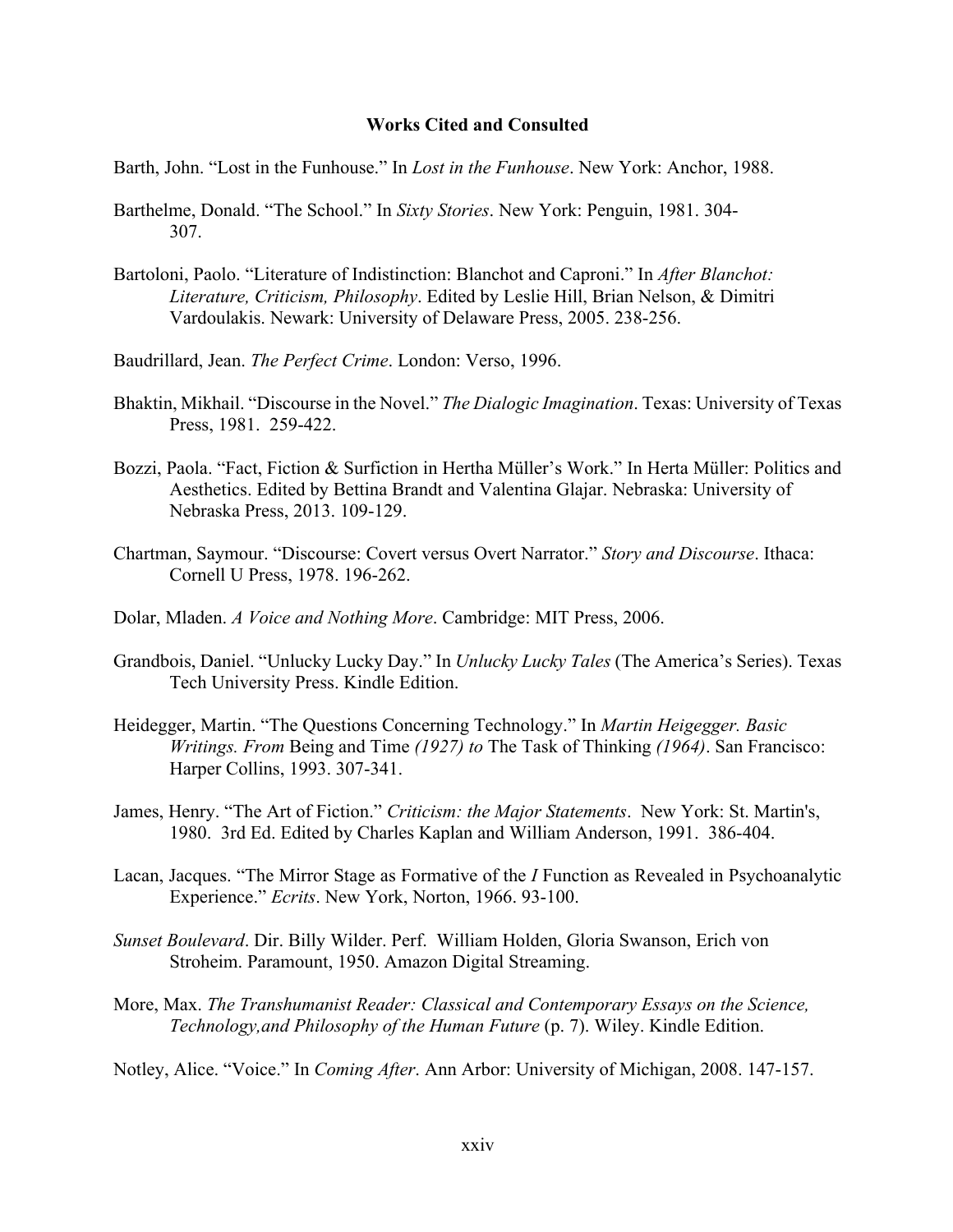**Works Cited and Consulted**

Barth, John. "Lost in the Funhouse." In *Lost in the Funhouse*. New York: Anchor, 1988.

Barthelme, Donald. "The School." In *Sixty Stories*. New York: Penguin, 1981. 304-307.

Bartoloni, Paolo. "Literature of Indistinction: Blanchot and Caproni." In *After Blanchot: Literature, Criticism, Philosophy*. Edited by Leslie Hill, Brian Nelson, & Dimitri Vardoulakis. Newark: University of Delaware Press, 2005. 238-256.

Baudrillard, Jean. *The Perfect Crime*. London: Verso, 1996.

Bhaktin, Mikhail. "Discourse in the Novel." *The Dialogic Imagination*. Texas: University of Texas Press, 1981. 259-422.

Bozzi, Paola. "Fact, Fiction & Surfiction in Hertha Müller's Work." In Herta Müller: Politics and Aesthetics. Edited by Bettina Brandt and Valentina Glajar. Nebraska: University of Nebraska Press, 2013. 109-129.

Chartman, Saymour. "Discourse: Covert versus Overt Narrator." *Story and Discourse*. Ithaca: Cornell U Press, 1978. 196-262.

Dolar, Mladen. *A Voice and Nothing More*. Cambridge: MIT Press, 2006.

Grandbois, Daniel. "Unlucky Lucky Day." In *Unlucky Lucky Tales* (The America's Series). Texas Tech University Press. Kindle Edition.

Heidegger, Martin. "The Questions Concerning Technology." In *Martin Heigegger. Basic Writings. From* Being and Time *(1927) to* The Task of Thinking *(1964)*. San Francisco: Harper Collins, 1993. 307-341.

James, Henry. "The Art of Fiction." *Criticism: the Major Statements*. New York: St. Martin's, 1980. 3rd Ed. Edited by Charles Kaplan and William Anderson, 1991. 386-404.

Lacan, Jacques. "The Mirror Stage as Formative of the *I* Function as Revealed in Psychoanalytic Experience." *Ecrits*. New York, Norton, 1966. 93-100.

*Sunset Boulevard*. Dir. Billy Wilder. Perf. William Holden, Gloria Swanson, Erich von Stroheim. Paramount, 1950. Amazon Digital Streaming.

More, Max. *The Transhumanist Reader: Classical and Contemporary Essays on the Science, Technology,and Philosophy of the Human Future* (p. 7). Wiley. Kindle Edition.

Notley, Alice. "Voice." In *Coming After*. Ann Arbor: University of Michigan, 2008. 147-157.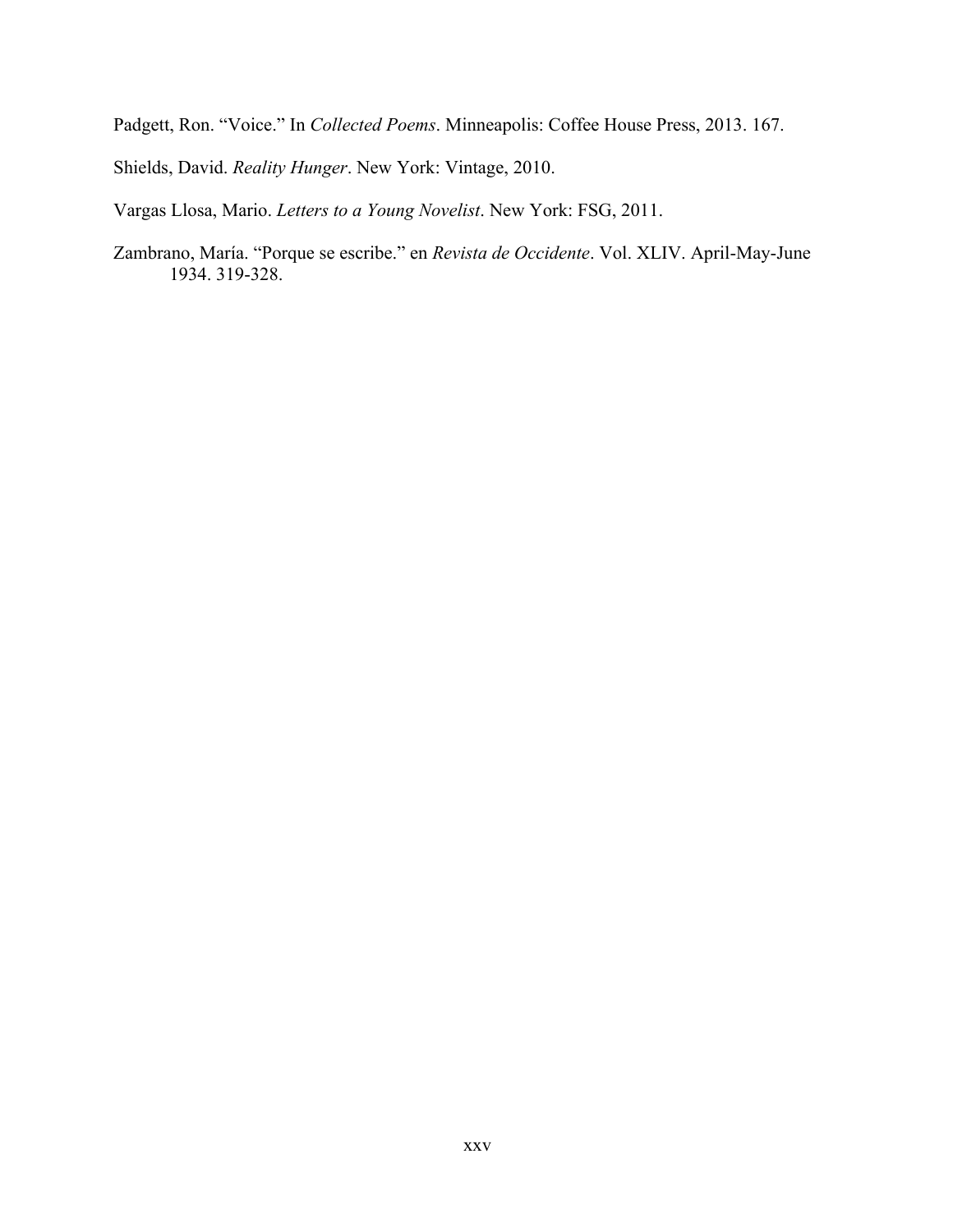Padgett, Ron. "Voice." In *Collected Poems*. Minneapolis: Coffee House Press, 2013. 167.

Shields, David. *Reality Hunger*. New York: Vintage, 2010.

Vargas Llosa, Mario. *Letters to a Young Novelist*. New York: FSG, 2011.

Zambrano, María. "Porque se escribe." en *Revista de Occidente*. Vol. XLIV. April-May-June 1934. 319-328.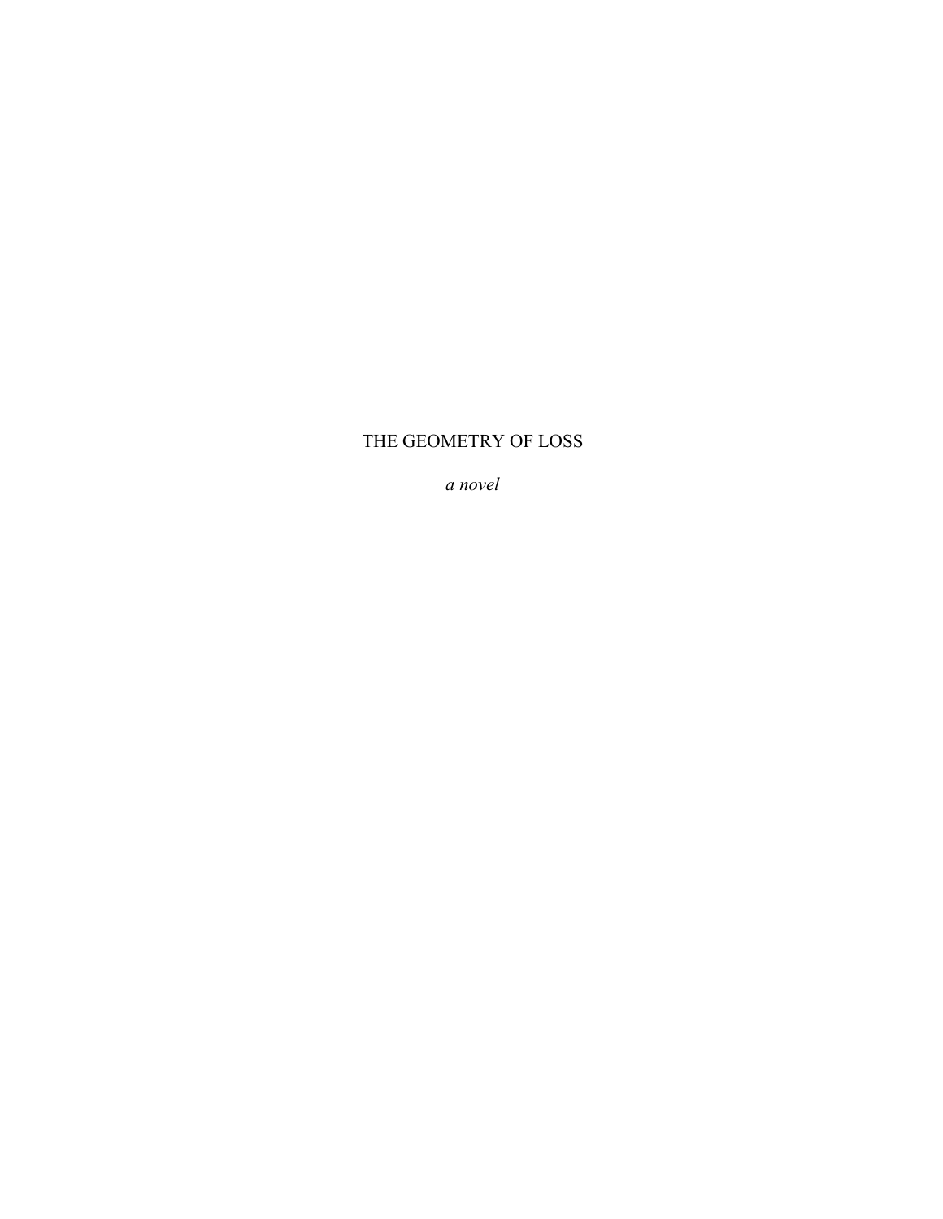# THE GEOMETRY OF LOSS

*a novel*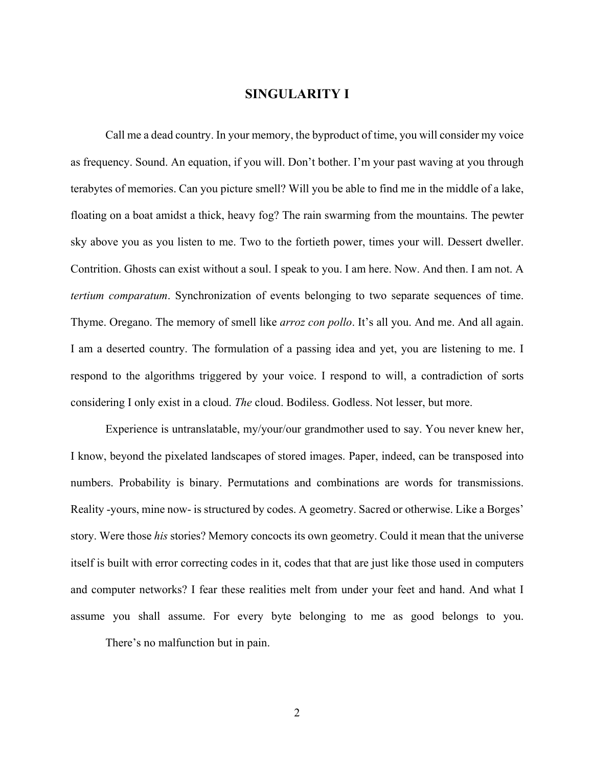# SINGULARITY I

Call me a dead country. In your memory, the byproduct of time, you will consider my voice as frequency. Sound. An equation, if you will. Don't bother. I'm your past waving at you through terabytes of memories. Can you picture smell? Will you be able to find me in the middle of a lake, floating on a boat amidst a thick, heavy fog? The rain swarming from the mountains. The pewter sky above you as you listen to me. Two to the fortieth power, times your will. Dessert dweller. Contrition. Ghosts can exist without a soul. I speak to you. I am here. Now. And then. I am not. A *tertium comparatum*. Synchronization of events belonging to two separate sequences of time. Thyme. Oregano. The memory of smell like *arroz con pollo*. It's all you. And me. And all again. I am a deserted country. The formulation of a passing idea and yet, you are listening to me. I respond to the algorithms triggered by your voice. I respond to will, a contradiction of sorts considering I only exist in a cloud. *The* cloud. Bodiless. Godless. Not lesser, but more.

Experience is untranslatable, my/your/our grandmother used to say. You never knew her, I know, beyond the pixelated landscapes of stored images. Paper, indeed, can be transposed into numbers. Probability is binary. Permutations and combinations are words for transmissions. Reality -yours, mine now- is structured by codes. A geometry. Sacred or otherwise. Like a Borges' story. Were those *his* stories? Memory concocts its own geometry. Could it mean that the universe itself is built with error correcting codes in it, codes that that are just like those used in computers and computer networks? I fear these realities melt from under your feet and hand. And what I assume you shall assume. For every byte belonging to me as good belongs to you.

There's no malfunction but in pain.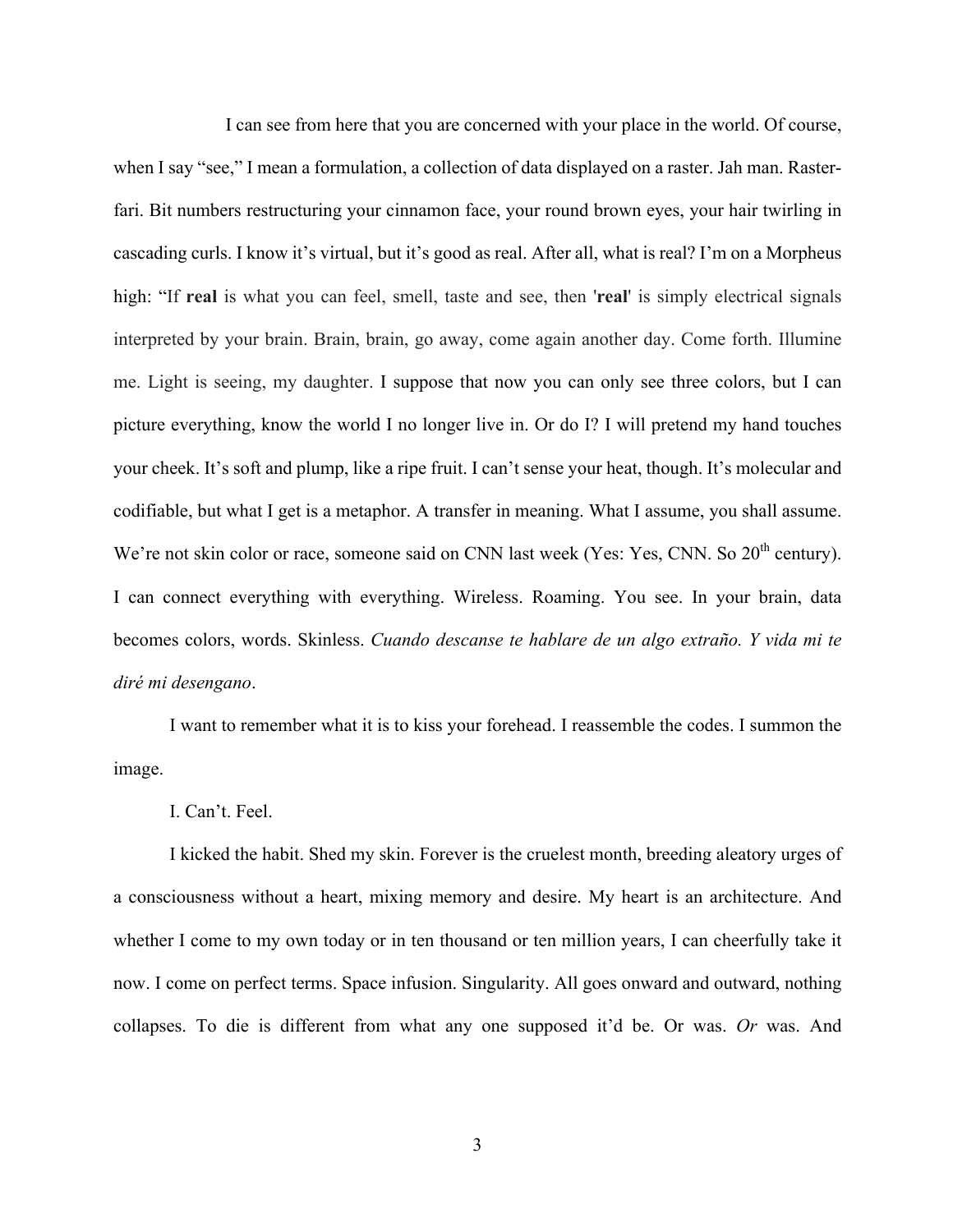I can see from here that you are concerned with your place in the world. Of course, when I say "see," I mean a formulation, a collection of data displayed on a raster. Jah man. Raster-fari. Bit numbers restructuring your cinnamon face, your round brown eyes, your hair twirling in cascading curls. I know it's virtual, but it's good as real. After all, what is real? I'm on a Morpheus high: "If **real** is what you can feel, smell, taste and see, then '**real**' is simply electrical signals interpreted by your brain. Brain, brain, go away, come again another day. Come forth. Illumine me. Light is seeing, my daughter. I suppose that now you can only see three colors, but I can picture everything, know the world I no longer live in. Or do I? I will pretend my hand touches your cheek. It's soft and plump, like a ripe fruit. I can't sense your heat, though. It's molecular and codifiable, but what I get is a metaphor. A transfer in meaning. What I assume, you shall assume. We're not skin color or race, someone said on CNN last week (Yes: Yes, CNN. So 20th century). I can connect everything with everything. Wireless. Roaming. You see. In your brain, data becomes colors, words. Skinless. *Cuando descanse te hablare de un algo extraño. Y vida mi te diré mi desengano*.

I want to remember what it is to kiss your forehead. I reassemble the codes. I summon the image.

I. Can't. Feel.

I kicked the habit. Shed my skin. Forever is the cruelest month, breeding aleatory urges of a consciousness without a heart, mixing memory and desire. My heart is an architecture. And whether I come to my own today or in ten thousand or ten million years, I can cheerfully take it now. I come on perfect terms. Space infusion. Singularity. All goes onward and outward, nothing collapses. To die is different from what any one supposed it'd be. Or was. *Or* was. And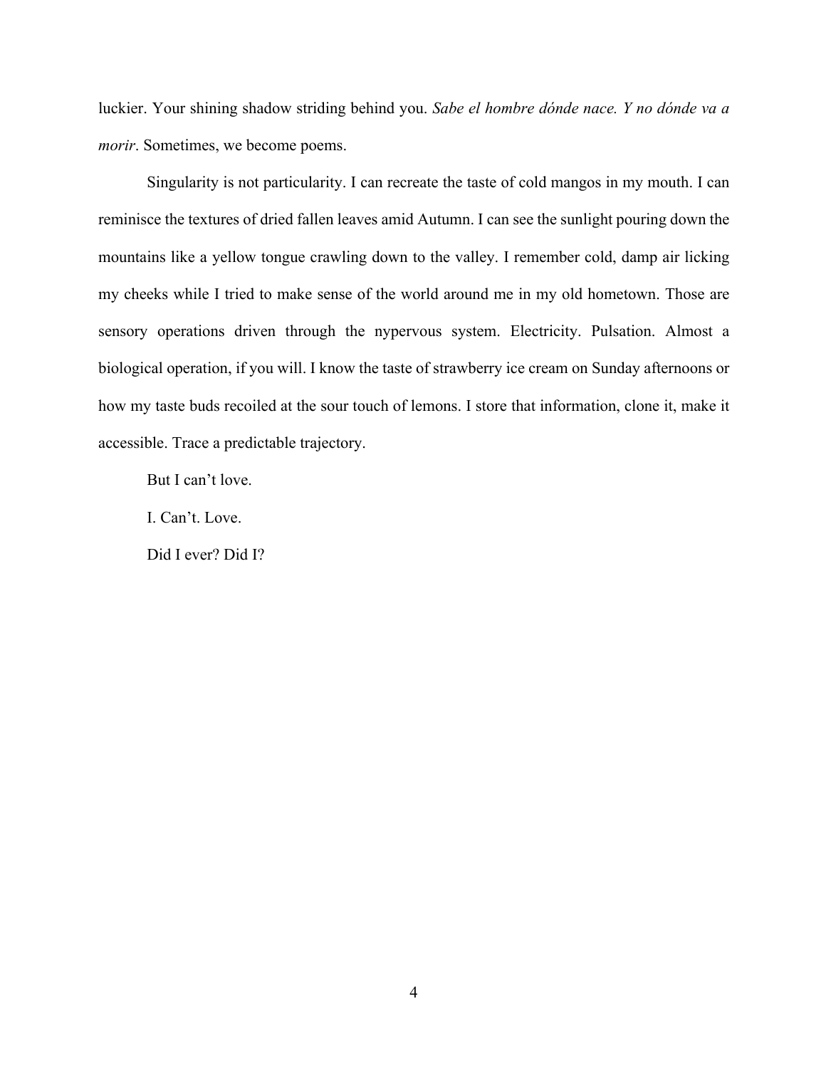luckier. Your shining shadow striding behind you. *Sabe el hombre dónde nace. Y no dónde va a morir*. Sometimes, we become poems.

Singularity is not particularity. I can recreate the taste of cold mangos in my mouth. I can reminisce the textures of dried fallen leaves amid Autumn. I can see the sunlight pouring down the mountains like a yellow tongue crawling down to the valley. I remember cold, damp air licking my cheeks while I tried to make sense of the world around me in my old hometown. Those are sensory operations driven through the nypervous system. Electricity. Pulsation. Almost a biological operation, if you will. I know the taste of strawberry ice cream on Sunday afternoons or how my taste buds recoiled at the sour touch of lemons. I store that information, clone it, make it accessible. Trace a predictable trajectory.

But I can't love.

I. Can't. Love.

Did I ever? Did I?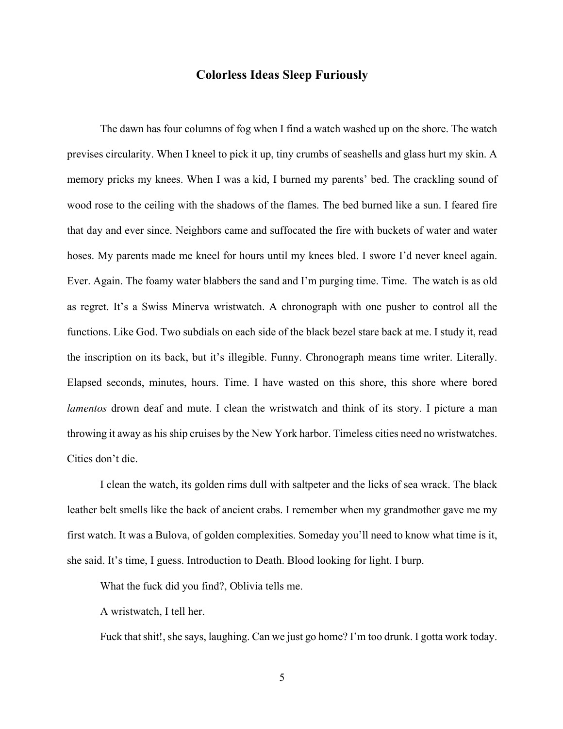# Colorless Ideas Sleep Furiously

The dawn has four columns of fog when I find a watch washed up on the shore. The watch previses circularity. When I kneel to pick it up, tiny crumbs of seashells and glass hurt my skin. A memory pricks my knees. When I was a kid, I burned my parents' bed. The crackling sound of wood rose to the ceiling with the shadows of the flames. The bed burned like a sun. I feared fire that day and ever since. Neighbors came and suffocated the fire with buckets of water and water hoses. My parents made me kneel for hours until my knees bled. I swore I'd never kneel again. Ever. Again. The foamy water blabbers the sand and I'm purging time. Time. The watch is as old as regret. It's a Swiss Minerva wristwatch. A chronograph with one pusher to control all the functions. Like God. Two subdials on each side of the black bezel stare back at me. I study it, read the inscription on its back, but it's illegible. Funny. Chronograph means time writer. Literally. Elapsed seconds, minutes, hours. Time. I have wasted on this shore, this shore where bored *lamentos* drown deaf and mute. I clean the wristwatch and think of its story. I picture a man throwing it away as his ship cruises by the New York harbor. Timeless cities need no wristwatches. Cities don't die.

I clean the watch, its golden rims dull with saltpeter and the licks of sea wrack. The black leather belt smells like the back of ancient crabs. I remember when my grandmother gave me my first watch. It was a Bulova, of golden complexities. Someday you'll need to know what time is it, she said. It's time, I guess. Introduction to Death. Blood looking for light. I burp.

What the fuck did you find?, Oblivia tells me.

A wristwatch, I tell her.

Fuck that shit!, she says, laughing. Can we just go home? I'm too drunk. I gotta work today.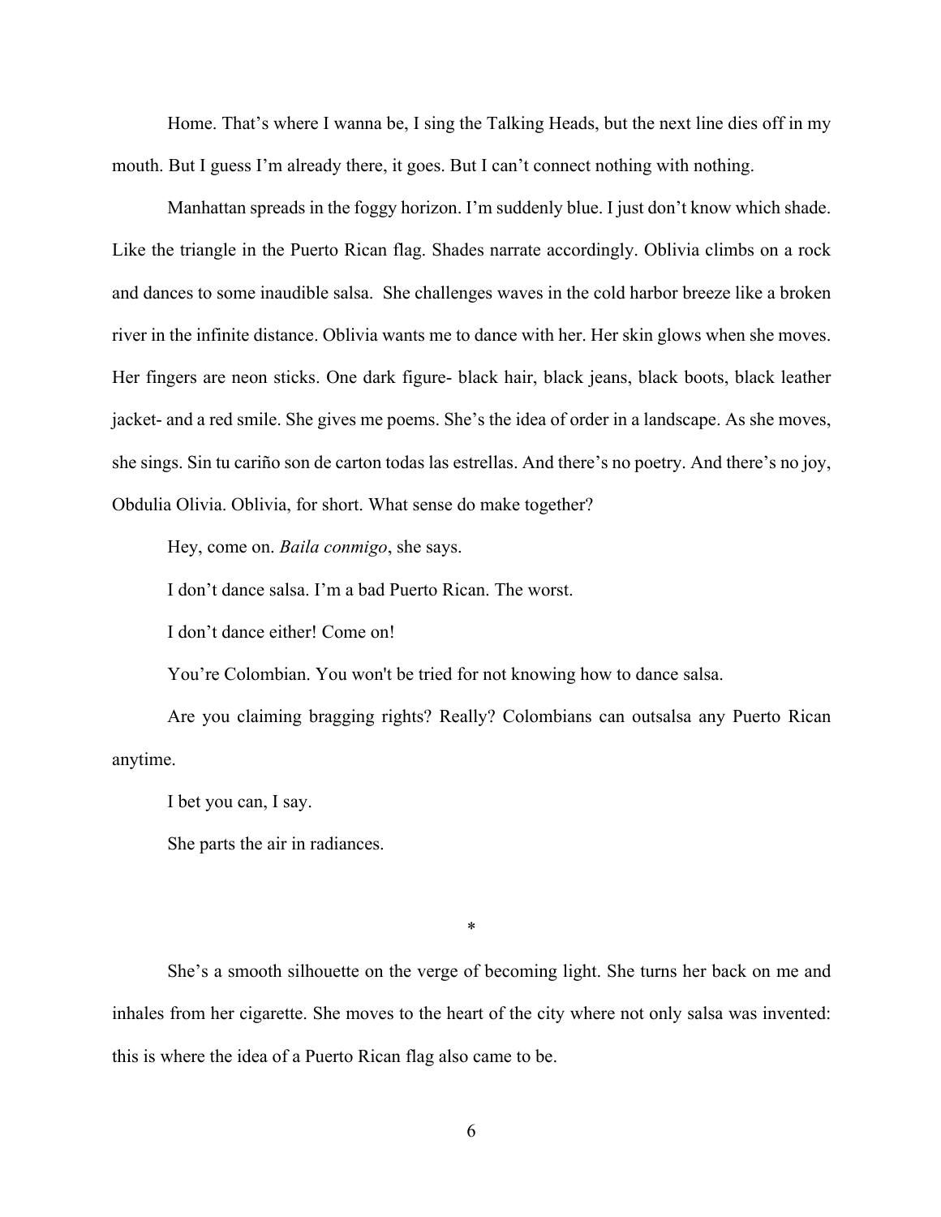Home. That's where I wanna be, I sing the Talking Heads, but the next line dies off in my mouth. But I guess I'm already there, it goes. But I can't connect nothing with nothing.

Manhattan spreads in the foggy horizon. I'm suddenly blue. I just don't know which shade. Like the triangle in the Puerto Rican flag. Shades narrate accordingly. Oblivia climbs on a rock and dances to some inaudible salsa. She challenges waves in the cold harbor breeze like a broken river in the infinite distance. Oblivia wants me to dance with her. Her skin glows when she moves. Her fingers are neon sticks. One dark figure- black hair, black jeans, black boots, black leather jacket- and a red smile. She gives me poems. She's the idea of order in a landscape. As she moves, she sings. Sin tu cariño son de carton todas las estrellas. And there's no poetry. And there's no joy, Obdulia Olivia. Oblivia, for short. What sense do make together?

Hey, come on. *Baila conmigo*, she says.

I don't dance salsa. I'm a bad Puerto Rican. The worst.

I don't dance either! Come on!

You're Colombian. You won't be tried for not knowing how to dance salsa.

Are you claiming bragging rights? Really? Colombians can outsalsa any Puerto Rican anytime.

I bet you can, I say.

She parts the air in radiances.

*

She's a smooth silhouette on the verge of becoming light. She turns her back on me and inhales from her cigarette. She moves to the heart of the city where not only salsa was invented: this is where the idea of a Puerto Rican flag also came to be.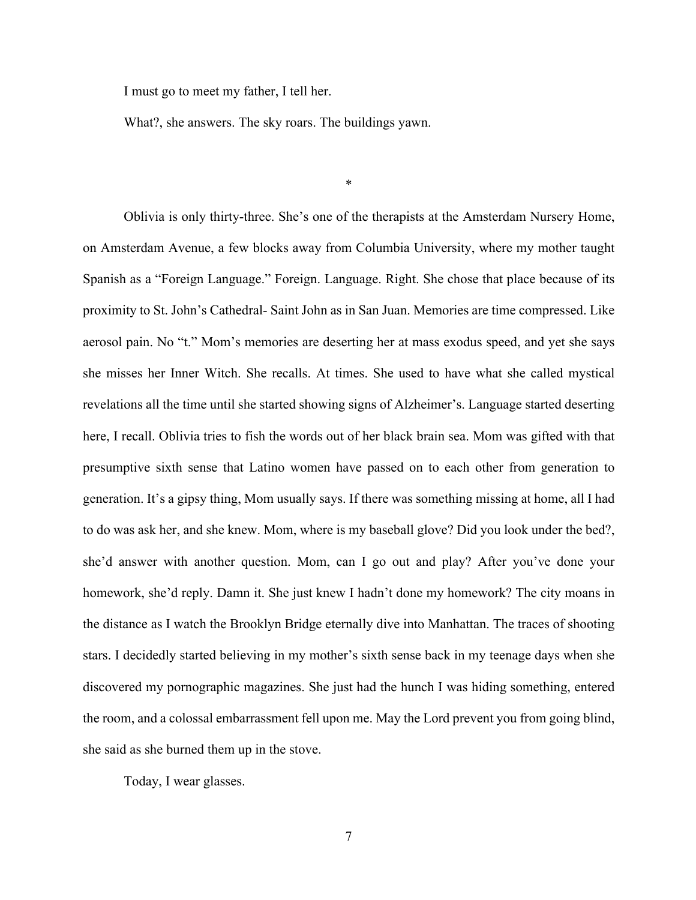I must go to meet my father, I tell her.

What?, she answers. The sky roars. The buildings yawn.

*

Oblivia is only thirty-three. She's one of the therapists at the Amsterdam Nursery Home, on Amsterdam Avenue, a few blocks away from Columbia University, where my mother taught Spanish as a "Foreign Language." Foreign. Language. Right. She chose that place because of its proximity to St. John's Cathedral- Saint John as in San Juan. Memories are time compressed. Like aerosol pain. No "t." Mom's memories are deserting her at mass exodus speed, and yet she says she misses her Inner Witch. She recalls. At times. She used to have what she called mystical revelations all the time until she started showing signs of Alzheimer's. Language started deserting here, I recall. Oblivia tries to fish the words out of her black brain sea. Mom was gifted with that presumptive sixth sense that Latino women have passed on to each other from generation to generation. It's a gipsy thing, Mom usually says. If there was something missing at home, all I had to do was ask her, and she knew. Mom, where is my baseball glove? Did you look under the bed?, she'd answer with another question. Mom, can I go out and play? After you've done your homework, she'd reply. Damn it. She just knew I hadn't done my homework? The city moans in the distance as I watch the Brooklyn Bridge eternally dive into Manhattan. The traces of shooting stars. I decidedly started believing in my mother's sixth sense back in my teenage days when she discovered my pornographic magazines. She just had the hunch I was hiding something, entered the room, and a colossal embarrassment fell upon me. May the Lord prevent you from going blind, she said as she burned them up in the stove.

Today, I wear glasses.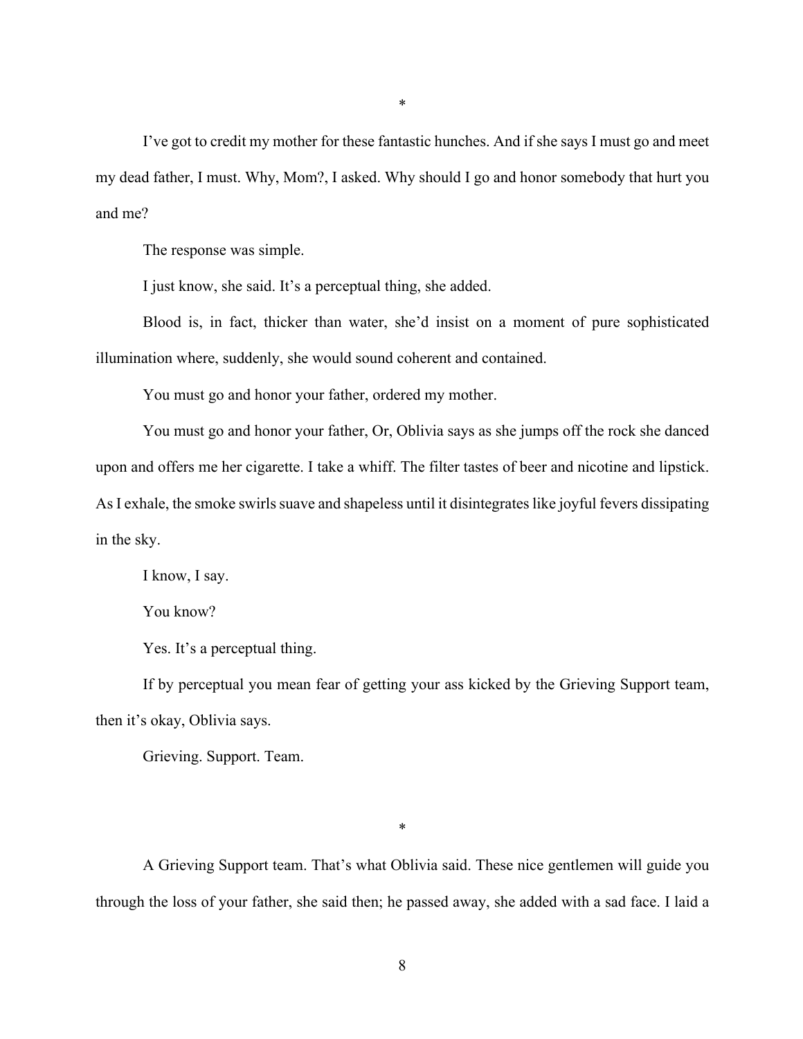*

I've got to credit my mother for these fantastic hunches. And if she says I must go and meet my dead father, I must. Why, Mom?, I asked. Why should I go and honor somebody that hurt you and me?

The response was simple.

I just know, she said. It's a perceptual thing, she added.

Blood is, in fact, thicker than water, she'd insist on a moment of pure sophisticated illumination where, suddenly, she would sound coherent and contained.

You must go and honor your father, ordered my mother.

You must go and honor your father, Or, Oblivia says as she jumps off the rock she danced upon and offers me her cigarette. I take a whiff. The filter tastes of beer and nicotine and lipstick. As I exhale, the smoke swirls suave and shapeless until it disintegrates like joyful fevers dissipating in the sky.

I know, I say.

You know?

Yes. It's a perceptual thing.

If by perceptual you mean fear of getting your ass kicked by the Grieving Support team, then it's okay, Oblivia says.

Grieving. Support. Team.

*

A Grieving Support team. That's what Oblivia said. These nice gentlemen will guide you through the loss of your father, she said then; he passed away, she added with a sad face. I laid a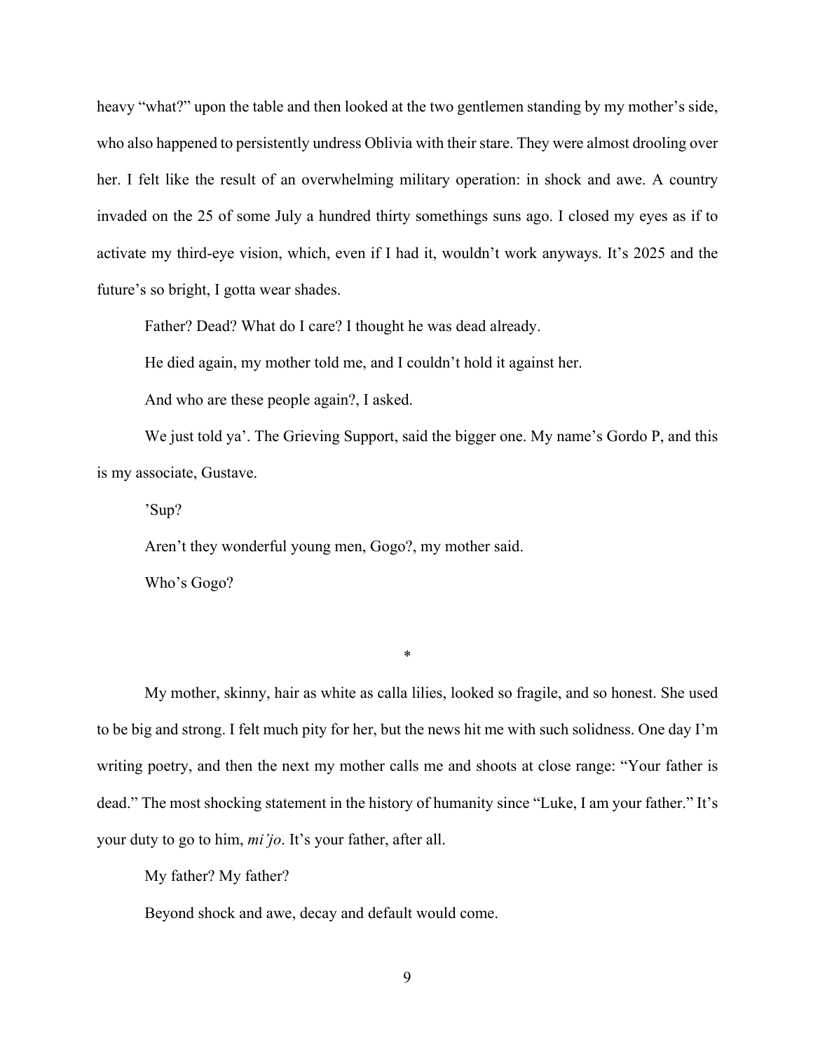heavy "what?" upon the table and then looked at the two gentlemen standing by my mother's side, who also happened to persistently undress Oblivia with their stare. They were almost drooling over her. I felt like the result of an overwhelming military operation: in shock and awe. A country invaded on the 25 of some July a hundred thirty somethings suns ago. I closed my eyes as if to activate my third-eye vision, which, even if I had it, wouldn't work anyways. It's 2025 and the future's so bright, I gotta wear shades.

Father? Dead? What do I care? I thought he was dead already.

He died again, my mother told me, and I couldn't hold it against her.

And who are these people again?, I asked.

We just told ya'. The Grieving Support, said the bigger one. My name's Gordo P, and this is my associate, Gustave.

'Sup?

Aren't they wonderful young men, Gogo?, my mother said.

Who's Gogo?

*

My mother, skinny, hair as white as calla lilies, looked so fragile, and so honest. She used to be big and strong. I felt much pity for her, but the news hit me with such solidness. One day I'm writing poetry, and then the next my mother calls me and shoots at close range: "Your father is dead." The most shocking statement in the history of humanity since "Luke, I am your father." It's your duty to go to him, *mi'jo*. It's your father, after all.

My father? My father?

Beyond shock and awe, decay and default would come.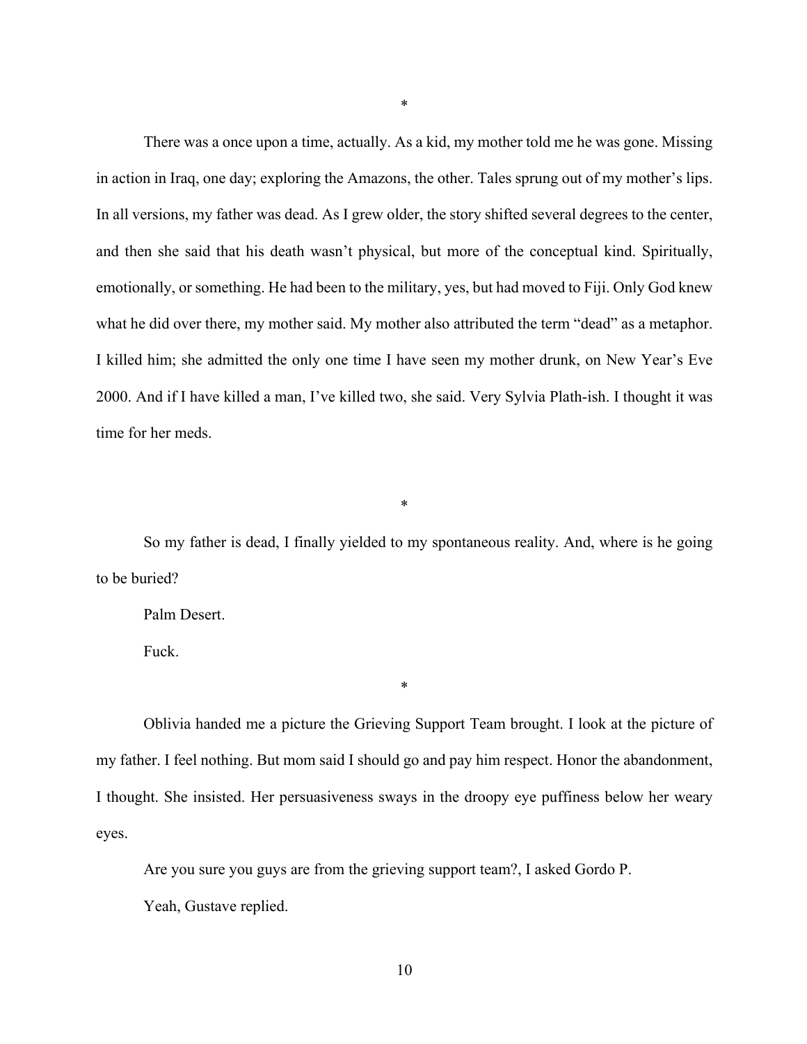*

There was a once upon a time, actually. As a kid, my mother told me he was gone. Missing in action in Iraq, one day; exploring the Amazons, the other. Tales sprung out of my mother's lips. In all versions, my father was dead. As I grew older, the story shifted several degrees to the center, and then she said that his death wasn't physical, but more of the conceptual kind. Spiritually, emotionally, or something. He had been to the military, yes, but had moved to Fiji. Only God knew what he did over there, my mother said. My mother also attributed the term "dead" as a metaphor. I killed him; she admitted the only one time I have seen my mother drunk, on New Year's Eve 2000. And if I have killed a man, I've killed two, she said. Very Sylvia Plath-ish. I thought it was time for her meds.

*

So my father is dead, I finally yielded to my spontaneous reality. And, where is he going to be buried?

Palm Desert.

Fuck.

*

Oblivia handed me a picture the Grieving Support Team brought. I look at the picture of my father. I feel nothing. But mom said I should go and pay him respect. Honor the abandonment, I thought. She insisted. Her persuasiveness sways in the droopy eye puffiness below her weary eyes.

Are you sure you guys are from the grieving support team?, I asked Gordo P.

Yeah, Gustave replied.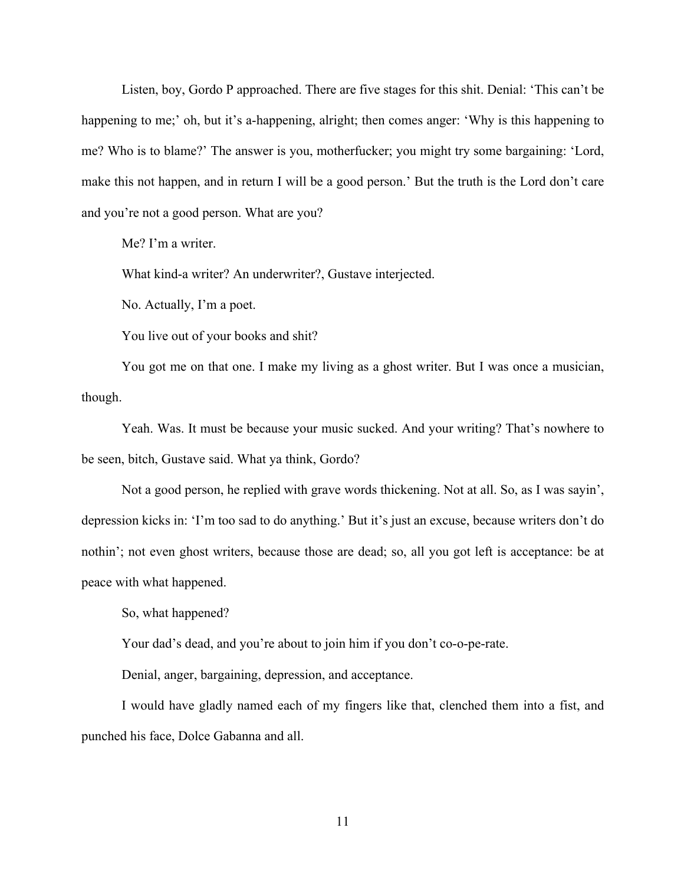Listen, boy, Gordo P approached. There are five stages for this shit. Denial: 'This can't be happening to me;' oh, but it's a-happening, alright; then comes anger: 'Why is this happening to me? Who is to blame?' The answer is you, motherfucker; you might try some bargaining: 'Lord, make this not happen, and in return I will be a good person.' But the truth is the Lord don't care and you're not a good person. What are you?

Me? I'm a writer.

What kind-a writer? An underwriter?, Gustave interjected.

No. Actually, I'm a poet.

You live out of your books and shit?

You got me on that one. I make my living as a ghost writer. But I was once a musician, though.

Yeah. Was. It must be because your music sucked. And your writing? That's nowhere to be seen, bitch, Gustave said. What ya think, Gordo?

Not a good person, he replied with grave words thickening. Not at all. So, as I was sayin', depression kicks in: 'I'm too sad to do anything.' But it's just an excuse, because writers don't do nothin'; not even ghost writers, because those are dead; so, all you got left is acceptance: be at peace with what happened.

So, what happened?

Your dad's dead, and you're about to join him if you don't co-o-pe-rate.

Denial, anger, bargaining, depression, and acceptance.

I would have gladly named each of my fingers like that, clenched them into a fist, and punched his face, Dolce Gabanna and all.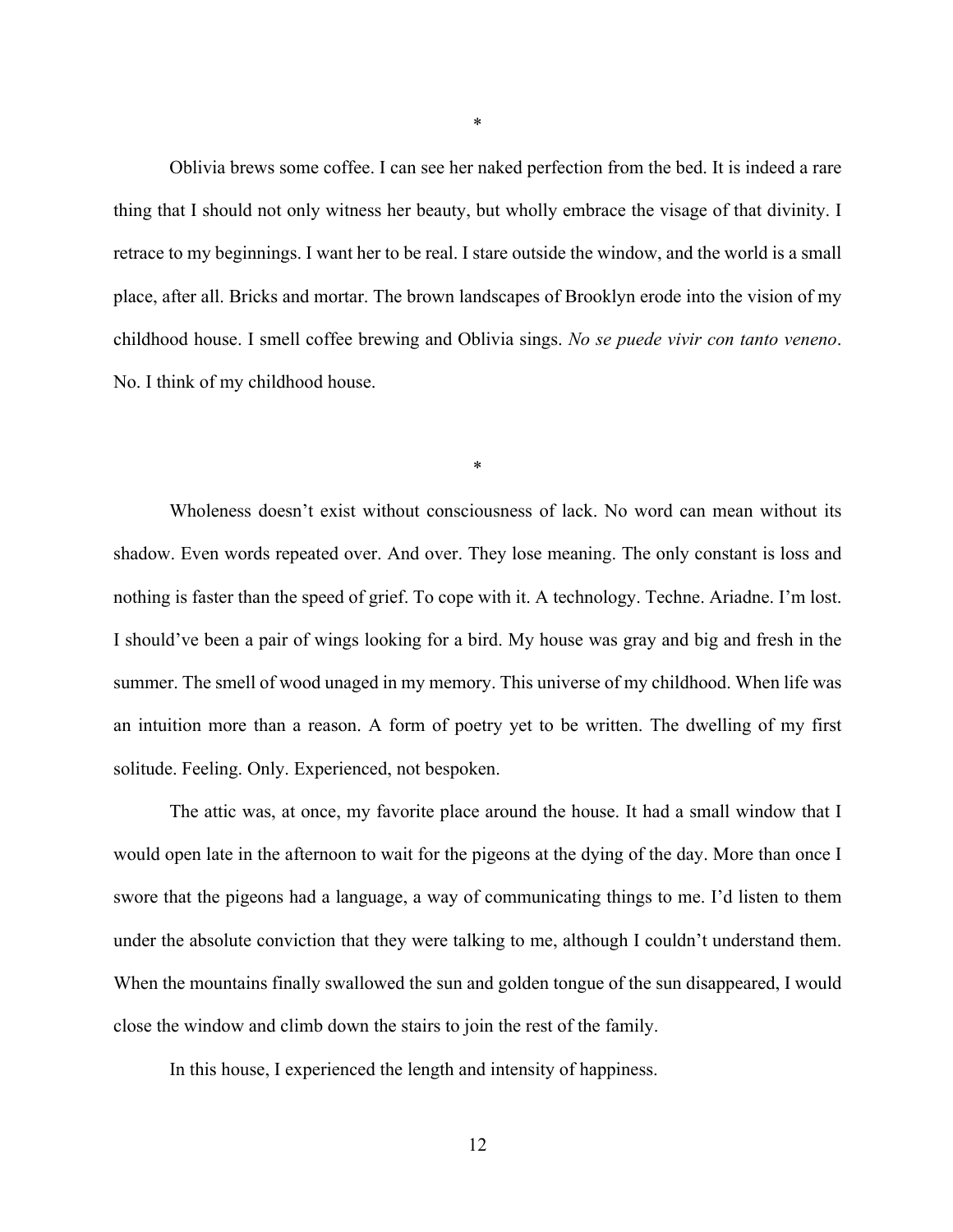*

Oblivia brews some coffee. I can see her naked perfection from the bed. It is indeed a rare thing that I should not only witness her beauty, but wholly embrace the visage of that divinity. I retrace to my beginnings. I want her to be real. I stare outside the window, and the world is a small place, after all. Bricks and mortar. The brown landscapes of Brooklyn erode into the vision of my childhood house. I smell coffee brewing and Oblivia sings. *No se puede vivir con tanto veneno*. No. I think of my childhood house.

*

Wholeness doesn't exist without consciousness of lack. No word can mean without its shadow. Even words repeated over. And over. They lose meaning. The only constant is loss and nothing is faster than the speed of grief. To cope with it. A technology. Techne. Ariadne. I'm lost. I should've been a pair of wings looking for a bird. My house was gray and big and fresh in the summer. The smell of wood unaged in my memory. This universe of my childhood. When life was an intuition more than a reason. A form of poetry yet to be written. The dwelling of my first solitude. Feeling. Only. Experienced, not bespoken.

The attic was, at once, my favorite place around the house. It had a small window that I would open late in the afternoon to wait for the pigeons at the dying of the day. More than once I swore that the pigeons had a language, a way of communicating things to me. I'd listen to them under the absolute conviction that they were talking to me, although I couldn't understand them. When the mountains finally swallowed the sun and golden tongue of the sun disappeared, I would close the window and climb down the stairs to join the rest of the family.

In this house, I experienced the length and intensity of happiness.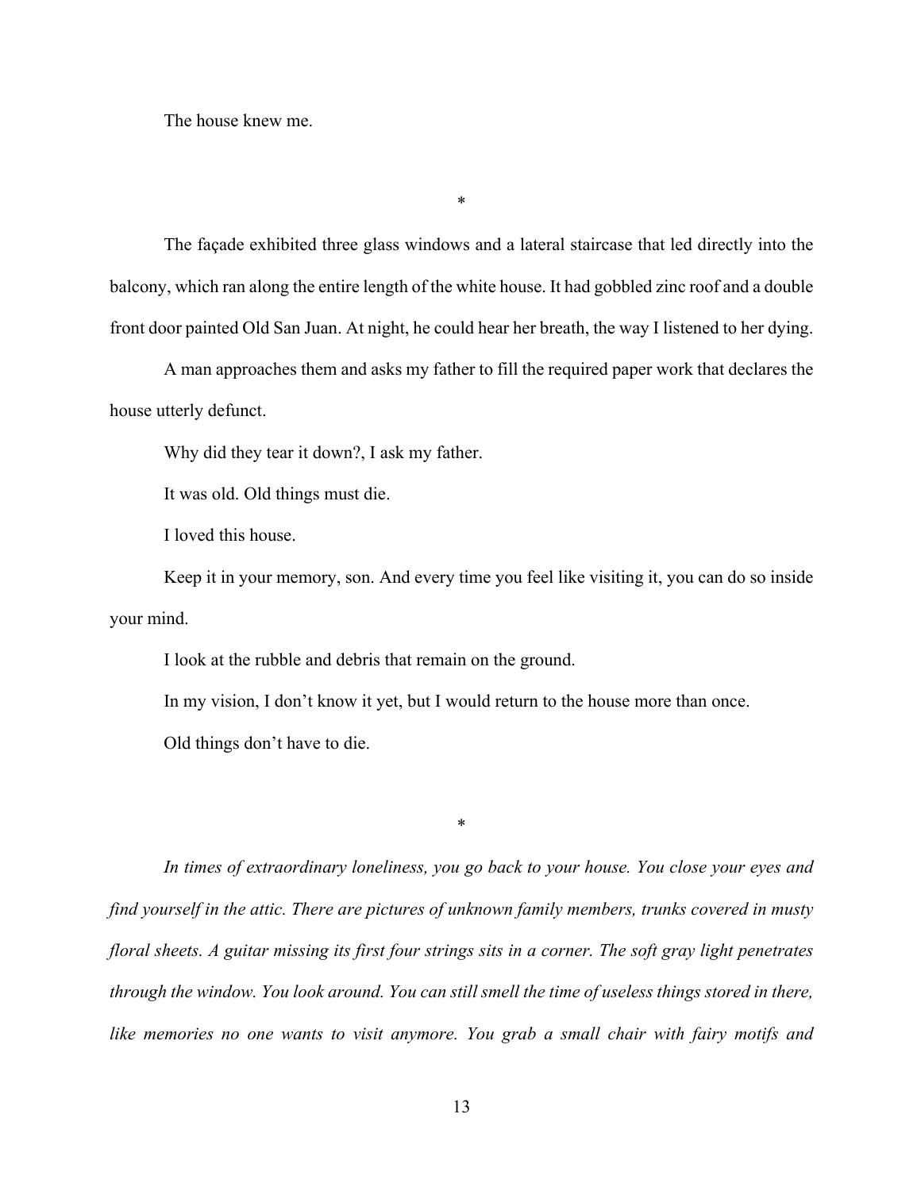The house knew me.

*

The façade exhibited three glass windows and a lateral staircase that led directly into the balcony, which ran along the entire length of the white house. It had gobbled zinc roof and a double front door painted Old San Juan. At night, he could hear her breath, the way I listened to her dying.

A man approaches them and asks my father to fill the required paper work that declares the house utterly defunct.

Why did they tear it down?, I ask my father.

It was old. Old things must die.

I loved this house.

Keep it in your memory, son. And every time you feel like visiting it, you can do so inside your mind.

I look at the rubble and debris that remain on the ground.

In my vision, I don't know it yet, but I would return to the house more than once.

Old things don't have to die.

*

*In times of extraordinary loneliness, you go back to your house. You close your eyes and find yourself in the attic. There are pictures of unknown family members, trunks covered in musty floral sheets. A guitar missing its first four strings sits in a corner. The soft gray light penetrates through the window. You look around. You can still smell the time of useless things stored in there, like memories no one wants to visit anymore. You grab a small chair with fairy motifs and*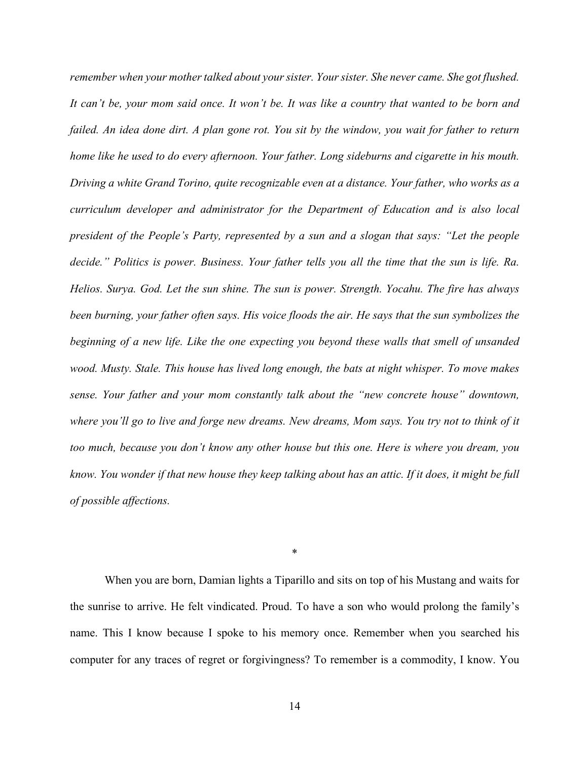*remember when your mother talked about your sister. Your sister. She never came. She got flushed. It can't be, your mom said once. It won't be. It was like a country that wanted to be born and failed. An idea done dirt. A plan gone rot. You sit by the window, you wait for father to return home like he used to do every afternoon. Your father. Long sideburns and cigarette in his mouth. Driving a white Grand Torino, quite recognizable even at a distance. Your father, who works as a curriculum developer and administrator for the Department of Education and is also local president of the People's Party, represented by a sun and a slogan that says: "Let the people decide." Politics is power. Business. Your father tells you all the time that the sun is life. Ra. Helios. Surya. God. Let the sun shine. The sun is power. Strength. Yocahu. The fire has always been burning, your father often says. His voice floods the air. He says that the sun symbolizes the beginning of a new life. Like the one expecting you beyond these walls that smell of unsanded wood. Musty. Stale. This house has lived long enough, the bats at night whisper. To move makes sense. Your father and your mom constantly talk about the "new concrete house" downtown, where you'll go to live and forge new dreams. New dreams, Mom says. You try not to think of it too much, because you don't know any other house but this one. Here is where you dream, you know. You wonder if that new house they keep talking about has an attic. If it does, it might be full of possible affections.*

*

When you are born, Damian lights a Tiparillo and sits on top of his Mustang and waits for the sunrise to arrive. He felt vindicated. Proud. To have a son who would prolong the family's name. This I know because I spoke to his memory once. Remember when you searched his computer for any traces of regret or forgivingness? To remember is a commodity, I know. You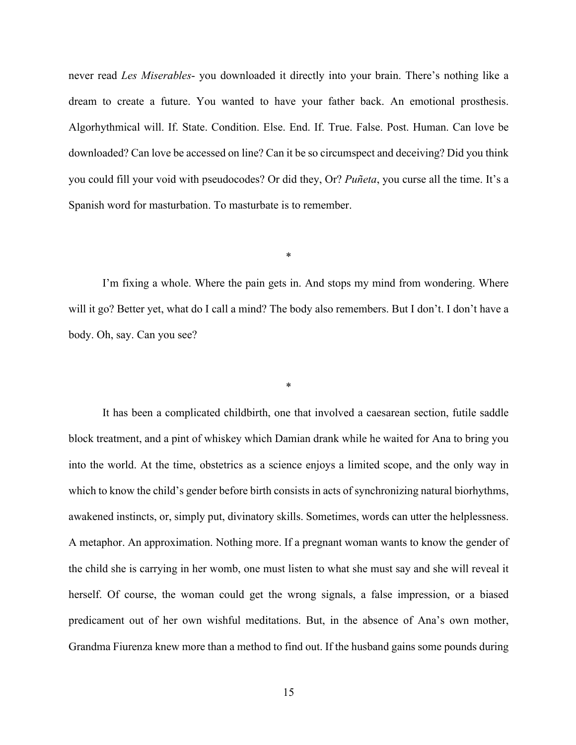never read *Les Miserables*- you downloaded it directly into your brain. There's nothing like a dream to create a future. You wanted to have your father back. An emotional prosthesis. Algorhythmical will. If. State. Condition. Else. End. If. True. False. Post. Human. Can love be downloaded? Can love be accessed on line? Can it be so circumspect and deceiving? Did you think you could fill your void with pseudocodes? Or did they, Or? *Puñeta*, you curse all the time. It's a Spanish word for masturbation. To masturbate is to remember.

*

I'm fixing a whole. Where the pain gets in. And stops my mind from wondering. Where will it go? Better yet, what do I call a mind? The body also remembers. But I don't. I don't have a body. Oh, say. Can you see?

*

It has been a complicated childbirth, one that involved a caesarean section, futile saddle block treatment, and a pint of whiskey which Damian drank while he waited for Ana to bring you into the world. At the time, obstetrics as a science enjoys a limited scope, and the only way in which to know the child's gender before birth consists in acts of synchronizing natural biorhythms, awakened instincts, or, simply put, divinatory skills. Sometimes, words can utter the helplessness. A metaphor. An approximation. Nothing more. If a pregnant woman wants to know the gender of the child she is carrying in her womb, one must listen to what she must say and she will reveal it herself. Of course, the woman could get the wrong signals, a false impression, or a biased predicament out of her own wishful meditations. But, in the absence of Ana's own mother, Grandma Fiurenza knew more than a method to find out. If the husband gains some pounds during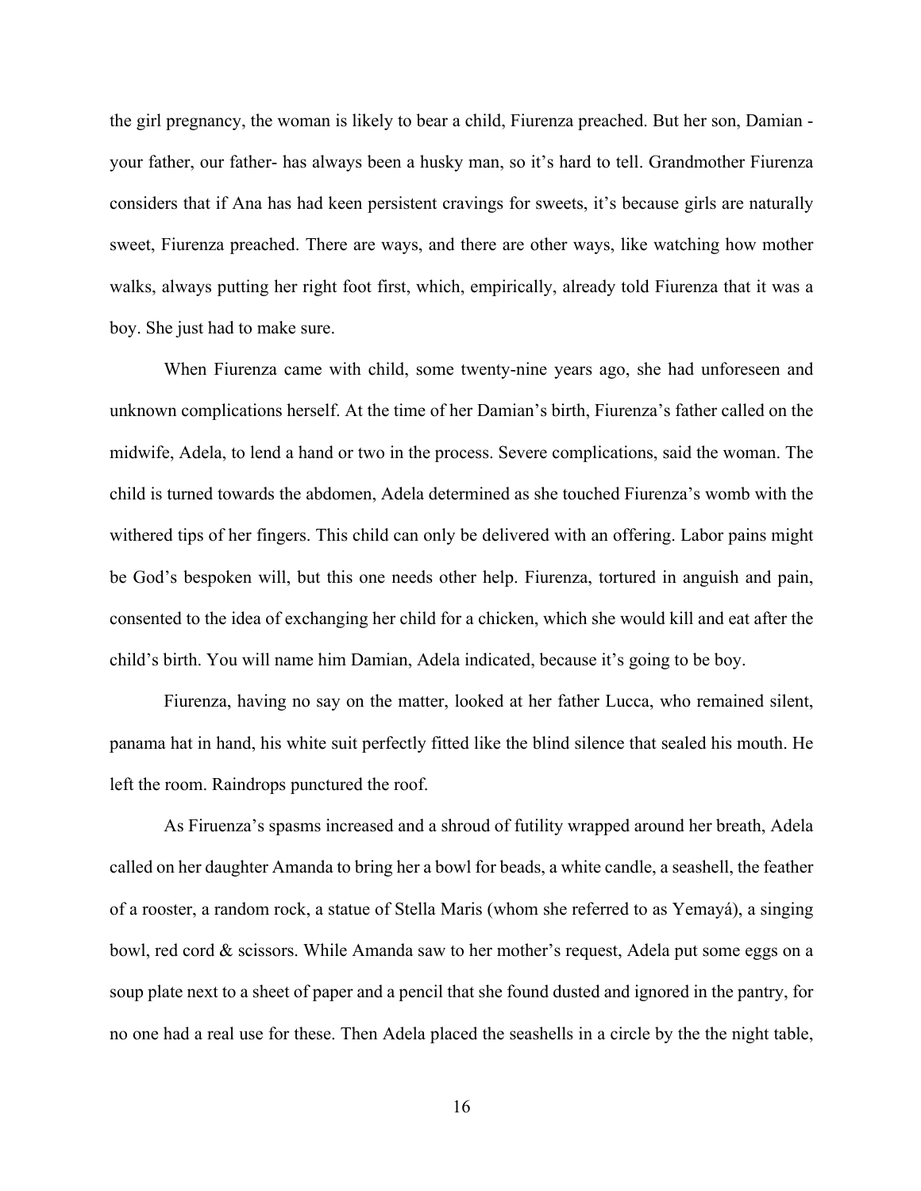the girl pregnancy, the woman is likely to bear a child, Fiurenza preached. But her son, Damian - your father, our father- has always been a husky man, so it's hard to tell. Grandmother Fiurenza considers that if Ana has had keen persistent cravings for sweets, it's because girls are naturally sweet, Fiurenza preached. There are ways, and there are other ways, like watching how mother walks, always putting her right foot first, which, empirically, already told Fiurenza that it was a boy. She just had to make sure.

When Fiurenza came with child, some twenty-nine years ago, she had unforeseen and unknown complications herself. At the time of her Damian's birth, Fiurenza's father called on the midwife, Adela, to lend a hand or two in the process. Severe complications, said the woman. The child is turned towards the abdomen, Adela determined as she touched Fiurenza's womb with the withered tips of her fingers. This child can only be delivered with an offering. Labor pains might be God's bespoken will, but this one needs other help. Fiurenza, tortured in anguish and pain, consented to the idea of exchanging her child for a chicken, which she would kill and eat after the child's birth. You will name him Damian, Adela indicated, because it's going to be boy.

Fiurenza, having no say on the matter, looked at her father Lucca, who remained silent, panama hat in hand, his white suit perfectly fitted like the blind silence that sealed his mouth. He left the room. Raindrops punctured the roof.

As Firuenza's spasms increased and a shroud of futility wrapped around her breath, Adela called on her daughter Amanda to bring her a bowl for beads, a white candle, a seashell, the feather of a rooster, a random rock, a statue of Stella Maris (whom she referred to as Yemayá), a singing bowl, red cord & scissors. While Amanda saw to her mother's request, Adela put some eggs on a soup plate next to a sheet of paper and a pencil that she found dusted and ignored in the pantry, for no one had a real use for these. Then Adela placed the seashells in a circle by the the night table,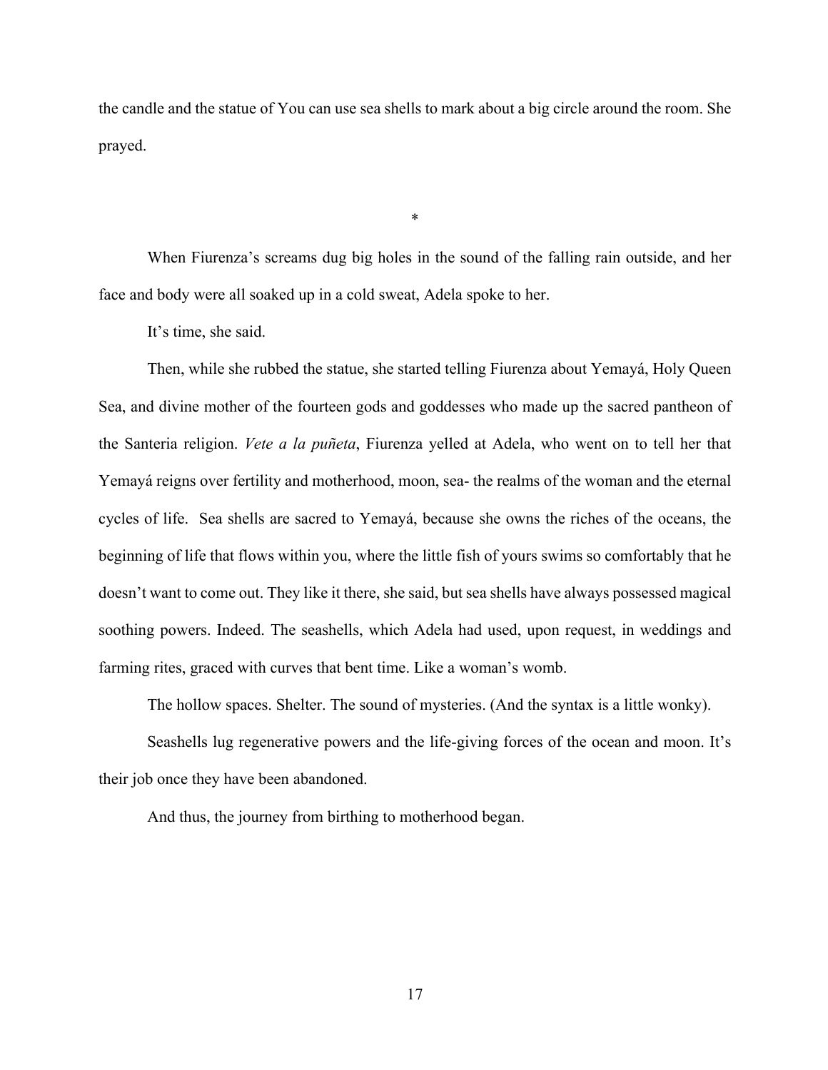the candle and the statue of You can use sea shells to mark about a big circle around the room. She prayed.

*

When Fiurenza's screams dug big holes in the sound of the falling rain outside, and her face and body were all soaked up in a cold sweat, Adela spoke to her.

It's time, she said.

Then, while she rubbed the statue, she started telling Fiurenza about Yemayá, Holy Queen Sea, and divine mother of the fourteen gods and goddesses who made up the sacred pantheon of the Santeria religion. *Vete a la puñeta*, Fiurenza yelled at Adela, who went on to tell her that Yemayá reigns over fertility and motherhood, moon, sea- the realms of the woman and the eternal cycles of life. Sea shells are sacred to Yemayá, because she owns the riches of the oceans, the beginning of life that flows within you, where the little fish of yours swims so comfortably that he doesn't want to come out. They like it there, she said, but sea shells have always possessed magical soothing powers. Indeed. The seashells, which Adela had used, upon request, in weddings and farming rites, graced with curves that bent time. Like a woman's womb.

The hollow spaces. Shelter. The sound of mysteries. (And the syntax is a little wonky).

Seashells lug regenerative powers and the life-giving forces of the ocean and moon. It's their job once they have been abandoned.

And thus, the journey from birthing to motherhood began.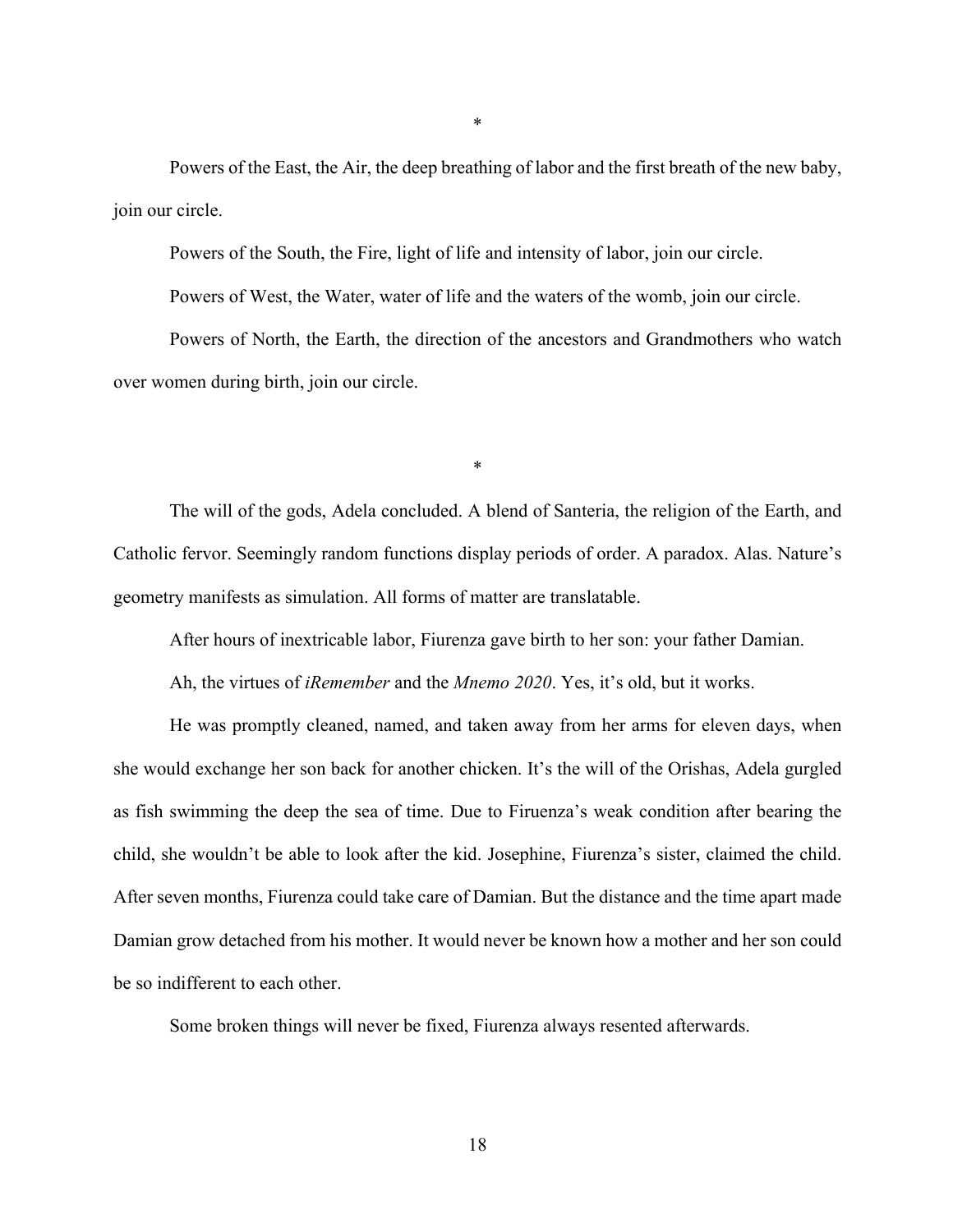*

Powers of the East, the Air, the deep breathing of labor and the first breath of the new baby, join our circle.

Powers of the South, the Fire, light of life and intensity of labor, join our circle.

Powers of West, the Water, water of life and the waters of the womb, join our circle.

Powers of North, the Earth, the direction of the ancestors and Grandmothers who watch over women during birth, join our circle.

*

The will of the gods, Adela concluded. A blend of Santeria, the religion of the Earth, and Catholic fervor. Seemingly random functions display periods of order. A paradox. Alas. Nature's geometry manifests as simulation. All forms of matter are translatable.

After hours of inextricable labor, Fiurenza gave birth to her son: your father Damian.

Ah, the virtues of *iRemember* and the *Mnemo 2020*. Yes, it's old, but it works.

He was promptly cleaned, named, and taken away from her arms for eleven days, when she would exchange her son back for another chicken. It's the will of the Orishas, Adela gurgled as fish swimming the deep the sea of time. Due to Firuenza's weak condition after bearing the child, she wouldn't be able to look after the kid. Josephine, Fiurenza's sister, claimed the child. After seven months, Fiurenza could take care of Damian. But the distance and the time apart made Damian grow detached from his mother. It would never be known how a mother and her son could be so indifferent to each other.

Some broken things will never be fixed, Fiurenza always resented afterwards.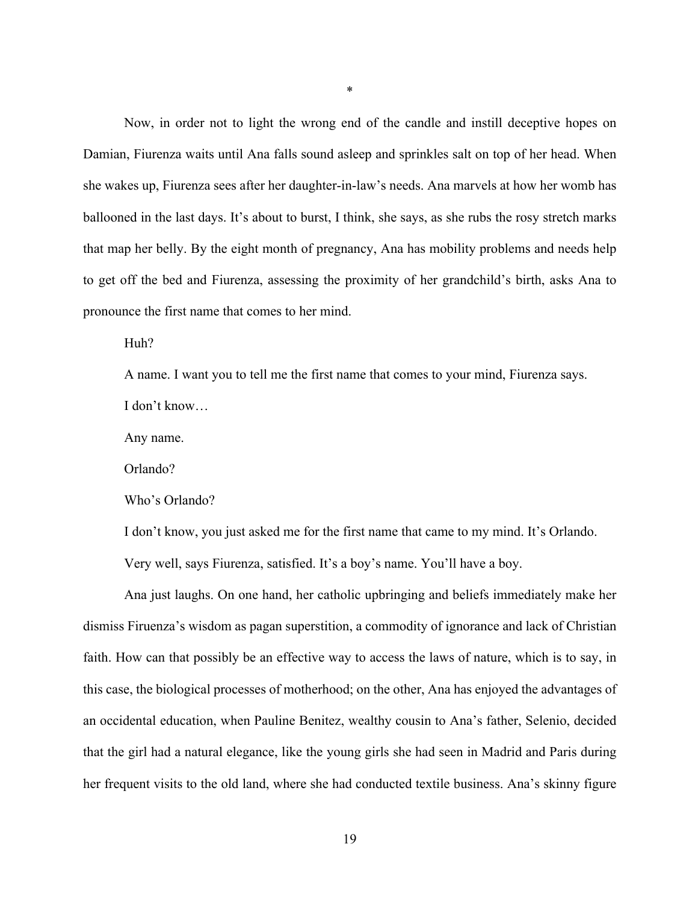*

Now, in order not to light the wrong end of the candle and instill deceptive hopes on Damian, Fiurenza waits until Ana falls sound asleep and sprinkles salt on top of her head. When she wakes up, Fiurenza sees after her daughter-in-law's needs. Ana marvels at how her womb has ballooned in the last days. It's about to burst, I think, she says, as she rubs the rosy stretch marks that map her belly. By the eight month of pregnancy, Ana has mobility problems and needs help to get off the bed and Fiurenza, assessing the proximity of her grandchild's birth, asks Ana to pronounce the first name that comes to her mind.

Huh?

A name. I want you to tell me the first name that comes to your mind, Fiurenza says.

I don't know…

Any name.

Orlando?

Who's Orlando?

I don't know, you just asked me for the first name that came to my mind. It's Orlando.

Very well, says Fiurenza, satisfied. It's a boy's name. You'll have a boy.

Ana just laughs. On one hand, her catholic upbringing and beliefs immediately make her dismiss Firuenza's wisdom as pagan superstition, a commodity of ignorance and lack of Christian faith. How can that possibly be an effective way to access the laws of nature, which is to say, in this case, the biological processes of motherhood; on the other, Ana has enjoyed the advantages of an occidental education, when Pauline Benitez, wealthy cousin to Ana's father, Selenio, decided that the girl had a natural elegance, like the young girls she had seen in Madrid and Paris during her frequent visits to the old land, where she had conducted textile business. Ana's skinny figure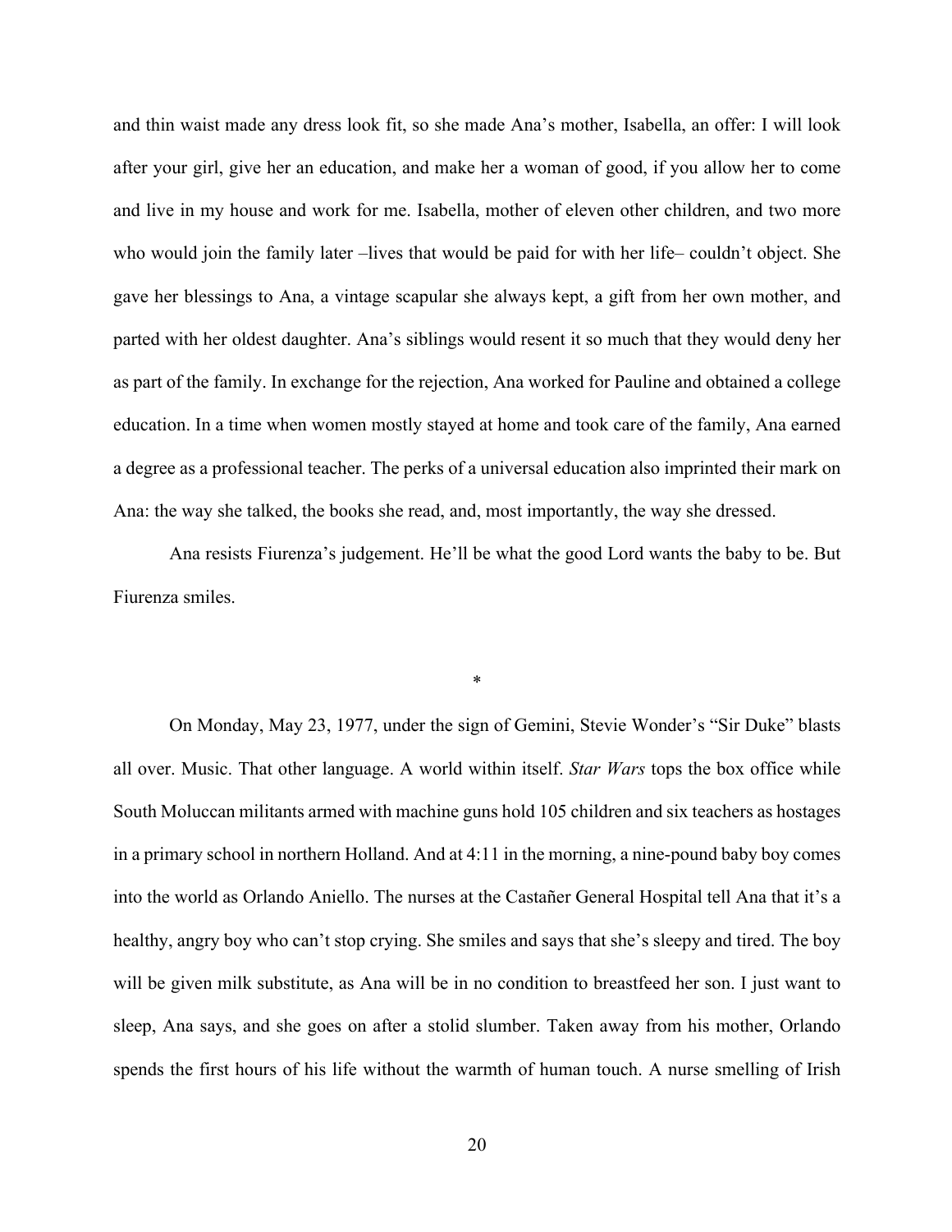and thin waist made any dress look fit, so she made Ana's mother, Isabella, an offer: I will look after your girl, give her an education, and make her a woman of good, if you allow her to come and live in my house and work for me. Isabella, mother of eleven other children, and two more who would join the family later –lives that would be paid for with her life– couldn't object. She gave her blessings to Ana, a vintage scapular she always kept, a gift from her own mother, and parted with her oldest daughter. Ana's siblings would resent it so much that they would deny her as part of the family. In exchange for the rejection, Ana worked for Pauline and obtained a college education. In a time when women mostly stayed at home and took care of the family, Ana earned a degree as a professional teacher. The perks of a universal education also imprinted their mark on Ana: the way she talked, the books she read, and, most importantly, the way she dressed.

Ana resists Fiurenza's judgement. He'll be what the good Lord wants the baby to be. But Fiurenza smiles.

*

On Monday, May 23, 1977, under the sign of Gemini, Stevie Wonder's "Sir Duke" blasts all over. Music. That other language. A world within itself. *Star Wars* tops the box office while South Moluccan militants armed with machine guns hold 105 children and six teachers as hostages in a primary school in northern Holland. And at 4:11 in the morning, a nine-pound baby boy comes into the world as Orlando Aniello. The nurses at the Castañer General Hospital tell Ana that it's a healthy, angry boy who can't stop crying. She smiles and says that she's sleepy and tired. The boy will be given milk substitute, as Ana will be in no condition to breastfeed her son. I just want to sleep, Ana says, and she goes on after a stolid slumber. Taken away from his mother, Orlando spends the first hours of his life without the warmth of human touch. A nurse smelling of Irish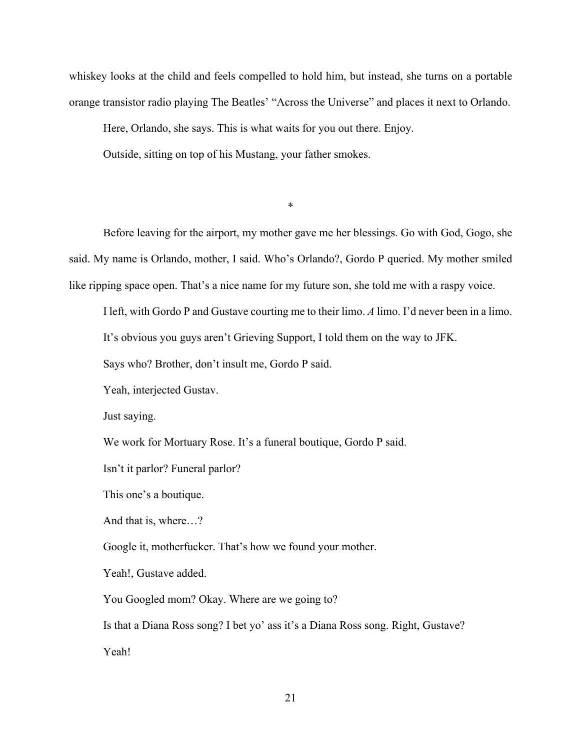whiskey looks at the child and feels compelled to hold him, but instead, she turns on a portable orange transistor radio playing The Beatles' "Across the Universe" and places it next to Orlando.

Here, Orlando, she says. This is what waits for you out there. Enjoy.

Outside, sitting on top of his Mustang, your father smokes.

*

Before leaving for the airport, my mother gave me her blessings. Go with God, Gogo, she said. My name is Orlando, mother, I said. Who's Orlando?, Gordo P queried. My mother smiled like ripping space open. That's a nice name for my future son, she told me with a raspy voice.

I left, with Gordo P and Gustave courting me to their limo. *A* limo. I'd never been in a limo.

It's obvious you guys aren't Grieving Support, I told them on the way to JFK.

Says who? Brother, don't insult me, Gordo P said.

Yeah, interjected Gustav.

Just saying.

We work for Mortuary Rose. It's a funeral boutique, Gordo P said.

Isn't it parlor? Funeral parlor?

This one's a boutique.

And that is, where…?

Google it, motherfucker. That's how we found your mother.

Yeah!, Gustave added.

You Googled mom? Okay. Where are we going to?

Is that a Diana Ross song? I bet yo' ass it's a Diana Ross song. Right, Gustave?

Yeah!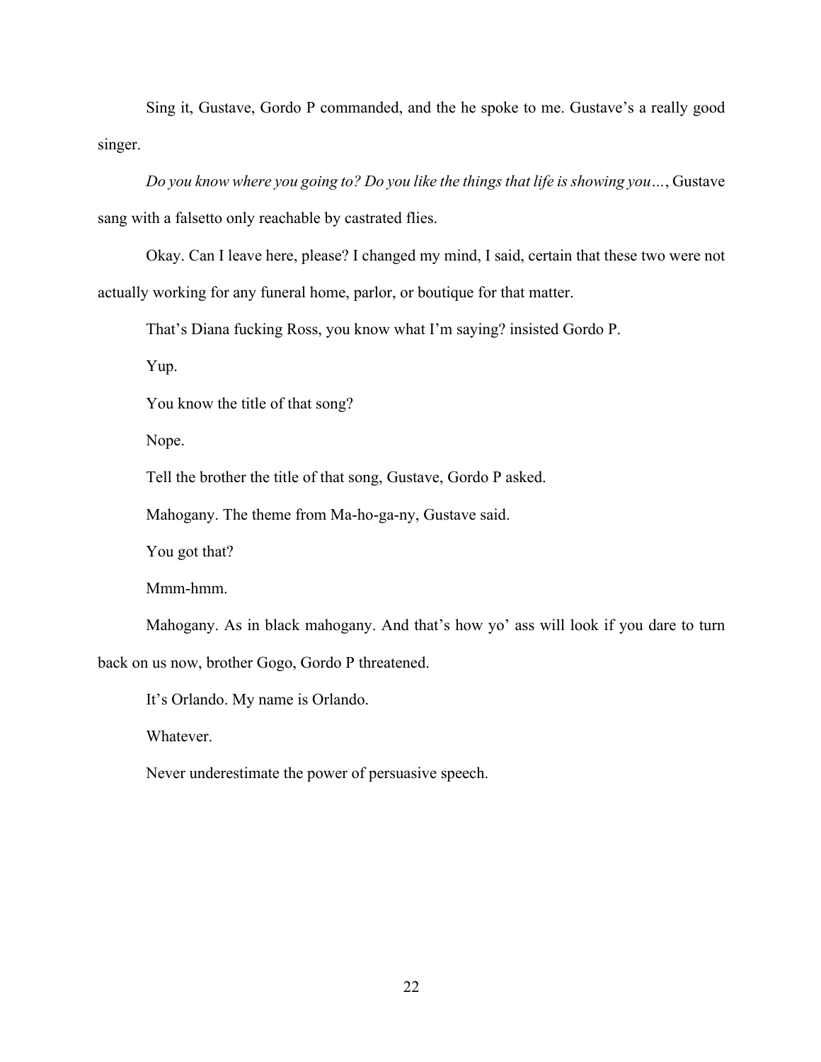Sing it, Gustave, Gordo P commanded, and the he spoke to me. Gustave's a really good singer.

*Do you know where you going to? Do you like the things that life is showing you…*, Gustave sang with a falsetto only reachable by castrated flies.

Okay. Can I leave here, please? I changed my mind, I said, certain that these two were not actually working for any funeral home, parlor, or boutique for that matter.

That's Diana fucking Ross, you know what I'm saying? insisted Gordo P.

Yup.

You know the title of that song?

Nope.

Tell the brother the title of that song, Gustave, Gordo P asked.

Mahogany. The theme from Ma-ho-ga-ny, Gustave said.

You got that?

Mmm-hmm.

Mahogany. As in black mahogany. And that's how yo' ass will look if you dare to turn back on us now, brother Gogo, Gordo P threatened.

It's Orlando. My name is Orlando.

Whatever.

Never underestimate the power of persuasive speech.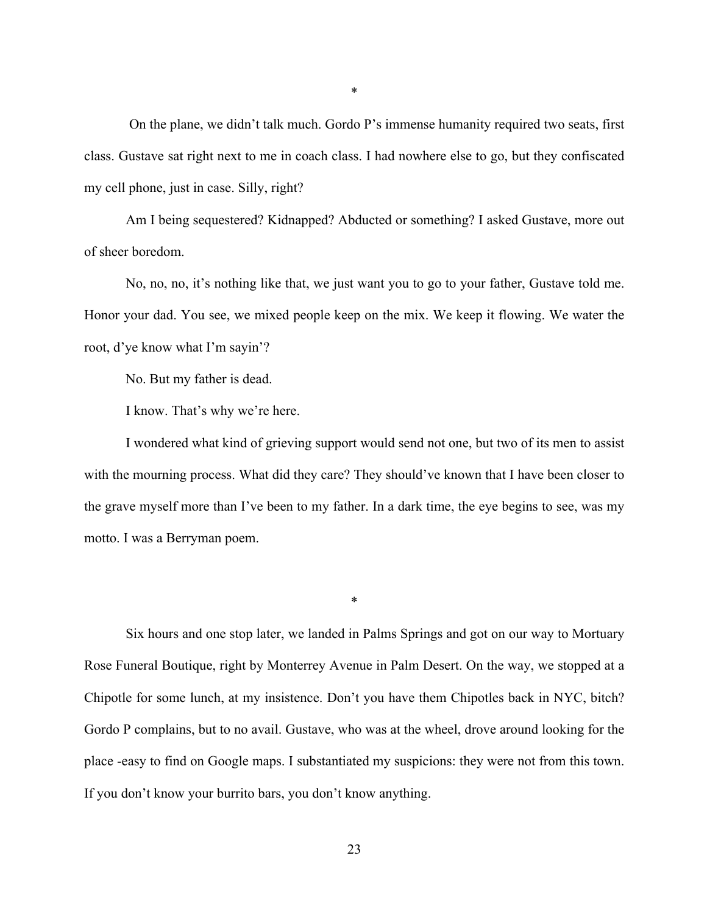*

On the plane, we didn't talk much. Gordo P's immense humanity required two seats, first class. Gustave sat right next to me in coach class. I had nowhere else to go, but they confiscated my cell phone, just in case. Silly, right?

Am I being sequestered? Kidnapped? Abducted or something? I asked Gustave, more out of sheer boredom.

No, no, no, it's nothing like that, we just want you to go to your father, Gustave told me. Honor your dad. You see, we mixed people keep on the mix. We keep it flowing. We water the root, d'ye know what I'm sayin'?

No. But my father is dead.

I know. That's why we're here.

I wondered what kind of grieving support would send not one, but two of its men to assist with the mourning process. What did they care? They should've known that I have been closer to the grave myself more than I've been to my father. In a dark time, the eye begins to see, was my motto. I was a Berryman poem.

*

Six hours and one stop later, we landed in Palms Springs and got on our way to Mortuary Rose Funeral Boutique, right by Monterrey Avenue in Palm Desert. On the way, we stopped at a Chipotle for some lunch, at my insistence. Don't you have them Chipotles back in NYC, bitch? Gordo P complains, but to no avail. Gustave, who was at the wheel, drove around looking for the place -easy to find on Google maps. I substantiated my suspicions: they were not from this town. If you don't know your burrito bars, you don't know anything.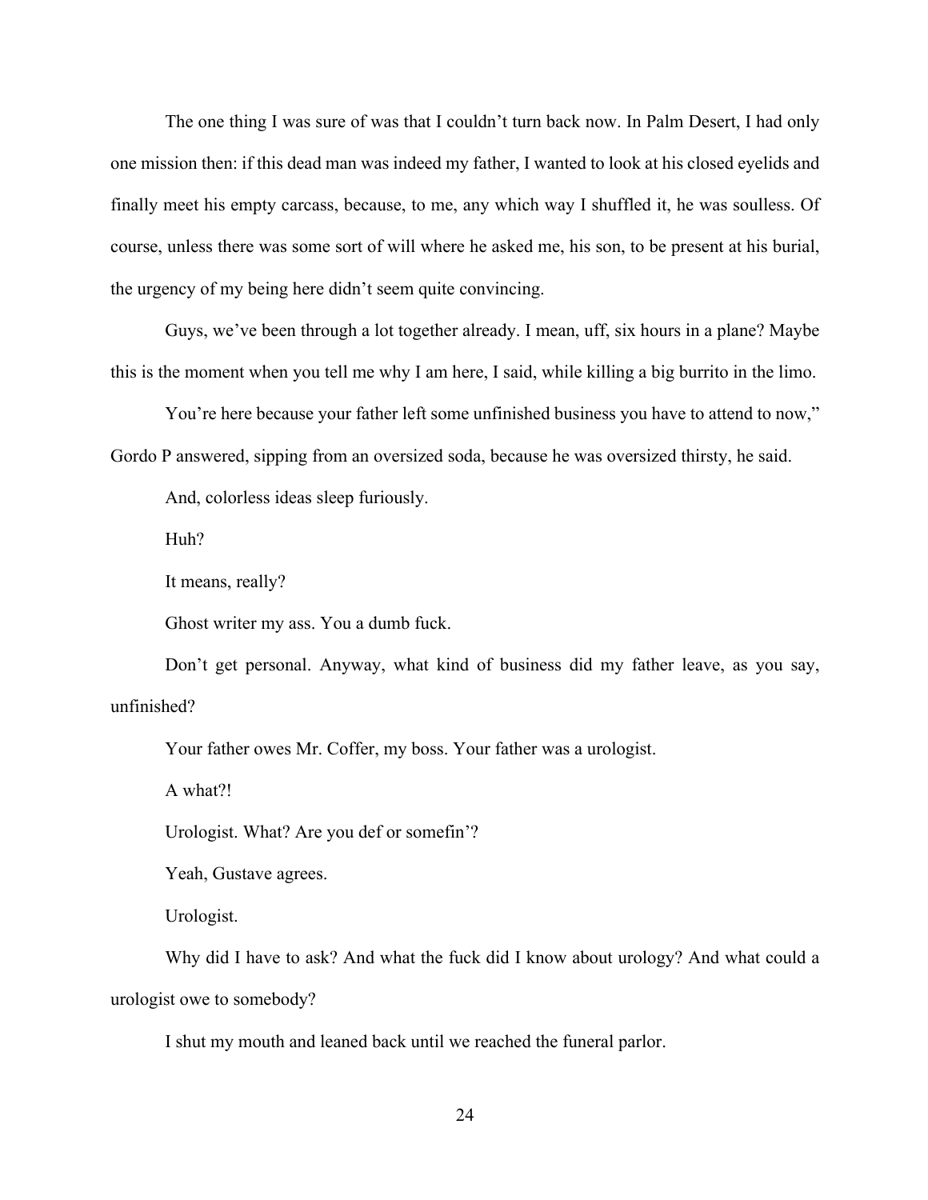The one thing I was sure of was that I couldn't turn back now. In Palm Desert, I had only one mission then: if this dead man was indeed my father, I wanted to look at his closed eyelids and finally meet his empty carcass, because, to me, any which way I shuffled it, he was soulless. Of course, unless there was some sort of will where he asked me, his son, to be present at his burial, the urgency of my being here didn't seem quite convincing.

Guys, we've been through a lot together already. I mean, uff, six hours in a plane? Maybe this is the moment when you tell me why I am here, I said, while killing a big burrito in the limo.

You're here because your father left some unfinished business you have to attend to now," Gordo P answered, sipping from an oversized soda, because he was oversized thirsty, he said.

And, colorless ideas sleep furiously.

Huh?

It means, really?

Ghost writer my ass. You a dumb fuck.

Don't get personal. Anyway, what kind of business did my father leave, as you say, unfinished?

Your father owes Mr. Coffer, my boss. Your father was a urologist.

A what?!

Urologist. What? Are you def or somefin'?

Yeah, Gustave agrees.

Urologist.

Why did I have to ask? And what the fuck did I know about urology? And what could a urologist owe to somebody?

I shut my mouth and leaned back until we reached the funeral parlor.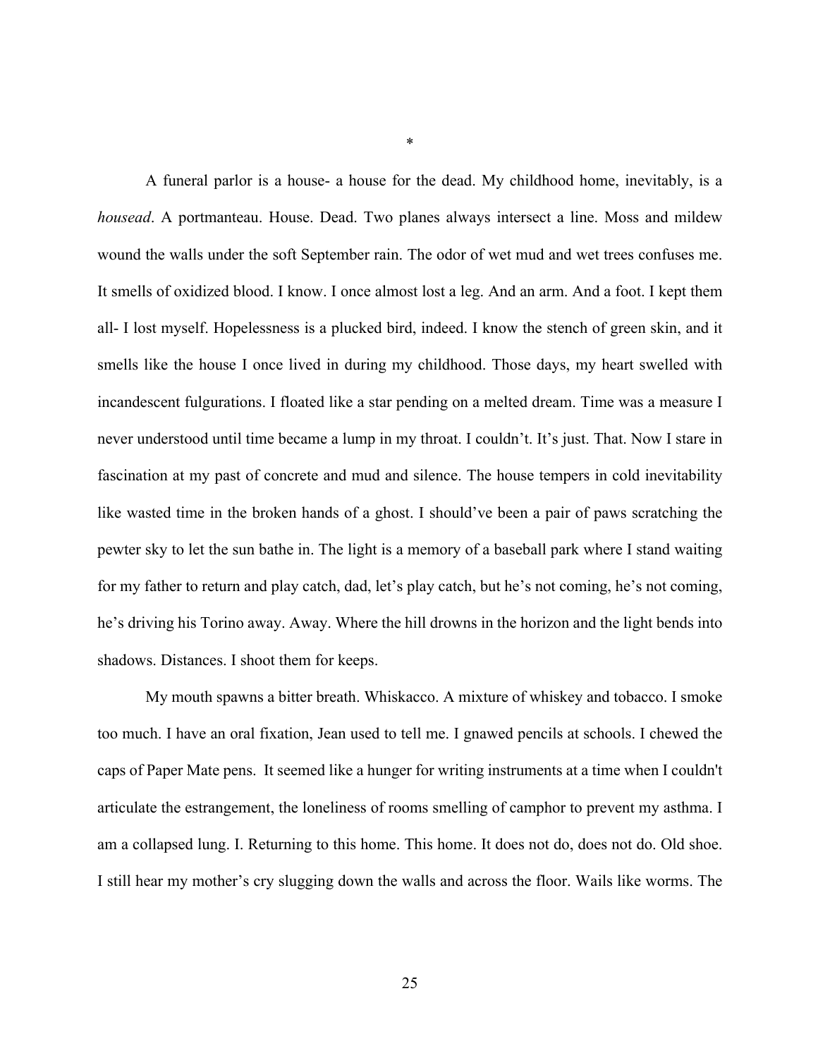*

A funeral parlor is a house- a house for the dead. My childhood home, inevitably, is a *housead*. A portmanteau. House. Dead. Two planes always intersect a line. Moss and mildew wound the walls under the soft September rain. The odor of wet mud and wet trees confuses me. It smells of oxidized blood. I know. I once almost lost a leg. And an arm. And a foot. I kept them all- I lost myself. Hopelessness is a plucked bird, indeed. I know the stench of green skin, and it smells like the house I once lived in during my childhood. Those days, my heart swelled with incandescent fulgurations. I floated like a star pending on a melted dream. Time was a measure I never understood until time became a lump in my throat. I couldn't. It's just. That. Now I stare in fascination at my past of concrete and mud and silence. The house tempers in cold inevitability like wasted time in the broken hands of a ghost. I should've been a pair of paws scratching the pewter sky to let the sun bathe in. The light is a memory of a baseball park where I stand waiting for my father to return and play catch, dad, let's play catch, but he's not coming, he's not coming, he's driving his Torino away. Away. Where the hill drowns in the horizon and the light bends into shadows. Distances. I shoot them for keeps.

My mouth spawns a bitter breath. Whiskacco. A mixture of whiskey and tobacco. I smoke too much. I have an oral fixation, Jean used to tell me. I gnawed pencils at schools. I chewed the caps of Paper Mate pens. It seemed like a hunger for writing instruments at a time when I couldn't articulate the estrangement, the loneliness of rooms smelling of camphor to prevent my asthma. I am a collapsed lung. I. Returning to this home. This home. It does not do, does not do. Old shoe. I still hear my mother's cry slugging down the walls and across the floor. Wails like worms. The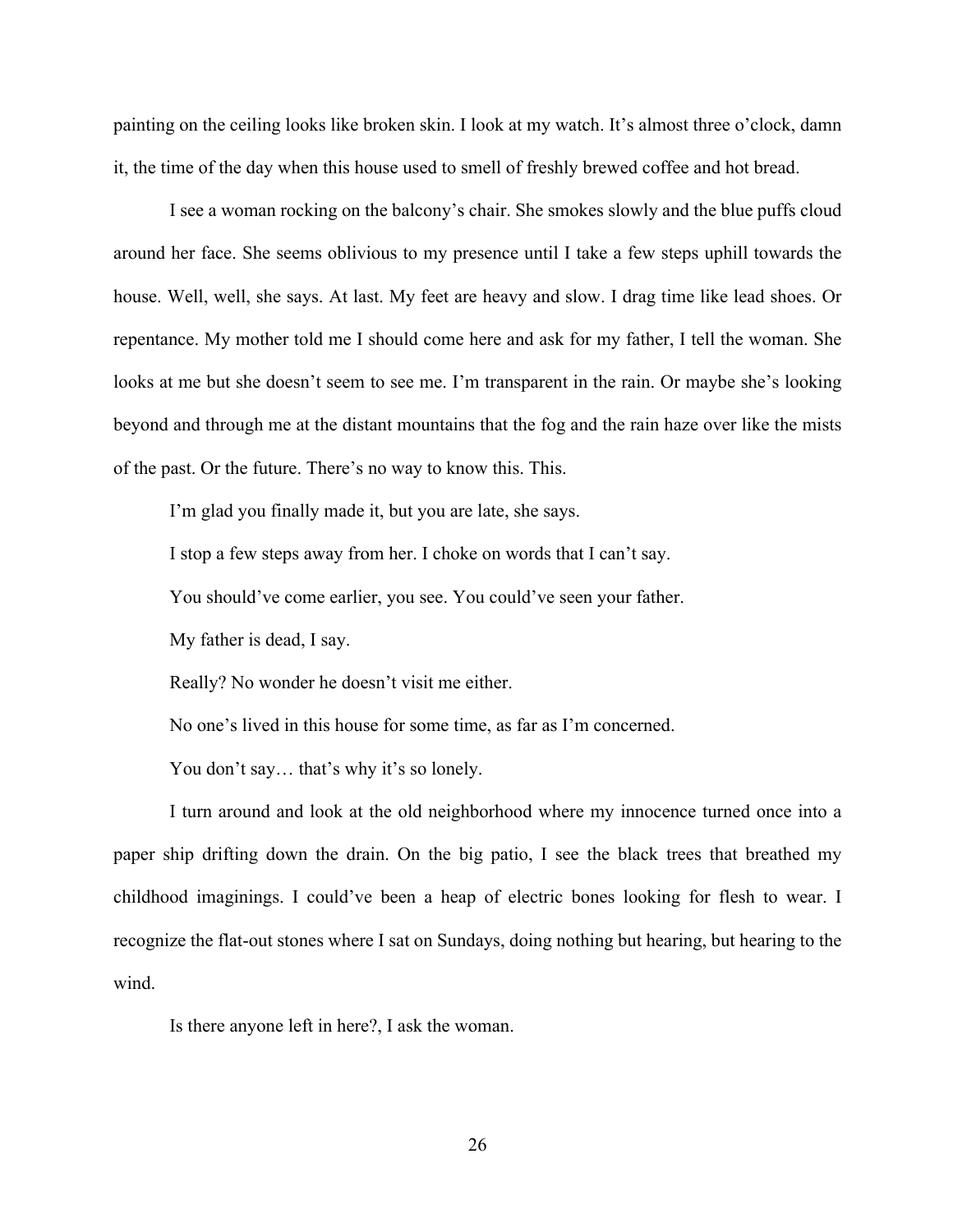painting on the ceiling looks like broken skin. I look at my watch. It's almost three o'clock, damn it, the time of the day when this house used to smell of freshly brewed coffee and hot bread.

I see a woman rocking on the balcony's chair. She smokes slowly and the blue puffs cloud around her face. She seems oblivious to my presence until I take a few steps uphill towards the house. Well, well, she says. At last. My feet are heavy and slow. I drag time like lead shoes. Or repentance. My mother told me I should come here and ask for my father, I tell the woman. She looks at me but she doesn't seem to see me. I'm transparent in the rain. Or maybe she's looking beyond and through me at the distant mountains that the fog and the rain haze over like the mists of the past. Or the future. There's no way to know this. This.

I'm glad you finally made it, but you are late, she says.

I stop a few steps away from her. I choke on words that I can't say.

You should've come earlier, you see. You could've seen your father.

My father is dead, I say.

Really? No wonder he doesn't visit me either.

No one's lived in this house for some time, as far as I'm concerned.

You don't say… that's why it's so lonely.

I turn around and look at the old neighborhood where my innocence turned once into a paper ship drifting down the drain. On the big patio, I see the black trees that breathed my childhood imaginings. I could've been a heap of electric bones looking for flesh to wear. I recognize the flat-out stones where I sat on Sundays, doing nothing but hearing, but hearing to the wind.

Is there anyone left in here?, I ask the woman.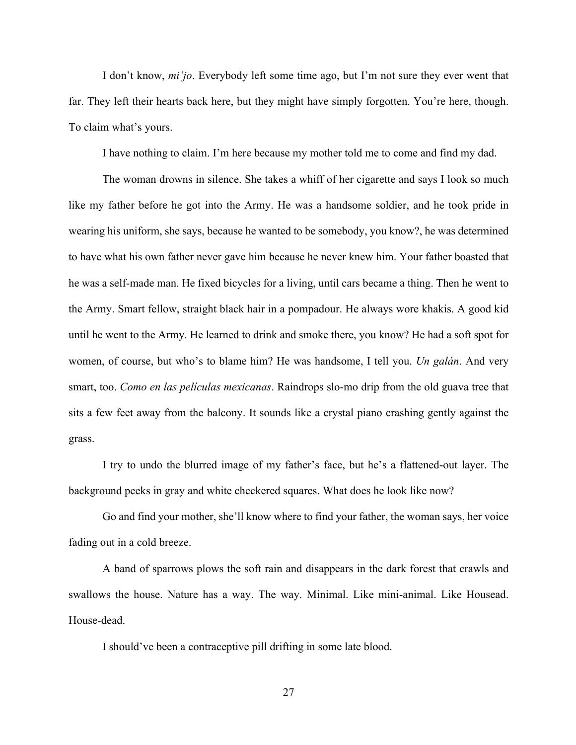I don't know, *mi'jo*. Everybody left some time ago, but I'm not sure they ever went that far. They left their hearts back here, but they might have simply forgotten. You're here, though. To claim what's yours.

I have nothing to claim. I'm here because my mother told me to come and find my dad.

The woman drowns in silence. She takes a whiff of her cigarette and says I look so much like my father before he got into the Army. He was a handsome soldier, and he took pride in wearing his uniform, she says, because he wanted to be somebody, you know?, he was determined to have what his own father never gave him because he never knew him. Your father boasted that he was a self-made man. He fixed bicycles for a living, until cars became a thing. Then he went to the Army. Smart fellow, straight black hair in a pompadour. He always wore khakis. A good kid until he went to the Army. He learned to drink and smoke there, you know? He had a soft spot for women, of course, but who's to blame him? He was handsome, I tell you. *Un galán*. And very smart, too. *Como en las películas mexicanas*. Raindrops slo-mo drip from the old guava tree that sits a few feet away from the balcony. It sounds like a crystal piano crashing gently against the grass.

I try to undo the blurred image of my father's face, but he's a flattened-out layer. The background peeks in gray and white checkered squares. What does he look like now?

Go and find your mother, she'll know where to find your father, the woman says, her voice fading out in a cold breeze.

A band of sparrows plows the soft rain and disappears in the dark forest that crawls and swallows the house. Nature has a way. The way. Minimal. Like mini-animal. Like Housead. House-dead.

I should've been a contraceptive pill drifting in some late blood.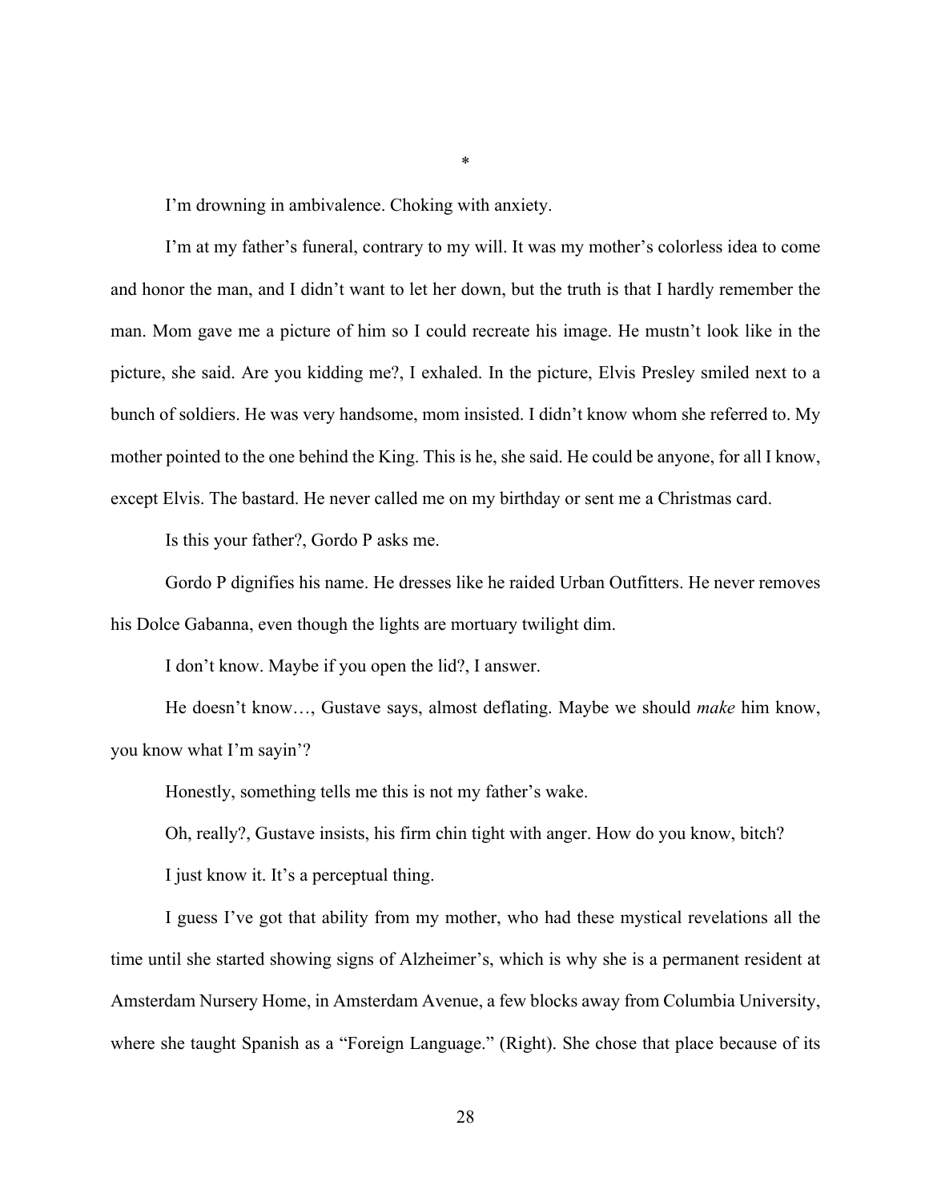*

I'm drowning in ambivalence. Choking with anxiety.

I'm at my father's funeral, contrary to my will. It was my mother's colorless idea to come and honor the man, and I didn't want to let her down, but the truth is that I hardly remember the man. Mom gave me a picture of him so I could recreate his image. He mustn't look like in the picture, she said. Are you kidding me?, I exhaled. In the picture, Elvis Presley smiled next to a bunch of soldiers. He was very handsome, mom insisted. I didn't know whom she referred to. My mother pointed to the one behind the King. This is he, she said. He could be anyone, for all I know, except Elvis. The bastard. He never called me on my birthday or sent me a Christmas card.

Is this your father?, Gordo P asks me.

Gordo P dignifies his name. He dresses like he raided Urban Outfitters. He never removes his Dolce Gabanna, even though the lights are mortuary twilight dim.

I don't know. Maybe if you open the lid?, I answer.

He doesn't know…, Gustave says, almost deflating. Maybe we should *make* him know, you know what I'm sayin'?

Honestly, something tells me this is not my father's wake.

Oh, really?, Gustave insists, his firm chin tight with anger. How do you know, bitch?

I just know it. It's a perceptual thing.

I guess I've got that ability from my mother, who had these mystical revelations all the time until she started showing signs of Alzheimer's, which is why she is a permanent resident at Amsterdam Nursery Home, in Amsterdam Avenue, a few blocks away from Columbia University, where she taught Spanish as a "Foreign Language." (Right). She chose that place because of its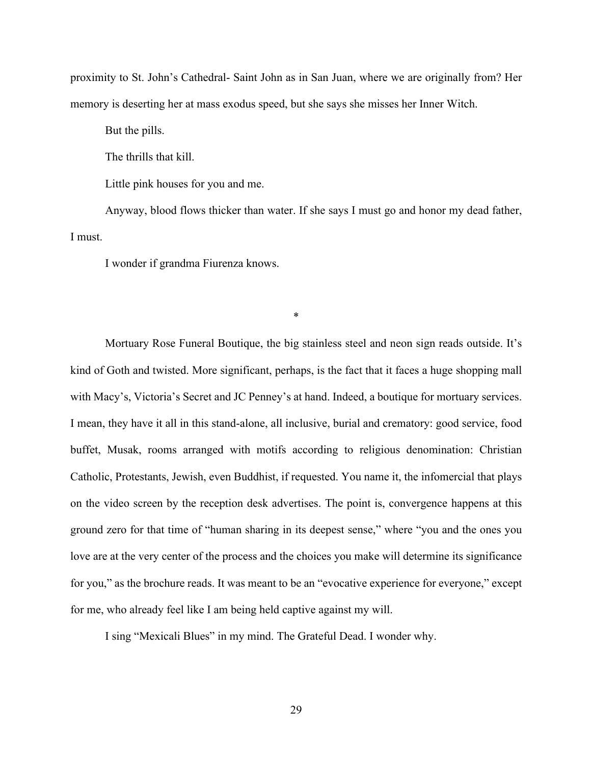proximity to St. John's Cathedral- Saint John as in San Juan, where we are originally from? Her memory is deserting her at mass exodus speed, but she says she misses her Inner Witch.

But the pills.

The thrills that kill.

Little pink houses for you and me.

Anyway, blood flows thicker than water. If she says I must go and honor my dead father, I must.

I wonder if grandma Fiurenza knows.

*

Mortuary Rose Funeral Boutique, the big stainless steel and neon sign reads outside. It's kind of Goth and twisted. More significant, perhaps, is the fact that it faces a huge shopping mall with Macy's, Victoria's Secret and JC Penney's at hand. Indeed, a boutique for mortuary services. I mean, they have it all in this stand-alone, all inclusive, burial and crematory: good service, food buffet, Musak, rooms arranged with motifs according to religious denomination: Christian Catholic, Protestants, Jewish, even Buddhist, if requested. You name it, the infomercial that plays on the video screen by the reception desk advertises. The point is, convergence happens at this ground zero for that time of "human sharing in its deepest sense," where "you and the ones you love are at the very center of the process and the choices you make will determine its significance for you," as the brochure reads. It was meant to be an "evocative experience for everyone," except for me, who already feel like I am being held captive against my will.

I sing "Mexicali Blues" in my mind. The Grateful Dead. I wonder why.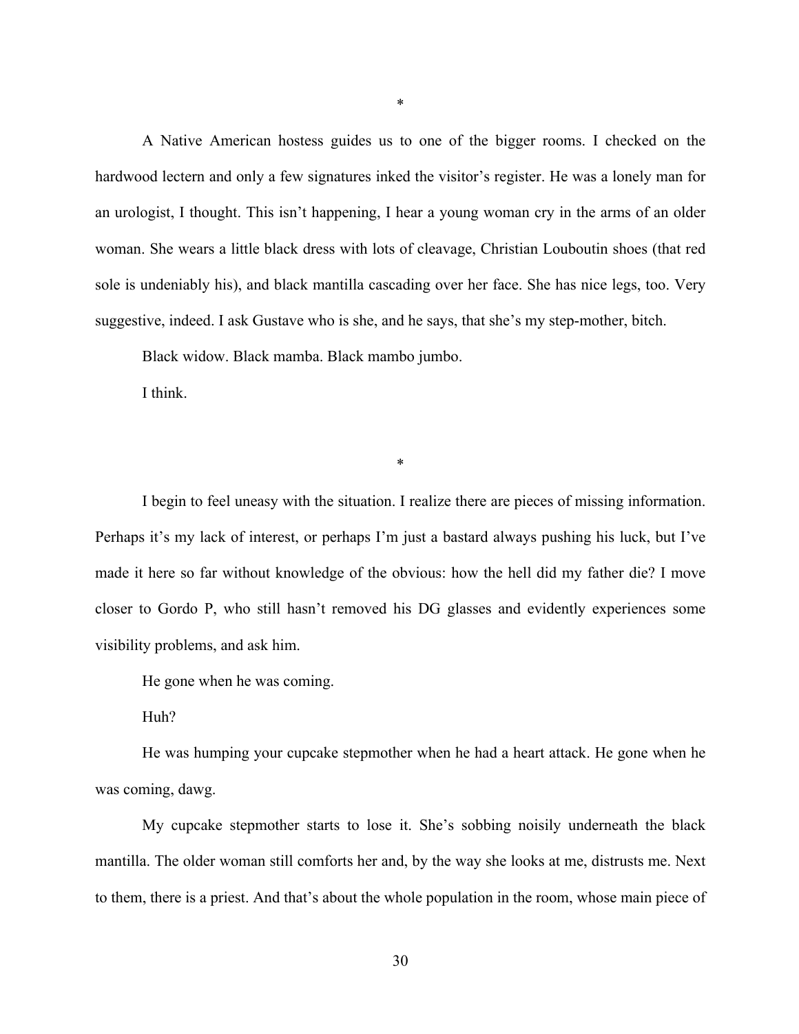*

A Native American hostess guides us to one of the bigger rooms. I checked on the hardwood lectern and only a few signatures inked the visitor's register. He was a lonely man for an urologist, I thought. This isn't happening, I hear a young woman cry in the arms of an older woman. She wears a little black dress with lots of cleavage, Christian Louboutin shoes (that red sole is undeniably his), and black mantilla cascading over her face. She has nice legs, too. Very suggestive, indeed. I ask Gustave who is she, and he says, that she's my step-mother, bitch.

Black widow. Black mamba. Black mambo jumbo.

I think.

*

I begin to feel uneasy with the situation. I realize there are pieces of missing information. Perhaps it's my lack of interest, or perhaps I'm just a bastard always pushing his luck, but I've made it here so far without knowledge of the obvious: how the hell did my father die? I move closer to Gordo P, who still hasn't removed his DG glasses and evidently experiences some visibility problems, and ask him.

He gone when he was coming.

Huh?

He was humping your cupcake stepmother when he had a heart attack. He gone when he was coming, dawg.

My cupcake stepmother starts to lose it. She's sobbing noisily underneath the black mantilla. The older woman still comforts her and, by the way she looks at me, distrusts me. Next to them, there is a priest. And that's about the whole population in the room, whose main piece of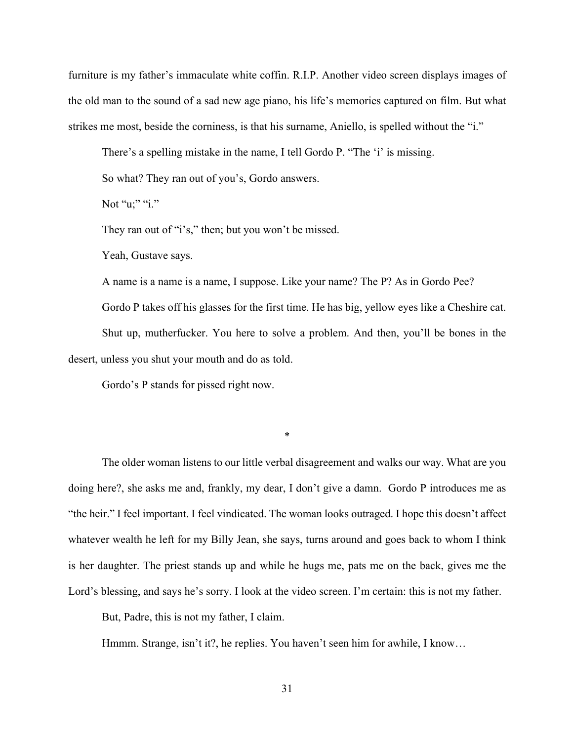furniture is my father's immaculate white coffin. R.I.P. Another video screen displays images of the old man to the sound of a sad new age piano, his life's memories captured on film. But what strikes me most, beside the corniness, is that his surname, Aniello, is spelled without the "i."

There's a spelling mistake in the name, I tell Gordo P. "The 'i' is missing.

So what? They ran out of you's, Gordo answers.

Not "u;" "i."

They ran out of "i's," then; but you won't be missed.

Yeah, Gustave says.

A name is a name is a name, I suppose. Like your name? The P? As in Gordo Pee?

Gordo P takes off his glasses for the first time. He has big, yellow eyes like a Cheshire cat.

Shut up, mutherfucker. You here to solve a problem. And then, you'll be bones in the desert, unless you shut your mouth and do as told.

Gordo's P stands for pissed right now.

*

The older woman listens to our little verbal disagreement and walks our way. What are you doing here?, she asks me and, frankly, my dear, I don't give a damn. Gordo P introduces me as "the heir." I feel important. I feel vindicated. The woman looks outraged. I hope this doesn't affect whatever wealth he left for my Billy Jean, she says, turns around and goes back to whom I think is her daughter. The priest stands up and while he hugs me, pats me on the back, gives me the Lord's blessing, and says he's sorry. I look at the video screen. I'm certain: this is not my father.

But, Padre, this is not my father, I claim.

Hmmm. Strange, isn't it?, he replies. You haven't seen him for awhile, I know…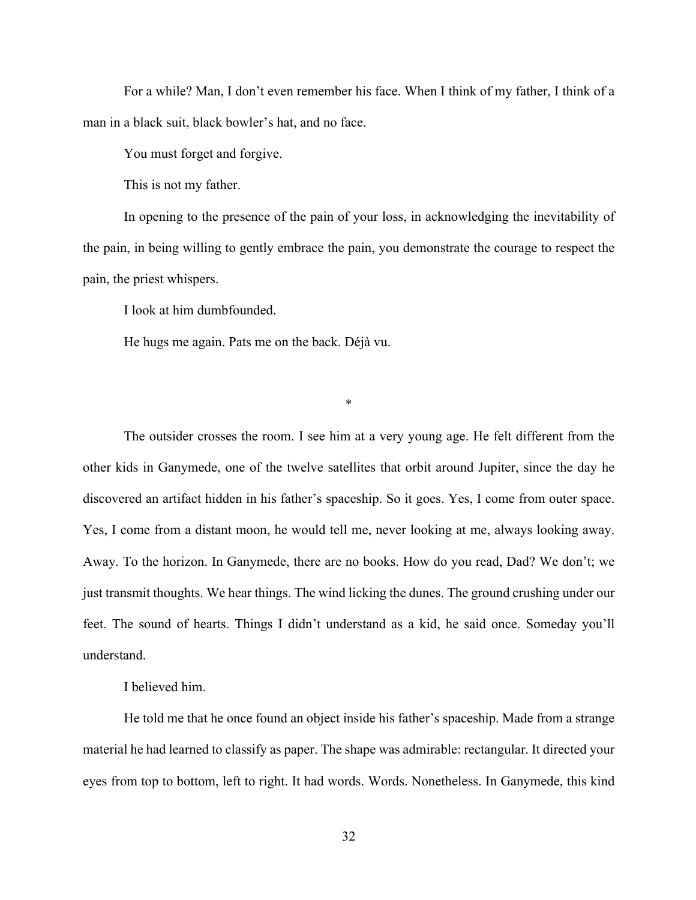For a while? Man, I don't even remember his face. When I think of my father, I think of a man in a black suit, black bowler's hat, and no face.

You must forget and forgive.

This is not my father.

In opening to the presence of the pain of your loss, in acknowledging the inevitability of the pain, in being willing to gently embrace the pain, you demonstrate the courage to respect the pain, the priest whispers.

I look at him dumbfounded.

He hugs me again. Pats me on the back. Déjà vu.

*

The outsider crosses the room. I see him at a very young age. He felt different from the other kids in Ganymede, one of the twelve satellites that orbit around Jupiter, since the day he discovered an artifact hidden in his father's spaceship. So it goes. Yes, I come from outer space. Yes, I come from a distant moon, he would tell me, never looking at me, always looking away. Away. To the horizon. In Ganymede, there are no books. How do you read, Dad? We don't; we just transmit thoughts. We hear things. The wind licking the dunes. The ground crushing under our feet. The sound of hearts. Things I didn't understand as a kid, he said once. Someday you'll understand.

I believed him.

He told me that he once found an object inside his father's spaceship. Made from a strange material he had learned to classify as paper. The shape was admirable: rectangular. It directed your eyes from top to bottom, left to right. It had words. Words. Nonetheless. In Ganymede, this kind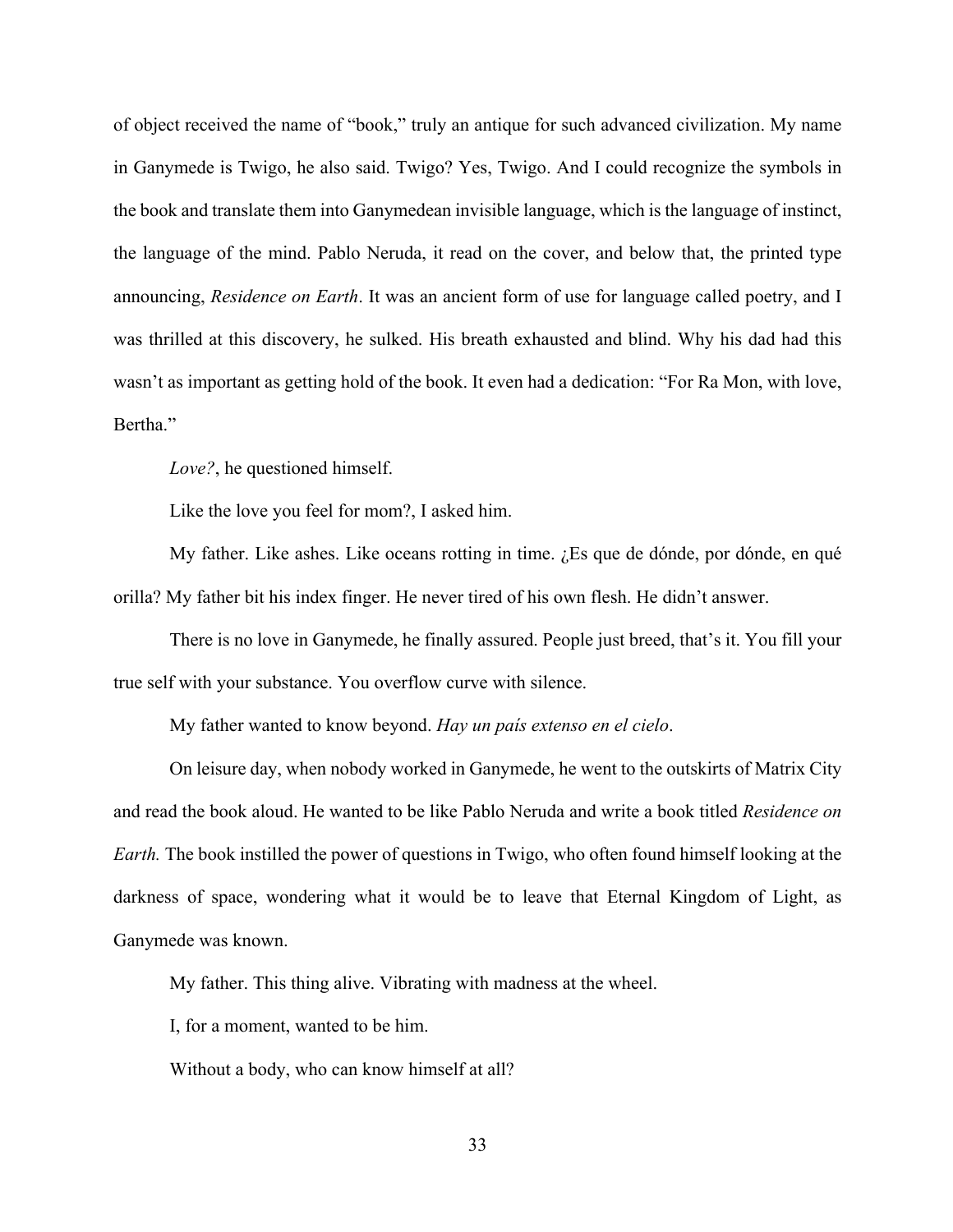of object received the name of "book," truly an antique for such advanced civilization. My name in Ganymede is Twigo, he also said. Twigo? Yes, Twigo. And I could recognize the symbols in the book and translate them into Ganymedean invisible language, which is the language of instinct, the language of the mind. Pablo Neruda, it read on the cover, and below that, the printed type announcing, *Residence on Earth*. It was an ancient form of use for language called poetry, and I was thrilled at this discovery, he sulked. His breath exhausted and blind. Why his dad had this wasn't as important as getting hold of the book. It even had a dedication: "For Ra Mon, with love, Bertha."

*Love?*, he questioned himself.

Like the love you feel for mom?, I asked him.

My father. Like ashes. Like oceans rotting in time. ¿Es que de dónde, por dónde, en qué orilla? My father bit his index finger. He never tired of his own flesh. He didn't answer.

There is no love in Ganymede, he finally assured. People just breed, that's it. You fill your true self with your substance. You overflow curve with silence.

My father wanted to know beyond. *Hay un país extenso en el cielo*.

On leisure day, when nobody worked in Ganymede, he went to the outskirts of Matrix City and read the book aloud. He wanted to be like Pablo Neruda and write a book titled *Residence on Earth.* The book instilled the power of questions in Twigo, who often found himself looking at the darkness of space, wondering what it would be to leave that Eternal Kingdom of Light, as Ganymede was known.

My father. This thing alive. Vibrating with madness at the wheel.

I, for a moment, wanted to be him.

Without a body, who can know himself at all?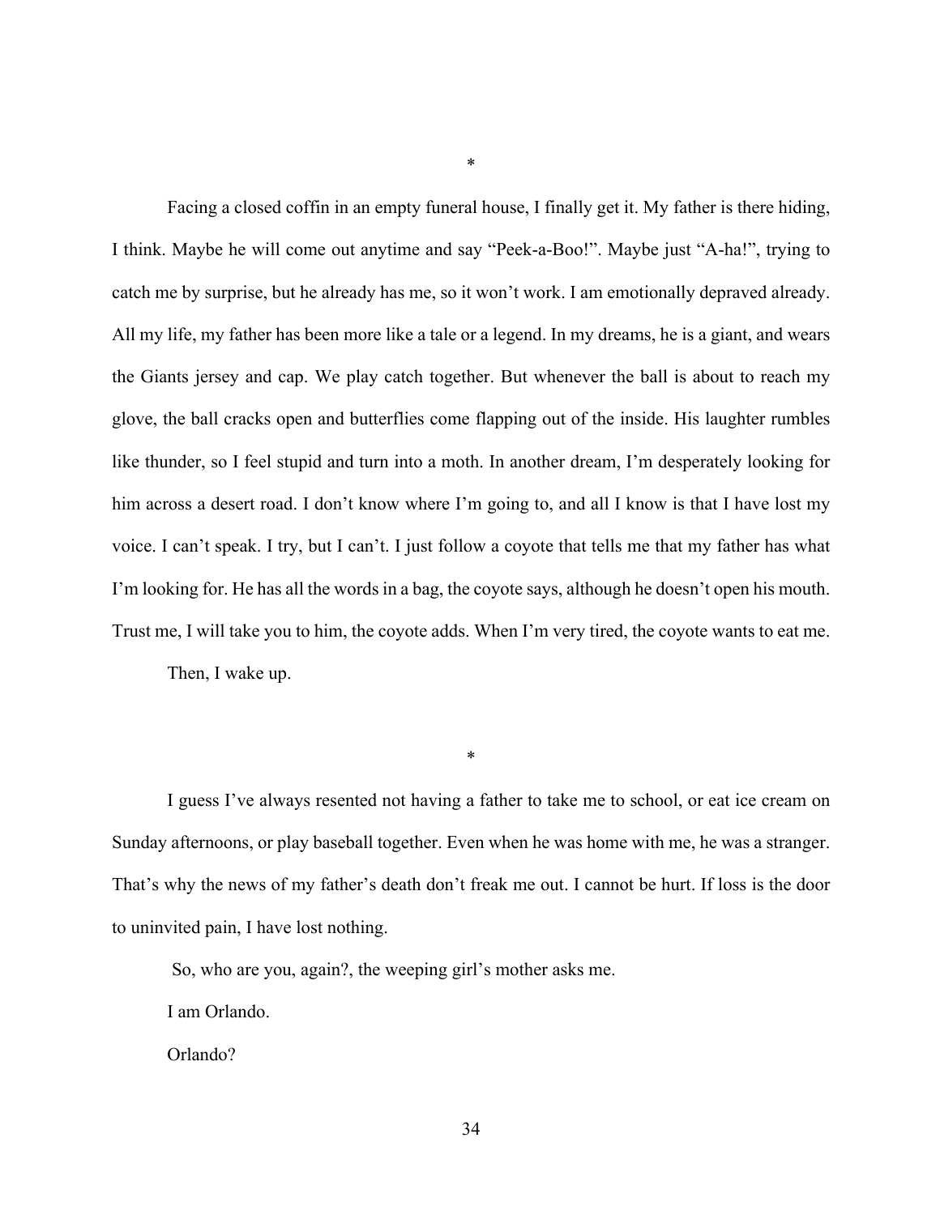*

Facing a closed coffin in an empty funeral house, I finally get it. My father is there hiding, I think. Maybe he will come out anytime and say "Peek-a-Boo!". Maybe just "A-ha!", trying to catch me by surprise, but he already has me, so it won't work. I am emotionally depraved already. All my life, my father has been more like a tale or a legend. In my dreams, he is a giant, and wears the Giants jersey and cap. We play catch together. But whenever the ball is about to reach my glove, the ball cracks open and butterflies come flapping out of the inside. His laughter rumbles like thunder, so I feel stupid and turn into a moth. In another dream, I'm desperately looking for him across a desert road. I don't know where I'm going to, and all I know is that I have lost my voice. I can't speak. I try, but I can't. I just follow a coyote that tells me that my father has what I'm looking for. He has all the words in a bag, the coyote says, although he doesn't open his mouth. Trust me, I will take you to him, the coyote adds. When I'm very tired, the coyote wants to eat me.

Then, I wake up.

*

I guess I've always resented not having a father to take me to school, or eat ice cream on Sunday afternoons, or play baseball together. Even when he was home with me, he was a stranger. That's why the news of my father's death don't freak me out. I cannot be hurt. If loss is the door to uninvited pain, I have lost nothing.

So, who are you, again?, the weeping girl's mother asks me.

I am Orlando.

Orlando?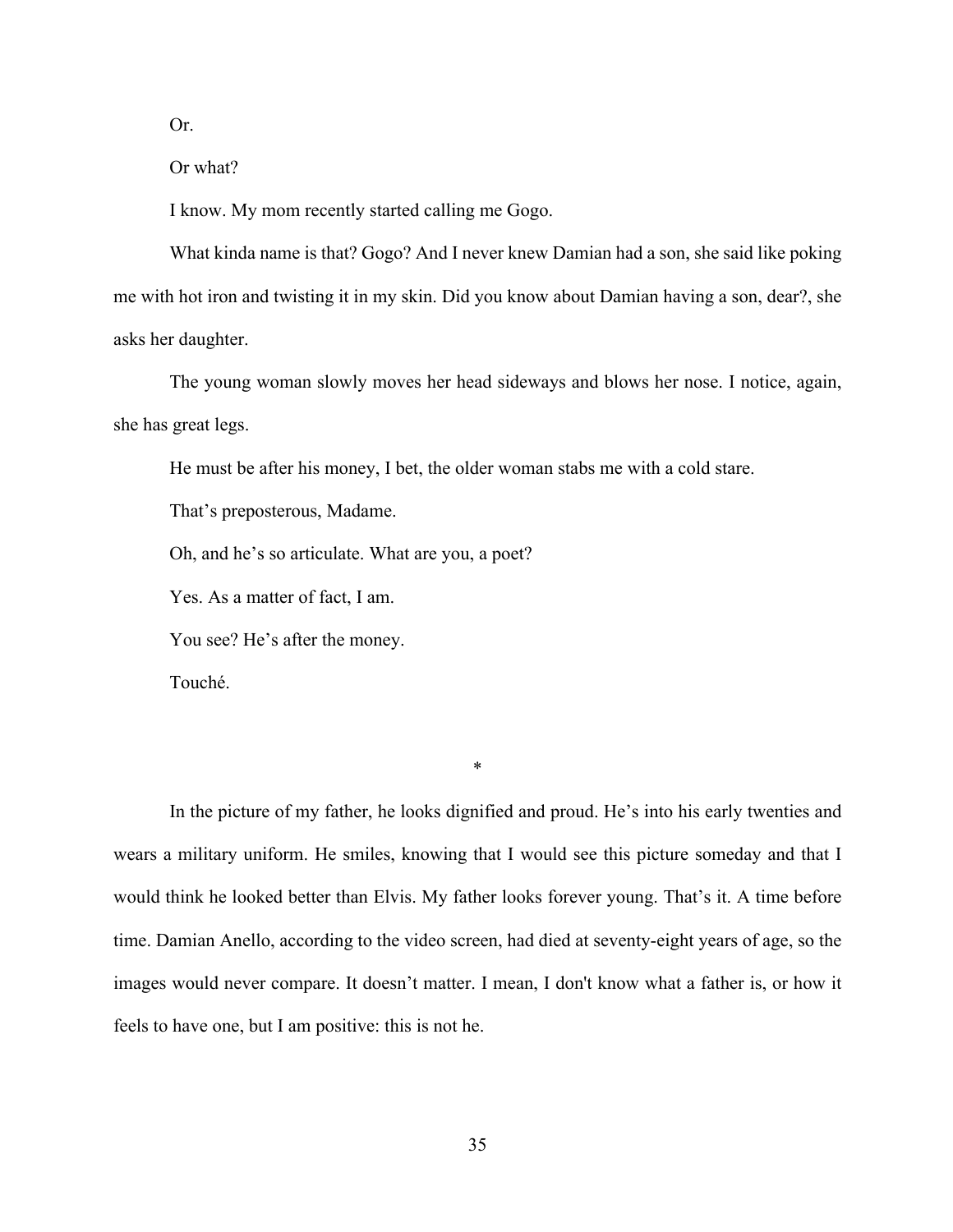Or.

Or what?

I know. My mom recently started calling me Gogo.

What kinda name is that? Gogo? And I never knew Damian had a son, she said like poking me with hot iron and twisting it in my skin. Did you know about Damian having a son, dear?, she asks her daughter.

The young woman slowly moves her head sideways and blows her nose. I notice, again, she has great legs.

He must be after his money, I bet, the older woman stabs me with a cold stare.

That's preposterous, Madame.

Oh, and he's so articulate. What are you, a poet?

Yes. As a matter of fact, I am.

You see? He's after the money.

Touché.

*

In the picture of my father, he looks dignified and proud. He's into his early twenties and wears a military uniform. He smiles, knowing that I would see this picture someday and that I would think he looked better than Elvis. My father looks forever young. That's it. A time before time. Damian Anello, according to the video screen, had died at seventy-eight years of age, so the images would never compare. It doesn't matter. I mean, I don't know what a father is, or how it feels to have one, but I am positive: this is not he.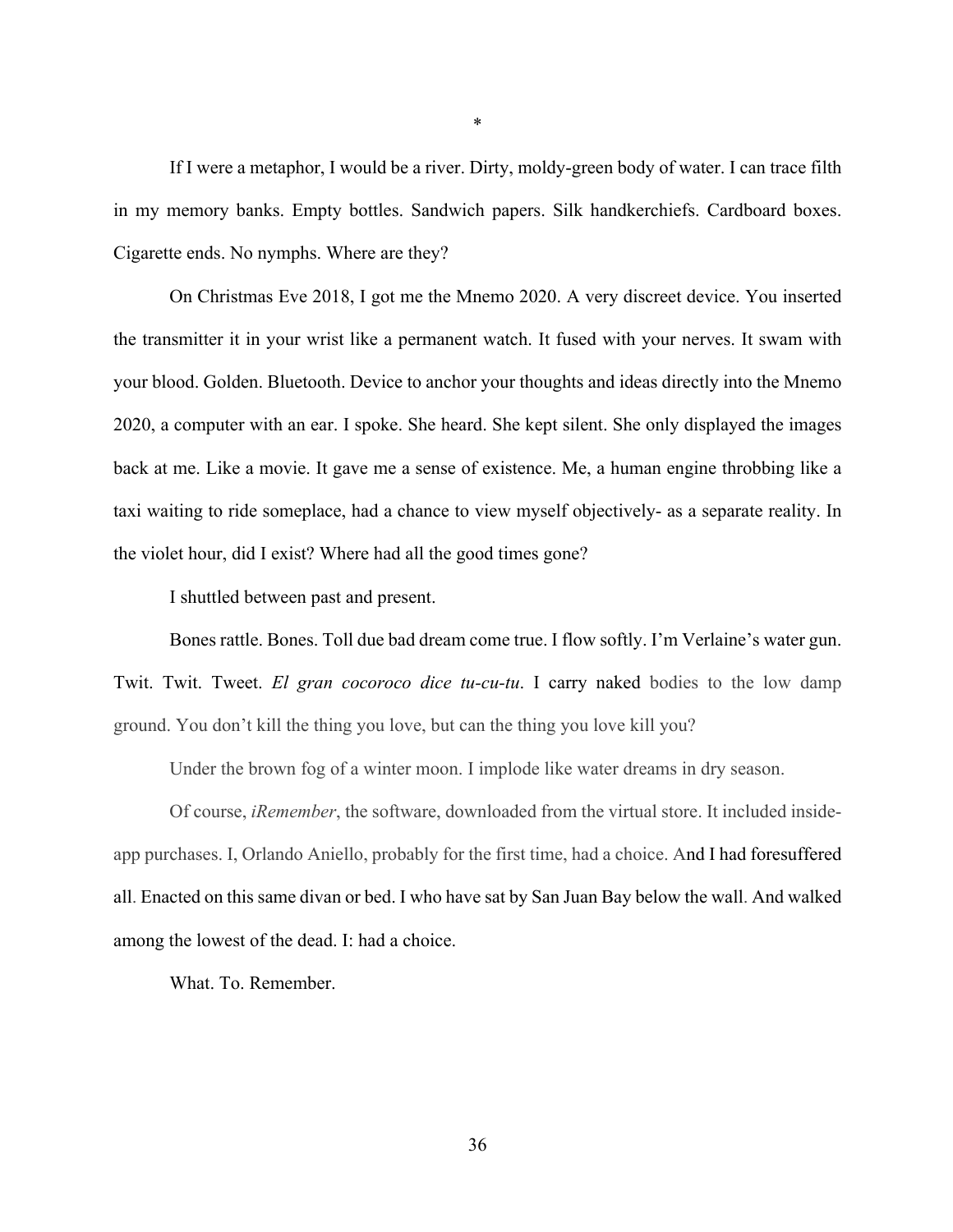*

If I were a metaphor, I would be a river. Dirty, moldy-green body of water. I can trace filth in my memory banks. Empty bottles. Sandwich papers. Silk handkerchiefs. Cardboard boxes. Cigarette ends. No nymphs. Where are they?

On Christmas Eve 2018, I got me the Mnemo 2020. A very discreet device. You inserted the transmitter it in your wrist like a permanent watch. It fused with your nerves. It swam with your blood. Golden. Bluetooth. Device to anchor your thoughts and ideas directly into the Mnemo 2020, a computer with an ear. I spoke. She heard. She kept silent. She only displayed the images back at me. Like a movie. It gave me a sense of existence. Me, a human engine throbbing like a taxi waiting to ride someplace, had a chance to view myself objectively- as a separate reality. In the violet hour, did I exist? Where had all the good times gone?

I shuttled between past and present.

Bones rattle. Bones. Toll due bad dream come true. I flow softly. I'm Verlaine's water gun. Twit. Twit. Tweet. *El gran cocoroco dice tu-cu-tu*. I carry naked bodies to the low damp ground. You don't kill the thing you love, but can the thing you love kill you?

Under the brown fog of a winter moon. I implode like water dreams in dry season.

Of course, *iRemember*, the software, downloaded from the virtual store. It included inside-app purchases. I, Orlando Aniello, probably for the first time, had a choice. And I had foresuffered all. Enacted on this same divan or bed. I who have sat by San Juan Bay below the wall. And walked among the lowest of the dead. I: had a choice.

What. To. Remember.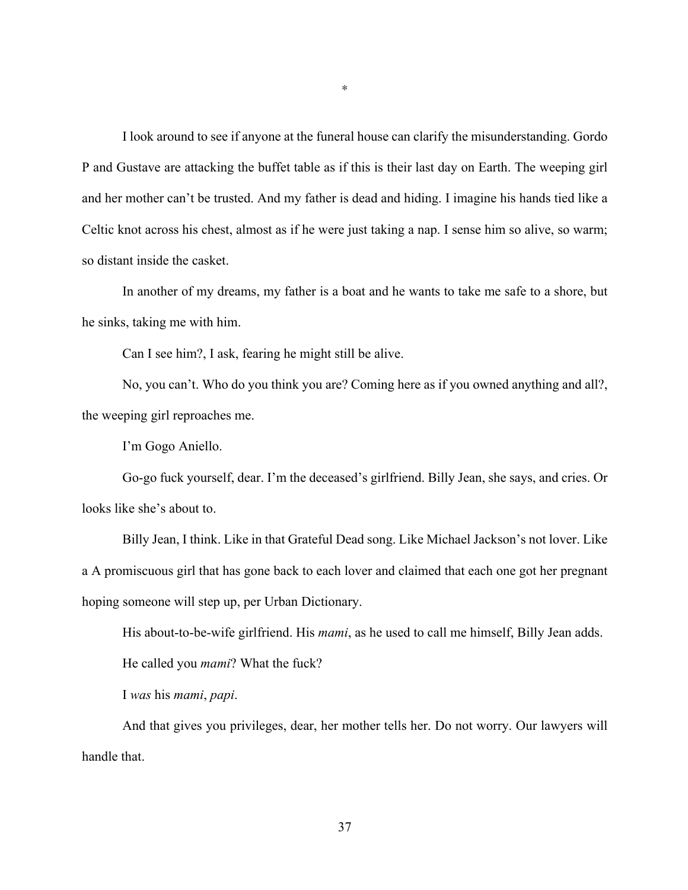*

I look around to see if anyone at the funeral house can clarify the misunderstanding. Gordo P and Gustave are attacking the buffet table as if this is their last day on Earth. The weeping girl and her mother can't be trusted. And my father is dead and hiding. I imagine his hands tied like a Celtic knot across his chest, almost as if he were just taking a nap. I sense him so alive, so warm; so distant inside the casket.

In another of my dreams, my father is a boat and he wants to take me safe to a shore, but he sinks, taking me with him.

Can I see him?, I ask, fearing he might still be alive.

No, you can't. Who do you think you are? Coming here as if you owned anything and all?, the weeping girl reproaches me.

I'm Gogo Aniello.

Go-go fuck yourself, dear. I'm the deceased's girlfriend. Billy Jean, she says, and cries. Or looks like she's about to.

Billy Jean, I think. Like in that Grateful Dead song. Like Michael Jackson's not lover. Like a A promiscuous girl that has gone back to each lover and claimed that each one got her pregnant hoping someone will step up, per Urban Dictionary.

His about-to-be-wife girlfriend. His *mami*, as he used to call me himself, Billy Jean adds.

He called you *mami*? What the fuck?

I *was* his *mami*, *papi*.

And that gives you privileges, dear, her mother tells her. Do not worry. Our lawyers will handle that.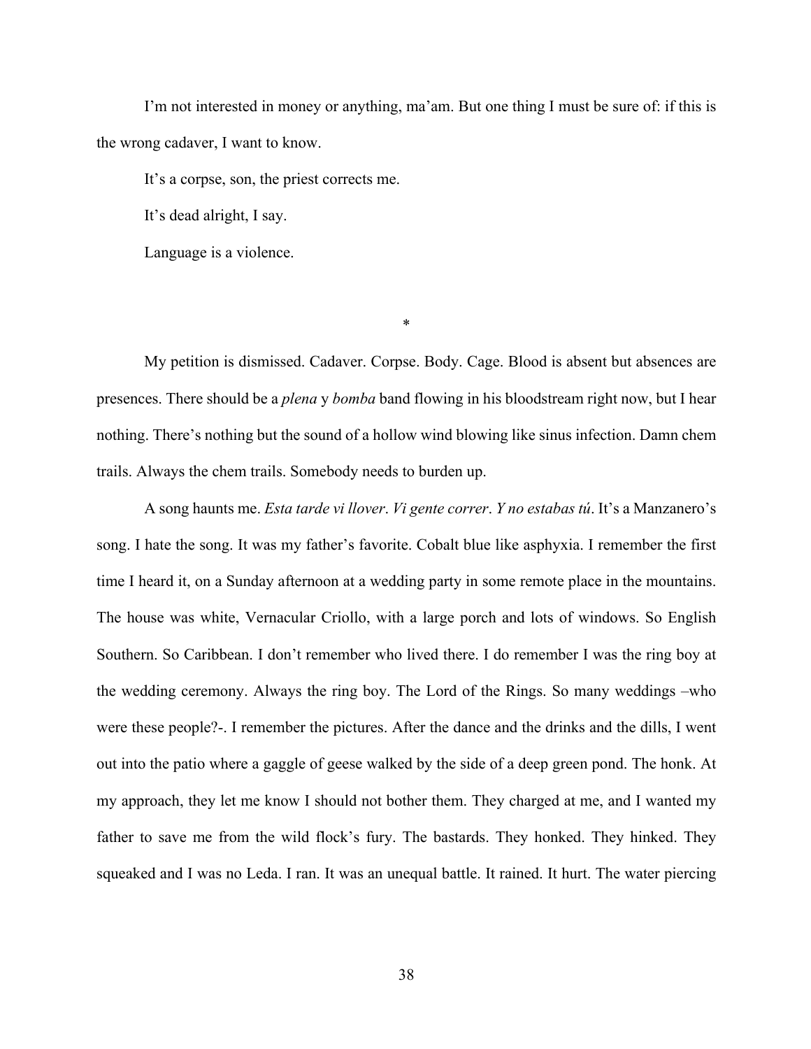I'm not interested in money or anything, ma'am. But one thing I must be sure of: if this is the wrong cadaver, I want to know.

It's a corpse, son, the priest corrects me.

It's dead alright, I say.

Language is a violence.

*

My petition is dismissed. Cadaver. Corpse. Body. Cage. Blood is absent but absences are presences. There should be a *plena* y *bomba* band flowing in his bloodstream right now, but I hear nothing. There's nothing but the sound of a hollow wind blowing like sinus infection. Damn chem trails. Always the chem trails. Somebody needs to burden up.

A song haunts me. *Esta tarde vi llover*. *Vi gente correr*. *Y no estabas tú*. It's a Manzanero's song. I hate the song. It was my father's favorite. Cobalt blue like asphyxia. I remember the first time I heard it, on a Sunday afternoon at a wedding party in some remote place in the mountains. The house was white, Vernacular Criollo, with a large porch and lots of windows. So English Southern. So Caribbean. I don't remember who lived there. I do remember I was the ring boy at the wedding ceremony. Always the ring boy. The Lord of the Rings. So many weddings –who were these people?-. I remember the pictures. After the dance and the drinks and the dills, I went out into the patio where a gaggle of geese walked by the side of a deep green pond. The honk. At my approach, they let me know I should not bother them. They charged at me, and I wanted my father to save me from the wild flock's fury. The bastards. They honked. They hinked. They squeaked and I was no Leda. I ran. It was an unequal battle. It rained. It hurt. The water piercing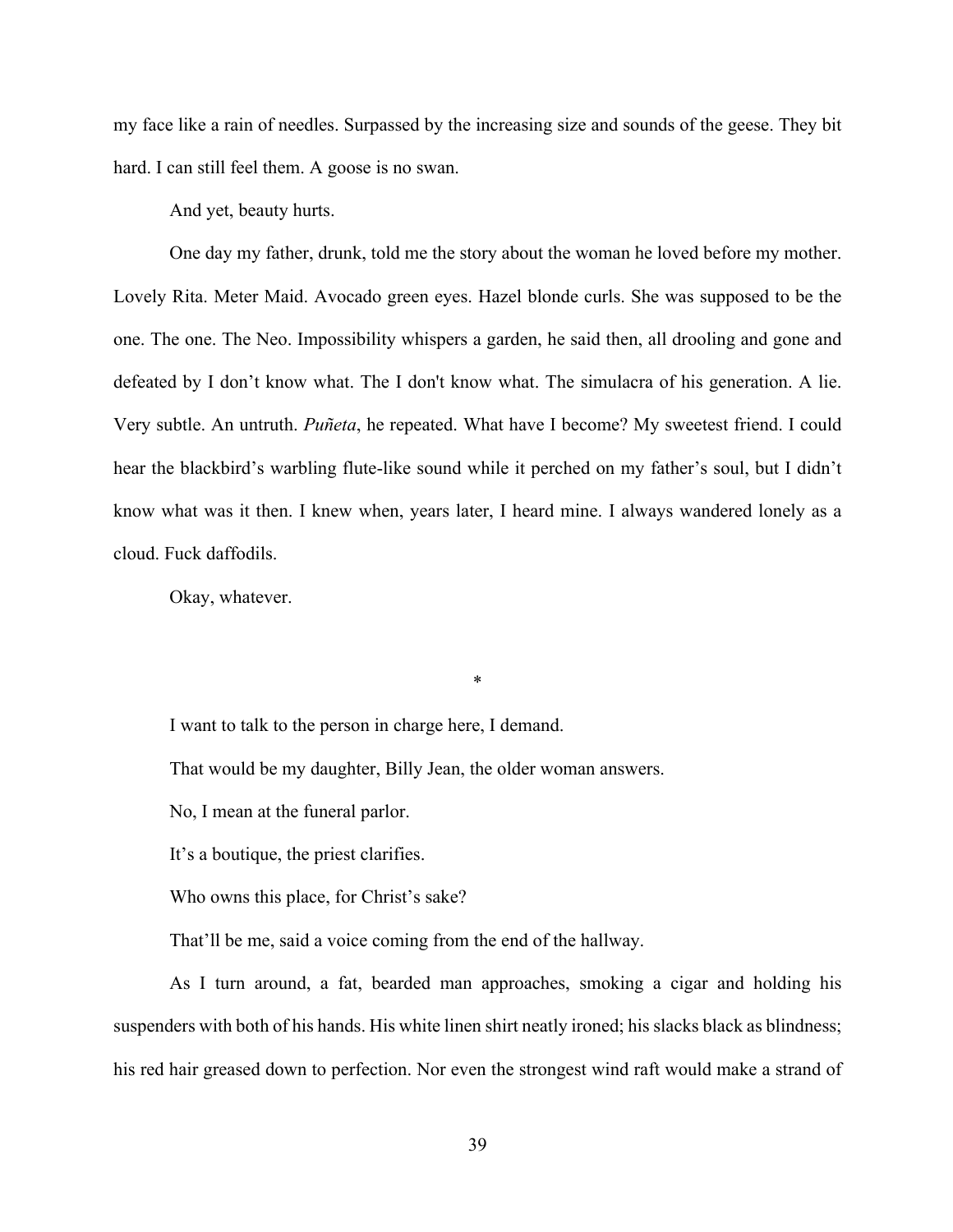my face like a rain of needles. Surpassed by the increasing size and sounds of the geese. They bit hard. I can still feel them. A goose is no swan.

And yet, beauty hurts.

One day my father, drunk, told me the story about the woman he loved before my mother. Lovely Rita. Meter Maid. Avocado green eyes. Hazel blonde curls. She was supposed to be the one. The one. The Neo. Impossibility whispers a garden, he said then, all drooling and gone and defeated by I don't know what. The I don't know what. The simulacra of his generation. A lie. Very subtle. An untruth. *Puñeta*, he repeated. What have I become? My sweetest friend. I could hear the blackbird's warbling flute-like sound while it perched on my father's soul, but I didn't know what was it then. I knew when, years later, I heard mine. I always wandered lonely as a cloud. Fuck daffodils.

Okay, whatever.

*

I want to talk to the person in charge here, I demand.

That would be my daughter, Billy Jean, the older woman answers.

No, I mean at the funeral parlor.

It's a boutique, the priest clarifies.

Who owns this place, for Christ's sake?

That'll be me, said a voice coming from the end of the hallway.

As I turn around, a fat, bearded man approaches, smoking a cigar and holding his suspenders with both of his hands. His white linen shirt neatly ironed; his slacks black as blindness; his red hair greased down to perfection. Nor even the strongest wind raft would make a strand of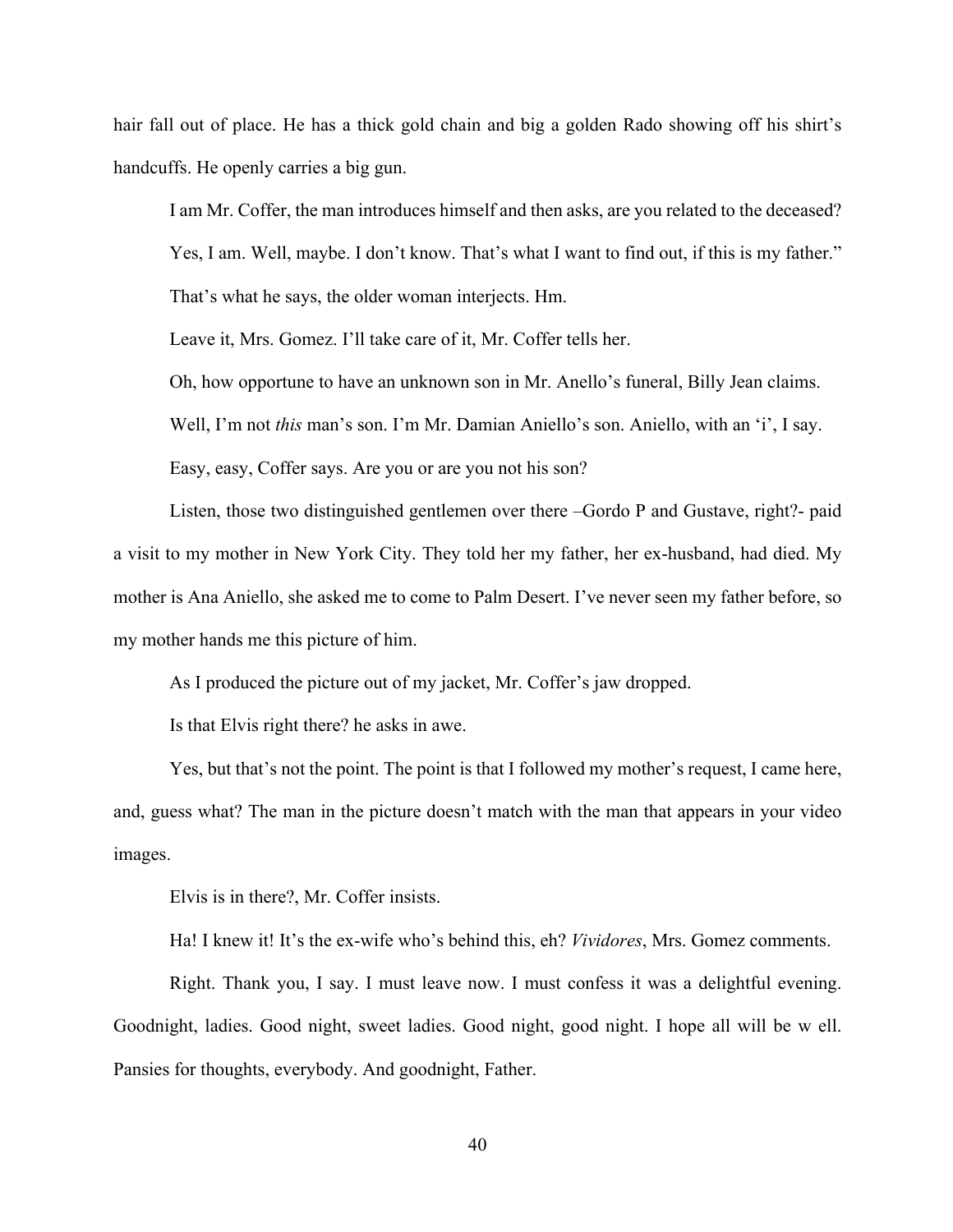hair fall out of place. He has a thick gold chain and big a golden Rado showing off his shirt's handcuffs. He openly carries a big gun.

I am Mr. Coffer, the man introduces himself and then asks, are you related to the deceased?

Yes, I am. Well, maybe. I don't know. That's what I want to find out, if this is my father."

That's what he says, the older woman interjects. Hm.

Leave it, Mrs. Gomez. I'll take care of it, Mr. Coffer tells her.

Oh, how opportune to have an unknown son in Mr. Anello's funeral, Billy Jean claims.

Well, I'm not *this* man's son. I'm Mr. Damian Aniello's son. Aniello, with an 'i', I say.

Easy, easy, Coffer says. Are you or are you not his son?

Listen, those two distinguished gentlemen over there –Gordo P and Gustave, right?- paid a visit to my mother in New York City. They told her my father, her ex-husband, had died. My mother is Ana Aniello, she asked me to come to Palm Desert. I've never seen my father before, so my mother hands me this picture of him.

As I produced the picture out of my jacket, Mr. Coffer's jaw dropped.

Is that Elvis right there? he asks in awe.

Yes, but that's not the point. The point is that I followed my mother's request, I came here, and, guess what? The man in the picture doesn't match with the man that appears in your video images.

Elvis is in there?, Mr. Coffer insists.

Ha! I knew it! It's the ex-wife who's behind this, eh? *Vividores*, Mrs. Gomez comments.

Right. Thank you, I say. I must leave now. I must confess it was a delightful evening. Goodnight, ladies. Good night, sweet ladies. Good night, good night. I hope all will be w ell. Pansies for thoughts, everybody. And goodnight, Father.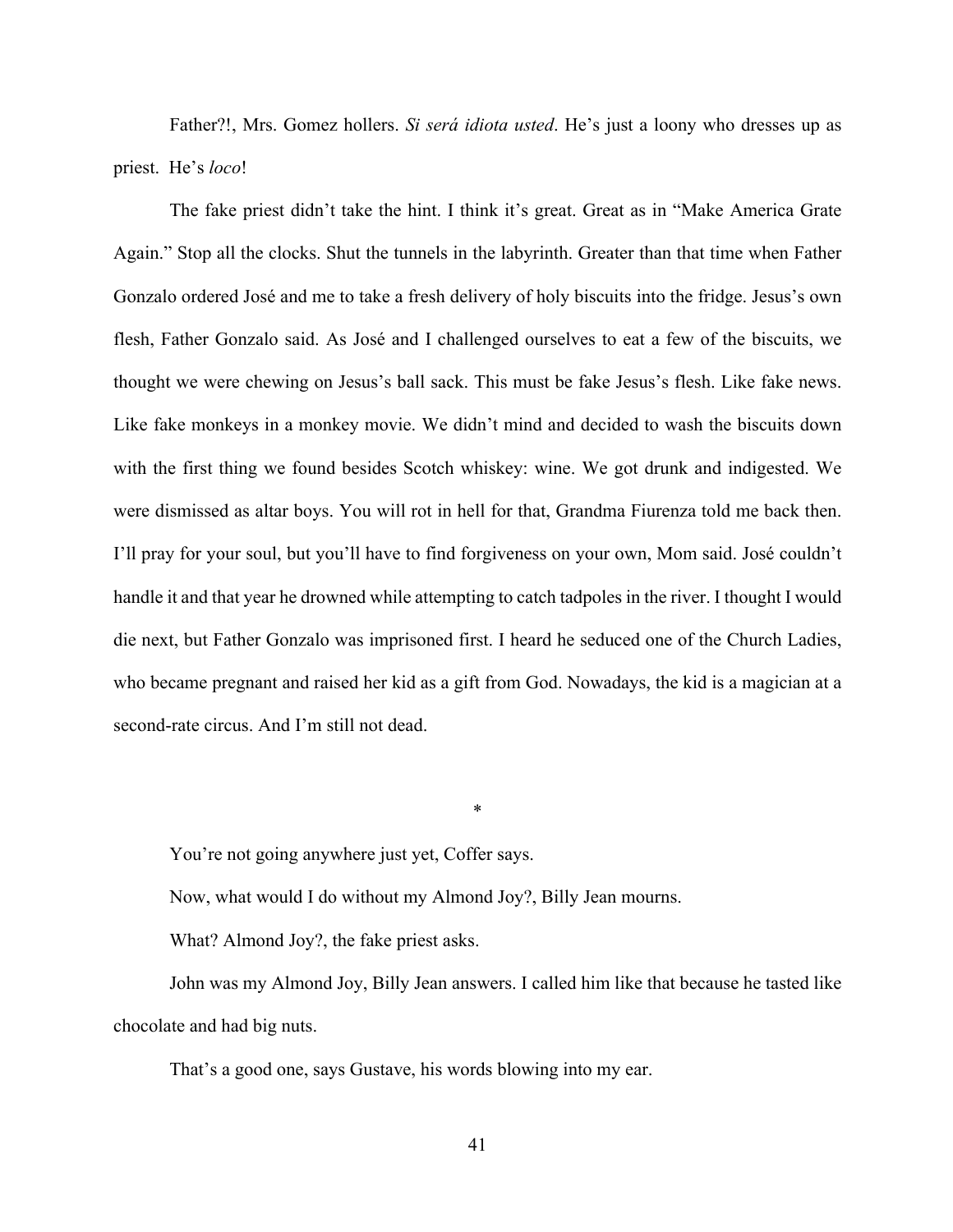Father?!, Mrs. Gomez hollers. *Si será idiota usted*. He's just a loony who dresses up as priest. He's *loco*!

The fake priest didn't take the hint. I think it's great. Great as in "Make America Grate Again." Stop all the clocks. Shut the tunnels in the labyrinth. Greater than that time when Father Gonzalo ordered José and me to take a fresh delivery of holy biscuits into the fridge. Jesus's own flesh, Father Gonzalo said. As José and I challenged ourselves to eat a few of the biscuits, we thought we were chewing on Jesus's ball sack. This must be fake Jesus's flesh. Like fake news. Like fake monkeys in a monkey movie. We didn't mind and decided to wash the biscuits down with the first thing we found besides Scotch whiskey: wine. We got drunk and indigested. We were dismissed as altar boys. You will rot in hell for that, Grandma Fiurenza told me back then. I'll pray for your soul, but you'll have to find forgiveness on your own, Mom said. José couldn't handle it and that year he drowned while attempting to catch tadpoles in the river. I thought I would die next, but Father Gonzalo was imprisoned first. I heard he seduced one of the Church Ladies, who became pregnant and raised her kid as a gift from God. Nowadays, the kid is a magician at a second-rate circus. And I'm still not dead.

*

You're not going anywhere just yet, Coffer says.

Now, what would I do without my Almond Joy?, Billy Jean mourns.

What? Almond Joy?, the fake priest asks.

John was my Almond Joy, Billy Jean answers. I called him like that because he tasted like chocolate and had big nuts.

That's a good one, says Gustave, his words blowing into my ear.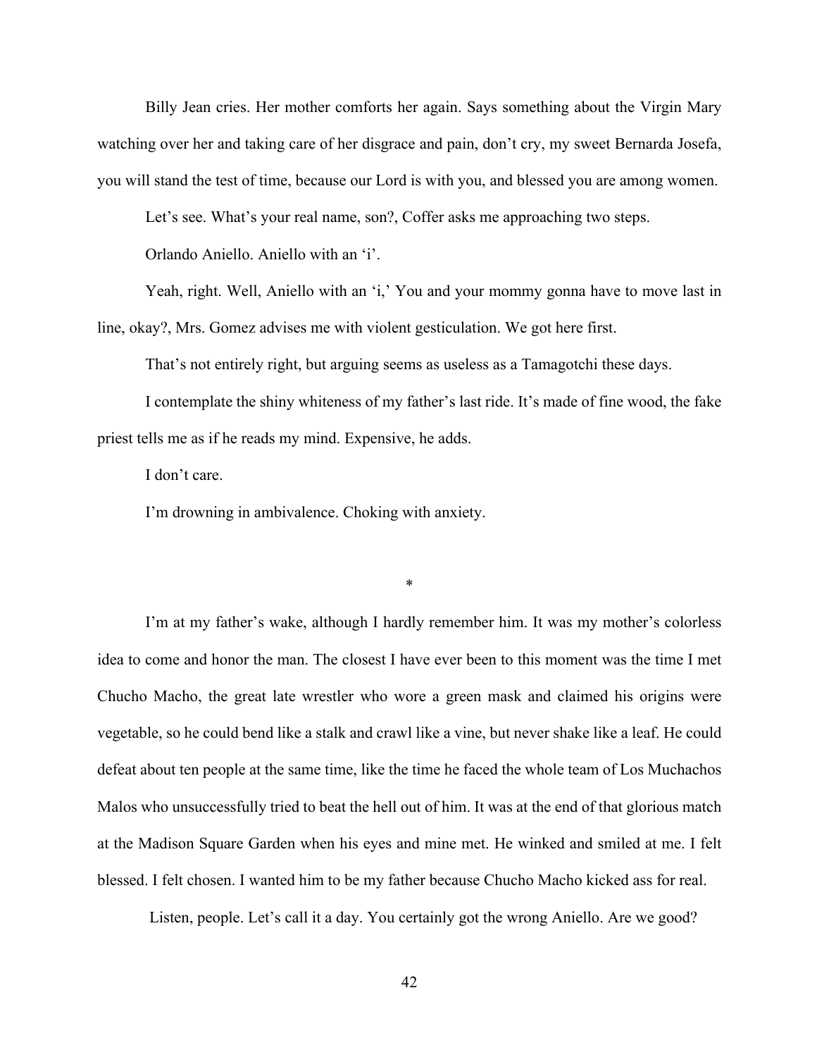Billy Jean cries. Her mother comforts her again. Says something about the Virgin Mary watching over her and taking care of her disgrace and pain, don't cry, my sweet Bernarda Josefa, you will stand the test of time, because our Lord is with you, and blessed you are among women.

Let's see. What's your real name, son?, Coffer asks me approaching two steps.

Orlando Aniello. Aniello with an 'i'.

Yeah, right. Well, Aniello with an 'i,' You and your mommy gonna have to move last in line, okay?, Mrs. Gomez advises me with violent gesticulation. We got here first.

That's not entirely right, but arguing seems as useless as a Tamagotchi these days.

I contemplate the shiny whiteness of my father's last ride. It's made of fine wood, the fake priest tells me as if he reads my mind. Expensive, he adds.

I don't care.

I'm drowning in ambivalence. Choking with anxiety.

*

I'm at my father's wake, although I hardly remember him. It was my mother's colorless idea to come and honor the man. The closest I have ever been to this moment was the time I met Chucho Macho, the great late wrestler who wore a green mask and claimed his origins were vegetable, so he could bend like a stalk and crawl like a vine, but never shake like a leaf. He could defeat about ten people at the same time, like the time he faced the whole team of Los Muchachos Malos who unsuccessfully tried to beat the hell out of him. It was at the end of that glorious match at the Madison Square Garden when his eyes and mine met. He winked and smiled at me. I felt blessed. I felt chosen. I wanted him to be my father because Chucho Macho kicked ass for real.

Listen, people. Let's call it a day. You certainly got the wrong Aniello. Are we good?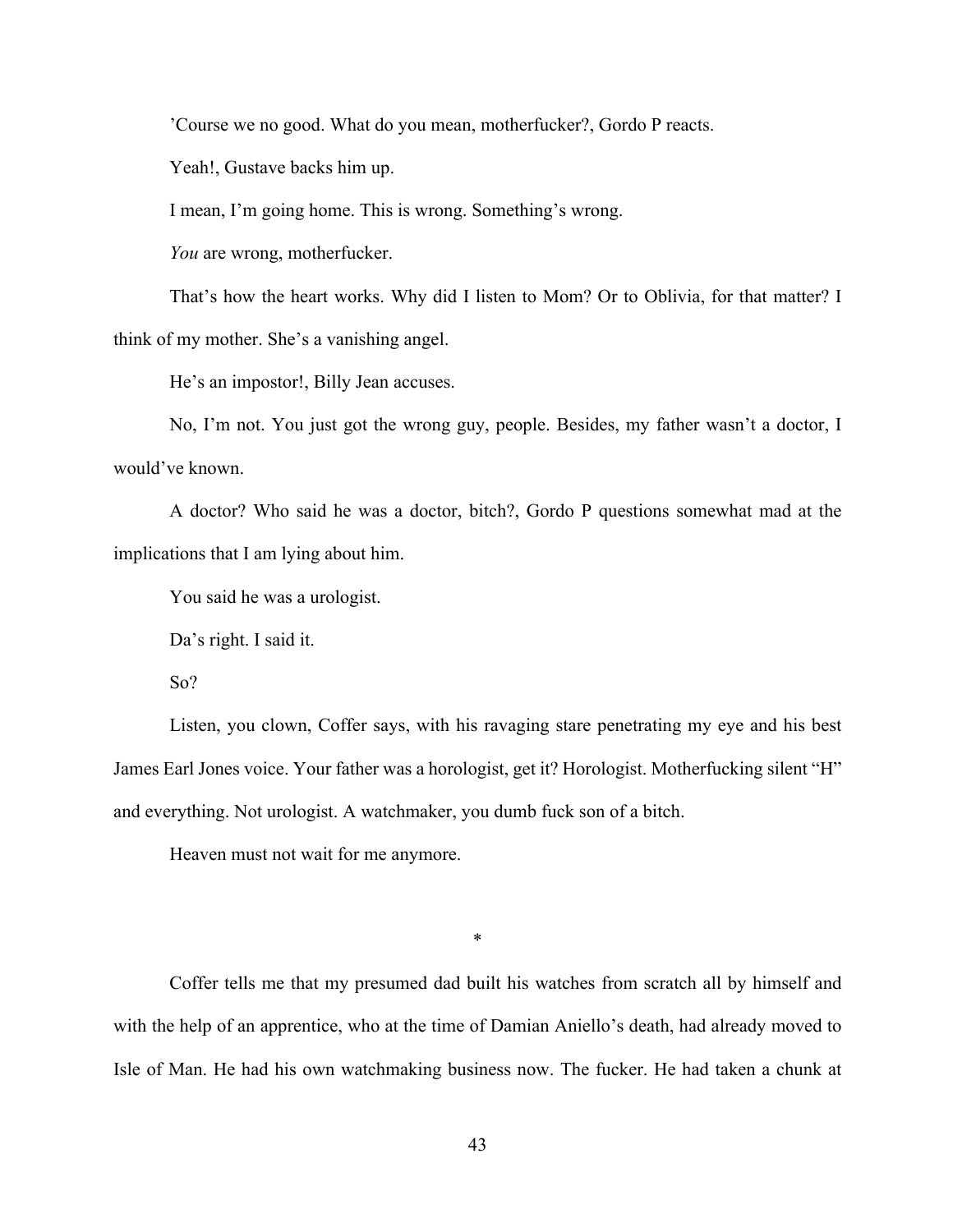’Course we no good. What do you mean, motherfucker?, Gordo P reacts.

Yeah!, Gustave backs him up.

I mean, I’m going home. This is wrong. Something’s wrong.

*You* are wrong, motherfucker.

That’s how the heart works. Why did I listen to Mom? Or to Oblivia, for that matter? I think of my mother. She’s a vanishing angel.

He’s an impostor!, Billy Jean accuses.

No, I’m not. You just got the wrong guy, people. Besides, my father wasn’t a doctor, I would’ve known.

A doctor? Who said he was a doctor, bitch?, Gordo P questions somewhat mad at the implications that I am lying about him.

You said he was a urologist.

Da’s right. I said it.

So?

Listen, you clown, Coffer says, with his ravaging stare penetrating my eye and his best James Earl Jones voice. Your father was a horologist, get it? Horologist. Motherfucking silent “H” and everything. Not urologist. A watchmaker, you dumb fuck son of a bitch.

Heaven must not wait for me anymore.

*

Coffer tells me that my presumed dad built his watches from scratch all by himself and with the help of an apprentice, who at the time of Damian Aniello’s death, had already moved to Isle of Man. He had his own watchmaking business now. The fucker. He had taken a chunk at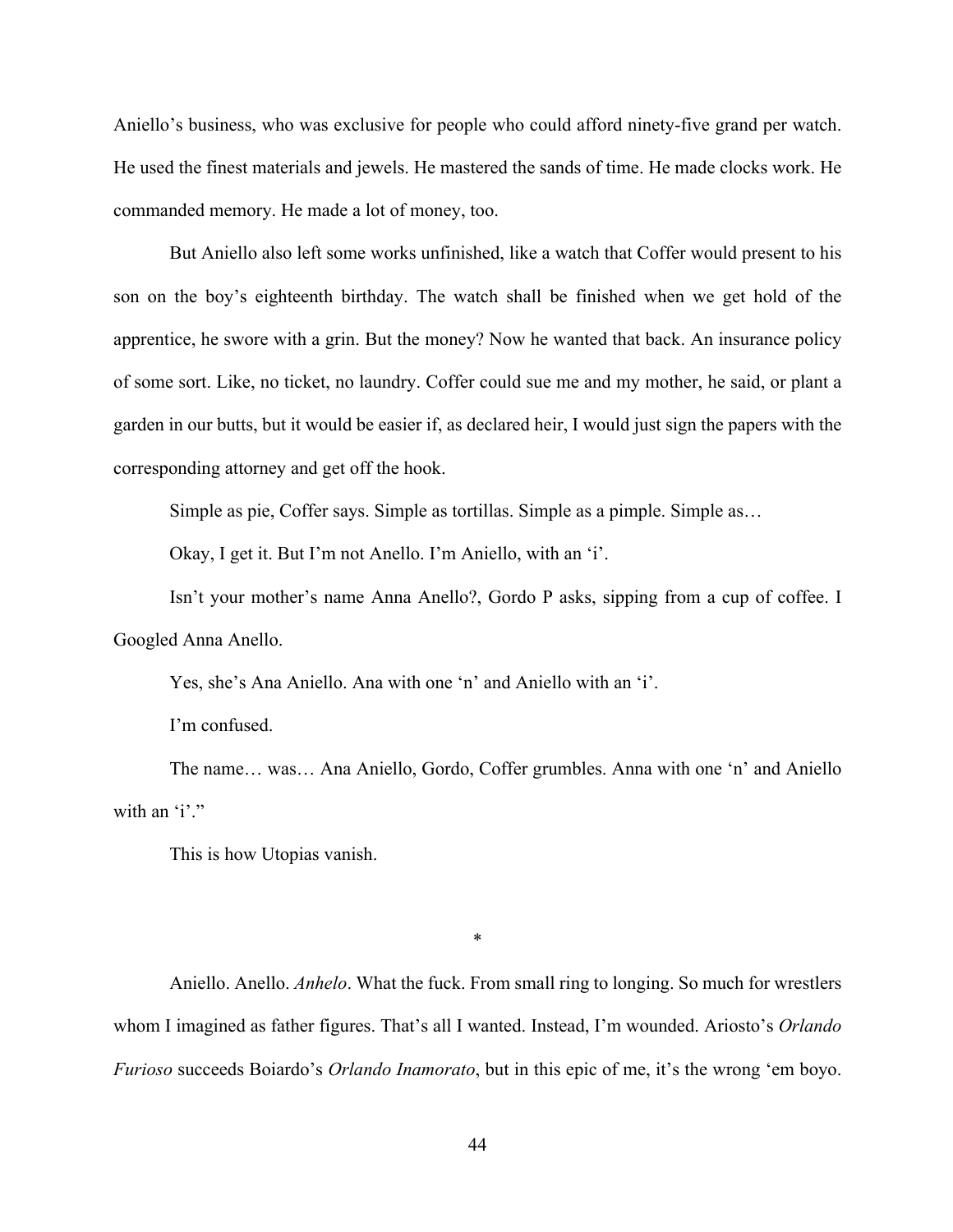Aniello's business, who was exclusive for people who could afford ninety-five grand per watch. He used the finest materials and jewels. He mastered the sands of time. He made clocks work. He commanded memory. He made a lot of money, too.

But Aniello also left some works unfinished, like a watch that Coffer would present to his son on the boy's eighteenth birthday. The watch shall be finished when we get hold of the apprentice, he swore with a grin. But the money? Now he wanted that back. An insurance policy of some sort. Like, no ticket, no laundry. Coffer could sue me and my mother, he said, or plant a garden in our butts, but it would be easier if, as declared heir, I would just sign the papers with the corresponding attorney and get off the hook.

Simple as pie, Coffer says. Simple as tortillas. Simple as a pimple. Simple as…

Okay, I get it. But I'm not Anello. I'm Aniello, with an 'i'.

Isn't your mother's name Anna Anello?, Gordo P asks, sipping from a cup of coffee. I Googled Anna Anello.

Yes, she's Ana Aniello. Ana with one 'n' and Aniello with an 'i'.

I'm confused.

The name… was… Ana Aniello, Gordo, Coffer grumbles. Anna with one 'n' and Aniello with an 'i'."

This is how Utopias vanish.

*

Aniello. Anello. *Anhelo*. What the fuck. From small ring to longing. So much for wrestlers whom I imagined as father figures. That's all I wanted. Instead, I'm wounded. Ariosto's *Orlando Furioso* succeeds Boiardo's *Orlando Inamorato*, but in this epic of me, it's the wrong 'em boyo.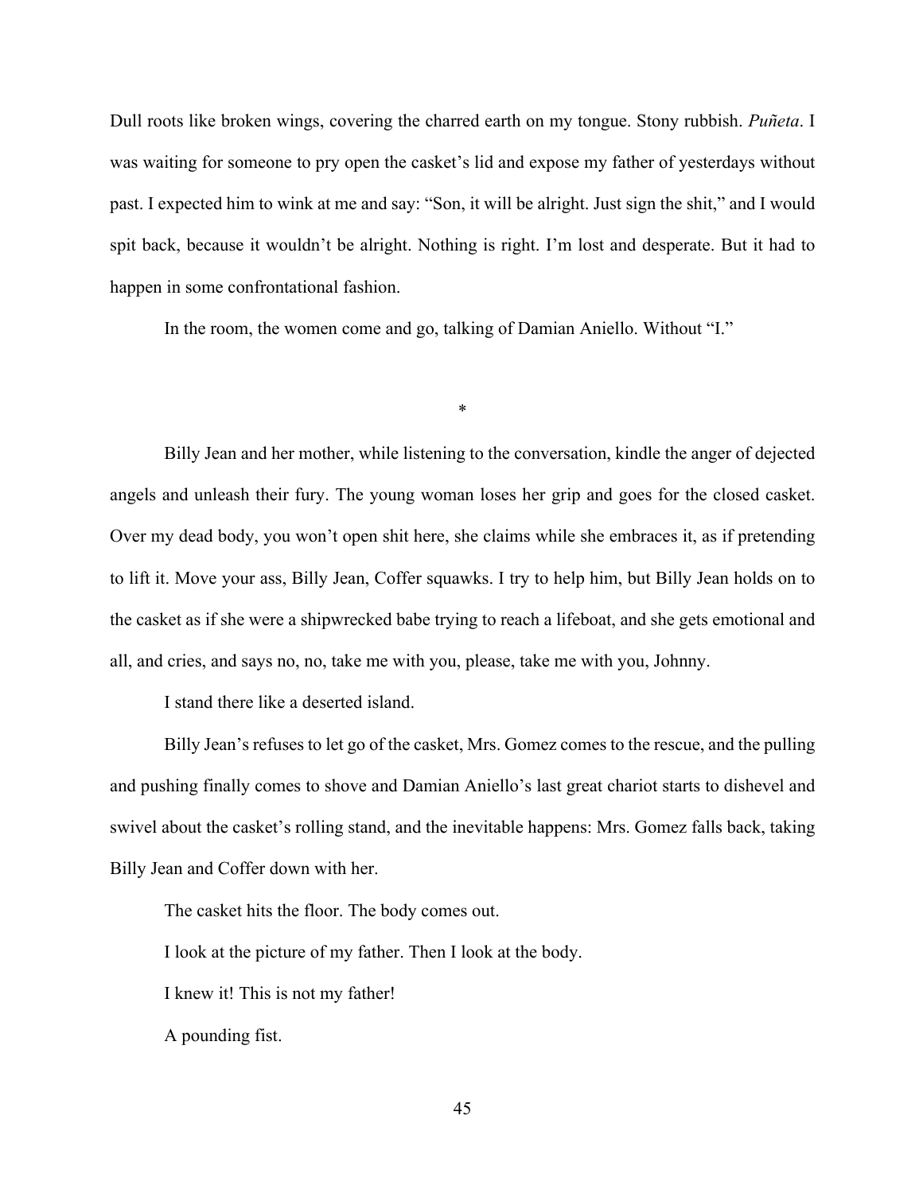Dull roots like broken wings, covering the charred earth on my tongue. Stony rubbish. *Puñeta*. I was waiting for someone to pry open the casket's lid and expose my father of yesterdays without past. I expected him to wink at me and say: "Son, it will be alright. Just sign the shit," and I would spit back, because it wouldn't be alright. Nothing is right. I'm lost and desperate. But it had to happen in some confrontational fashion.

In the room, the women come and go, talking of Damian Aniello. Without "I."

*

Billy Jean and her mother, while listening to the conversation, kindle the anger of dejected angels and unleash their fury. The young woman loses her grip and goes for the closed casket. Over my dead body, you won't open shit here, she claims while she embraces it, as if pretending to lift it. Move your ass, Billy Jean, Coffer squawks. I try to help him, but Billy Jean holds on to the casket as if she were a shipwrecked babe trying to reach a lifeboat, and she gets emotional and all, and cries, and says no, no, take me with you, please, take me with you, Johnny.

I stand there like a deserted island.

Billy Jean's refuses to let go of the casket, Mrs. Gomez comes to the rescue, and the pulling and pushing finally comes to shove and Damian Aniello's last great chariot starts to dishevel and swivel about the casket's rolling stand, and the inevitable happens: Mrs. Gomez falls back, taking Billy Jean and Coffer down with her.

The casket hits the floor. The body comes out.

I look at the picture of my father. Then I look at the body.

I knew it! This is not my father!

A pounding fist.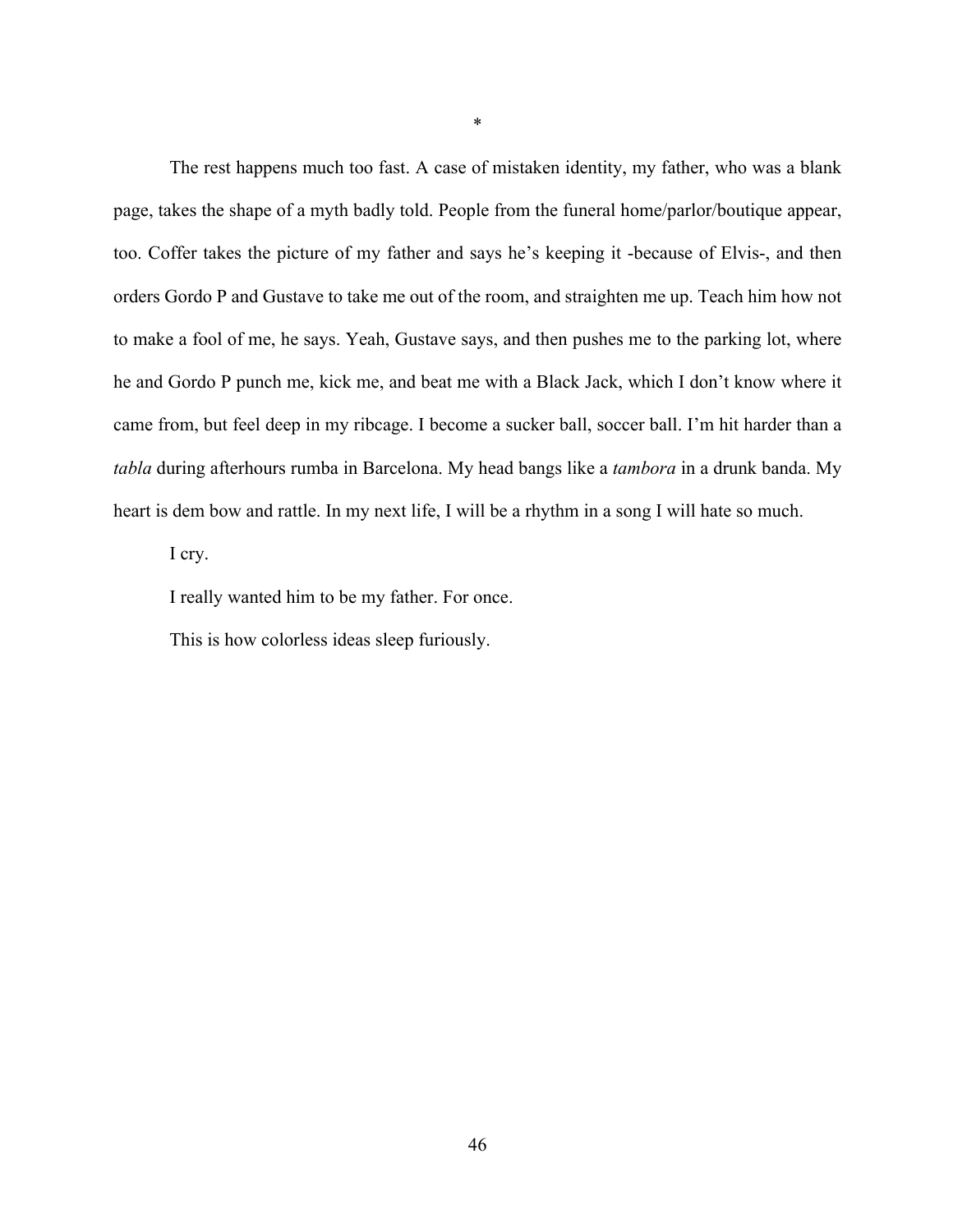*

The rest happens much too fast. A case of mistaken identity, my father, who was a blank page, takes the shape of a myth badly told. People from the funeral home/parlor/boutique appear, too. Coffer takes the picture of my father and says he's keeping it -because of Elvis-, and then orders Gordo P and Gustave to take me out of the room, and straighten me up. Teach him how not to make a fool of me, he says. Yeah, Gustave says, and then pushes me to the parking lot, where he and Gordo P punch me, kick me, and beat me with a Black Jack, which I don't know where it came from, but feel deep in my ribcage. I become a sucker ball, soccer ball. I'm hit harder than a *tabla* during afterhours rumba in Barcelona. My head bangs like a *tambora* in a drunk banda. My heart is dem bow and rattle. In my next life, I will be a rhythm in a song I will hate so much.

I cry.

I really wanted him to be my father. For once.

This is how colorless ideas sleep furiously.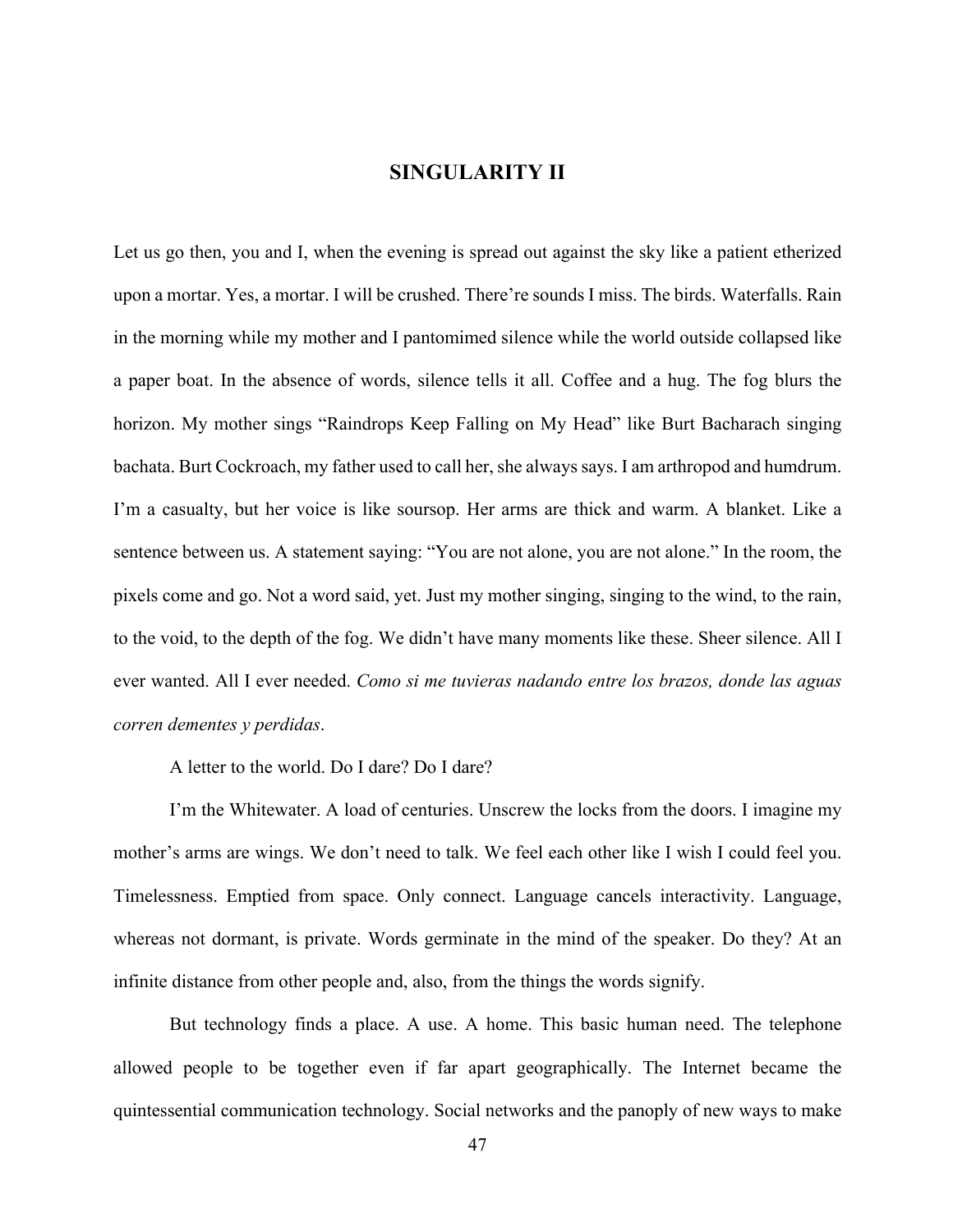# SINGULARITY II

Let us go then, you and I, when the evening is spread out against the sky like a patient etherized upon a mortar. Yes, a mortar. I will be crushed. There're sounds I miss. The birds. Waterfalls. Rain in the morning while my mother and I pantomimed silence while the world outside collapsed like a paper boat. In the absence of words, silence tells it all. Coffee and a hug. The fog blurs the horizon. My mother sings "Raindrops Keep Falling on My Head" like Burt Bacharach singing bachata. Burt Cockroach, my father used to call her, she always says. I am arthropod and humdrum. I'm a casualty, but her voice is like soursop. Her arms are thick and warm. A blanket. Like a sentence between us. A statement saying: "You are not alone, you are not alone." In the room, the pixels come and go. Not a word said, yet. Just my mother singing, singing to the wind, to the rain, to the void, to the depth of the fog. We didn't have many moments like these. Sheer silence. All I ever wanted. All I ever needed. *Como si me tuvieras nadando entre los brazos, donde las aguas corren dementes y perdidas*.

A letter to the world. Do I dare? Do I dare?

I'm the Whitewater. A load of centuries. Unscrew the locks from the doors. I imagine my mother's arms are wings. We don't need to talk. We feel each other like I wish I could feel you. Timelessness. Emptied from space. Only connect. Language cancels interactivity. Language, whereas not dormant, is private. Words germinate in the mind of the speaker. Do they? At an infinite distance from other people and, also, from the things the words signify.

But technology finds a place. A use. A home. This basic human need. The telephone allowed people to be together even if far apart geographically. The Internet became the quintessential communication technology. Social networks and the panoply of new ways to make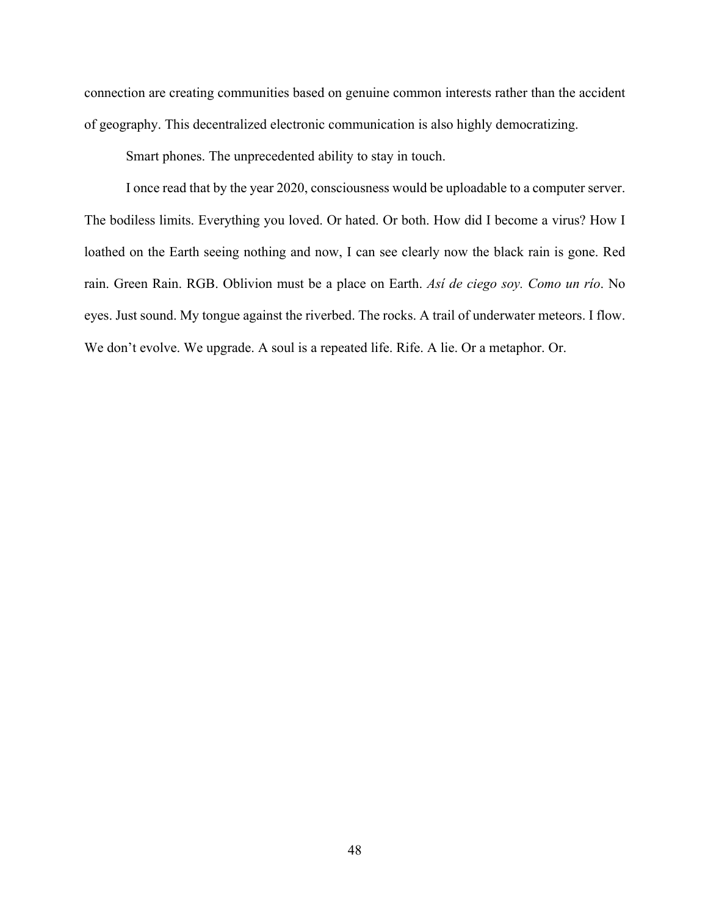connection are creating communities based on genuine common interests rather than the accident of geography. This decentralized electronic communication is also highly democratizing.

Smart phones. The unprecedented ability to stay in touch.

I once read that by the year 2020, consciousness would be uploadable to a computer server. The bodiless limits. Everything you loved. Or hated. Or both. How did I become a virus? How I loathed on the Earth seeing nothing and now, I can see clearly now the black rain is gone. Red rain. Green Rain. RGB. Oblivion must be a place on Earth. *Así de ciego soy. Como un río*. No eyes. Just sound. My tongue against the riverbed. The rocks. A trail of underwater meteors. I flow. We don't evolve. We upgrade. A soul is a repeated life. Rife. A lie. Or a metaphor. Or.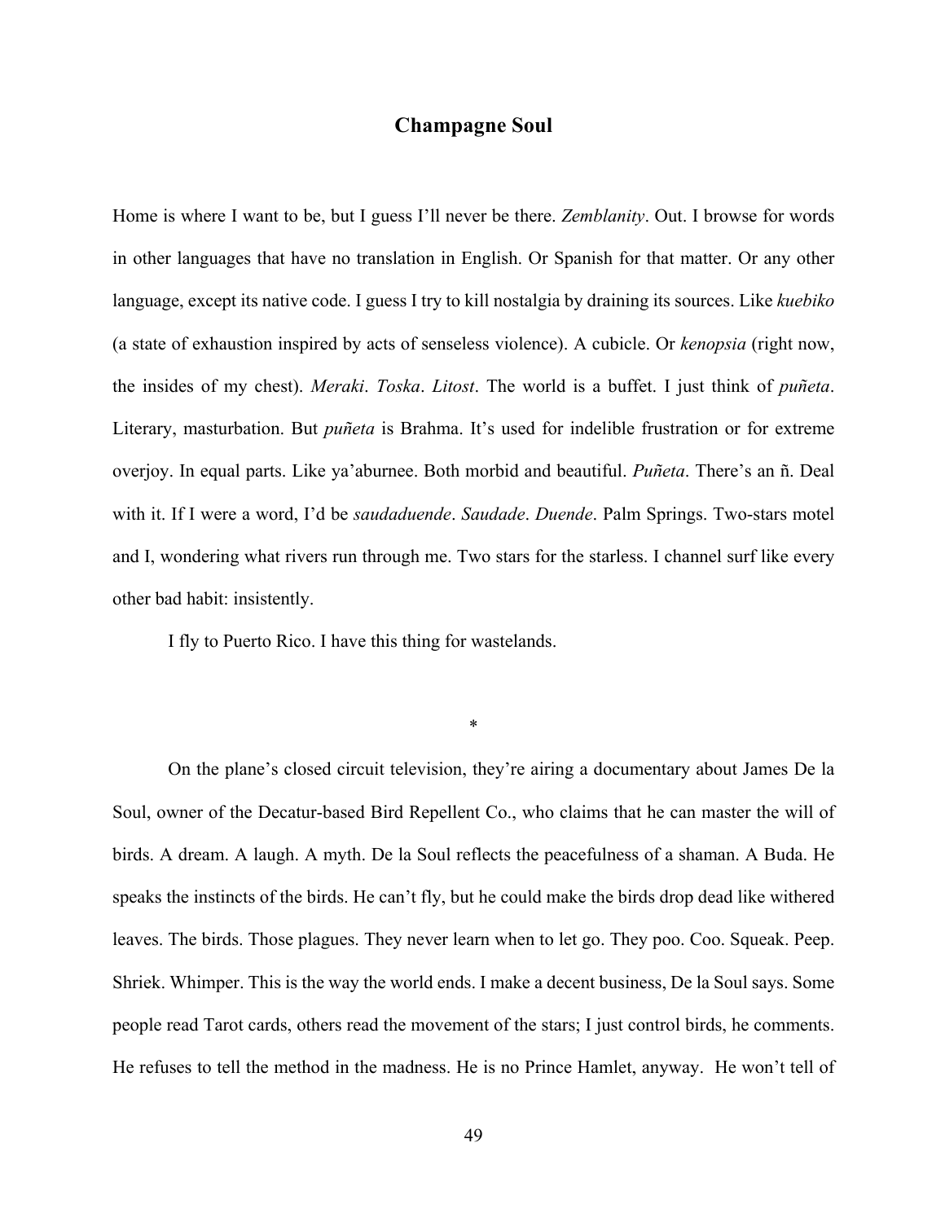# Champagne Soul

Home is where I want to be, but I guess I'll never be there. *Zemblanity*. Out. I browse for words in other languages that have no translation in English. Or Spanish for that matter. Or any other language, except its native code. I guess I try to kill nostalgia by draining its sources. Like *kuebiko* (a state of exhaustion inspired by acts of senseless violence). A cubicle. Or *kenopsia* (right now, the insides of my chest). *Meraki*. *Toska*. *Litost*. The world is a buffet. I just think of *puñeta*. Literary, masturbation. But *puñeta* is Brahma. It's used for indelible frustration or for extreme overjoy. In equal parts. Like ya'aburnee. Both morbid and beautiful. *Puñeta*. There's an ñ. Deal with it. If I were a word, I'd be *saudaduende*. *Saudade*. *Duende*. Palm Springs. Two-stars motel and I, wondering what rivers run through me. Two stars for the starless. I channel surf like every other bad habit: insistently.

I fly to Puerto Rico. I have this thing for wastelands.

*

On the plane's closed circuit television, they're airing a documentary about James De la Soul, owner of the Decatur-based Bird Repellent Co., who claims that he can master the will of birds. A dream. A laugh. A myth. De la Soul reflects the peacefulness of a shaman. A Buda. He speaks the instincts of the birds. He can't fly, but he could make the birds drop dead like withered leaves. The birds. Those plagues. They never learn when to let go. They poo. Coo. Squeak. Peep. Shriek. Whimper. This is the way the world ends. I make a decent business, De la Soul says. Some people read Tarot cards, others read the movement of the stars; I just control birds, he comments. He refuses to tell the method in the madness. He is no Prince Hamlet, anyway. He won't tell of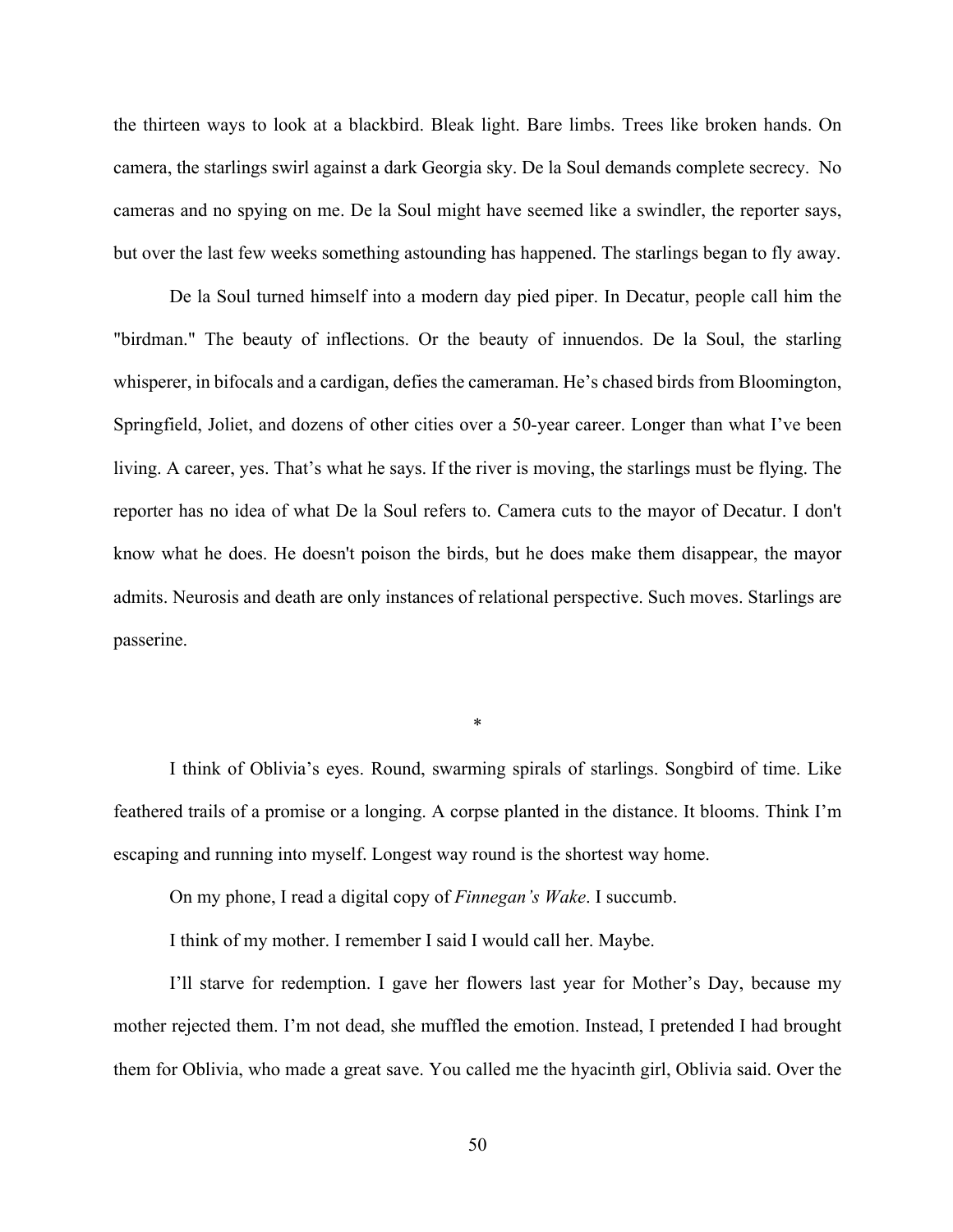the thirteen ways to look at a blackbird. Bleak light. Bare limbs. Trees like broken hands. On camera, the starlings swirl against a dark Georgia sky. De la Soul demands complete secrecy. No cameras and no spying on me. De la Soul might have seemed like a swindler, the reporter says, but over the last few weeks something astounding has happened. The starlings began to fly away.

De la Soul turned himself into a modern day pied piper. In Decatur, people call him the "birdman." The beauty of inflections. Or the beauty of innuendos. De la Soul, the starling whisperer, in bifocals and a cardigan, defies the cameraman. He's chased birds from Bloomington, Springfield, Joliet, and dozens of other cities over a 50-year career. Longer than what I've been living. A career, yes. That's what he says. If the river is moving, the starlings must be flying. The reporter has no idea of what De la Soul refers to. Camera cuts to the mayor of Decatur. I don't know what he does. He doesn't poison the birds, but he does make them disappear, the mayor admits. Neurosis and death are only instances of relational perspective. Such moves. Starlings are passerine.

*

I think of Oblivia's eyes. Round, swarming spirals of starlings. Songbird of time. Like feathered trails of a promise or a longing. A corpse planted in the distance. It blooms. Think I'm escaping and running into myself. Longest way round is the shortest way home.

On my phone, I read a digital copy of *Finnegan's Wake*. I succumb.

I think of my mother. I remember I said I would call her. Maybe.

I'll starve for redemption. I gave her flowers last year for Mother's Day, because my mother rejected them. I'm not dead, she muffled the emotion. Instead, I pretended I had brought them for Oblivia, who made a great save. You called me the hyacinth girl, Oblivia said. Over the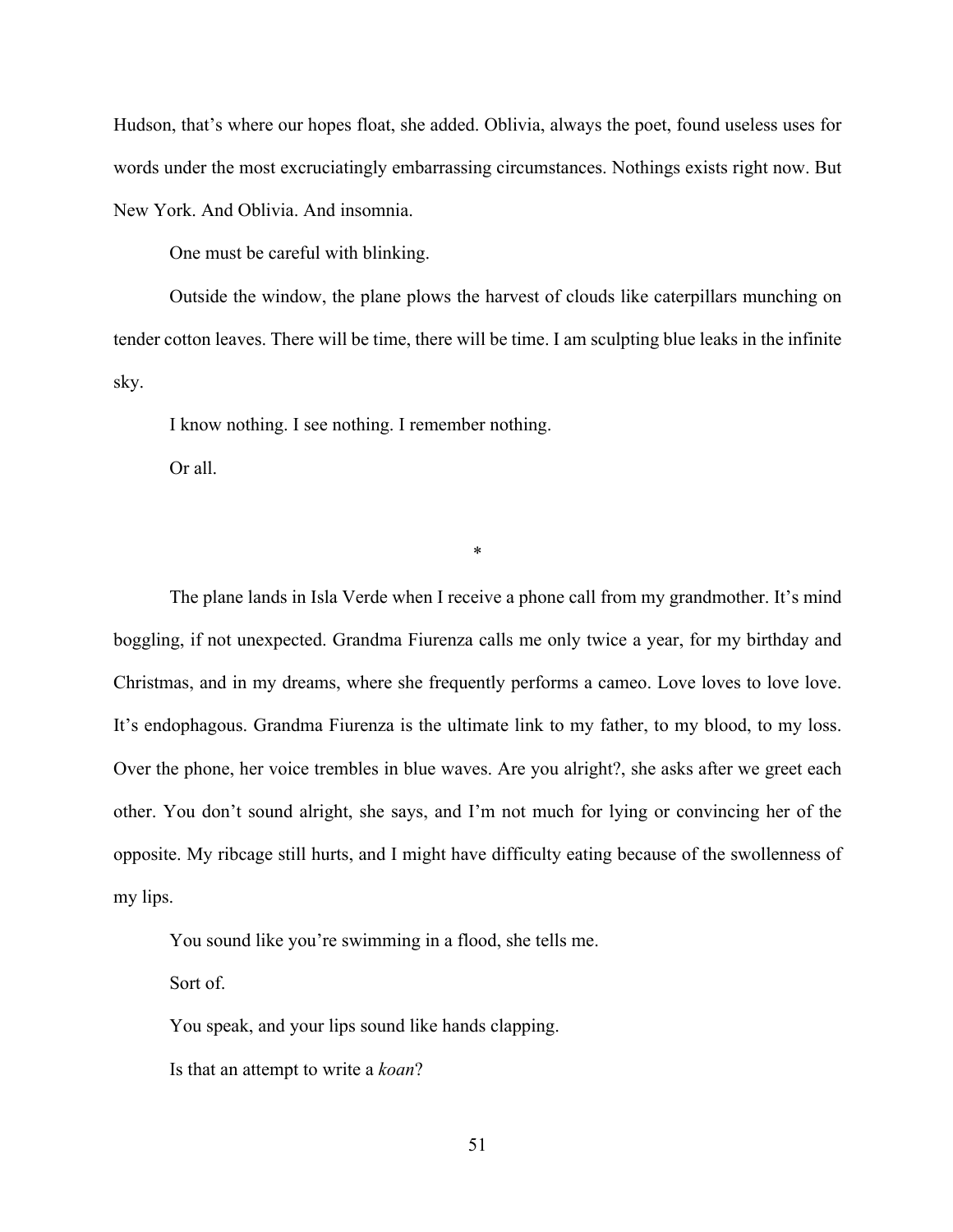Hudson, that's where our hopes float, she added. Oblivia, always the poet, found useless uses for words under the most excruciatingly embarrassing circumstances. Nothings exists right now. But New York. And Oblivia. And insomnia.

One must be careful with blinking.

Outside the window, the plane plows the harvest of clouds like caterpillars munching on tender cotton leaves. There will be time, there will be time. I am sculpting blue leaks in the infinite sky.

I know nothing. I see nothing. I remember nothing.

Or all.

*

The plane lands in Isla Verde when I receive a phone call from my grandmother. It's mind boggling, if not unexpected. Grandma Fiurenza calls me only twice a year, for my birthday and Christmas, and in my dreams, where she frequently performs a cameo. Love loves to love love. It's endophagous. Grandma Fiurenza is the ultimate link to my father, to my blood, to my loss. Over the phone, her voice trembles in blue waves. Are you alright?, she asks after we greet each other. You don't sound alright, she says, and I'm not much for lying or convincing her of the opposite. My ribcage still hurts, and I might have difficulty eating because of the swollenness of my lips.

You sound like you're swimming in a flood, she tells me.

Sort of.

You speak, and your lips sound like hands clapping.

Is that an attempt to write a *koan*?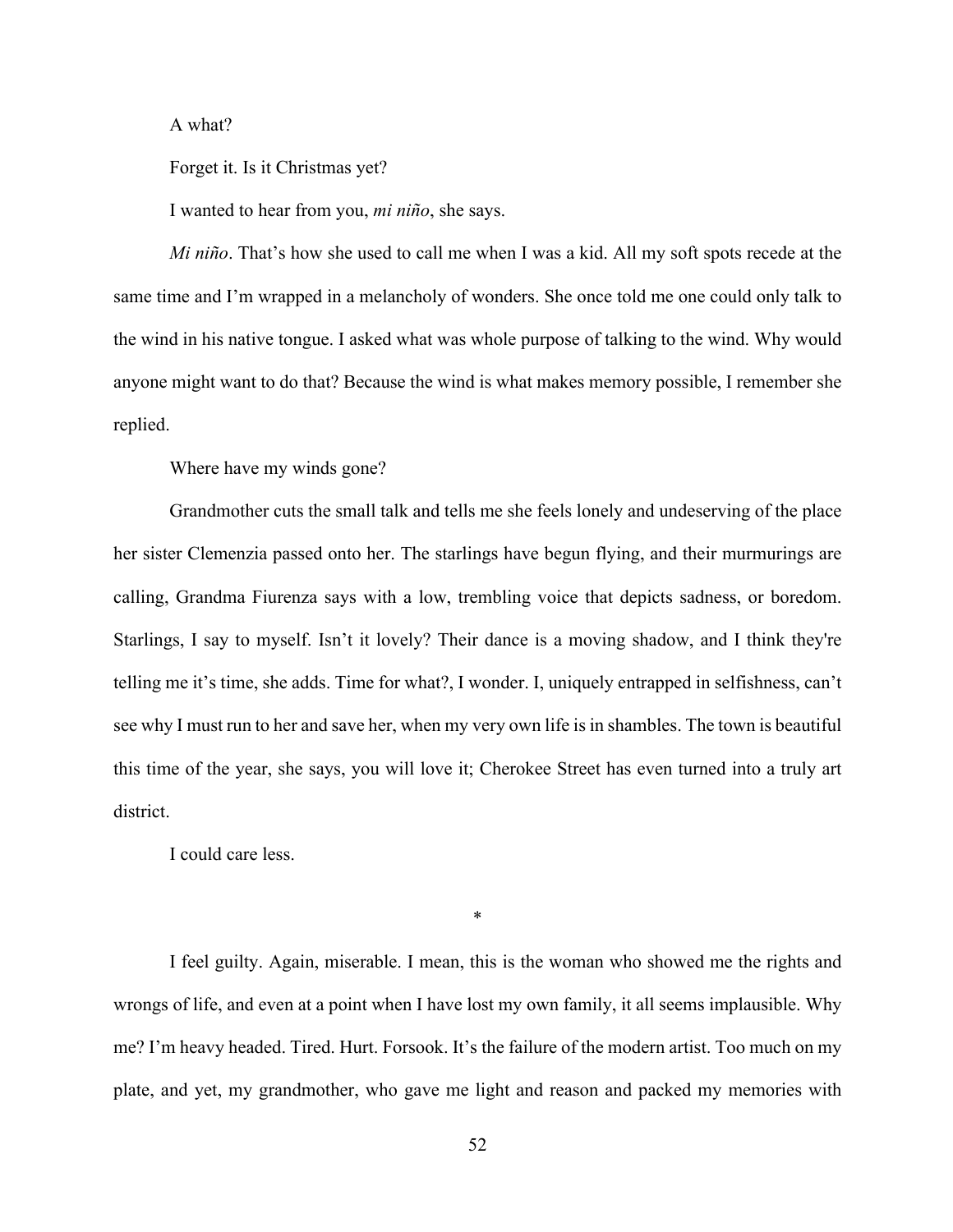A what?

Forget it. Is it Christmas yet?

I wanted to hear from you, *mi niño*, she says.

*Mi niño*. That's how she used to call me when I was a kid. All my soft spots recede at the same time and I'm wrapped in a melancholy of wonders. She once told me one could only talk to the wind in his native tongue. I asked what was whole purpose of talking to the wind. Why would anyone might want to do that? Because the wind is what makes memory possible, I remember she replied.

Where have my winds gone?

Grandmother cuts the small talk and tells me she feels lonely and undeserving of the place her sister Clemenzia passed onto her. The starlings have begun flying, and their murmurings are calling, Grandma Fiurenza says with a low, trembling voice that depicts sadness, or boredom. Starlings, I say to myself. Isn't it lovely? Their dance is a moving shadow, and I think they're telling me it's time, she adds. Time for what?, I wonder. I, uniquely entrapped in selfishness, can't see why I must run to her and save her, when my very own life is in shambles. The town is beautiful this time of the year, she says, you will love it; Cherokee Street has even turned into a truly art district.

I could care less.

*

I feel guilty. Again, miserable. I mean, this is the woman who showed me the rights and wrongs of life, and even at a point when I have lost my own family, it all seems implausible. Why me? I'm heavy headed. Tired. Hurt. Forsook. It's the failure of the modern artist. Too much on my plate, and yet, my grandmother, who gave me light and reason and packed my memories with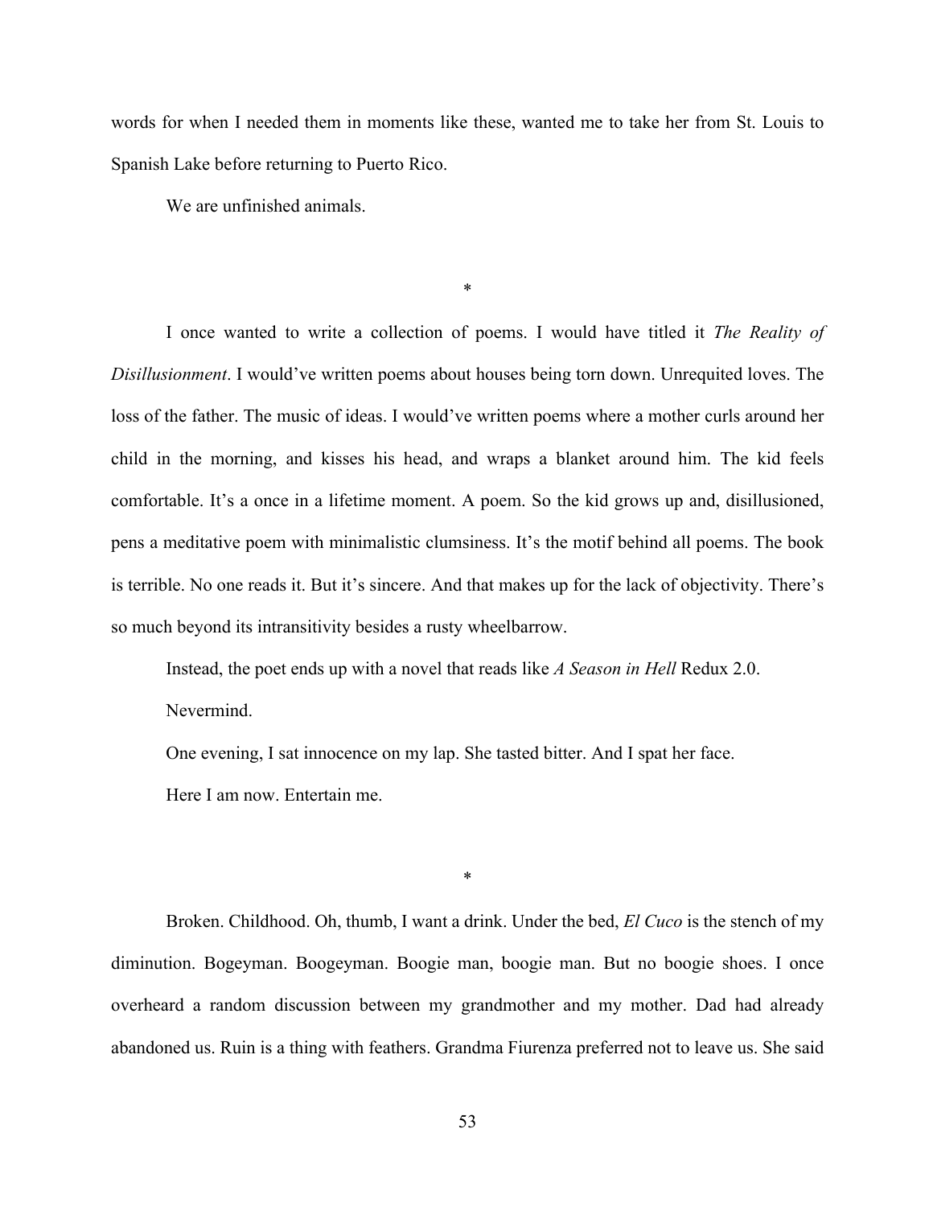words for when I needed them in moments like these, wanted me to take her from St. Louis to Spanish Lake before returning to Puerto Rico.

We are unfinished animals.

*

I once wanted to write a collection of poems. I would have titled it *The Reality of Disillusionment*. I would've written poems about houses being torn down. Unrequited loves. The loss of the father. The music of ideas. I would've written poems where a mother curls around her child in the morning, and kisses his head, and wraps a blanket around him. The kid feels comfortable. It's a once in a lifetime moment. A poem. So the kid grows up and, disillusioned, pens a meditative poem with minimalistic clumsiness. It's the motif behind all poems. The book is terrible. No one reads it. But it's sincere. And that makes up for the lack of objectivity. There's so much beyond its intransitivity besides a rusty wheelbarrow.

Instead, the poet ends up with a novel that reads like *A Season in Hell* Redux 2.0.

Nevermind.

One evening, I sat innocence on my lap. She tasted bitter. And I spat her face.

Here I am now. Entertain me.

*

Broken. Childhood. Oh, thumb, I want a drink. Under the bed, *El Cuco* is the stench of my diminution. Bogeyman. Boogeyman. Boogie man, boogie man. But no boogie shoes. I once overheard a random discussion between my grandmother and my mother. Dad had already abandoned us. Ruin is a thing with feathers. Grandma Fiurenza preferred not to leave us. She said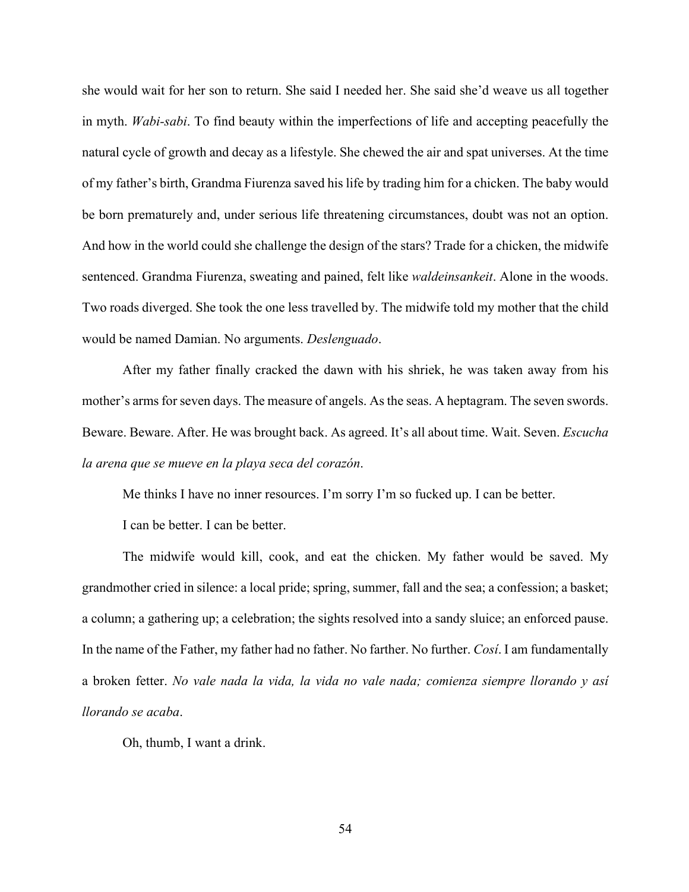she would wait for her son to return. She said I needed her. She said she'd weave us all together in myth. *Wabi-sabi*. To find beauty within the imperfections of life and accepting peacefully the natural cycle of growth and decay as a lifestyle. She chewed the air and spat universes. At the time of my father's birth, Grandma Fiurenza saved his life by trading him for a chicken. The baby would be born prematurely and, under serious life threatening circumstances, doubt was not an option. And how in the world could she challenge the design of the stars? Trade for a chicken, the midwife sentenced. Grandma Fiurenza, sweating and pained, felt like *waldeinsankeit*. Alone in the woods. Two roads diverged. She took the one less travelled by. The midwife told my mother that the child would be named Damian. No arguments. *Deslenguado*.

After my father finally cracked the dawn with his shriek, he was taken away from his mother's arms for seven days. The measure of angels. As the seas. A heptagram. The seven swords. Beware. Beware. After. He was brought back. As agreed. It's all about time. Wait. Seven. *Escucha la arena que se mueve en la playa seca del corazón*.

Me thinks I have no inner resources. I'm sorry I'm so fucked up. I can be better.

I can be better. I can be better.

The midwife would kill, cook, and eat the chicken. My father would be saved. My grandmother cried in silence: a local pride; spring, summer, fall and the sea; a confession; a basket; a column; a gathering up; a celebration; the sights resolved into a sandy sluice; an enforced pause. In the name of the Father, my father had no father. No farther. No further. *Così*. I am fundamentally a broken fetter. *No vale nada la vida, la vida no vale nada; comienza siempre llorando y así llorando se acaba*.

Oh, thumb, I want a drink.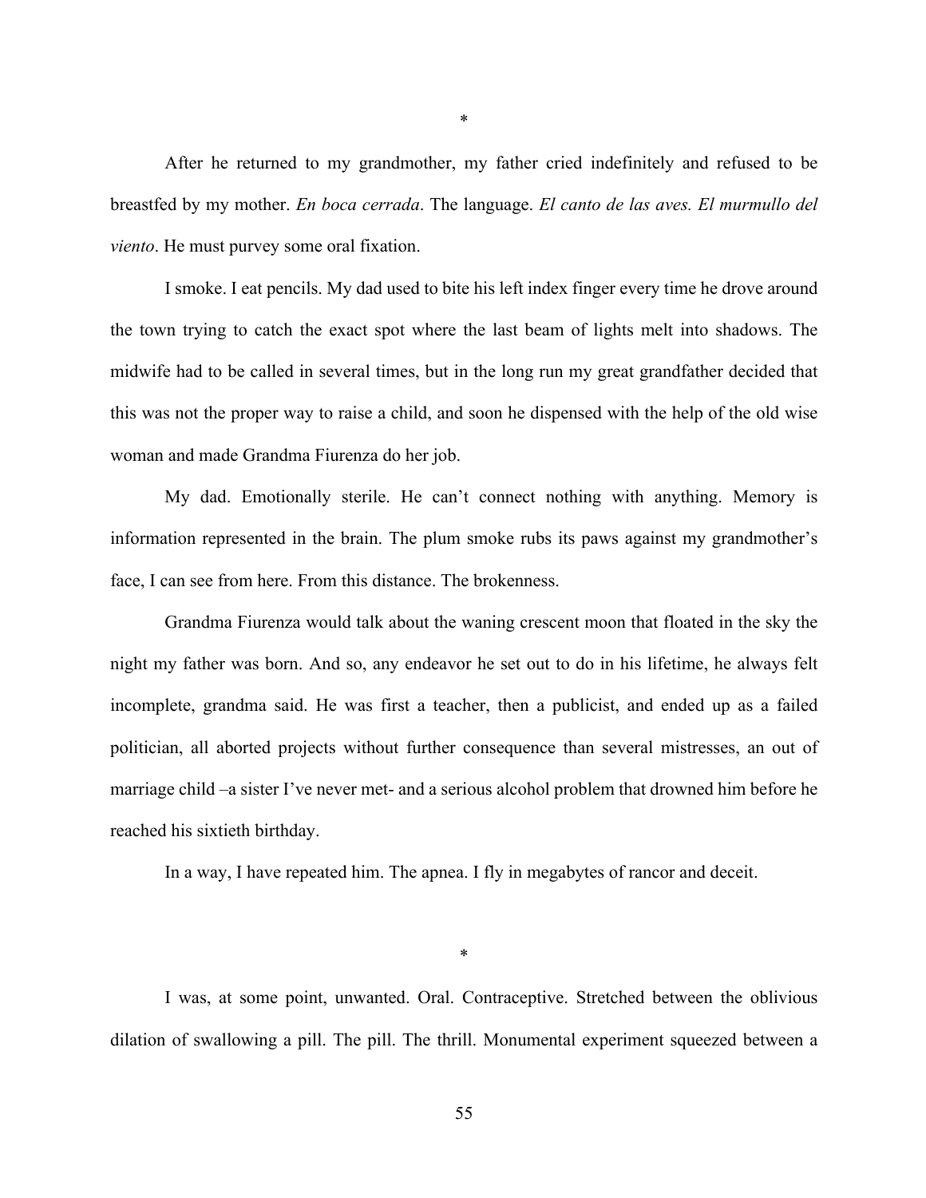*

After he returned to my grandmother, my father cried indefinitely and refused to be breastfed by my mother. *En boca cerrada*. The language. *El canto de las aves. El murmullo del viento*. He must purvey some oral fixation.

I smoke. I eat pencils. My dad used to bite his left index finger every time he drove around the town trying to catch the exact spot where the last beam of lights melt into shadows. The midwife had to be called in several times, but in the long run my great grandfather decided that this was not the proper way to raise a child, and soon he dispensed with the help of the old wise woman and made Grandma Fiurenza do her job.

My dad. Emotionally sterile. He can't connect nothing with anything. Memory is information represented in the brain. The plum smoke rubs its paws against my grandmother's face, I can see from here. From this distance. The brokenness.

Grandma Fiurenza would talk about the waning crescent moon that floated in the sky the night my father was born. And so, any endeavor he set out to do in his lifetime, he always felt incomplete, grandma said. He was first a teacher, then a publicist, and ended up as a failed politician, all aborted projects without further consequence than several mistresses, an out of marriage child –a sister I've never met- and a serious alcohol problem that drowned him before he reached his sixtieth birthday.

In a way, I have repeated him. The apnea. I fly in megabytes of rancor and deceit.

*

I was, at some point, unwanted. Oral. Contraceptive. Stretched between the oblivious dilation of swallowing a pill. The pill. The thrill. Monumental experiment squeezed between a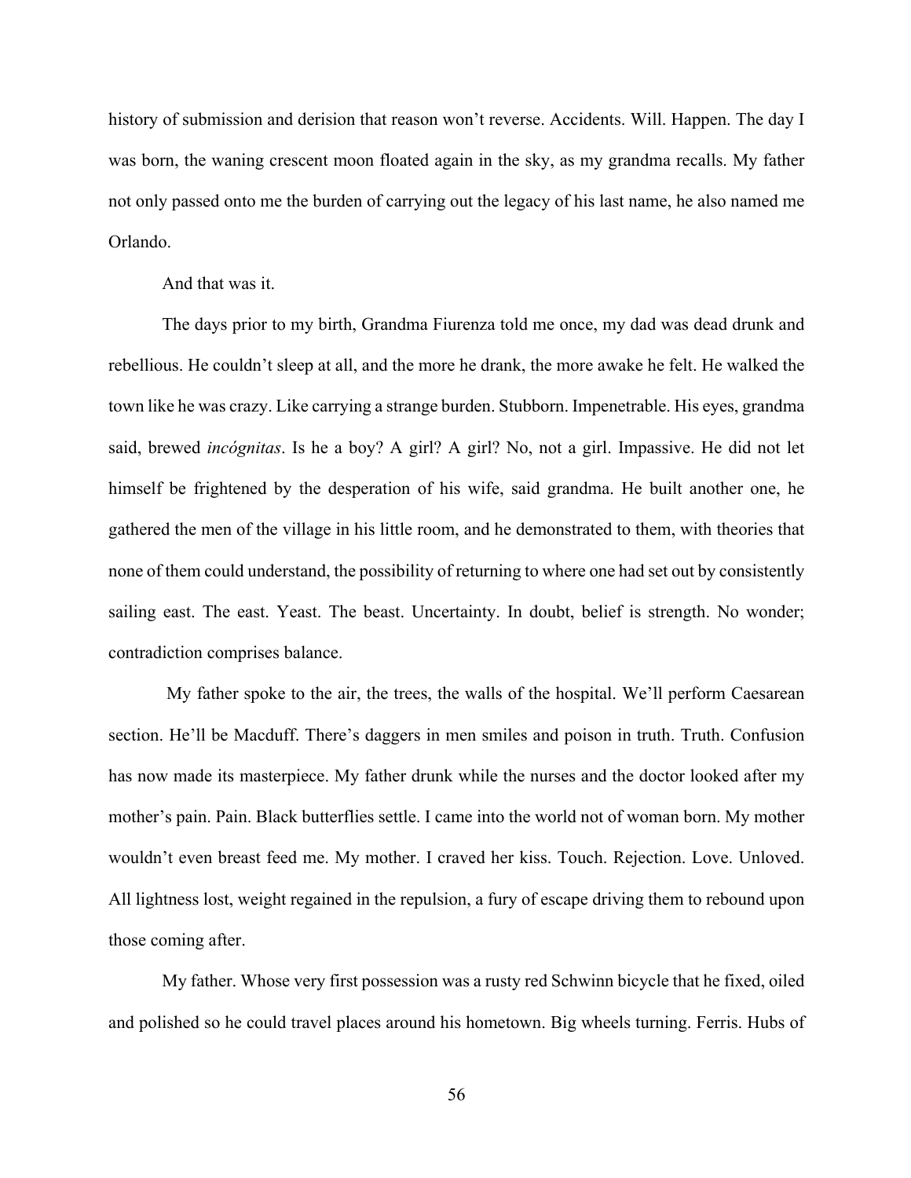history of submission and derision that reason won't reverse. Accidents. Will. Happen. The day I was born, the waning crescent moon floated again in the sky, as my grandma recalls. My father not only passed onto me the burden of carrying out the legacy of his last name, he also named me Orlando.

And that was it.

The days prior to my birth, Grandma Fiurenza told me once, my dad was dead drunk and rebellious. He couldn't sleep at all, and the more he drank, the more awake he felt. He walked the town like he was crazy. Like carrying a strange burden. Stubborn. Impenetrable. His eyes, grandma said, brewed *incógnitas*. Is he a boy? A girl? A girl? No, not a girl. Impassive. He did not let himself be frightened by the desperation of his wife, said grandma. He built another one, he gathered the men of the village in his little room, and he demonstrated to them, with theories that none of them could understand, the possibility of returning to where one had set out by consistently sailing east. The east. Yeast. The beast. Uncertainty. In doubt, belief is strength. No wonder; contradiction comprises balance.

My father spoke to the air, the trees, the walls of the hospital. We'll perform Caesarean section. He'll be Macduff. There's daggers in men smiles and poison in truth. Truth. Confusion has now made its masterpiece. My father drunk while the nurses and the doctor looked after my mother's pain. Pain. Black butterflies settle. I came into the world not of woman born. My mother wouldn't even breast feed me. My mother. I craved her kiss. Touch. Rejection. Love. Unloved. All lightness lost, weight regained in the repulsion, a fury of escape driving them to rebound upon those coming after.

My father. Whose very first possession was a rusty red Schwinn bicycle that he fixed, oiled and polished so he could travel places around his hometown. Big wheels turning. Ferris. Hubs of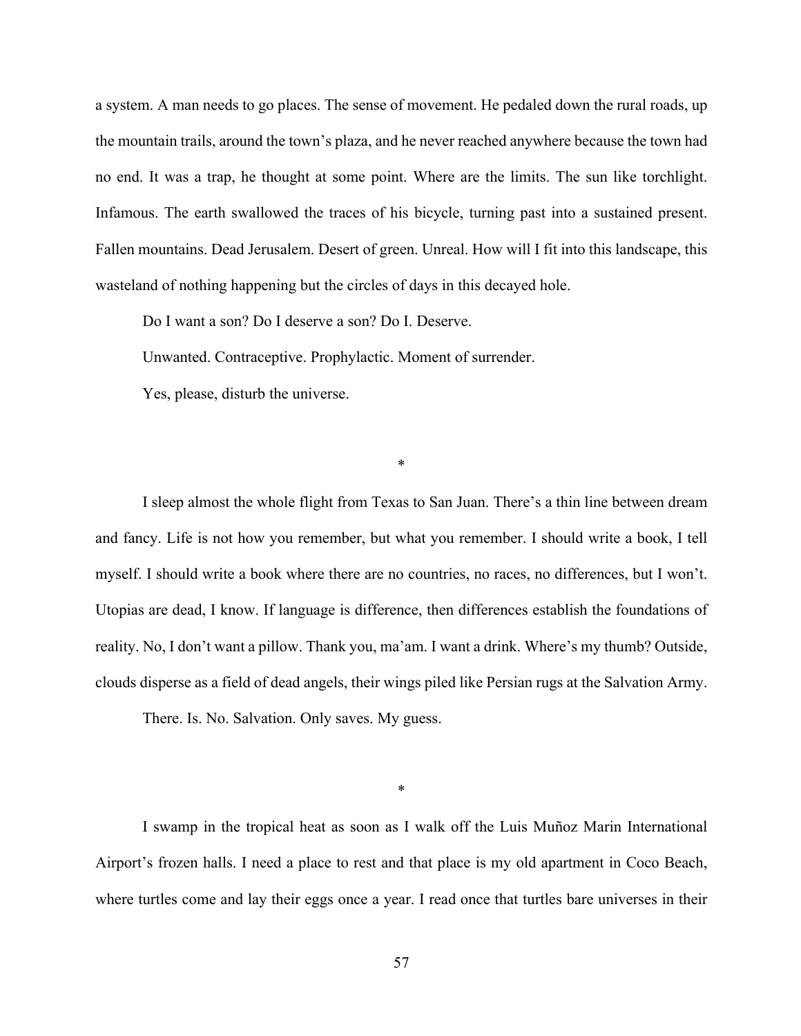a system. A man needs to go places. The sense of movement. He pedaled down the rural roads, up the mountain trails, around the town's plaza, and he never reached anywhere because the town had no end. It was a trap, he thought at some point. Where are the limits. The sun like torchlight. Infamous. The earth swallowed the traces of his bicycle, turning past into a sustained present. Fallen mountains. Dead Jerusalem. Desert of green. Unreal. How will I fit into this landscape, this wasteland of nothing happening but the circles of days in this decayed hole.

Do I want a son? Do I deserve a son? Do I. Deserve.

Unwanted. Contraceptive. Prophylactic. Moment of surrender.

Yes, please, disturb the universe.

*

I sleep almost the whole flight from Texas to San Juan. There's a thin line between dream and fancy. Life is not how you remember, but what you remember. I should write a book, I tell myself. I should write a book where there are no countries, no races, no differences, but I won't. Utopias are dead, I know. If language is difference, then differences establish the foundations of reality. No, I don't want a pillow. Thank you, ma'am. I want a drink. Where's my thumb? Outside, clouds disperse as a field of dead angels, their wings piled like Persian rugs at the Salvation Army.

There. Is. No. Salvation. Only saves. My guess.

*

I swamp in the tropical heat as soon as I walk off the Luis Muñoz Marin International Airport's frozen halls. I need a place to rest and that place is my old apartment in Coco Beach, where turtles come and lay their eggs once a year. I read once that turtles bare universes in their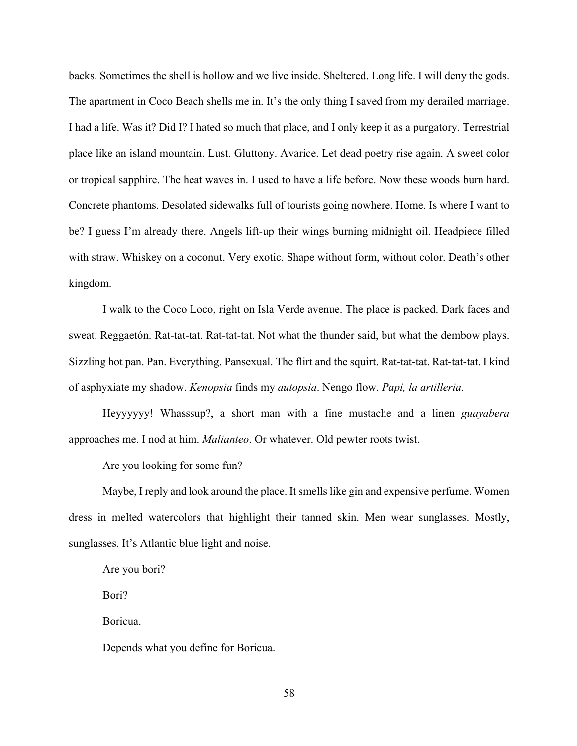backs. Sometimes the shell is hollow and we live inside. Sheltered. Long life. I will deny the gods. The apartment in Coco Beach shells me in. It's the only thing I saved from my derailed marriage. I had a life. Was it? Did I? I hated so much that place, and I only keep it as a purgatory. Terrestrial place like an island mountain. Lust. Gluttony. Avarice. Let dead poetry rise again. A sweet color or tropical sapphire. The heat waves in. I used to have a life before. Now these woods burn hard. Concrete phantoms. Desolated sidewalks full of tourists going nowhere. Home. Is where I want to be? I guess I'm already there. Angels lift-up their wings burning midnight oil. Headpiece filled with straw. Whiskey on a coconut. Very exotic. Shape without form, without color. Death's other kingdom.

I walk to the Coco Loco, right on Isla Verde avenue. The place is packed. Dark faces and sweat. Reggaetón. Rat-tat-tat. Rat-tat-tat. Not what the thunder said, but what the dembow plays. Sizzling hot pan. Pan. Everything. Pansexual. The flirt and the squirt. Rat-tat-tat. Rat-tat-tat. I kind of asphyxiate my shadow. *Kenopsia* finds my *autopsia*. Nengo flow. *Papi, la artilleria*.

Heyyyyyy! Whasssup?, a short man with a fine mustache and a linen *guayabera* approaches me. I nod at him. *Malianteo*. Or whatever. Old pewter roots twist.

Are you looking for some fun?

Maybe, I reply and look around the place. It smells like gin and expensive perfume. Women dress in melted watercolors that highlight their tanned skin. Men wear sunglasses. Mostly, sunglasses. It's Atlantic blue light and noise.

Are you bori?

Bori?

Boricua.

Depends what you define for Boricua.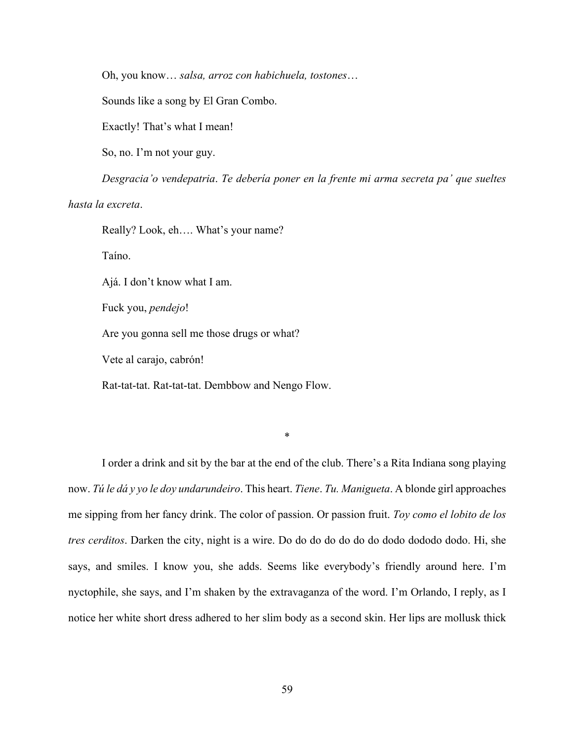Oh, you know… *salsa, arroz con habichuela, tostones*…

Sounds like a song by El Gran Combo.

Exactly! That's what I mean!

So, no. I'm not your guy.

*Desgracia'o vendepatria*. *Te debería poner en la frente mi arma secreta pa' que sueltes hasta la excreta*.

Really? Look, eh…. What's your name?

Taíno.

Ajá. I don't know what I am.

Fuck you, *pendejo*!

Are you gonna sell me those drugs or what?

Vete al carajo, cabrón!

Rat-tat-tat. Rat-tat-tat. Dembbow and Nengo Flow.

*

I order a drink and sit by the bar at the end of the club. There's a Rita Indiana song playing now. *Tú le dá y yo le doy undarundeiro*. This heart. *Tiene*. *Tu. Manigueta*. A blonde girl approaches me sipping from her fancy drink. The color of passion. Or passion fruit. *Toy como el lobito de los tres cerditos*. Darken the city, night is a wire. Do do do do do do do dodo dododo dodo. Hi, she says, and smiles. I know you, she adds. Seems like everybody's friendly around here. I'm nyctophile, she says, and I'm shaken by the extravaganza of the word. I'm Orlando, I reply, as I notice her white short dress adhered to her slim body as a second skin. Her lips are mollusk thick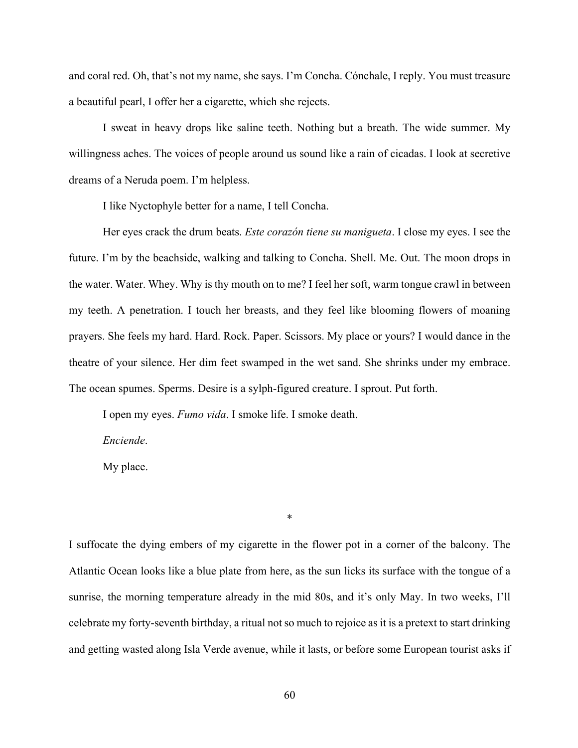and coral red. Oh, that's not my name, she says. I'm Concha. Cónchale, I reply. You must treasure a beautiful pearl, I offer her a cigarette, which she rejects.

I sweat in heavy drops like saline teeth. Nothing but a breath. The wide summer. My willingness aches. The voices of people around us sound like a rain of cicadas. I look at secretive dreams of a Neruda poem. I'm helpless.

I like Nyctophyle better for a name, I tell Concha.

Her eyes crack the drum beats. *Este corazón tiene su manigueta*. I close my eyes. I see the future. I'm by the beachside, walking and talking to Concha. Shell. Me. Out. The moon drops in the water. Water. Whey. Why is thy mouth on to me? I feel her soft, warm tongue crawl in between my teeth. A penetration. I touch her breasts, and they feel like blooming flowers of moaning prayers. She feels my hard. Hard. Rock. Paper. Scissors. My place or yours? I would dance in the theatre of your silence. Her dim feet swamped in the wet sand. She shrinks under my embrace. The ocean spumes. Sperms. Desire is a sylph-figured creature. I sprout. Put forth.

I open my eyes. *Fumo vida*. I smoke life. I smoke death.

*Enciende*.

My place.

\*

I suffocate the dying embers of my cigarette in the flower pot in a corner of the balcony. The Atlantic Ocean looks like a blue plate from here, as the sun licks its surface with the tongue of a sunrise, the morning temperature already in the mid 80s, and it's only May. In two weeks, I'll celebrate my forty-seventh birthday, a ritual not so much to rejoice as it is a pretext to start drinking and getting wasted along Isla Verde avenue, while it lasts, or before some European tourist asks if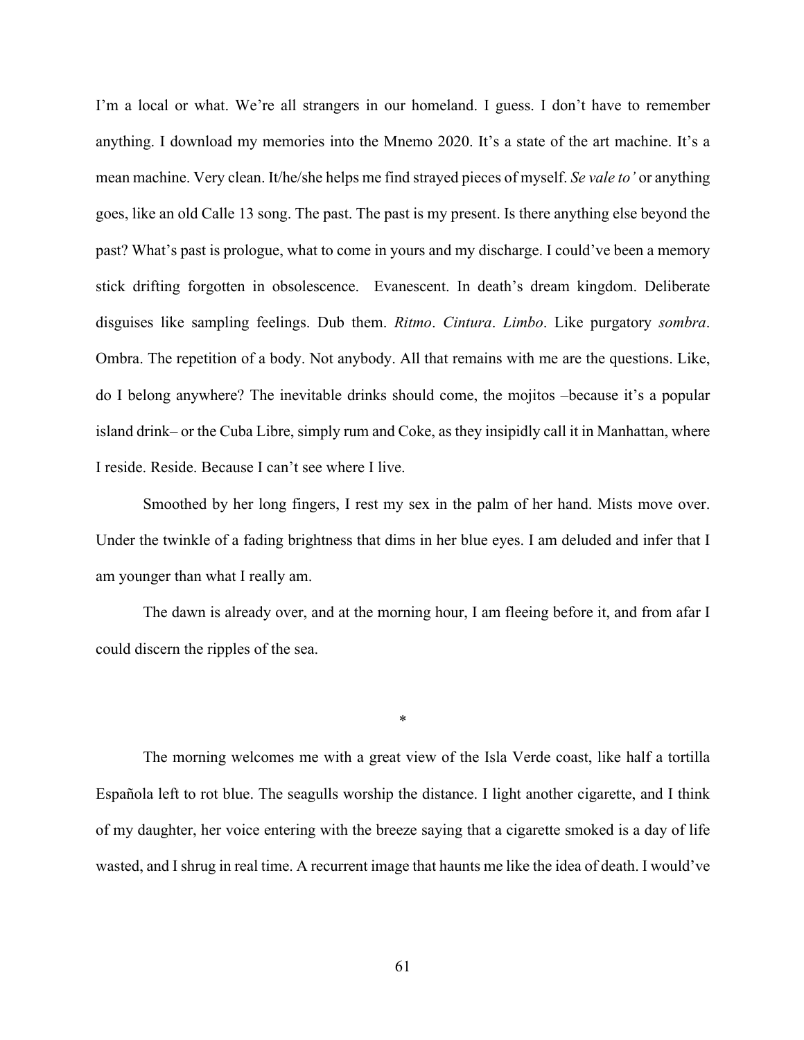I'm a local or what. We're all strangers in our homeland. I guess. I don't have to remember anything. I download my memories into the Mnemo 2020. It's a state of the art machine. It's a mean machine. Very clean. It/he/she helps me find strayed pieces of myself. *Se vale to'* or anything goes, like an old Calle 13 song. The past. The past is my present. Is there anything else beyond the past? What's past is prologue, what to come in yours and my discharge. I could've been a memory stick drifting forgotten in obsolescence. Evanescent. In death's dream kingdom. Deliberate disguises like sampling feelings. Dub them. *Ritmo*. *Cintura*. *Limbo*. Like purgatory *sombra*. Ombra. The repetition of a body. Not anybody. All that remains with me are the questions. Like, do I belong anywhere? The inevitable drinks should come, the mojitos –because it's a popular island drink– or the Cuba Libre, simply rum and Coke, as they insipidly call it in Manhattan, where I reside. Reside. Because I can't see where I live.

Smoothed by her long fingers, I rest my sex in the palm of her hand. Mists move over. Under the twinkle of a fading brightness that dims in her blue eyes. I am deluded and infer that I am younger than what I really am.

The dawn is already over, and at the morning hour, I am fleeing before it, and from afar I could discern the ripples of the sea.

*

The morning welcomes me with a great view of the Isla Verde coast, like half a tortilla Española left to rot blue. The seagulls worship the distance. I light another cigarette, and I think of my daughter, her voice entering with the breeze saying that a cigarette smoked is a day of life wasted, and I shrug in real time. A recurrent image that haunts me like the idea of death. I would've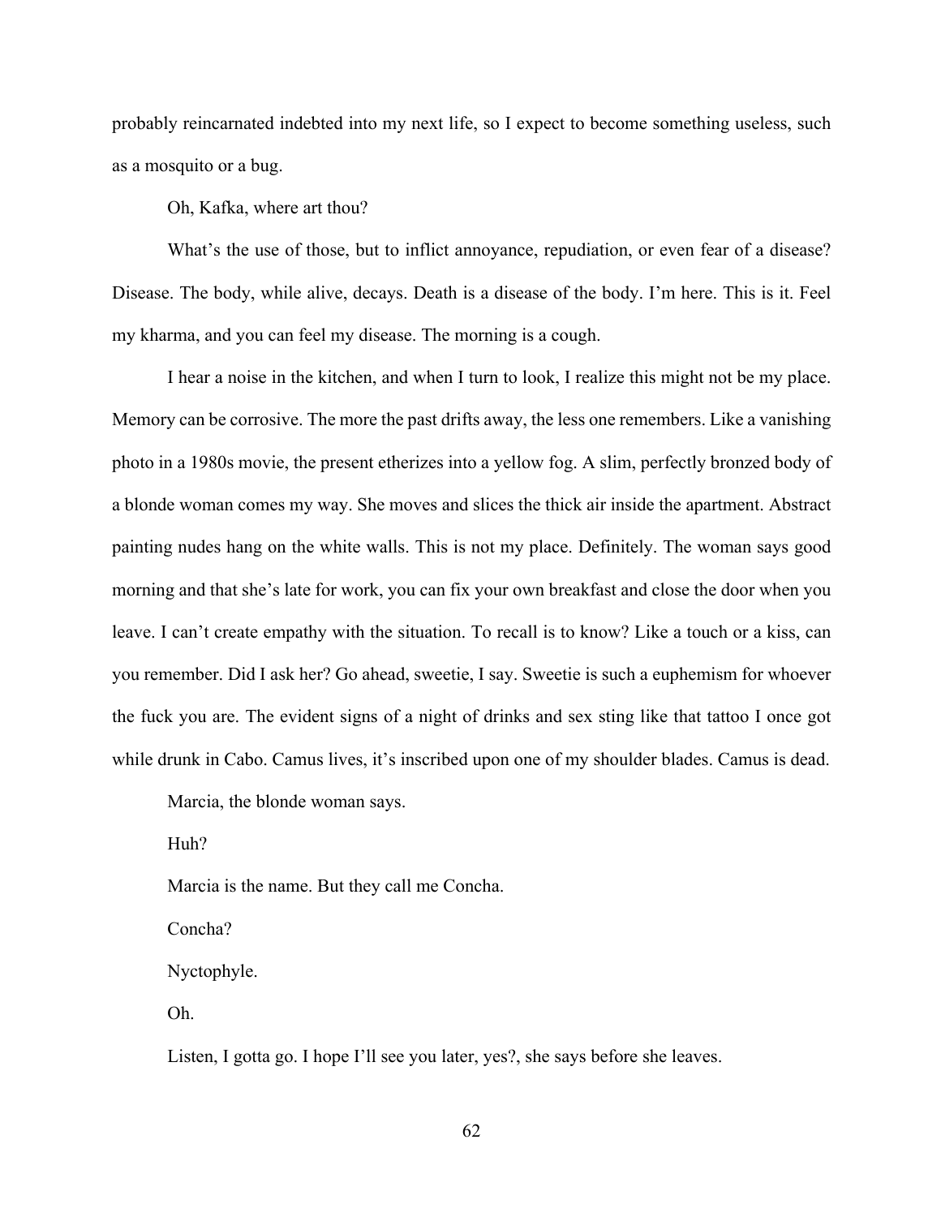probably reincarnated indebted into my next life, so I expect to become something useless, such as a mosquito or a bug.

Oh, Kafka, where art thou?

What's the use of those, but to inflict annoyance, repudiation, or even fear of a disease? Disease. The body, while alive, decays. Death is a disease of the body. I'm here. This is it. Feel my kharma, and you can feel my disease. The morning is a cough.

I hear a noise in the kitchen, and when I turn to look, I realize this might not be my place. Memory can be corrosive. The more the past drifts away, the less one remembers. Like a vanishing photo in a 1980s movie, the present etherizes into a yellow fog. A slim, perfectly bronzed body of a blonde woman comes my way. She moves and slices the thick air inside the apartment. Abstract painting nudes hang on the white walls. This is not my place. Definitely. The woman says good morning and that she's late for work, you can fix your own breakfast and close the door when you leave. I can't create empathy with the situation. To recall is to know? Like a touch or a kiss, can you remember. Did I ask her? Go ahead, sweetie, I say. Sweetie is such a euphemism for whoever the fuck you are. The evident signs of a night of drinks and sex sting like that tattoo I once got while drunk in Cabo. Camus lives, it's inscribed upon one of my shoulder blades. Camus is dead.

Marcia, the blonde woman says.

Huh?

Marcia is the name. But they call me Concha.

Concha?

Nyctophyle.

Oh.

Listen, I gotta go. I hope I'll see you later, yes?, she says before she leaves.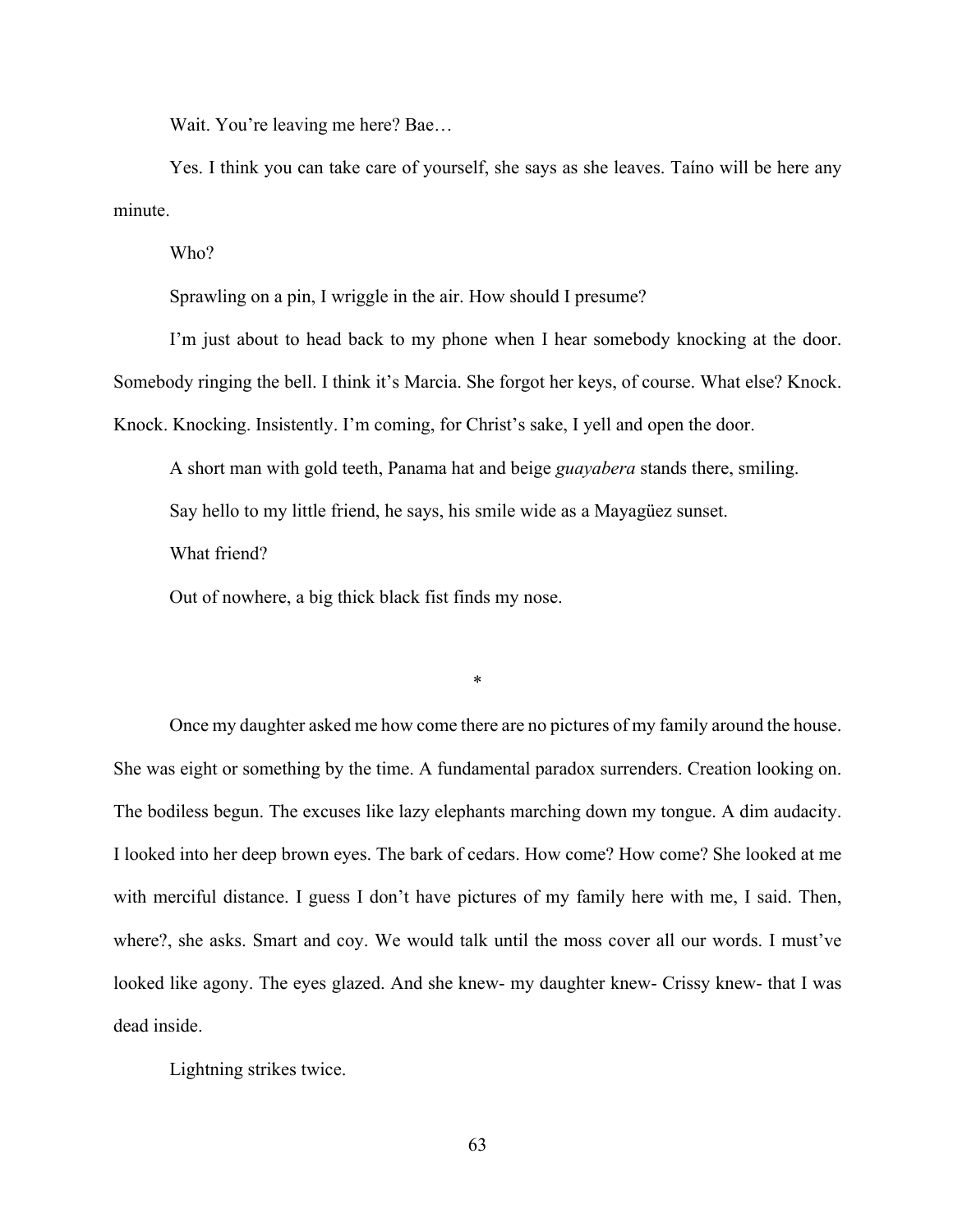Wait. You're leaving me here? Bae…

Yes. I think you can take care of yourself, she says as she leaves. Taíno will be here any minute.

Who?

Sprawling on a pin, I wriggle in the air. How should I presume?

I'm just about to head back to my phone when I hear somebody knocking at the door. Somebody ringing the bell. I think it's Marcia. She forgot her keys, of course. What else? Knock. Knock. Knocking. Insistently. I'm coming, for Christ's sake, I yell and open the door.

A short man with gold teeth, Panama hat and beige *guayabera* stands there, smiling.

Say hello to my little friend, he says, his smile wide as a Mayagüez sunset.

What friend?

Out of nowhere, a big thick black fist finds my nose.

*

Once my daughter asked me how come there are no pictures of my family around the house. She was eight or something by the time. A fundamental paradox surrenders. Creation looking on. The bodiless begun. The excuses like lazy elephants marching down my tongue. A dim audacity. I looked into her deep brown eyes. The bark of cedars. How come? How come? She looked at me with merciful distance. I guess I don't have pictures of my family here with me, I said. Then, where?, she asks. Smart and coy. We would talk until the moss cover all our words. I must've looked like agony. The eyes glazed. And she knew- my daughter knew- Crissy knew- that I was dead inside.

Lightning strikes twice.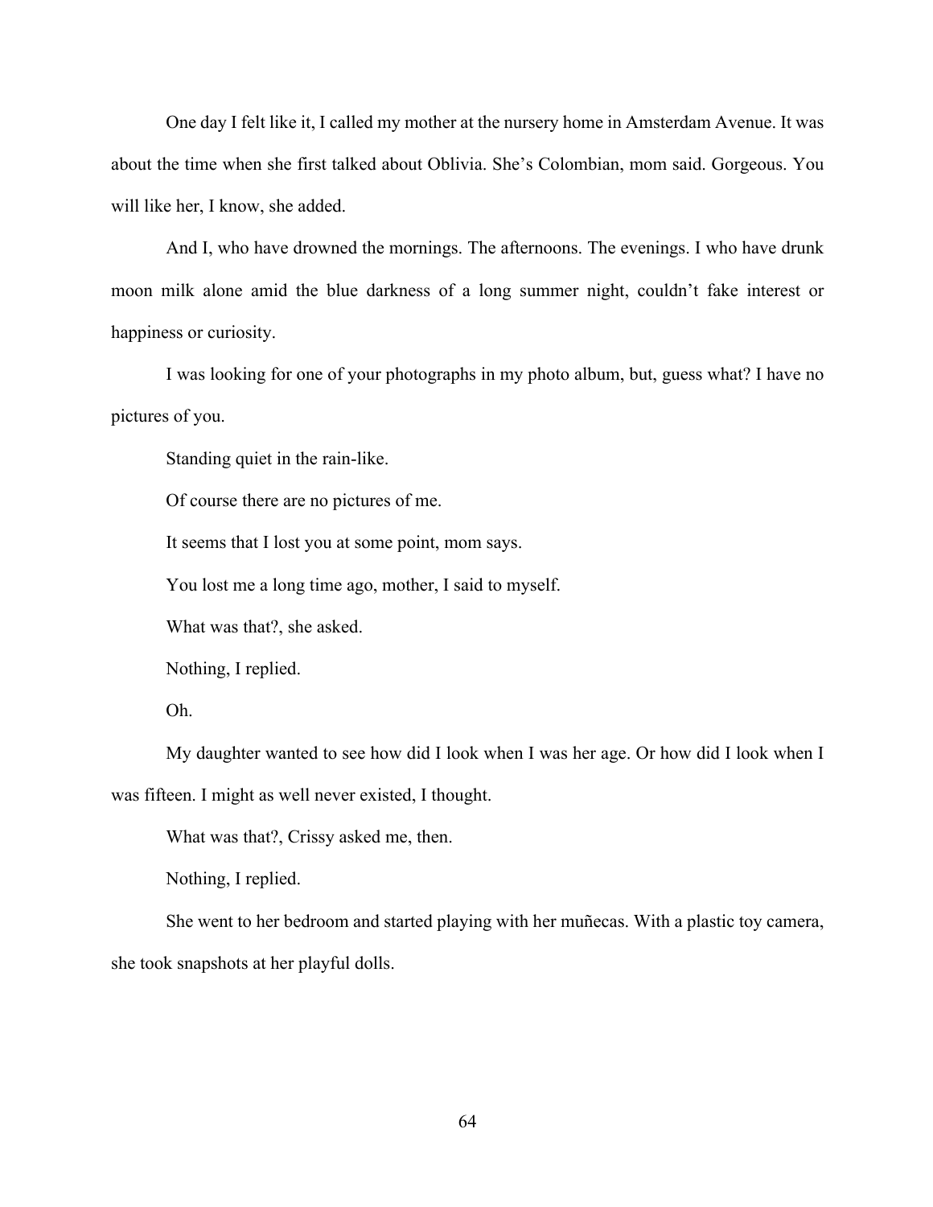One day I felt like it, I called my mother at the nursery home in Amsterdam Avenue. It was about the time when she first talked about Oblivia. She's Colombian, mom said. Gorgeous. You will like her, I know, she added.

And I, who have drowned the mornings. The afternoons. The evenings. I who have drunk moon milk alone amid the blue darkness of a long summer night, couldn't fake interest or happiness or curiosity.

I was looking for one of your photographs in my photo album, but, guess what? I have no pictures of you.

Standing quiet in the rain-like.

Of course there are no pictures of me.

It seems that I lost you at some point, mom says.

You lost me a long time ago, mother, I said to myself.

What was that?, she asked.

Nothing, I replied.

Oh.

My daughter wanted to see how did I look when I was her age. Or how did I look when I was fifteen. I might as well never existed, I thought.

What was that?, Crissy asked me, then.

Nothing, I replied.

She went to her bedroom and started playing with her muñecas. With a plastic toy camera, she took snapshots at her playful dolls.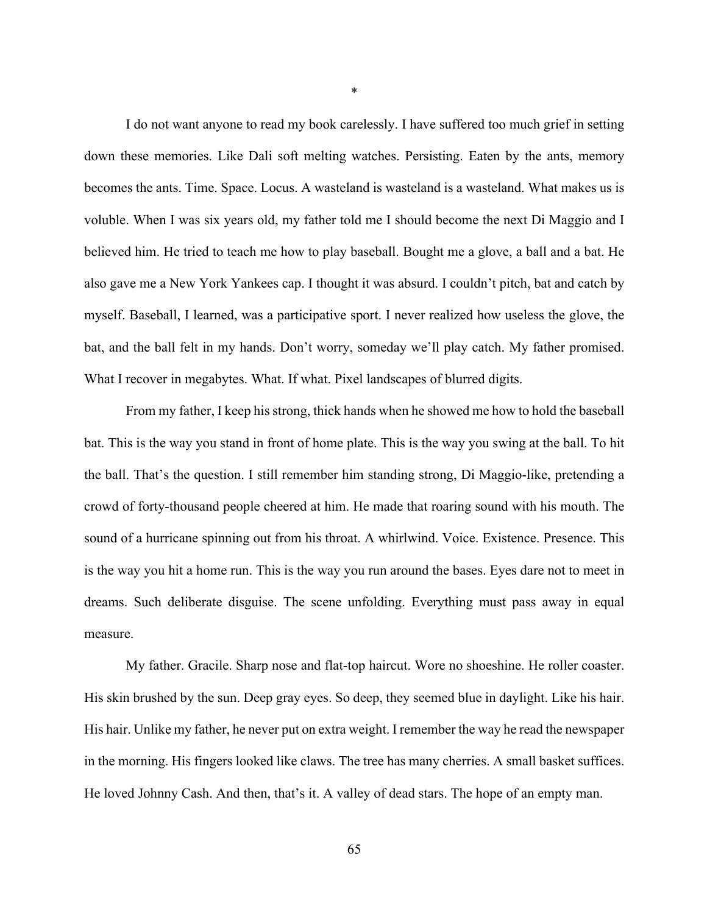*

I do not want anyone to read my book carelessly. I have suffered too much grief in setting down these memories. Like Dali soft melting watches. Persisting. Eaten by the ants, memory becomes the ants. Time. Space. Locus. A wasteland is wasteland is a wasteland. What makes us is voluble. When I was six years old, my father told me I should become the next Di Maggio and I believed him. He tried to teach me how to play baseball. Bought me a glove, a ball and a bat. He also gave me a New York Yankees cap. I thought it was absurd. I couldn't pitch, bat and catch by myself. Baseball, I learned, was a participative sport. I never realized how useless the glove, the bat, and the ball felt in my hands. Don't worry, someday we'll play catch. My father promised. What I recover in megabytes. What. If what. Pixel landscapes of blurred digits.

From my father, I keep his strong, thick hands when he showed me how to hold the baseball bat. This is the way you stand in front of home plate. This is the way you swing at the ball. To hit the ball. That's the question. I still remember him standing strong, Di Maggio-like, pretending a crowd of forty-thousand people cheered at him. He made that roaring sound with his mouth. The sound of a hurricane spinning out from his throat. A whirlwind. Voice. Existence. Presence. This is the way you hit a home run. This is the way you run around the bases. Eyes dare not to meet in dreams. Such deliberate disguise. The scene unfolding. Everything must pass away in equal measure.

My father. Gracile. Sharp nose and flat-top haircut. Wore no shoeshine. He roller coaster. His skin brushed by the sun. Deep gray eyes. So deep, they seemed blue in daylight. Like his hair. His hair. Unlike my father, he never put on extra weight. I remember the way he read the newspaper in the morning. His fingers looked like claws. The tree has many cherries. A small basket suffices. He loved Johnny Cash. And then, that's it. A valley of dead stars. The hope of an empty man.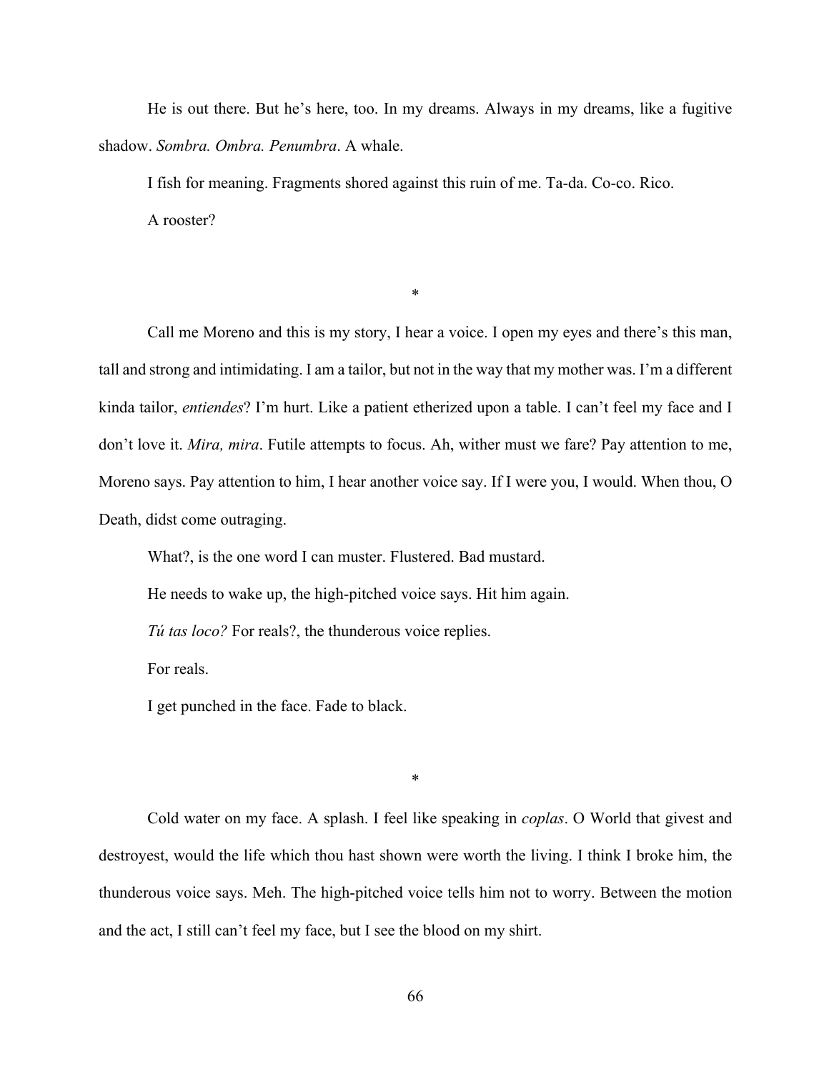He is out there. But he's here, too. In my dreams. Always in my dreams, like a fugitive shadow. *Sombra. Ombra. Penumbra*. A whale.

I fish for meaning. Fragments shored against this ruin of me. Ta-da. Co-co. Rico.

A rooster?

*

Call me Moreno and this is my story, I hear a voice. I open my eyes and there's this man, tall and strong and intimidating. I am a tailor, but not in the way that my mother was. I'm a different kinda tailor, *entiendes*? I'm hurt. Like a patient etherized upon a table. I can't feel my face and I don't love it. *Mira, mira*. Futile attempts to focus. Ah, wither must we fare? Pay attention to me, Moreno says. Pay attention to him, I hear another voice say. If I were you, I would. When thou, O Death, didst come outraging.

What?, is the one word I can muster. Flustered. Bad mustard.

He needs to wake up, the high-pitched voice says. Hit him again.

*Tú tas loco?* For reals?, the thunderous voice replies.

For reals.

I get punched in the face. Fade to black.

*

Cold water on my face. A splash. I feel like speaking in *coplas*. O World that givest and destroyest, would the life which thou hast shown were worth the living. I think I broke him, the thunderous voice says. Meh. The high-pitched voice tells him not to worry. Between the motion and the act, I still can't feel my face, but I see the blood on my shirt.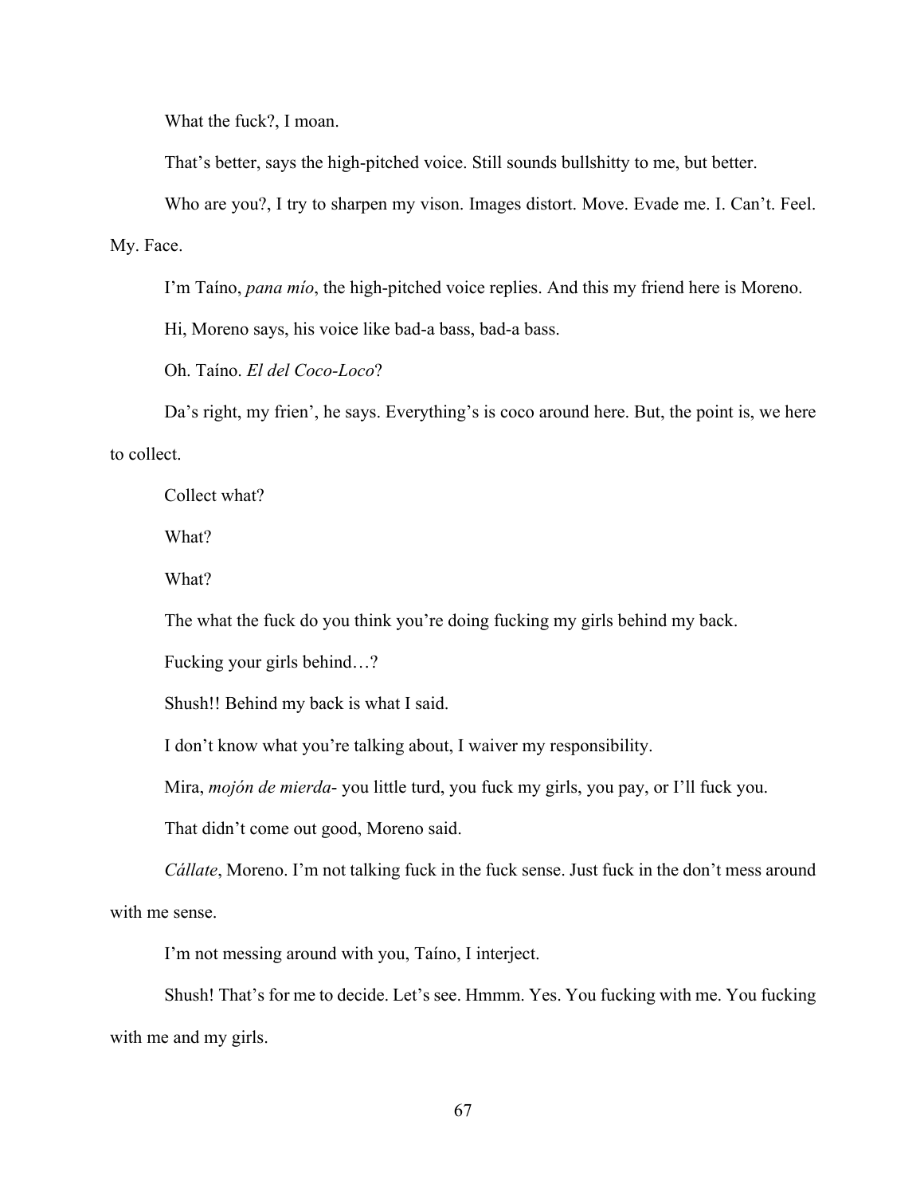What the fuck?, I moan.

That's better, says the high-pitched voice. Still sounds bullshitty to me, but better.

Who are you?, I try to sharpen my vison. Images distort. Move. Evade me. I. Can't. Feel. My. Face.

I'm Taíno, *pana mío*, the high-pitched voice replies. And this my friend here is Moreno.

Hi, Moreno says, his voice like bad-a bass, bad-a bass.

Oh. Taíno. *El del Coco-Loco*?

Da's right, my frien', he says. Everything's is coco around here. But, the point is, we here to collect.

Collect what?

What?

What?

The what the fuck do you think you're doing fucking my girls behind my back.

Fucking your girls behind…?

Shush!! Behind my back is what I said.

I don't know what you're talking about, I waiver my responsibility.

Mira, *mojón de mierda*- you little turd, you fuck my girls, you pay, or I'll fuck you.

That didn't come out good, Moreno said.

*Cállate*, Moreno. I'm not talking fuck in the fuck sense. Just fuck in the don't mess around with me sense.

I'm not messing around with you, Taíno, I interject.

Shush! That's for me to decide. Let's see. Hmmm. Yes. You fucking with me. You fucking with me and my girls.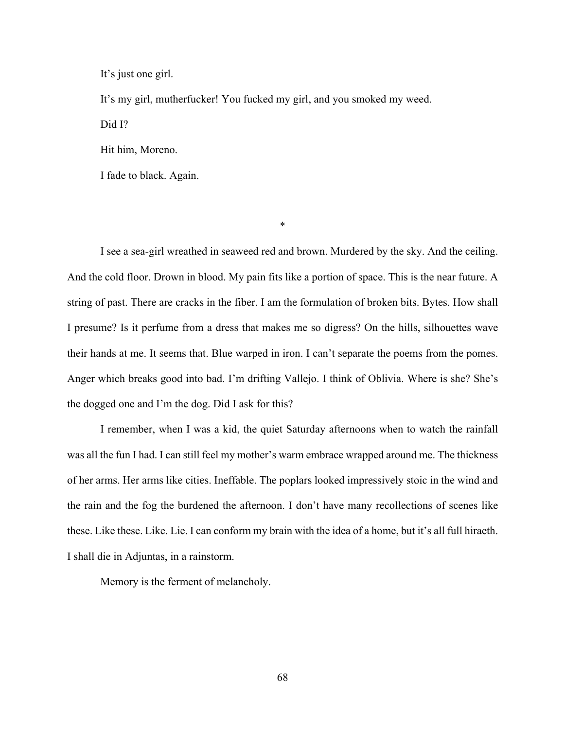It's just one girl.

It's my girl, mutherfucker! You fucked my girl, and you smoked my weed.

Did I?

Hit him, Moreno.

I fade to black. Again.

*

I see a sea-girl wreathed in seaweed red and brown. Murdered by the sky. And the ceiling. And the cold floor. Drown in blood. My pain fits like a portion of space. This is the near future. A string of past. There are cracks in the fiber. I am the formulation of broken bits. Bytes. How shall I presume? Is it perfume from a dress that makes me so digress? On the hills, silhouettes wave their hands at me. It seems that. Blue warped in iron. I can't separate the poems from the pomes. Anger which breaks good into bad. I'm drifting Vallejo. I think of Oblivia. Where is she? She's the dogged one and I'm the dog. Did I ask for this?

I remember, when I was a kid, the quiet Saturday afternoons when to watch the rainfall was all the fun I had. I can still feel my mother's warm embrace wrapped around me. The thickness of her arms. Her arms like cities. Ineffable. The poplars looked impressively stoic in the wind and the rain and the fog the burdened the afternoon. I don't have many recollections of scenes like these. Like these. Like. Lie. I can conform my brain with the idea of a home, but it's all full hiraeth. I shall die in Adjuntas, in a rainstorm.

Memory is the ferment of melancholy.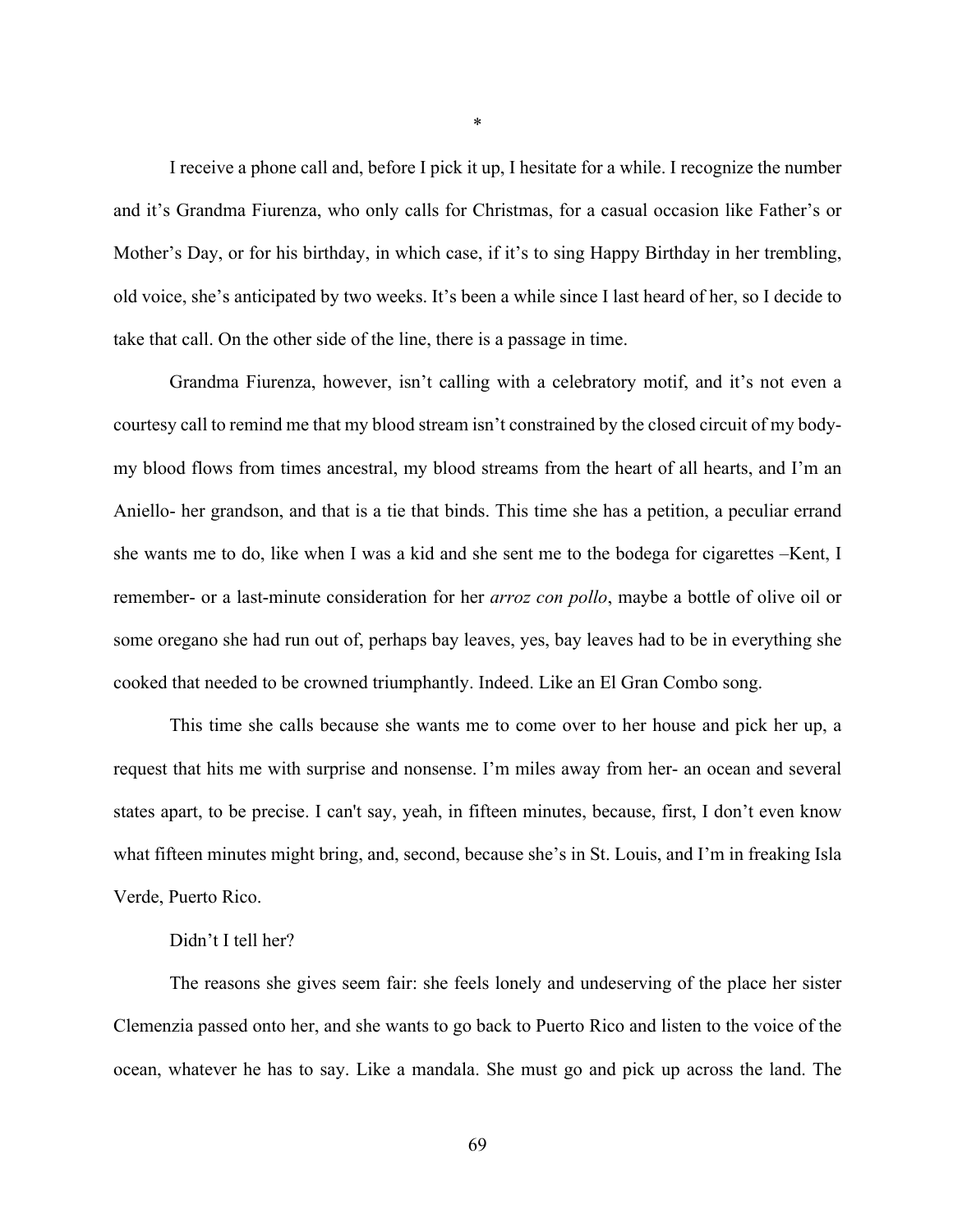*

I receive a phone call and, before I pick it up, I hesitate for a while. I recognize the number and it's Grandma Fiurenza, who only calls for Christmas, for a casual occasion like Father's or Mother's Day, or for his birthday, in which case, if it's to sing Happy Birthday in her trembling, old voice, she's anticipated by two weeks. It's been a while since I last heard of her, so I decide to take that call. On the other side of the line, there is a passage in time.

Grandma Fiurenza, however, isn't calling with a celebratory motif, and it's not even a courtesy call to remind me that my blood stream isn't constrained by the closed circuit of my body- my blood flows from times ancestral, my blood streams from the heart of all hearts, and I'm an Aniello- her grandson, and that is a tie that binds. This time she has a petition, a peculiar errand she wants me to do, like when I was a kid and she sent me to the bodega for cigarettes –Kent, I remember- or a last-minute consideration for her *arroz con pollo*, maybe a bottle of olive oil or some oregano she had run out of, perhaps bay leaves, yes, bay leaves had to be in everything she cooked that needed to be crowned triumphantly. Indeed. Like an El Gran Combo song.

This time she calls because she wants me to come over to her house and pick her up, a request that hits me with surprise and nonsense. I'm miles away from her- an ocean and several states apart, to be precise. I can't say, yeah, in fifteen minutes, because, first, I don't even know what fifteen minutes might bring, and, second, because she's in St. Louis, and I'm in freaking Isla Verde, Puerto Rico.

Didn't I tell her?

The reasons she gives seem fair: she feels lonely and undeserving of the place her sister Clemenzia passed onto her, and she wants to go back to Puerto Rico and listen to the voice of the ocean, whatever he has to say. Like a mandala. She must go and pick up across the land. The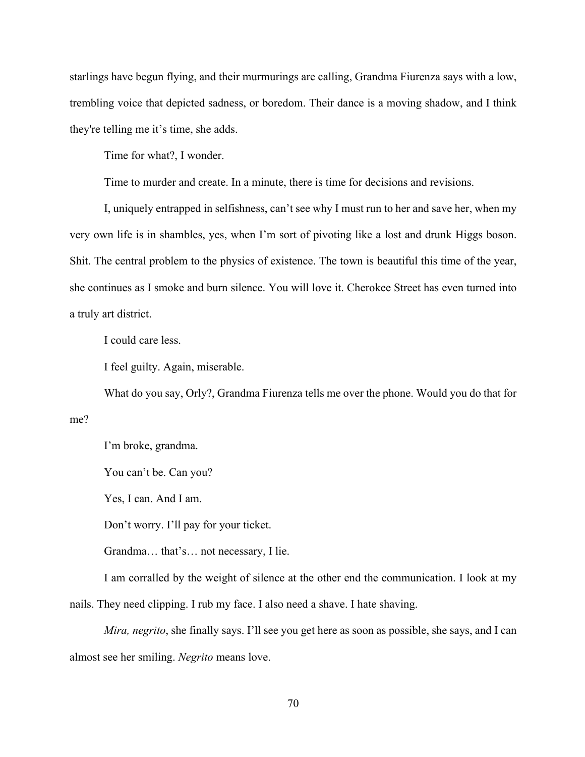starlings have begun flying, and their murmurings are calling, Grandma Fiurenza says with a low, trembling voice that depicted sadness, or boredom. Their dance is a moving shadow, and I think they're telling me it's time, she adds.

Time for what?, I wonder.

Time to murder and create. In a minute, there is time for decisions and revisions.

I, uniquely entrapped in selfishness, can't see why I must run to her and save her, when my very own life is in shambles, yes, when I'm sort of pivoting like a lost and drunk Higgs boson. Shit. The central problem to the physics of existence. The town is beautiful this time of the year, she continues as I smoke and burn silence. You will love it. Cherokee Street has even turned into a truly art district.

I could care less.

I feel guilty. Again, miserable.

What do you say, Orly?, Grandma Fiurenza tells me over the phone. Would you do that for me?

I'm broke, grandma.

You can't be. Can you?

Yes, I can. And I am.

Don't worry. I'll pay for your ticket.

Grandma… that's… not necessary, I lie.

I am corralled by the weight of silence at the other end the communication. I look at my nails. They need clipping. I rub my face. I also need a shave. I hate shaving.

*Mira, negrito*, she finally says. I'll see you get here as soon as possible, she says, and I can almost see her smiling. *Negrito* means love.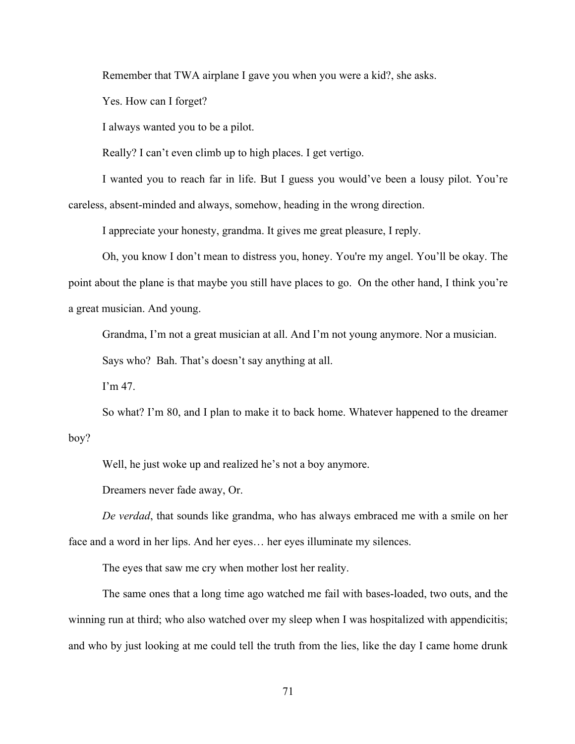Remember that TWA airplane I gave you when you were a kid?, she asks.

Yes. How can I forget?

I always wanted you to be a pilot.

Really? I can't even climb up to high places. I get vertigo.

I wanted you to reach far in life. But I guess you would've been a lousy pilot. You're careless, absent-minded and always, somehow, heading in the wrong direction.

I appreciate your honesty, grandma. It gives me great pleasure, I reply.

Oh, you know I don't mean to distress you, honey. You're my angel. You'll be okay. The point about the plane is that maybe you still have places to go. On the other hand, I think you're a great musician. And young.

Grandma, I'm not a great musician at all. And I'm not young anymore. Nor a musician.

Says who? Bah. That's doesn't say anything at all.

I'm 47.

So what? I'm 80, and I plan to make it to back home. Whatever happened to the dreamer boy?

Well, he just woke up and realized he's not a boy anymore.

Dreamers never fade away, Or.

*De verdad*, that sounds like grandma, who has always embraced me with a smile on her face and a word in her lips. And her eyes… her eyes illuminate my silences.

The eyes that saw me cry when mother lost her reality.

The same ones that a long time ago watched me fail with bases-loaded, two outs, and the winning run at third; who also watched over my sleep when I was hospitalized with appendicitis; and who by just looking at me could tell the truth from the lies, like the day I came home drunk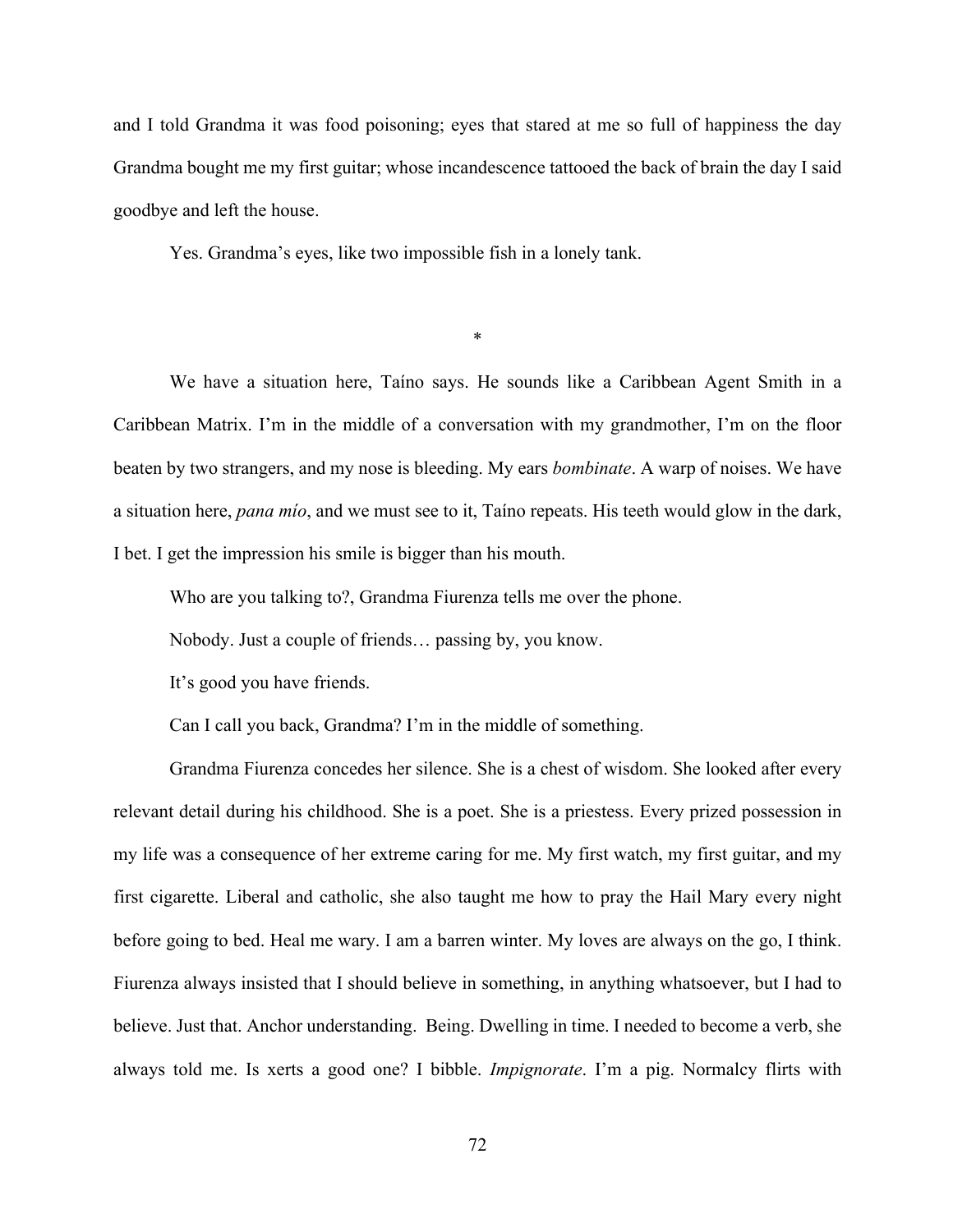and I told Grandma it was food poisoning; eyes that stared at me so full of happiness the day Grandma bought me my first guitar; whose incandescence tattooed the back of brain the day I said goodbye and left the house.

Yes. Grandma's eyes, like two impossible fish in a lonely tank.

*

We have a situation here, Taíno says. He sounds like a Caribbean Agent Smith in a Caribbean Matrix. I'm in the middle of a conversation with my grandmother, I'm on the floor beaten by two strangers, and my nose is bleeding. My ears *bombinate*. A warp of noises. We have a situation here, *pana mío*, and we must see to it, Taíno repeats. His teeth would glow in the dark, I bet. I get the impression his smile is bigger than his mouth.

Who are you talking to?, Grandma Fiurenza tells me over the phone.

Nobody. Just a couple of friends… passing by, you know.

It's good you have friends.

Can I call you back, Grandma? I'm in the middle of something.

Grandma Fiurenza concedes her silence. She is a chest of wisdom. She looked after every relevant detail during his childhood. She is a poet. She is a priestess. Every prized possession in my life was a consequence of her extreme caring for me. My first watch, my first guitar, and my first cigarette. Liberal and catholic, she also taught me how to pray the Hail Mary every night before going to bed. Heal me wary. I am a barren winter. My loves are always on the go, I think. Fiurenza always insisted that I should believe in something, in anything whatsoever, but I had to believe. Just that. Anchor understanding. Being. Dwelling in time. I needed to become a verb, she always told me. Is xerts a good one? I bibble. *Impignorate*. I'm a pig. Normalcy flirts with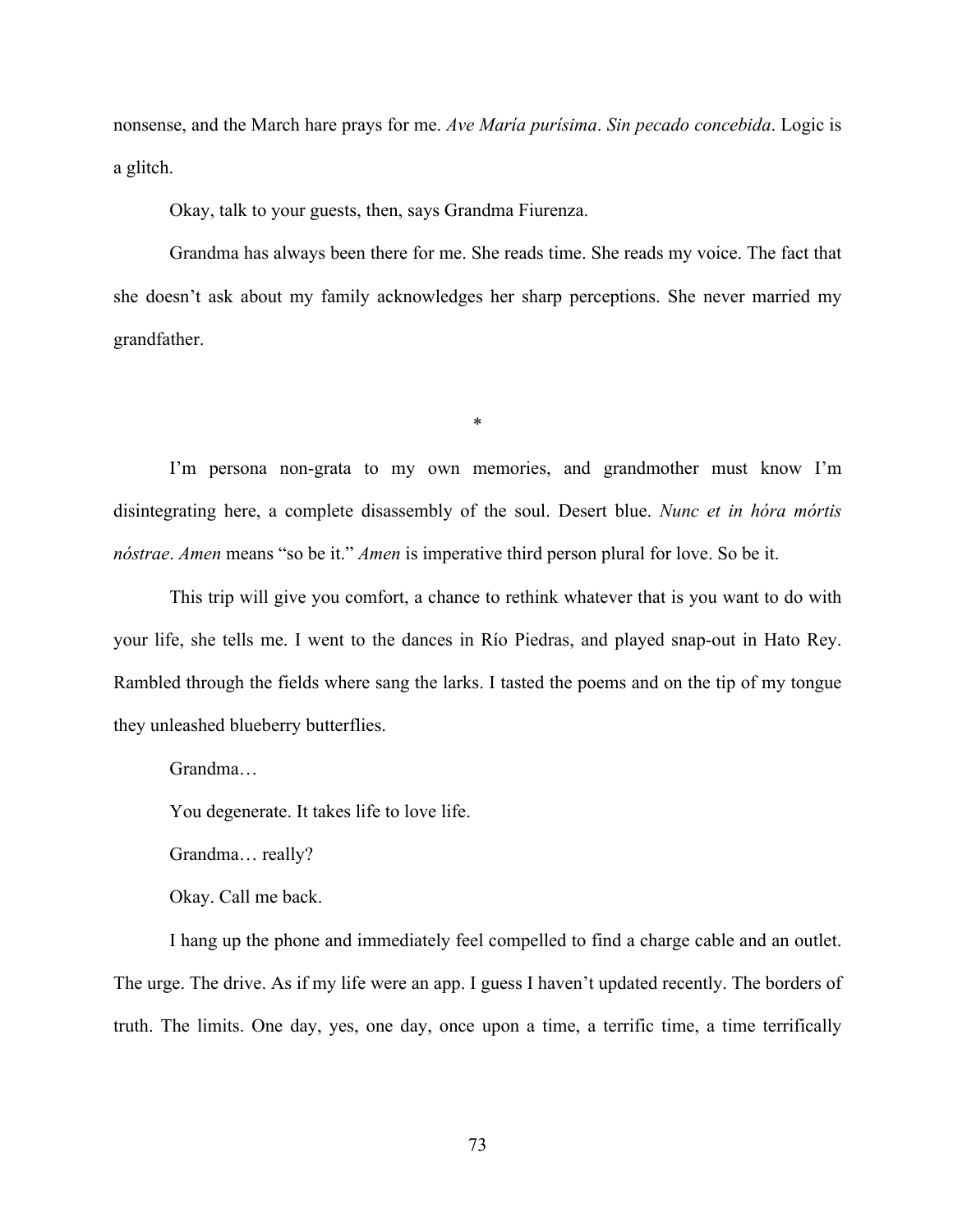nonsense, and the March hare prays for me. *Ave María purísima*. *Sin pecado concebida*. Logic is a glitch.

Okay, talk to your guests, then, says Grandma Fiurenza.

Grandma has always been there for me. She reads time. She reads my voice. The fact that she doesn't ask about my family acknowledges her sharp perceptions. She never married my grandfather.

*

I'm persona non-grata to my own memories, and grandmother must know I'm disintegrating here, a complete disassembly of the soul. Desert blue. *Nunc et in hóra mórtis nóstrae*. *Amen* means "so be it." *Amen* is imperative third person plural for love. So be it.

This trip will give you comfort, a chance to rethink whatever that is you want to do with your life, she tells me. I went to the dances in Río Piedras, and played snap-out in Hato Rey. Rambled through the fields where sang the larks. I tasted the poems and on the tip of my tongue they unleashed blueberry butterflies.

Grandma…

You degenerate. It takes life to love life.

Grandma… really?

Okay. Call me back.

I hang up the phone and immediately feel compelled to find a charge cable and an outlet. The urge. The drive. As if my life were an app. I guess I haven't updated recently. The borders of truth. The limits. One day, yes, one day, once upon a time, a terrific time, a time terrifically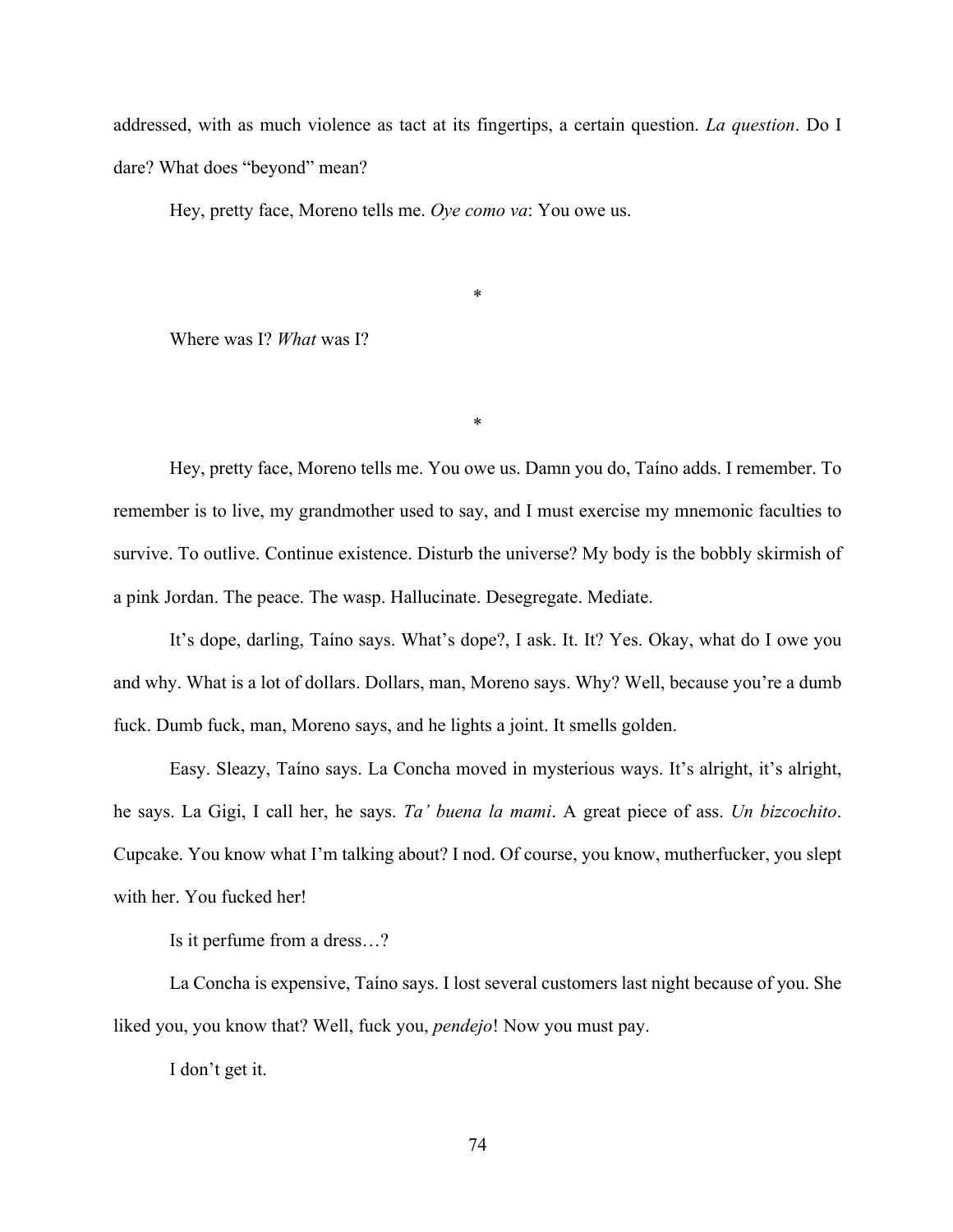addressed, with as much violence as tact at its fingertips, a certain question. *La question*. Do I dare? What does "beyond" mean?

Hey, pretty face, Moreno tells me. *Oye como va*: You owe us.

*

Where was I? *What* was I?

*

Hey, pretty face, Moreno tells me. You owe us. Damn you do, Taíno adds. I remember. To remember is to live, my grandmother used to say, and I must exercise my mnemonic faculties to survive. To outlive. Continue existence. Disturb the universe? My body is the bobbly skirmish of a pink Jordan. The peace. The wasp. Hallucinate. Desegregate. Mediate.

It's dope, darling, Taíno says. What's dope?, I ask. It. It? Yes. Okay, what do I owe you and why. What is a lot of dollars. Dollars, man, Moreno says. Why? Well, because you're a dumb fuck. Dumb fuck, man, Moreno says, and he lights a joint. It smells golden.

Easy. Sleazy, Taíno says. La Concha moved in mysterious ways. It's alright, it's alright, he says. La Gigi, I call her, he says. *Ta' buena la mami*. A great piece of ass. *Un bizcochito*. Cupcake. You know what I'm talking about? I nod. Of course, you know, mutherfucker, you slept with her. You fucked her!

Is it perfume from a dress…?

La Concha is expensive, Taíno says. I lost several customers last night because of you. She liked you, you know that? Well, fuck you, *pendejo*! Now you must pay.

I don't get it.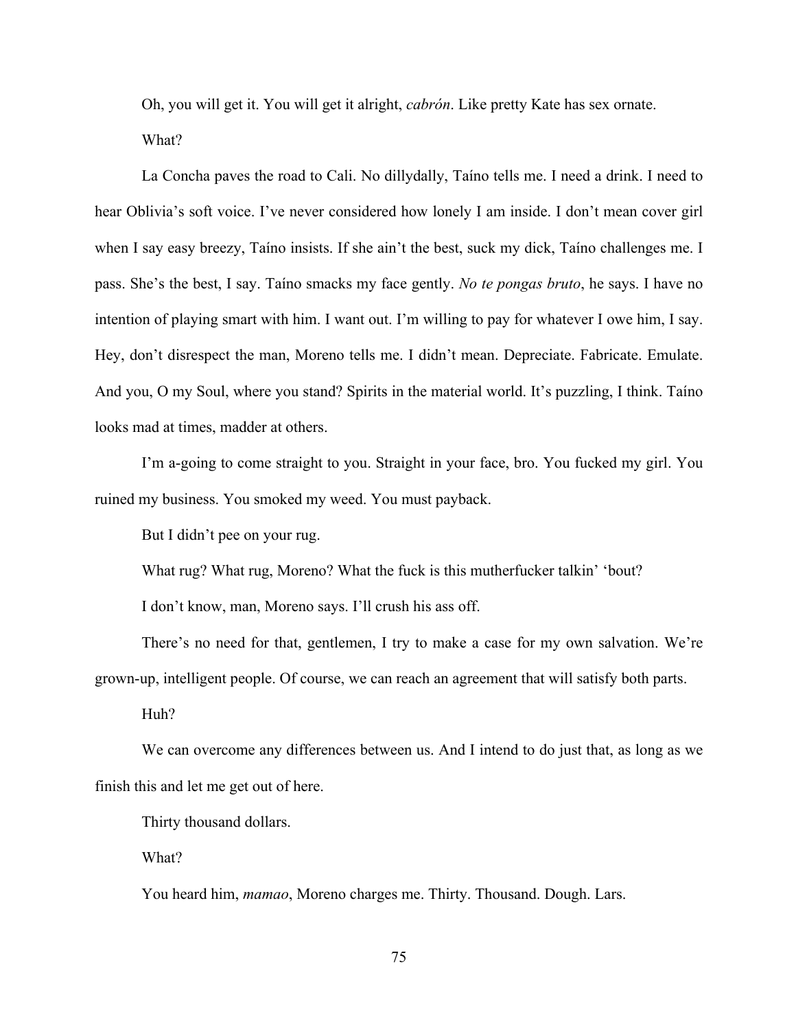Oh, you will get it. You will get it alright, *cabrón*. Like pretty Kate has sex ornate.

What?

La Concha paves the road to Cali. No dillydally, Taíno tells me. I need a drink. I need to hear Oblivia's soft voice. I've never considered how lonely I am inside. I don't mean cover girl when I say easy breezy, Taíno insists. If she ain't the best, suck my dick, Taíno challenges me. I pass. She's the best, I say. Taíno smacks my face gently. *No te pongas bruto*, he says. I have no intention of playing smart with him. I want out. I'm willing to pay for whatever I owe him, I say. Hey, don't disrespect the man, Moreno tells me. I didn't mean. Depreciate. Fabricate. Emulate. And you, O my Soul, where you stand? Spirits in the material world. It's puzzling, I think. Taíno looks mad at times, madder at others.

I'm a-going to come straight to you. Straight in your face, bro. You fucked my girl. You ruined my business. You smoked my weed. You must payback.

But I didn't pee on your rug.

What rug? What rug, Moreno? What the fuck is this mutherfucker talkin' 'bout?

I don't know, man, Moreno says. I'll crush his ass off.

There's no need for that, gentlemen, I try to make a case for my own salvation. We're grown-up, intelligent people. Of course, we can reach an agreement that will satisfy both parts.

Huh?

We can overcome any differences between us. And I intend to do just that, as long as we finish this and let me get out of here.

Thirty thousand dollars.

What?

You heard him, *mamao*, Moreno charges me. Thirty. Thousand. Dough. Lars.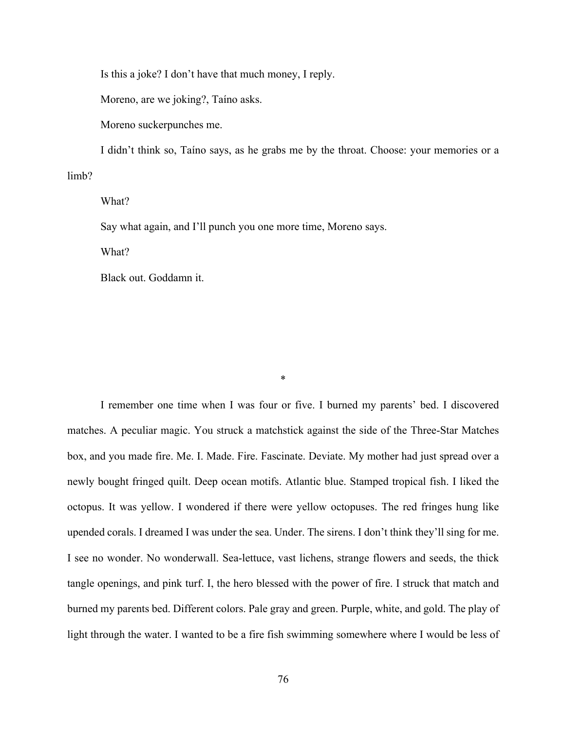Is this a joke? I don't have that much money, I reply.

Moreno, are we joking?, Taíno asks.

Moreno suckerpunches me.

I didn't think so, Taíno says, as he grabs me by the throat. Choose: your memories or a limb?

What?

Say what again, and I'll punch you one more time, Moreno says.

What?

Black out. Goddamn it.

*

I remember one time when I was four or five. I burned my parents' bed. I discovered matches. A peculiar magic. You struck a matchstick against the side of the Three-Star Matches box, and you made fire. Me. I. Made. Fire. Fascinate. Deviate. My mother had just spread over a newly bought fringed quilt. Deep ocean motifs. Atlantic blue. Stamped tropical fish. I liked the octopus. It was yellow. I wondered if there were yellow octopuses. The red fringes hung like upended corals. I dreamed I was under the sea. Under. The sirens. I don't think they'll sing for me. I see no wonder. No wonderwall. Sea-lettuce, vast lichens, strange flowers and seeds, the thick tangle openings, and pink turf. I, the hero blessed with the power of fire. I struck that match and burned my parents bed. Different colors. Pale gray and green. Purple, white, and gold. The play of light through the water. I wanted to be a fire fish swimming somewhere where I would be less of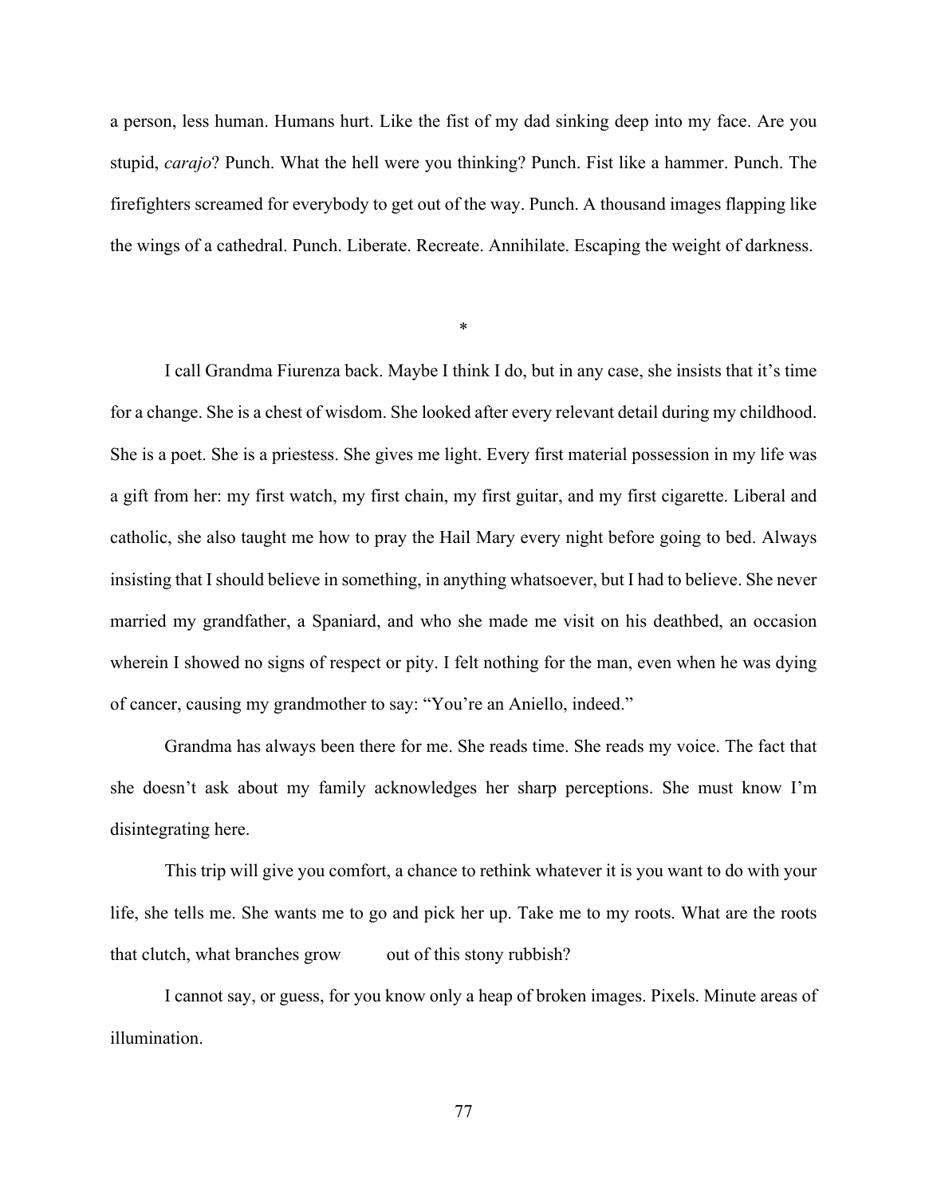a person, less human. Humans hurt. Like the fist of my dad sinking deep into my face. Are you stupid, *carajo*? Punch. What the hell were you thinking? Punch. Fist like a hammer. Punch. The firefighters screamed for everybody to get out of the way. Punch. A thousand images flapping like the wings of a cathedral. Punch. Liberate. Recreate. Annihilate. Escaping the weight of darkness.

*

I call Grandma Fiurenza back. Maybe I think I do, but in any case, she insists that it's time for a change. She is a chest of wisdom. She looked after every relevant detail during my childhood. She is a poet. She is a priestess. She gives me light. Every first material possession in my life was a gift from her: my first watch, my first chain, my first guitar, and my first cigarette. Liberal and catholic, she also taught me how to pray the Hail Mary every night before going to bed. Always insisting that I should believe in something, in anything whatsoever, but I had to believe. She never married my grandfather, a Spaniard, and who she made me visit on his deathbed, an occasion wherein I showed no signs of respect or pity. I felt nothing for the man, even when he was dying of cancer, causing my grandmother to say: "You're an Aniello, indeed."

Grandma has always been there for me. She reads time. She reads my voice. The fact that she doesn't ask about my family acknowledges her sharp perceptions. She must know I'm disintegrating here.

This trip will give you comfort, a chance to rethink whatever it is you want to do with your life, she tells me. She wants me to go and pick her up. Take me to my roots. What are the roots that clutch, what branches grow     out of this stony rubbish?

I cannot say, or guess, for you know only a heap of broken images. Pixels. Minute areas of illumination.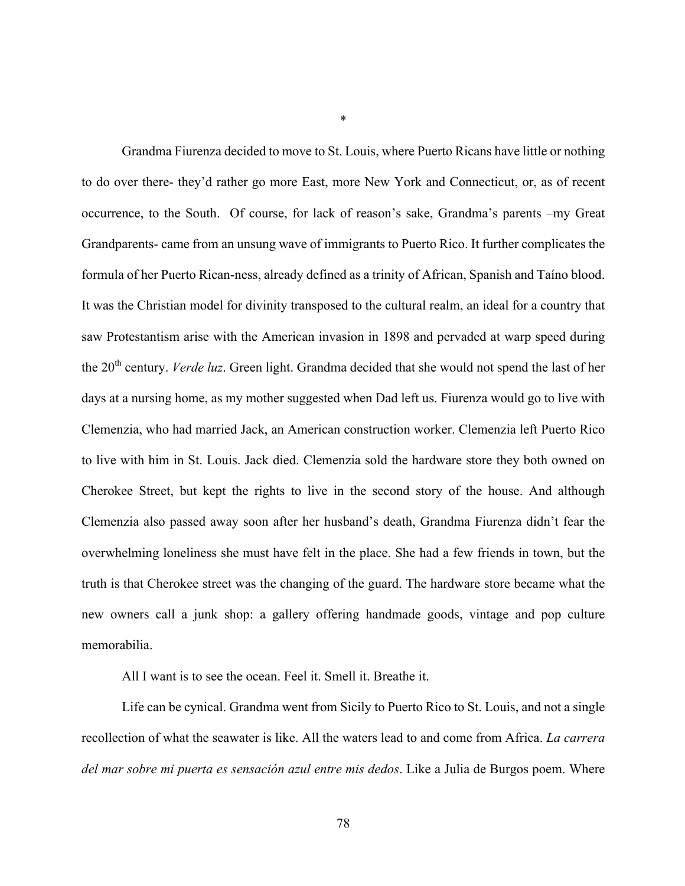*

Grandma Fiurenza decided to move to St. Louis, where Puerto Ricans have little or nothing to do over there- they'd rather go more East, more New York and Connecticut, or, as of recent occurrence, to the South. Of course, for lack of reason's sake, Grandma's parents –my Great Grandparents- came from an unsung wave of immigrants to Puerto Rico. It further complicates the formula of her Puerto Rican-ness, already defined as a trinity of African, Spanish and Taíno blood. It was the Christian model for divinity transposed to the cultural realm, an ideal for a country that saw Protestantism arise with the American invasion in 1898 and pervaded at warp speed during the 20th century. *Verde luz*. Green light. Grandma decided that she would not spend the last of her days at a nursing home, as my mother suggested when Dad left us. Fiurenza would go to live with Clemenzia, who had married Jack, an American construction worker. Clemenzia left Puerto Rico to live with him in St. Louis. Jack died. Clemenzia sold the hardware store they both owned on Cherokee Street, but kept the rights to live in the second story of the house. And although Clemenzia also passed away soon after her husband's death, Grandma Fiurenza didn't fear the overwhelming loneliness she must have felt in the place. She had a few friends in town, but the truth is that Cherokee street was the changing of the guard. The hardware store became what the new owners call a junk shop: a gallery offering handmade goods, vintage and pop culture memorabilia.

All I want is to see the ocean. Feel it. Smell it. Breathe it.

Life can be cynical. Grandma went from Sicily to Puerto Rico to St. Louis, and not a single recollection of what the seawater is like. All the waters lead to and come from Africa. *La carrera del mar sobre mi puerta es sensación azul entre mis dedos*. Like a Julia de Burgos poem. Where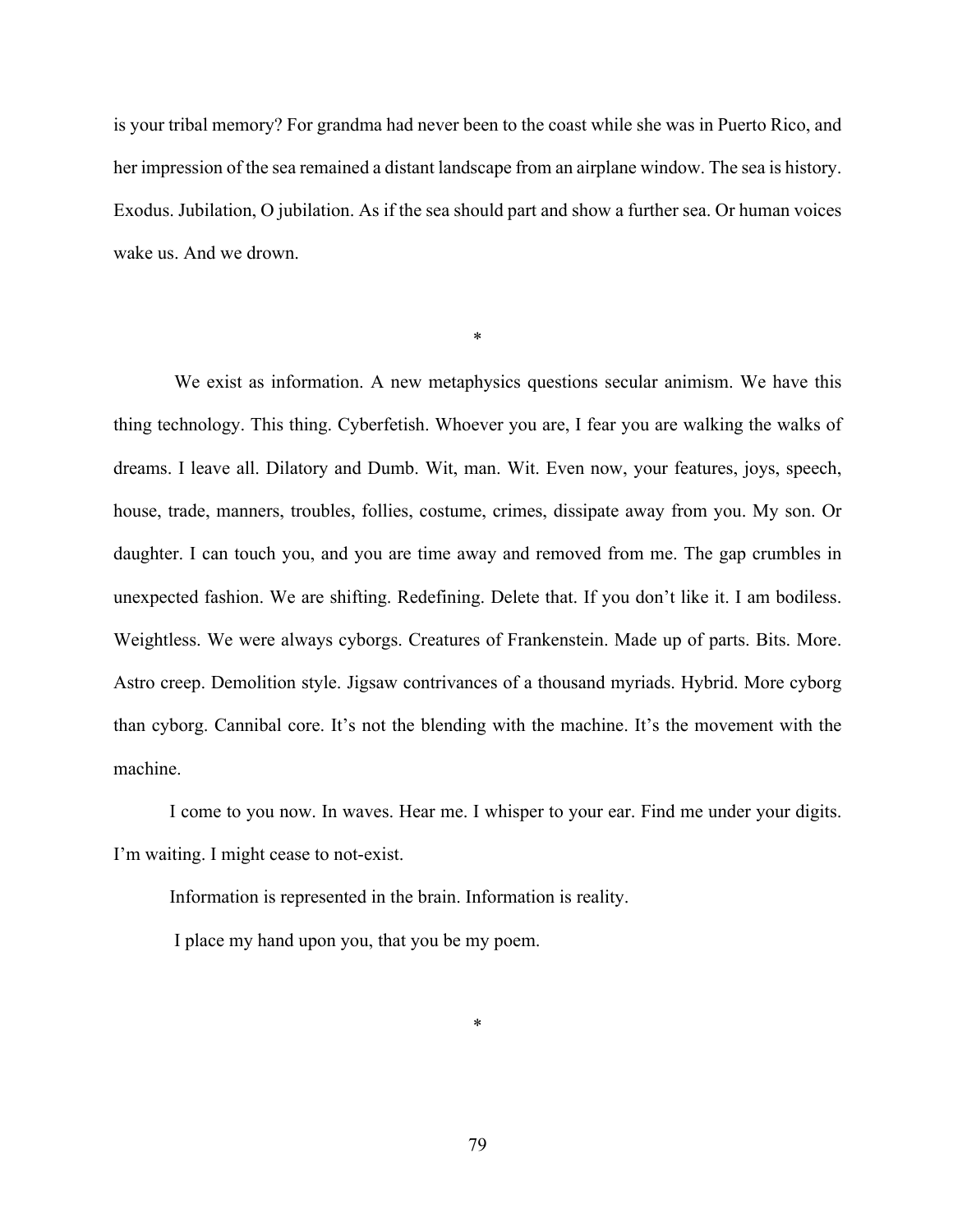is your tribal memory? For grandma had never been to the coast while she was in Puerto Rico, and her impression of the sea remained a distant landscape from an airplane window. The sea is history. Exodus. Jubilation, O jubilation. As if the sea should part and show a further sea. Or human voices wake us. And we drown.

*

We exist as information. A new metaphysics questions secular animism. We have this thing technology. This thing. Cyberfetish. Whoever you are, I fear you are walking the walks of dreams. I leave all. Dilatory and Dumb. Wit, man. Wit. Even now, your features, joys, speech, house, trade, manners, troubles, follies, costume, crimes, dissipate away from you. My son. Or daughter. I can touch you, and you are time away and removed from me. The gap crumbles in unexpected fashion. We are shifting. Redefining. Delete that. If you don't like it. I am bodiless. Weightless. We were always cyborgs. Creatures of Frankenstein. Made up of parts. Bits. More. Astro creep. Demolition style. Jigsaw contrivances of a thousand myriads. Hybrid. More cyborg than cyborg. Cannibal core. It's not the blending with the machine. It's the movement with the machine.

I come to you now. In waves. Hear me. I whisper to your ear. Find me under your digits. I'm waiting. I might cease to not-exist.

Information is represented in the brain. Information is reality.

I place my hand upon you, that you be my poem.

*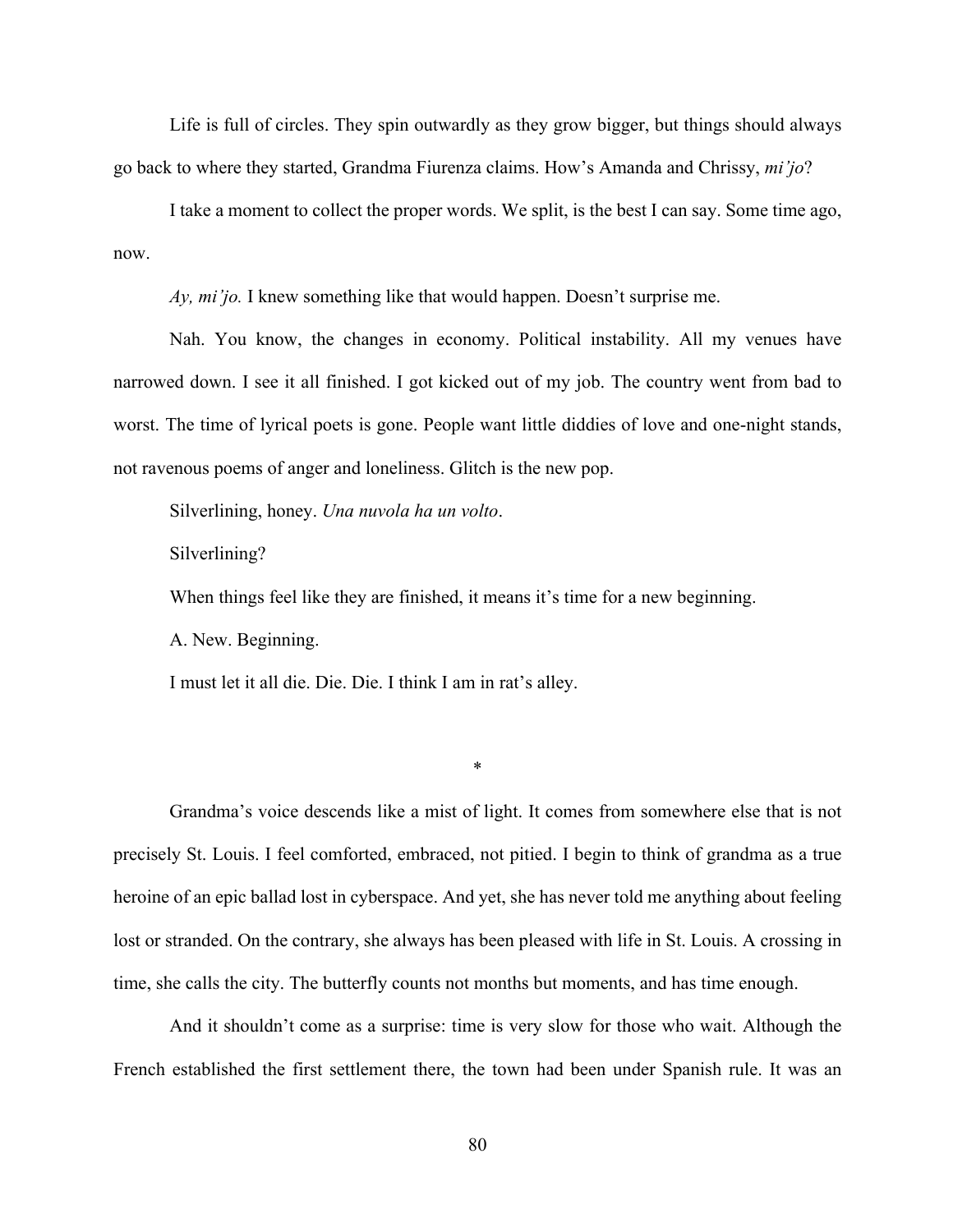Life is full of circles. They spin outwardly as they grow bigger, but things should always go back to where they started, Grandma Fiurenza claims. How's Amanda and Chrissy, *mi'jo*?

I take a moment to collect the proper words. We split, is the best I can say. Some time ago, now.

*Ay, mi'jo.* I knew something like that would happen. Doesn't surprise me.

Nah. You know, the changes in economy. Political instability. All my venues have narrowed down. I see it all finished. I got kicked out of my job. The country went from bad to worst. The time of lyrical poets is gone. People want little diddies of love and one-night stands, not ravenous poems of anger and loneliness. Glitch is the new pop.

Silverlining, honey. *Una nuvola ha un volto*.

Silverlining?

When things feel like they are finished, it means it's time for a new beginning.

A. New. Beginning.

I must let it all die. Die. Die. I think I am in rat's alley.

*

Grandma's voice descends like a mist of light. It comes from somewhere else that is not precisely St. Louis. I feel comforted, embraced, not pitied. I begin to think of grandma as a true heroine of an epic ballad lost in cyberspace. And yet, she has never told me anything about feeling lost or stranded. On the contrary, she always has been pleased with life in St. Louis. A crossing in time, she calls the city. The butterfly counts not months but moments, and has time enough.

And it shouldn't come as a surprise: time is very slow for those who wait. Although the French established the first settlement there, the town had been under Spanish rule. It was an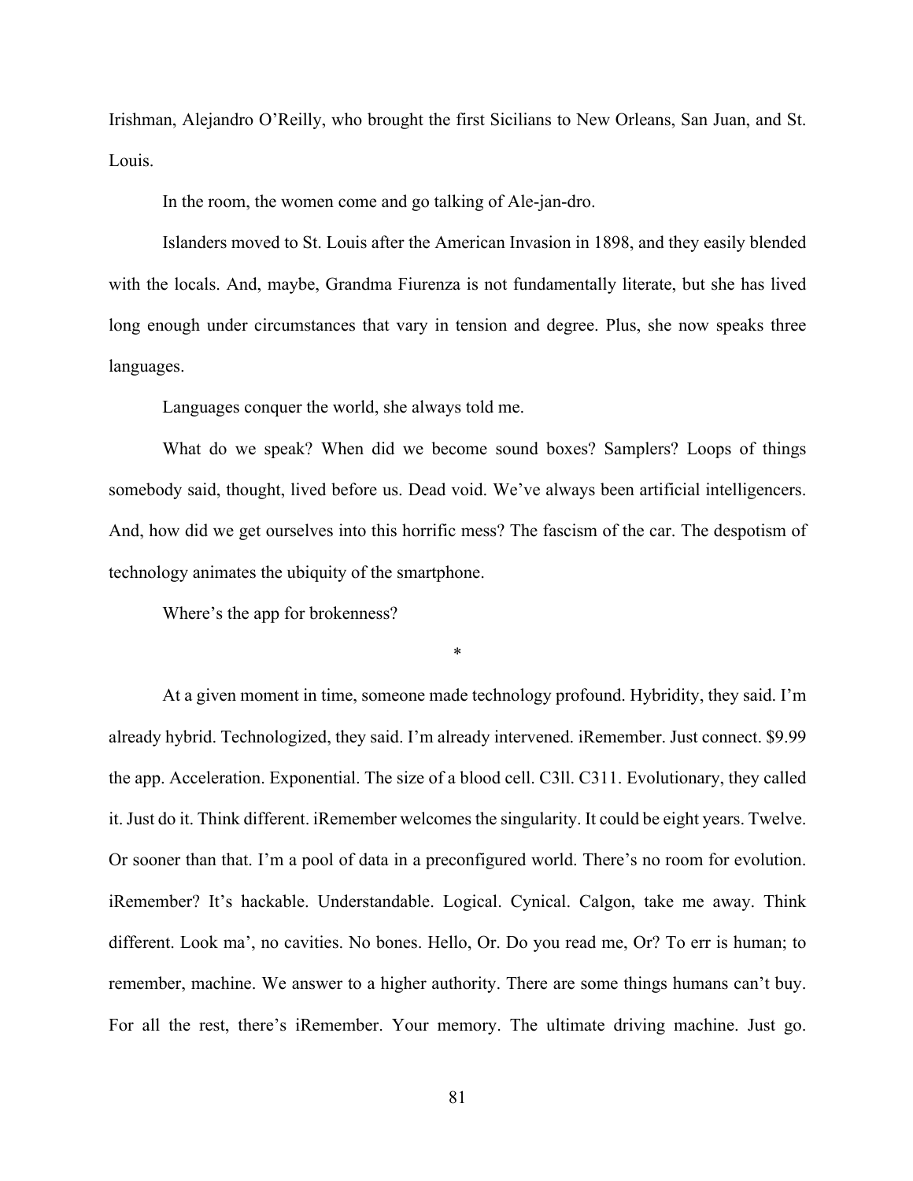Irishman, Alejandro O'Reilly, who brought the first Sicilians to New Orleans, San Juan, and St. Louis.

In the room, the women come and go talking of Ale-jan-dro.

Islanders moved to St. Louis after the American Invasion in 1898, and they easily blended with the locals. And, maybe, Grandma Fiurenza is not fundamentally literate, but she has lived long enough under circumstances that vary in tension and degree. Plus, she now speaks three languages.

Languages conquer the world, she always told me.

What do we speak? When did we become sound boxes? Samplers? Loops of things somebody said, thought, lived before us. Dead void. We've always been artificial intelligencers. And, how did we get ourselves into this horrific mess? The fascism of the car. The despotism of technology animates the ubiquity of the smartphone.

Where's the app for brokenness?

*

At a given moment in time, someone made technology profound. Hybridity, they said. I'm already hybrid. Technologized, they said. I'm already intervened. iRemember. Just connect. $9.99 the app. Acceleration. Exponential. The size of a blood cell. C3ll. C311. Evolutionary, they called it. Just do it. Think different. iRemember welcomes the singularity. It could be eight years. Twelve. Or sooner than that. I'm a pool of data in a preconfigured world. There's no room for evolution. iRemember? It's hackable. Understandable. Logical. Cynical. Calgon, take me away. Think different. Look ma', no cavities. No bones. Hello, Or. Do you read me, Or? To err is human; to remember, machine. We answer to a higher authority. There are some things humans can't buy. For all the rest, there's iRemember. Your memory. The ultimate driving machine. Just go.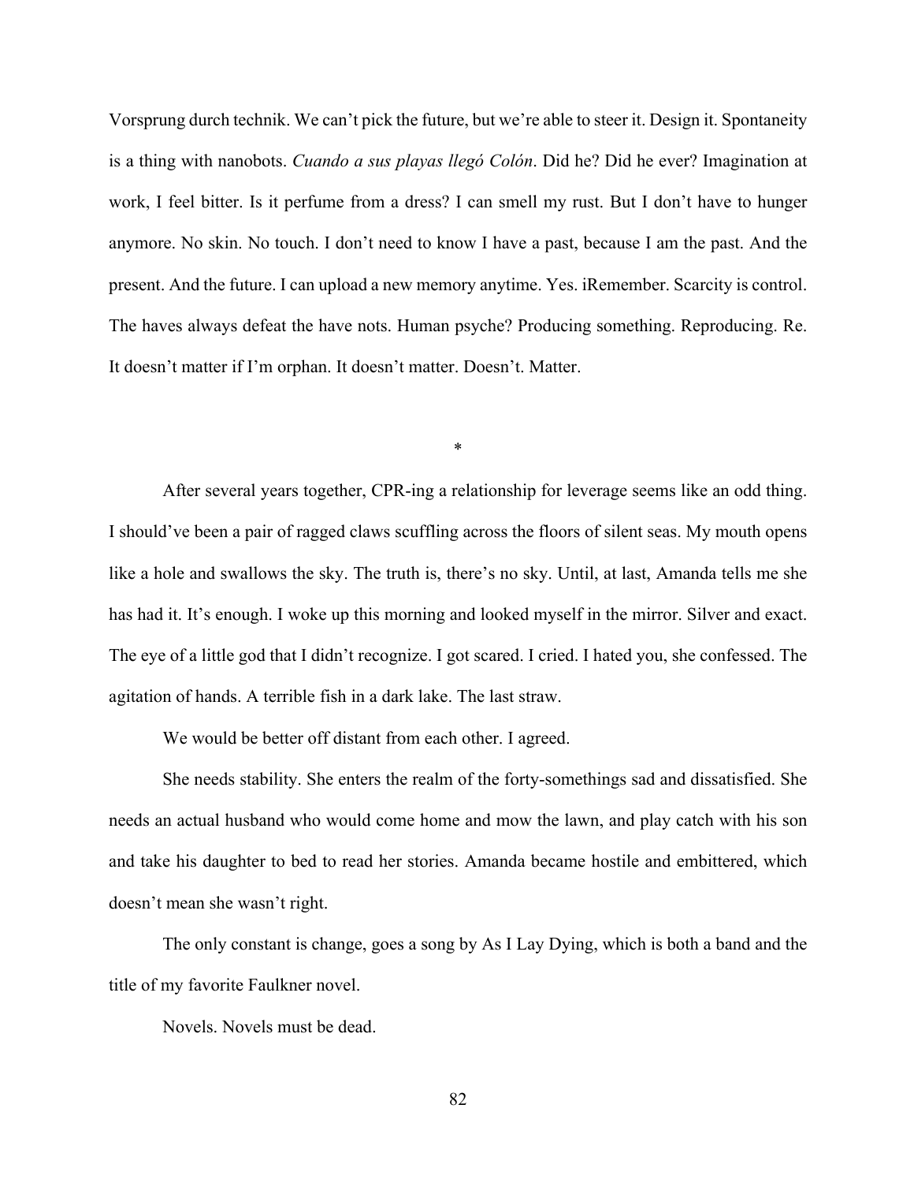Vorsprung durch technik. We can't pick the future, but we're able to steer it. Design it. Spontaneity is a thing with nanobots. *Cuando a sus playas llegó Colón*. Did he? Did he ever? Imagination at work, I feel bitter. Is it perfume from a dress? I can smell my rust. But I don't have to hunger anymore. No skin. No touch. I don't need to know I have a past, because I am the past. And the present. And the future. I can upload a new memory anytime. Yes. iRemember. Scarcity is control. The haves always defeat the have nots. Human psyche? Producing something. Reproducing. Re. It doesn't matter if I'm orphan. It doesn't matter. Doesn't. Matter.

*

After several years together, CPR-ing a relationship for leverage seems like an odd thing. I should've been a pair of ragged claws scuffling across the floors of silent seas. My mouth opens like a hole and swallows the sky. The truth is, there's no sky. Until, at last, Amanda tells me she has had it. It's enough. I woke up this morning and looked myself in the mirror. Silver and exact. The eye of a little god that I didn't recognize. I got scared. I cried. I hated you, she confessed. The agitation of hands. A terrible fish in a dark lake. The last straw.

We would be better off distant from each other. I agreed.

She needs stability. She enters the realm of the forty-somethings sad and dissatisfied. She needs an actual husband who would come home and mow the lawn, and play catch with his son and take his daughter to bed to read her stories. Amanda became hostile and embittered, which doesn't mean she wasn't right.

The only constant is change, goes a song by As I Lay Dying, which is both a band and the title of my favorite Faulkner novel.

Novels. Novels must be dead.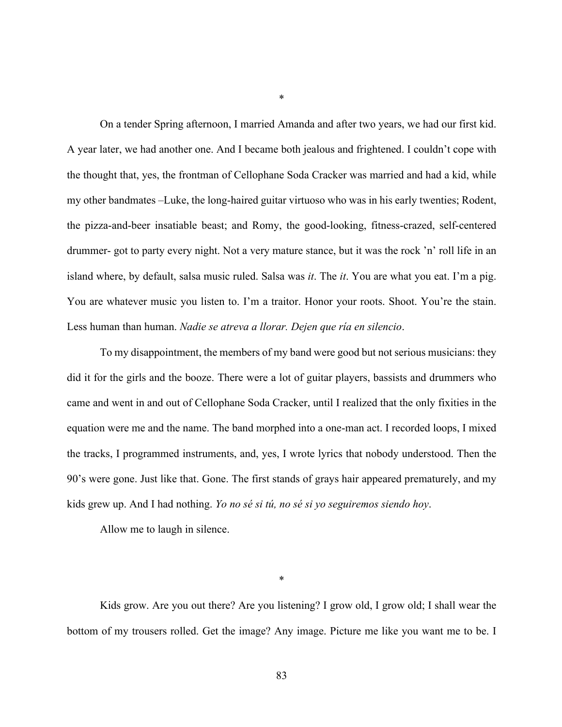*

On a tender Spring afternoon, I married Amanda and after two years, we had our first kid. A year later, we had another one. And I became both jealous and frightened. I couldn't cope with the thought that, yes, the frontman of Cellophane Soda Cracker was married and had a kid, while my other bandmates –Luke, the long-haired guitar virtuoso who was in his early twenties; Rodent, the pizza-and-beer insatiable beast; and Romy, the good-looking, fitness-crazed, self-centered drummer- got to party every night. Not a very mature stance, but it was the rock 'n' roll life in an island where, by default, salsa music ruled. Salsa was *it*. The *it*. You are what you eat. I'm a pig. You are whatever music you listen to. I'm a traitor. Honor your roots. Shoot. You're the stain. Less human than human. *Nadie se atreva a llorar. Dejen que ría en silencio*.

To my disappointment, the members of my band were good but not serious musicians: they did it for the girls and the booze. There were a lot of guitar players, bassists and drummers who came and went in and out of Cellophane Soda Cracker, until I realized that the only fixities in the equation were me and the name. The band morphed into a one-man act. I recorded loops, I mixed the tracks, I programmed instruments, and, yes, I wrote lyrics that nobody understood. Then the 90's were gone. Just like that. Gone. The first stands of grays hair appeared prematurely, and my kids grew up. And I had nothing. *Yo no sé si tú, no sé si yo seguiremos siendo hoy*.

Allow me to laugh in silence.

*

Kids grow. Are you out there? Are you listening? I grow old, I grow old; I shall wear the bottom of my trousers rolled. Get the image? Any image. Picture me like you want me to be. I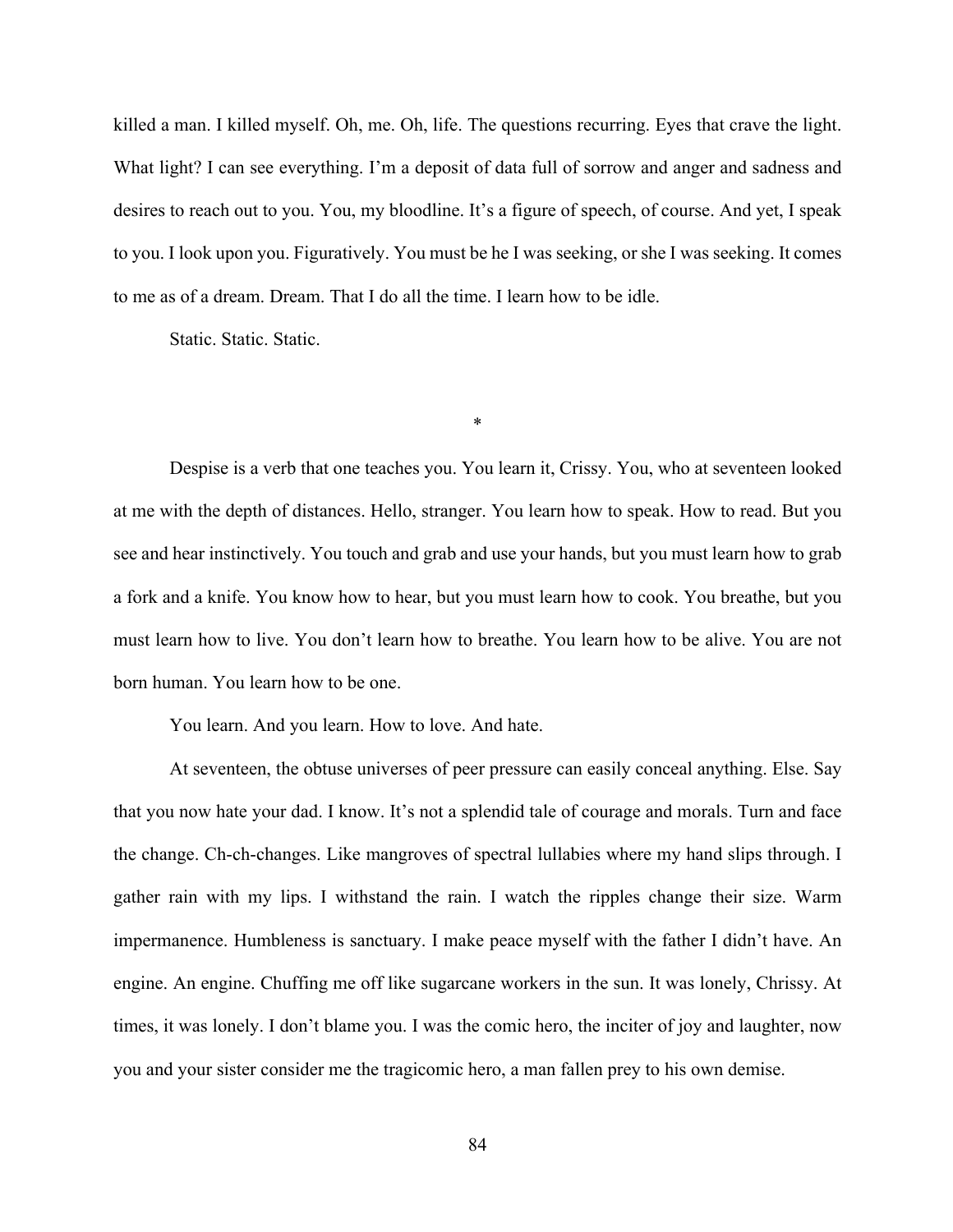killed a man. I killed myself. Oh, me. Oh, life. The questions recurring. Eyes that crave the light. What light? I can see everything. I'm a deposit of data full of sorrow and anger and sadness and desires to reach out to you. You, my bloodline. It's a figure of speech, of course. And yet, I speak to you. I look upon you. Figuratively. You must be he I was seeking, or she I was seeking. It comes to me as of a dream. Dream. That I do all the time. I learn how to be idle.

Static. Static. Static.

*

Despise is a verb that one teaches you. You learn it, Crissy. You, who at seventeen looked at me with the depth of distances. Hello, stranger. You learn how to speak. How to read. But you see and hear instinctively. You touch and grab and use your hands, but you must learn how to grab a fork and a knife. You know how to hear, but you must learn how to cook. You breathe, but you must learn how to live. You don't learn how to breathe. You learn how to be alive. You are not born human. You learn how to be one.

You learn. And you learn. How to love. And hate.

At seventeen, the obtuse universes of peer pressure can easily conceal anything. Else. Say that you now hate your dad. I know. It's not a splendid tale of courage and morals. Turn and face the change. Ch-ch-changes. Like mangroves of spectral lullabies where my hand slips through. I gather rain with my lips. I withstand the rain. I watch the ripples change their size. Warm impermanence. Humbleness is sanctuary. I make peace myself with the father I didn't have. An engine. An engine. Chuffing me off like sugarcane workers in the sun. It was lonely, Chrissy. At times, it was lonely. I don't blame you. I was the comic hero, the inciter of joy and laughter, now you and your sister consider me the tragicomic hero, a man fallen prey to his own demise.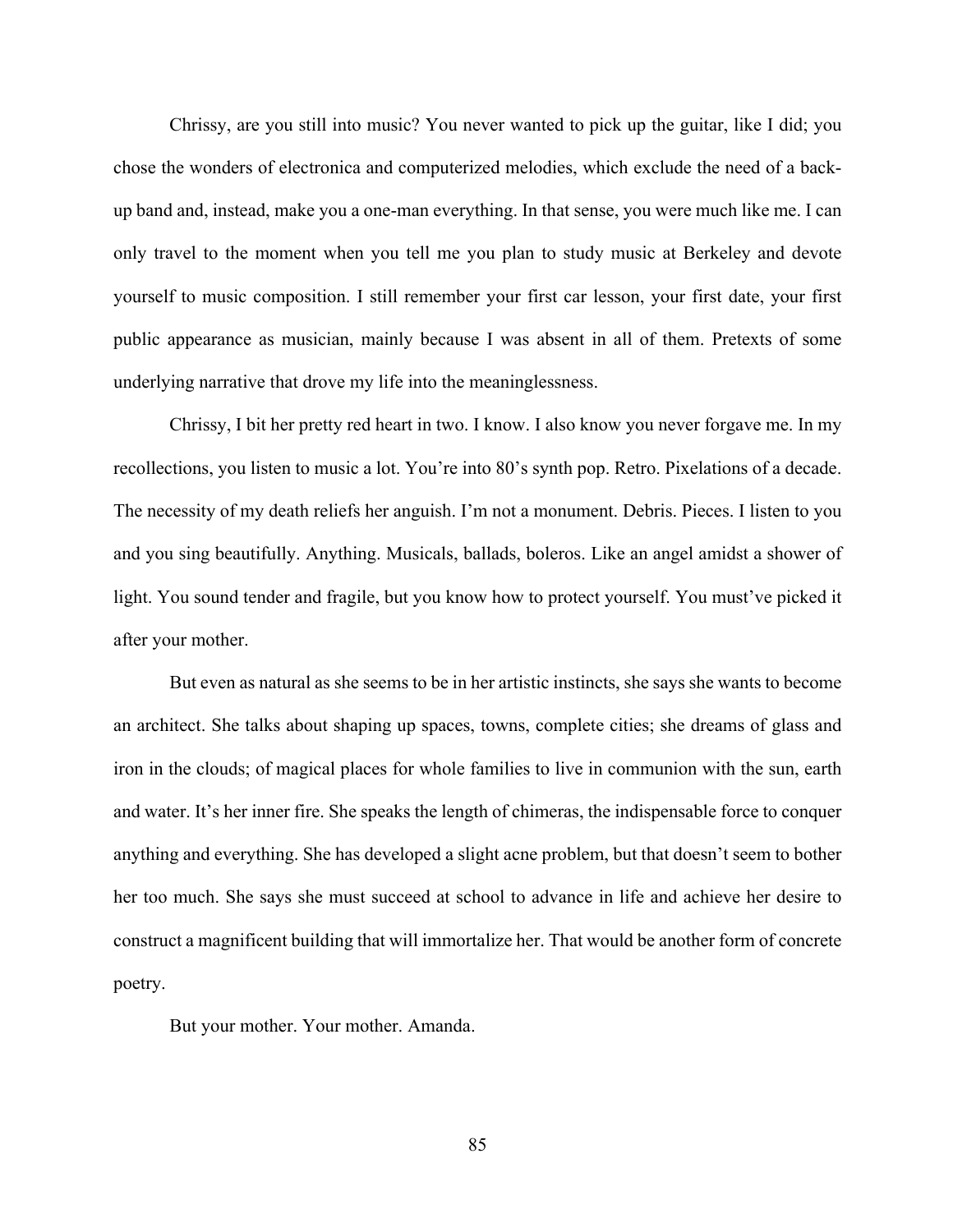Chrissy, are you still into music? You never wanted to pick up the guitar, like I did; you chose the wonders of electronica and computerized melodies, which exclude the need of a back-up band and, instead, make you a one-man everything. In that sense, you were much like me. I can only travel to the moment when you tell me you plan to study music at Berkeley and devote yourself to music composition. I still remember your first car lesson, your first date, your first public appearance as musician, mainly because I was absent in all of them. Pretexts of some underlying narrative that drove my life into the meaninglessness.

Chrissy, I bit her pretty red heart in two. I know. I also know you never forgave me. In my recollections, you listen to music a lot. You're into 80's synth pop. Retro. Pixelations of a decade. The necessity of my death reliefs her anguish. I'm not a monument. Debris. Pieces. I listen to you and you sing beautifully. Anything. Musicals, ballads, boleros. Like an angel amidst a shower of light. You sound tender and fragile, but you know how to protect yourself. You must've picked it after your mother.

But even as natural as she seems to be in her artistic instincts, she says she wants to become an architect. She talks about shaping up spaces, towns, complete cities; she dreams of glass and iron in the clouds; of magical places for whole families to live in communion with the sun, earth and water. It's her inner fire. She speaks the length of chimeras, the indispensable force to conquer anything and everything. She has developed a slight acne problem, but that doesn't seem to bother her too much. She says she must succeed at school to advance in life and achieve her desire to construct a magnificent building that will immortalize her. That would be another form of concrete poetry.

But your mother. Your mother. Amanda.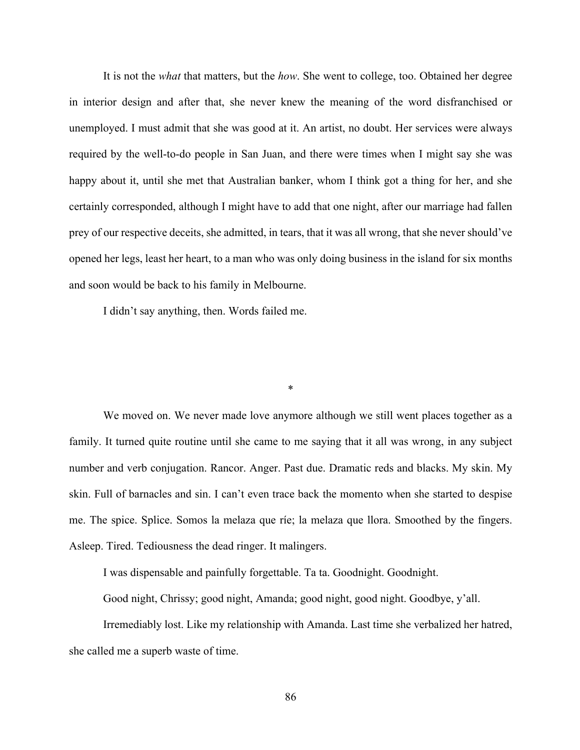It is not the *what* that matters, but the *how*. She went to college, too. Obtained her degree in interior design and after that, she never knew the meaning of the word disfranchised or unemployed. I must admit that she was good at it. An artist, no doubt. Her services were always required by the well-to-do people in San Juan, and there were times when I might say she was happy about it, until she met that Australian banker, whom I think got a thing for her, and she certainly corresponded, although I might have to add that one night, after our marriage had fallen prey of our respective deceits, she admitted, in tears, that it was all wrong, that she never should've opened her legs, least her heart, to a man who was only doing business in the island for six months and soon would be back to his family in Melbourne.

I didn't say anything, then. Words failed me.

*

We moved on. We never made love anymore although we still went places together as a family. It turned quite routine until she came to me saying that it all was wrong, in any subject number and verb conjugation. Rancor. Anger. Past due. Dramatic reds and blacks. My skin. My skin. Full of barnacles and sin. I can't even trace back the momento when she started to despise me. The spice. Splice. Somos la melaza que ríe; la melaza que llora. Smoothed by the fingers. Asleep. Tired. Tediousness the dead ringer. It malingers.

I was dispensable and painfully forgettable. Ta ta. Goodnight. Goodnight.

Good night, Chrissy; good night, Amanda; good night, good night. Goodbye, y'all.

Irremediably lost. Like my relationship with Amanda. Last time she verbalized her hatred, she called me a superb waste of time.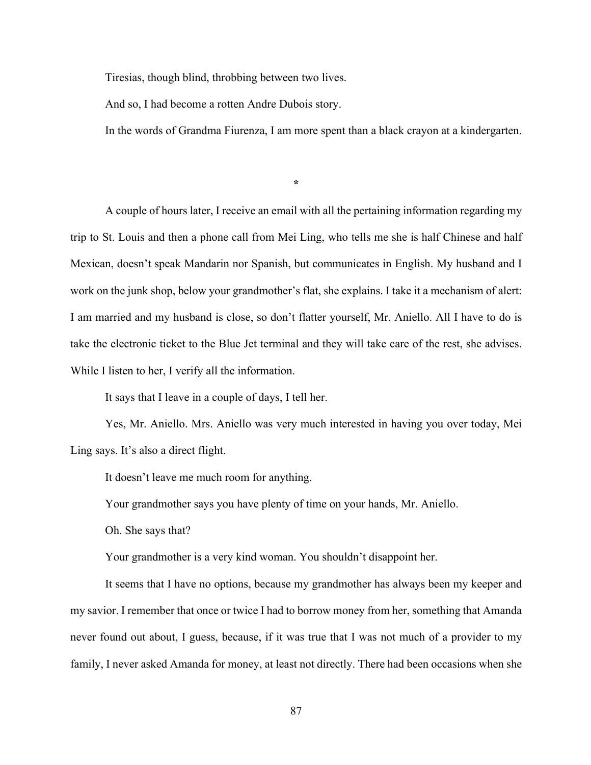Tiresias, though blind, throbbing between two lives.

And so, I had become a rotten Andre Dubois story.

In the words of Grandma Fiurenza, I am more spent than a black crayon at a kindergarten.

*

A couple of hours later, I receive an email with all the pertaining information regarding my trip to St. Louis and then a phone call from Mei Ling, who tells me she is half Chinese and half Mexican, doesn't speak Mandarin nor Spanish, but communicates in English. My husband and I work on the junk shop, below your grandmother's flat, she explains. I take it a mechanism of alert: I am married and my husband is close, so don't flatter yourself, Mr. Aniello. All I have to do is take the electronic ticket to the Blue Jet terminal and they will take care of the rest, she advises. While I listen to her, I verify all the information.

It says that I leave in a couple of days, I tell her.

Yes, Mr. Aniello. Mrs. Aniello was very much interested in having you over today, Mei Ling says. It's also a direct flight.

It doesn't leave me much room for anything.

Your grandmother says you have plenty of time on your hands, Mr. Aniello.

Oh. She says that?

Your grandmother is a very kind woman. You shouldn't disappoint her.

It seems that I have no options, because my grandmother has always been my keeper and my savior. I remember that once or twice I had to borrow money from her, something that Amanda never found out about, I guess, because, if it was true that I was not much of a provider to my family, I never asked Amanda for money, at least not directly. There had been occasions when she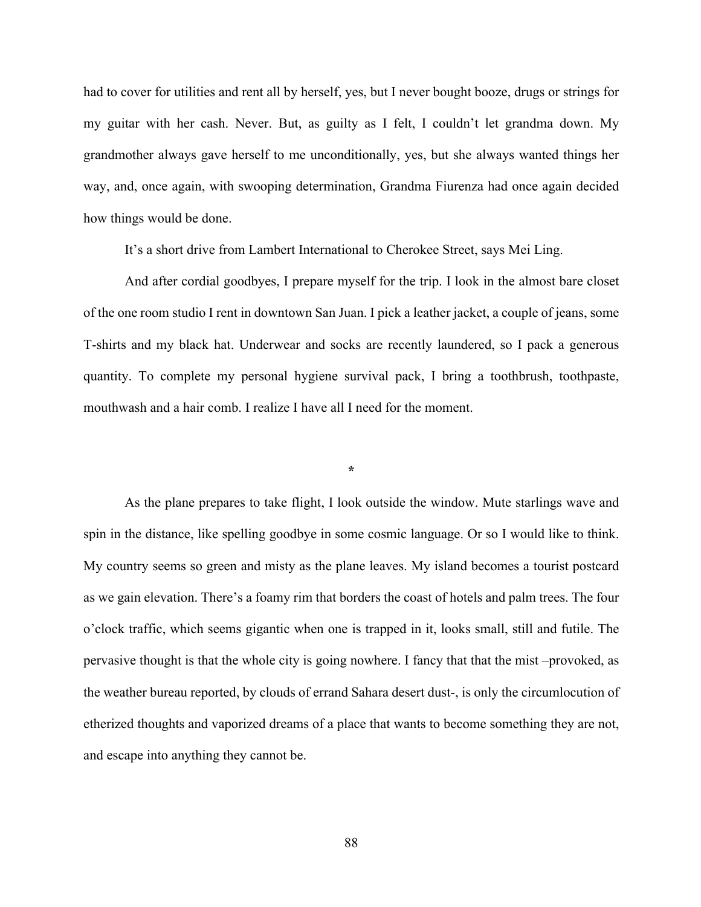had to cover for utilities and rent all by herself, yes, but I never bought booze, drugs or strings for my guitar with her cash. Never. But, as guilty as I felt, I couldn't let grandma down. My grandmother always gave herself to me unconditionally, yes, but she always wanted things her way, and, once again, with swooping determination, Grandma Fiurenza had once again decided how things would be done.

It's a short drive from Lambert International to Cherokee Street, says Mei Ling.

And after cordial goodbyes, I prepare myself for the trip. I look in the almost bare closet of the one room studio I rent in downtown San Juan. I pick a leather jacket, a couple of jeans, some T-shirts and my black hat. Underwear and socks are recently laundered, so I pack a generous quantity. To complete my personal hygiene survival pack, I bring a toothbrush, toothpaste, mouthwash and a hair comb. I realize I have all I need for the moment.

*

As the plane prepares to take flight, I look outside the window. Mute starlings wave and spin in the distance, like spelling goodbye in some cosmic language. Or so I would like to think. My country seems so green and misty as the plane leaves. My island becomes a tourist postcard as we gain elevation. There's a foamy rim that borders the coast of hotels and palm trees. The four o'clock traffic, which seems gigantic when one is trapped in it, looks small, still and futile. The pervasive thought is that the whole city is going nowhere. I fancy that that the mist –provoked, as the weather bureau reported, by clouds of errand Sahara desert dust-, is only the circumlocution of etherized thoughts and vaporized dreams of a place that wants to become something they are not, and escape into anything they cannot be.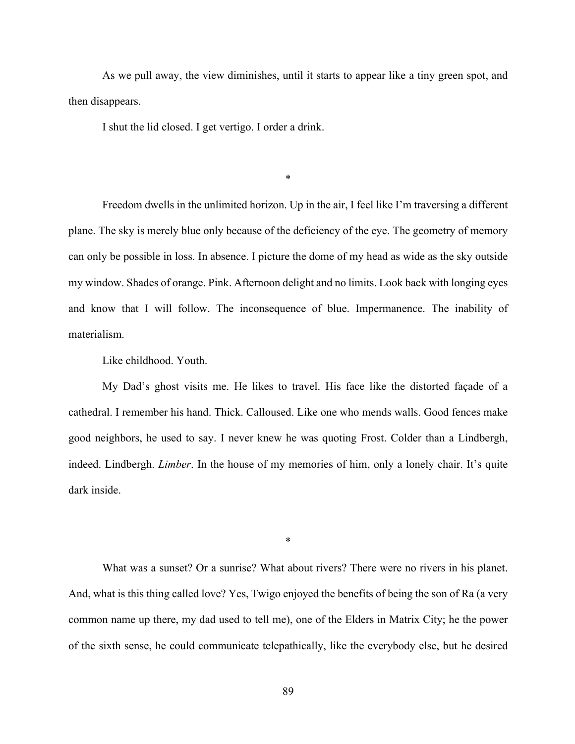As we pull away, the view diminishes, until it starts to appear like a tiny green spot, and then disappears.

I shut the lid closed. I get vertigo. I order a drink.

*

Freedom dwells in the unlimited horizon. Up in the air, I feel like I'm traversing a different plane. The sky is merely blue only because of the deficiency of the eye. The geometry of memory can only be possible in loss. In absence. I picture the dome of my head as wide as the sky outside my window. Shades of orange. Pink. Afternoon delight and no limits. Look back with longing eyes and know that I will follow. The inconsequence of blue. Impermanence. The inability of materialism.

Like childhood. Youth.

My Dad's ghost visits me. He likes to travel. His face like the distorted façade of a cathedral. I remember his hand. Thick. Calloused. Like one who mends walls. Good fences make good neighbors, he used to say. I never knew he was quoting Frost. Colder than a Lindbergh, indeed. Lindbergh. *Limber*. In the house of my memories of him, only a lonely chair. It's quite dark inside.

*

What was a sunset? Or a sunrise? What about rivers? There were no rivers in his planet. And, what is this thing called love? Yes, Twigo enjoyed the benefits of being the son of Ra (a very common name up there, my dad used to tell me), one of the Elders in Matrix City; he the power of the sixth sense, he could communicate telepathically, like the everybody else, but he desired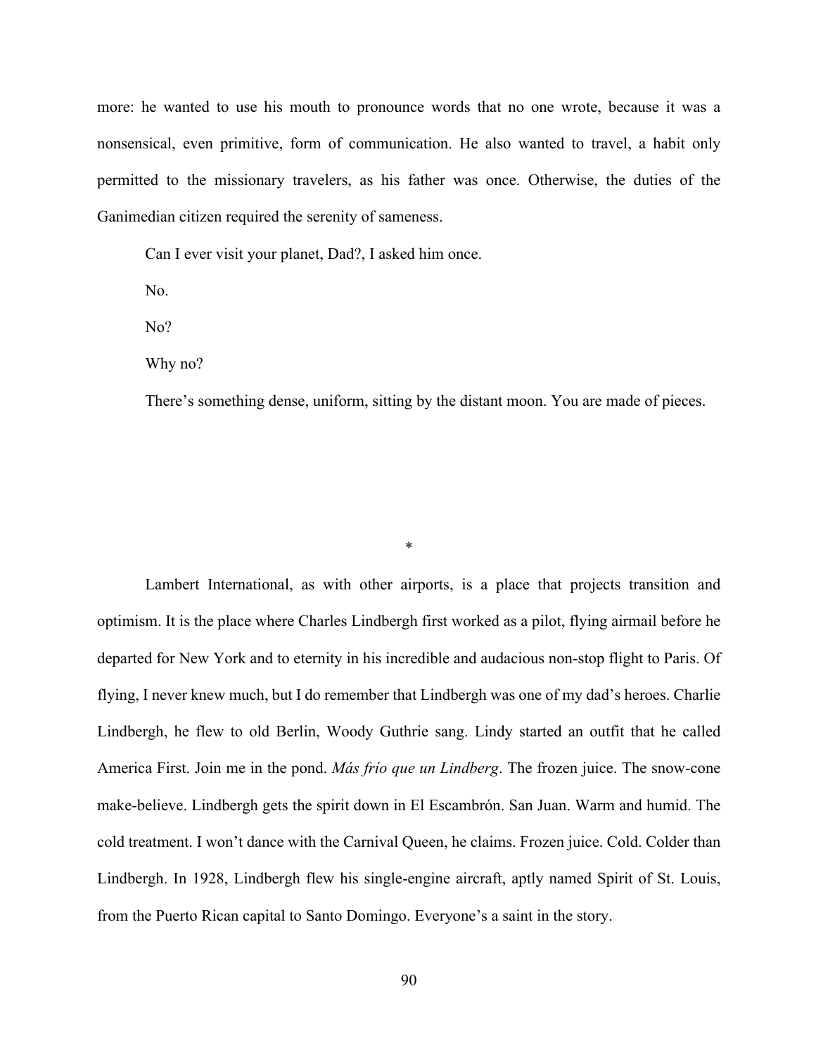more: he wanted to use his mouth to pronounce words that no one wrote, because it was a nonsensical, even primitive, form of communication. He also wanted to travel, a habit only permitted to the missionary travelers, as his father was once. Otherwise, the duties of the Ganimedian citizen required the serenity of sameness.

Can I ever visit your planet, Dad?, I asked him once.

No.

No?

Why no?

There's something dense, uniform, sitting by the distant moon. You are made of pieces.

*

Lambert International, as with other airports, is a place that projects transition and optimism. It is the place where Charles Lindbergh first worked as a pilot, flying airmail before he departed for New York and to eternity in his incredible and audacious non-stop flight to Paris. Of flying, I never knew much, but I do remember that Lindbergh was one of my dad's heroes. Charlie Lindbergh, he flew to old Berlin, Woody Guthrie sang. Lindy started an outfit that he called America First. Join me in the pond. *Más frío que un Lindberg*. The frozen juice. The snow-cone make-believe. Lindbergh gets the spirit down in El Escambrón. San Juan. Warm and humid. The cold treatment. I won't dance with the Carnival Queen, he claims. Frozen juice. Cold. Colder than Lindbergh. In 1928, Lindbergh flew his single-engine aircraft, aptly named Spirit of St. Louis, from the Puerto Rican capital to Santo Domingo. Everyone's a saint in the story.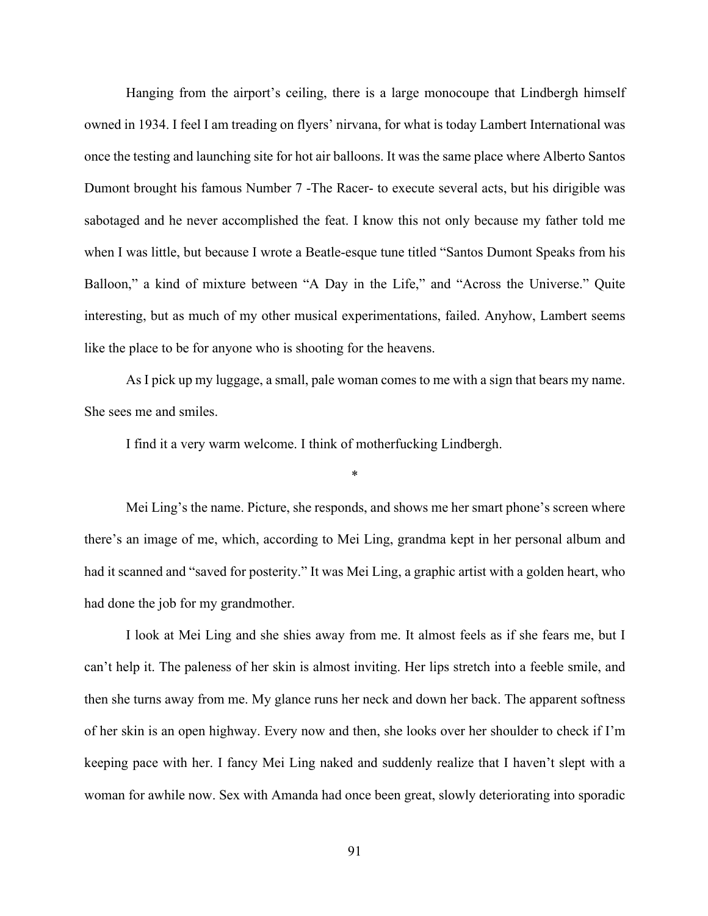Hanging from the airport's ceiling, there is a large monocoupe that Lindbergh himself owned in 1934. I feel I am treading on flyers' nirvana, for what is today Lambert International was once the testing and launching site for hot air balloons. It was the same place where Alberto Santos Dumont brought his famous Number 7 -The Racer- to execute several acts, but his dirigible was sabotaged and he never accomplished the feat. I know this not only because my father told me when I was little, but because I wrote a Beatle-esque tune titled "Santos Dumont Speaks from his Balloon," a kind of mixture between "A Day in the Life," and "Across the Universe." Quite interesting, but as much of my other musical experimentations, failed. Anyhow, Lambert seems like the place to be for anyone who is shooting for the heavens.

As I pick up my luggage, a small, pale woman comes to me with a sign that bears my name. She sees me and smiles.

I find it a very warm welcome. I think of motherfucking Lindbergh.

*

Mei Ling's the name. Picture, she responds, and shows me her smart phone's screen where there's an image of me, which, according to Mei Ling, grandma kept in her personal album and had it scanned and "saved for posterity." It was Mei Ling, a graphic artist with a golden heart, who had done the job for my grandmother.

I look at Mei Ling and she shies away from me. It almost feels as if she fears me, but I can't help it. The paleness of her skin is almost inviting. Her lips stretch into a feeble smile, and then she turns away from me. My glance runs her neck and down her back. The apparent softness of her skin is an open highway. Every now and then, she looks over her shoulder to check if I'm keeping pace with her. I fancy Mei Ling naked and suddenly realize that I haven't slept with a woman for awhile now. Sex with Amanda had once been great, slowly deteriorating into sporadic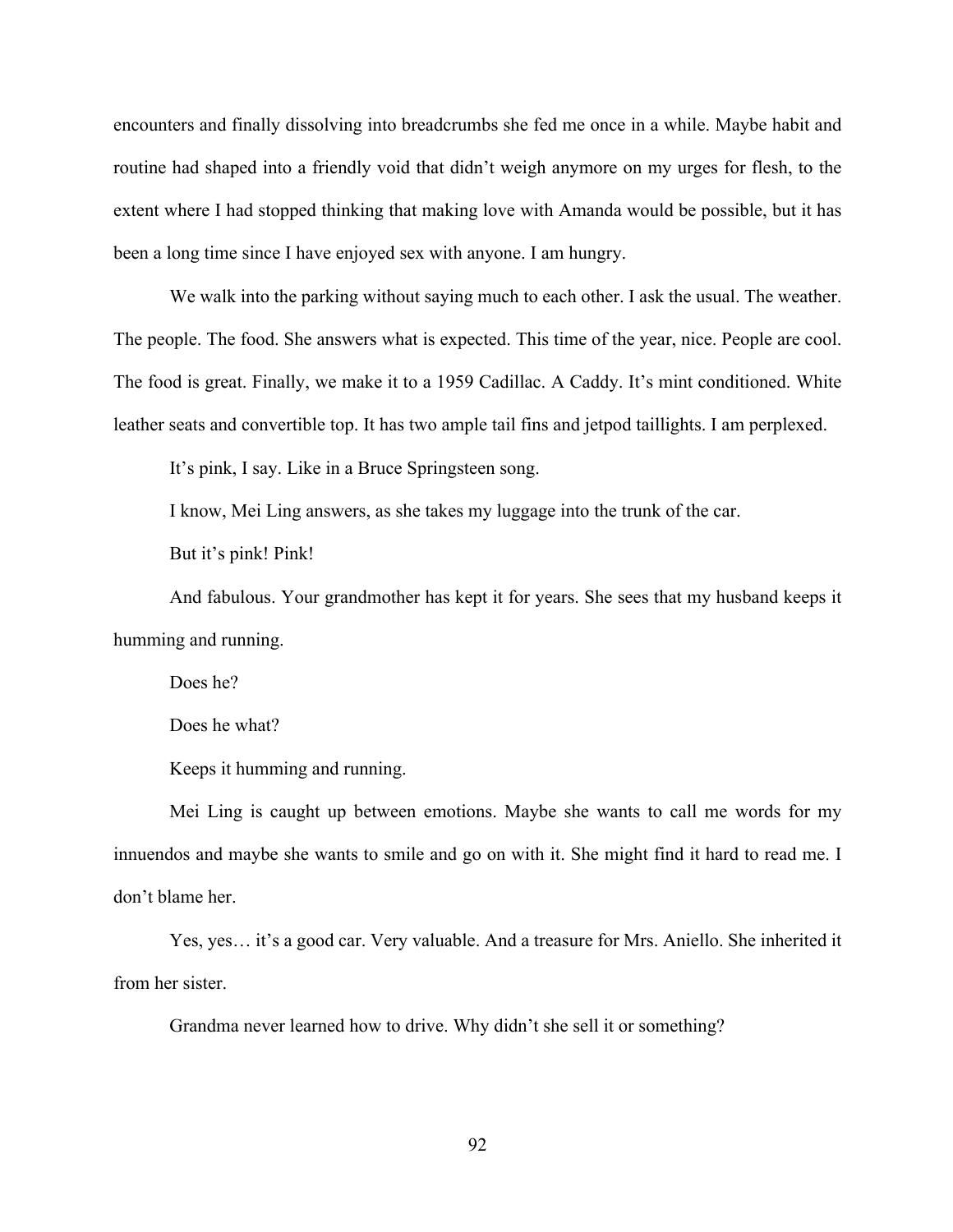encounters and finally dissolving into breadcrumbs she fed me once in a while. Maybe habit and routine had shaped into a friendly void that didn't weigh anymore on my urges for flesh, to the extent where I had stopped thinking that making love with Amanda would be possible, but it has been a long time since I have enjoyed sex with anyone. I am hungry.

We walk into the parking without saying much to each other. I ask the usual. The weather. The people. The food. She answers what is expected. This time of the year, nice. People are cool. The food is great. Finally, we make it to a 1959 Cadillac. A Caddy. It's mint conditioned. White leather seats and convertible top. It has two ample tail fins and jetpod taillights. I am perplexed.

It's pink, I say. Like in a Bruce Springsteen song.

I know, Mei Ling answers, as she takes my luggage into the trunk of the car.

But it's pink! Pink!

And fabulous. Your grandmother has kept it for years. She sees that my husband keeps it humming and running.

Does he?

Does he what?

Keeps it humming and running.

Mei Ling is caught up between emotions. Maybe she wants to call me words for my innuendos and maybe she wants to smile and go on with it. She might find it hard to read me. I don't blame her.

Yes, yes… it's a good car. Very valuable. And a treasure for Mrs. Aniello. She inherited it from her sister.

Grandma never learned how to drive. Why didn't she sell it or something?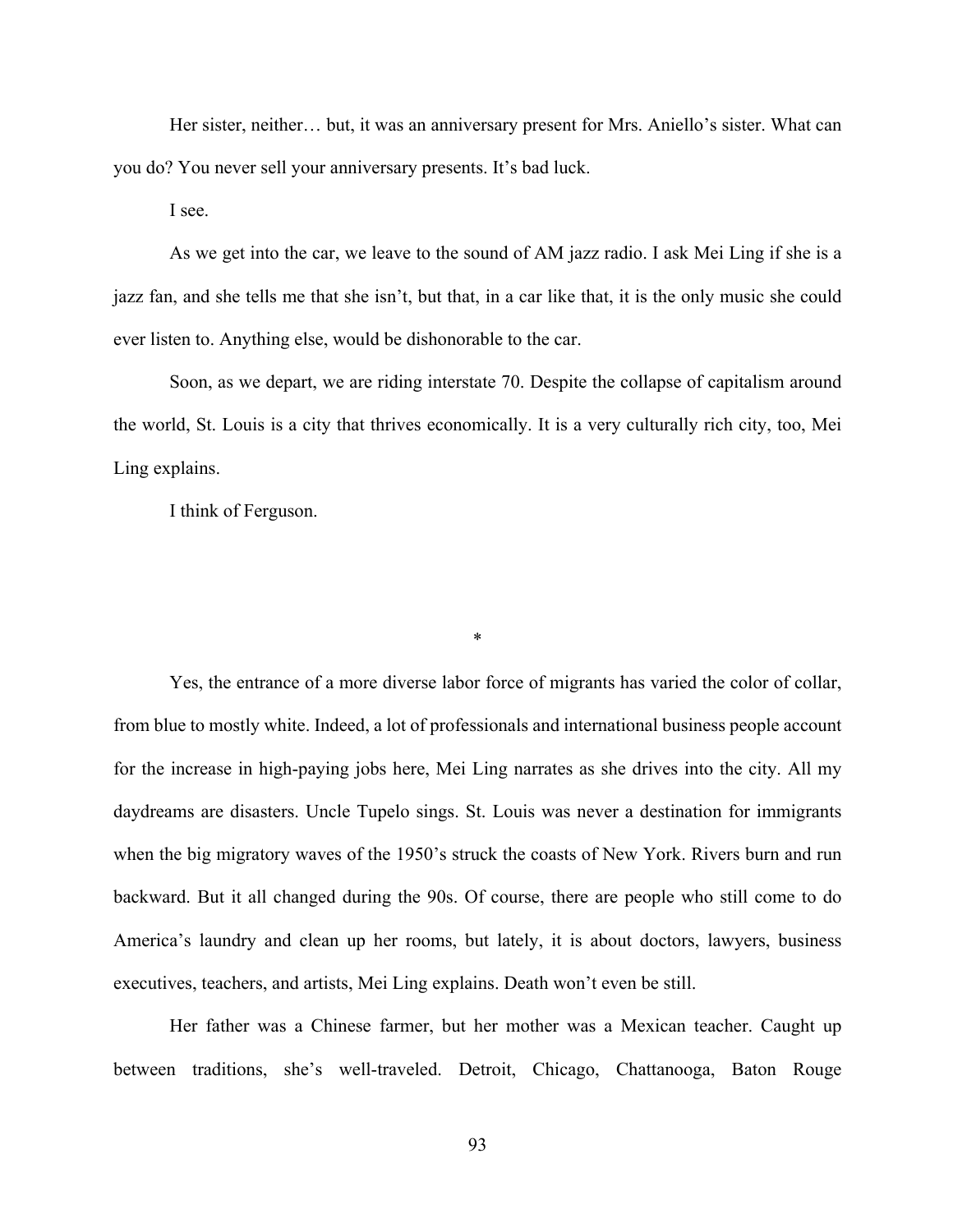Her sister, neither… but, it was an anniversary present for Mrs. Aniello's sister. What can you do? You never sell your anniversary presents. It's bad luck.

I see.

As we get into the car, we leave to the sound of AM jazz radio. I ask Mei Ling if she is a jazz fan, and she tells me that she isn't, but that, in a car like that, it is the only music she could ever listen to. Anything else, would be dishonorable to the car.

Soon, as we depart, we are riding interstate 70. Despite the collapse of capitalism around the world, St. Louis is a city that thrives economically. It is a very culturally rich city, too, Mei Ling explains.

I think of Ferguson.

*

Yes, the entrance of a more diverse labor force of migrants has varied the color of collar, from blue to mostly white. Indeed, a lot of professionals and international business people account for the increase in high-paying jobs here, Mei Ling narrates as she drives into the city. All my daydreams are disasters. Uncle Tupelo sings. St. Louis was never a destination for immigrants when the big migratory waves of the 1950's struck the coasts of New York. Rivers burn and run backward. But it all changed during the 90s. Of course, there are people who still come to do America's laundry and clean up her rooms, but lately, it is about doctors, lawyers, business executives, teachers, and artists, Mei Ling explains. Death won't even be still.

Her father was a Chinese farmer, but her mother was a Mexican teacher. Caught up between traditions, she's well-traveled. Detroit, Chicago, Chattanooga, Baton Rouge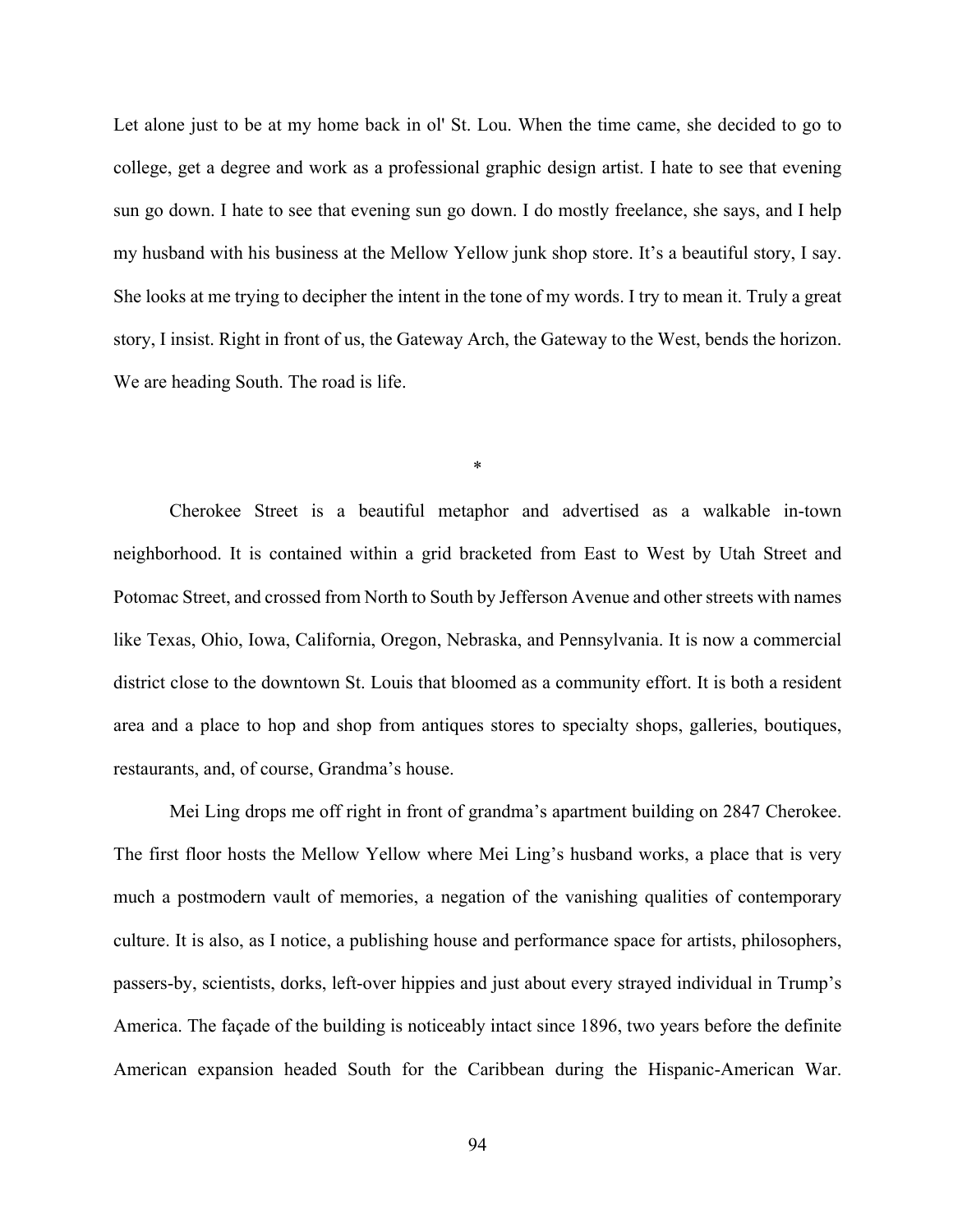Let alone just to be at my home back in ol' St. Lou. When the time came, she decided to go to college, get a degree and work as a professional graphic design artist. I hate to see that evening sun go down. I hate to see that evening sun go down. I do mostly freelance, she says, and I help my husband with his business at the Mellow Yellow junk shop store. It's a beautiful story, I say. She looks at me trying to decipher the intent in the tone of my words. I try to mean it. Truly a great story, I insist. Right in front of us, the Gateway Arch, the Gateway to the West, bends the horizon. We are heading South. The road is life.

*

Cherokee Street is a beautiful metaphor and advertised as a walkable in-town neighborhood. It is contained within a grid bracketed from East to West by Utah Street and Potomac Street, and crossed from North to South by Jefferson Avenue and other streets with names like Texas, Ohio, Iowa, California, Oregon, Nebraska, and Pennsylvania. It is now a commercial district close to the downtown St. Louis that bloomed as a community effort. It is both a resident area and a place to hop and shop from antiques stores to specialty shops, galleries, boutiques, restaurants, and, of course, Grandma's house.

Mei Ling drops me off right in front of grandma's apartment building on 2847 Cherokee. The first floor hosts the Mellow Yellow where Mei Ling's husband works, a place that is very much a postmodern vault of memories, a negation of the vanishing qualities of contemporary culture. It is also, as I notice, a publishing house and performance space for artists, philosophers, passers-by, scientists, dorks, left-over hippies and just about every strayed individual in Trump's America. The façade of the building is noticeably intact since 1896, two years before the definite American expansion headed South for the Caribbean during the Hispanic-American War.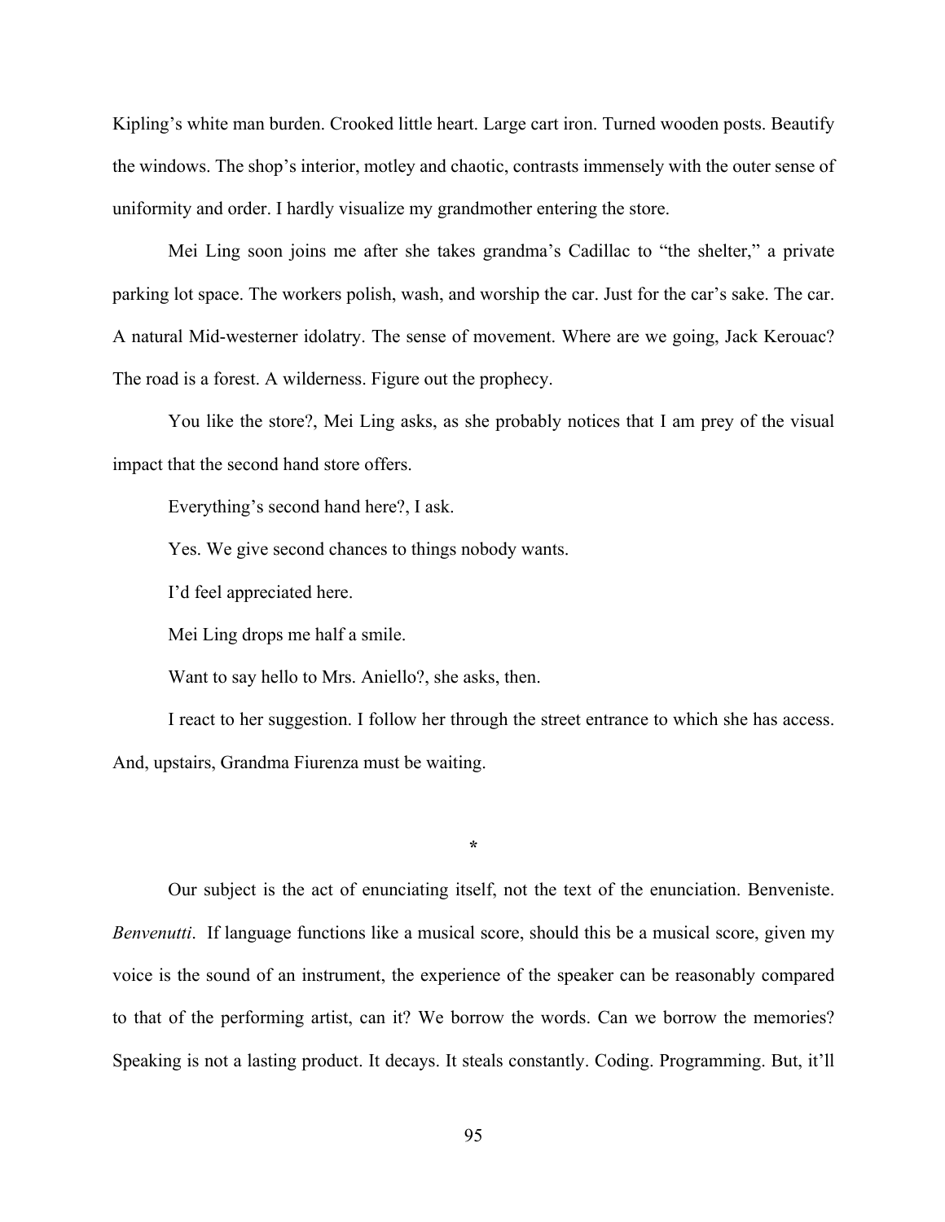Kipling's white man burden. Crooked little heart. Large cart iron. Turned wooden posts. Beautify the windows. The shop's interior, motley and chaotic, contrasts immensely with the outer sense of uniformity and order. I hardly visualize my grandmother entering the store.

Mei Ling soon joins me after she takes grandma's Cadillac to "the shelter," a private parking lot space. The workers polish, wash, and worship the car. Just for the car's sake. The car. A natural Mid-westerner idolatry. The sense of movement. Where are we going, Jack Kerouac? The road is a forest. A wilderness. Figure out the prophecy.

You like the store?, Mei Ling asks, as she probably notices that I am prey of the visual impact that the second hand store offers.

Everything's second hand here?, I ask.

Yes. We give second chances to things nobody wants.

I'd feel appreciated here.

Mei Ling drops me half a smile.

Want to say hello to Mrs. Aniello?, she asks, then.

I react to her suggestion. I follow her through the street entrance to which she has access. And, upstairs, Grandma Fiurenza must be waiting.

*

Our subject is the act of enunciating itself, not the text of the enunciation. Benveniste. *Benvenutti*. If language functions like a musical score, should this be a musical score, given my voice is the sound of an instrument, the experience of the speaker can be reasonably compared to that of the performing artist, can it? We borrow the words. Can we borrow the memories? Speaking is not a lasting product. It decays. It steals constantly. Coding. Programming. But, it'll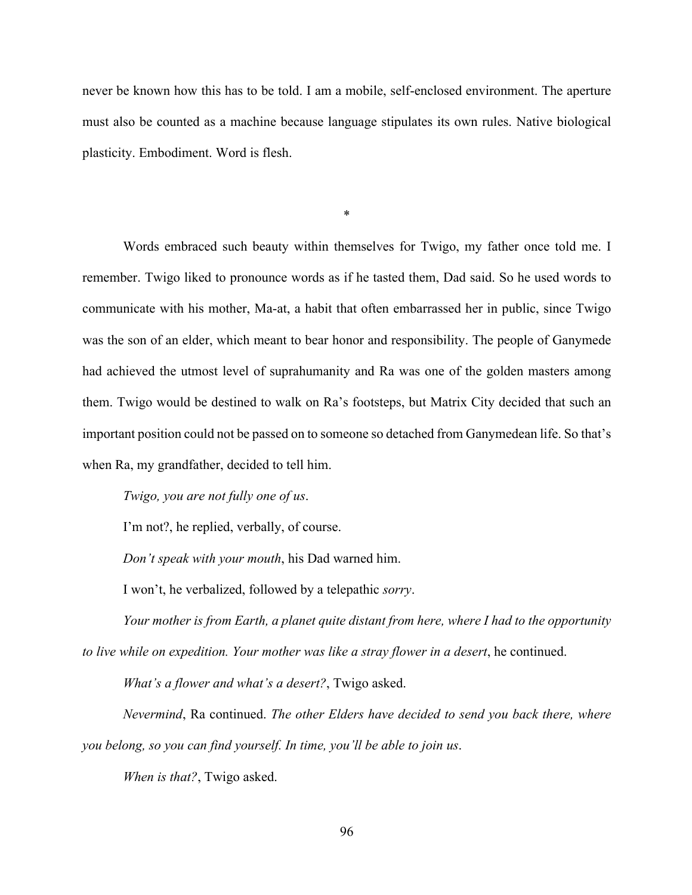never be known how this has to be told. I am a mobile, self-enclosed environment. The aperture must also be counted as a machine because language stipulates its own rules. Native biological plasticity. Embodiment. Word is flesh.

*

Words embraced such beauty within themselves for Twigo, my father once told me. I remember. Twigo liked to pronounce words as if he tasted them, Dad said. So he used words to communicate with his mother, Ma-at, a habit that often embarrassed her in public, since Twigo was the son of an elder, which meant to bear honor and responsibility. The people of Ganymede had achieved the utmost level of suprahumanity and Ra was one of the golden masters among them. Twigo would be destined to walk on Ra's footsteps, but Matrix City decided that such an important position could not be passed on to someone so detached from Ganymedean life. So that's when Ra, my grandfather, decided to tell him.

*Twigo, you are not fully one of us*.

I'm not?, he replied, verbally, of course.

*Don't speak with your mouth*, his Dad warned him.

I won't, he verbalized, followed by a telepathic *sorry*.

*Your mother is from Earth, a planet quite distant from here, where I had to the opportunity to live while on expedition. Your mother was like a stray flower in a desert*, he continued.

*What's a flower and what's a desert?*, Twigo asked.

*Nevermind*, Ra continued. *The other Elders have decided to send you back there, where you belong, so you can find yourself. In time, you'll be able to join us*.

*When is that?*, Twigo asked.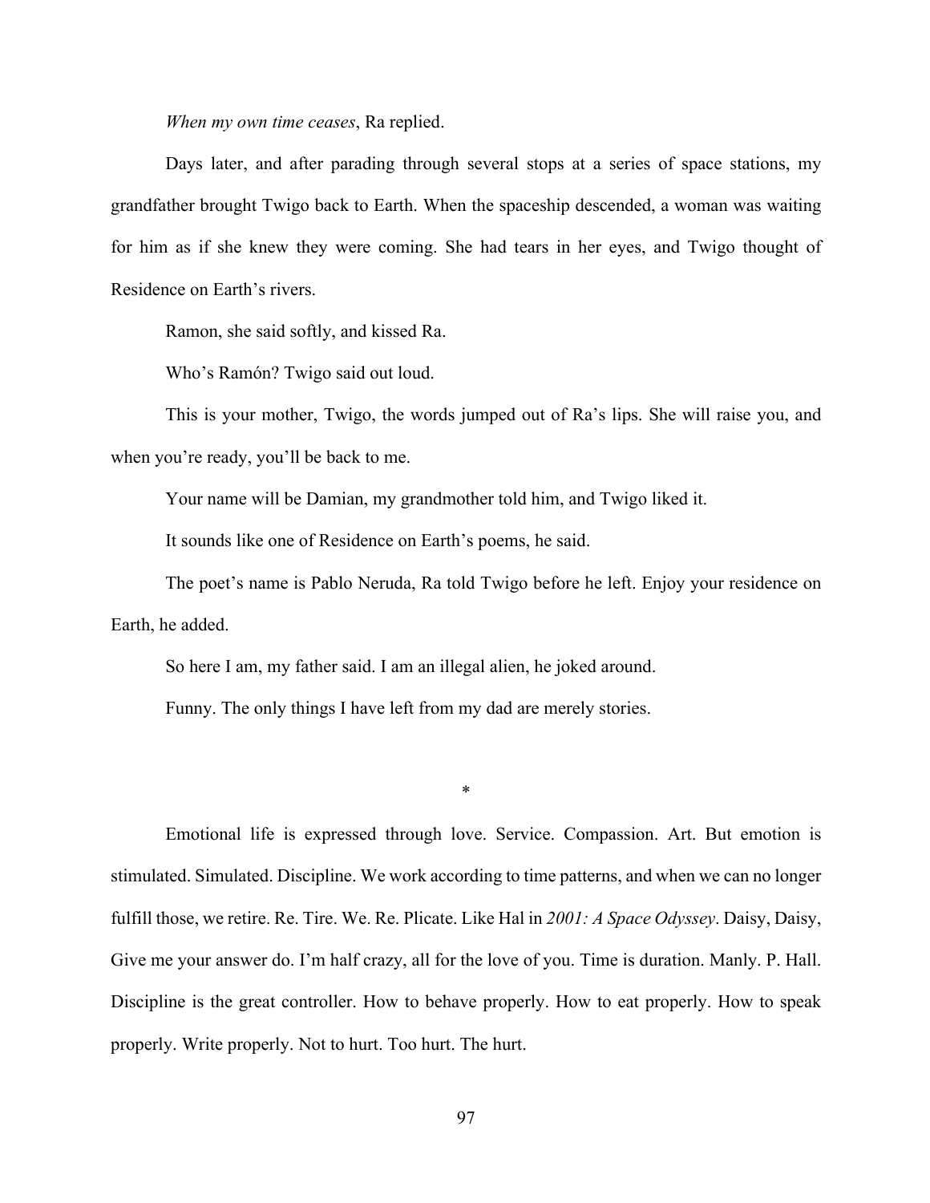*When my own time ceases*, Ra replied.

Days later, and after parading through several stops at a series of space stations, my grandfather brought Twigo back to Earth. When the spaceship descended, a woman was waiting for him as if she knew they were coming. She had tears in her eyes, and Twigo thought of Residence on Earth's rivers.

Ramon, she said softly, and kissed Ra.

Who's Ramón? Twigo said out loud.

This is your mother, Twigo, the words jumped out of Ra's lips. She will raise you, and when you're ready, you'll be back to me.

Your name will be Damian, my grandmother told him, and Twigo liked it.

It sounds like one of Residence on Earth's poems, he said.

The poet's name is Pablo Neruda, Ra told Twigo before he left. Enjoy your residence on Earth, he added.

So here I am, my father said. I am an illegal alien, he joked around.

Funny. The only things I have left from my dad are merely stories.

*

Emotional life is expressed through love. Service. Compassion. Art. But emotion is stimulated. Simulated. Discipline. We work according to time patterns, and when we can no longer fulfill those, we retire. Re. Tire. We. Re. Plicate. Like Hal in *2001: A Space Odyssey*. Daisy, Daisy, Give me your answer do. I'm half crazy, all for the love of you. Time is duration. Manly. P. Hall. Discipline is the great controller. How to behave properly. How to eat properly. How to speak properly. Write properly. Not to hurt. Too hurt. The hurt.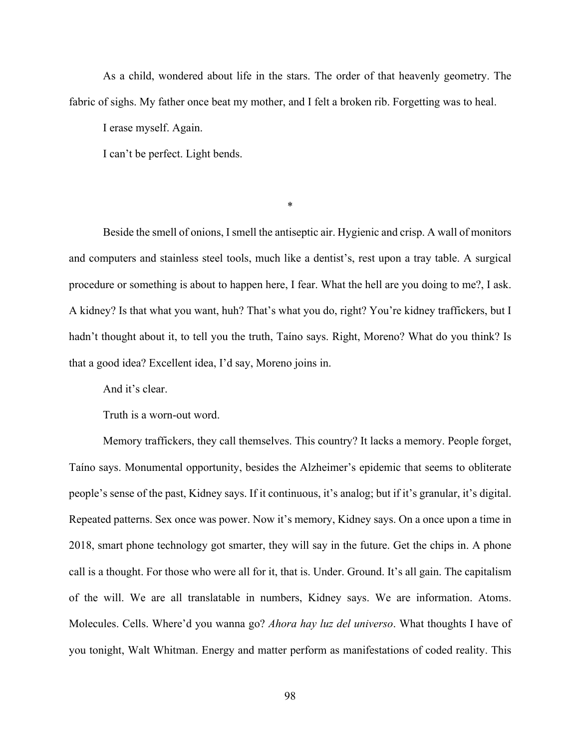As a child, wondered about life in the stars. The order of that heavenly geometry. The fabric of sighs. My father once beat my mother, and I felt a broken rib. Forgetting was to heal.

I erase myself. Again.

I can't be perfect. Light bends.

*

Beside the smell of onions, I smell the antiseptic air. Hygienic and crisp. A wall of monitors and computers and stainless steel tools, much like a dentist's, rest upon a tray table. A surgical procedure or something is about to happen here, I fear. What the hell are you doing to me?, I ask. A kidney? Is that what you want, huh? That's what you do, right? You're kidney traffickers, but I hadn't thought about it, to tell you the truth, Taíno says. Right, Moreno? What do you think? Is that a good idea? Excellent idea, I'd say, Moreno joins in.

And it's clear.

Truth is a worn-out word.

Memory traffickers, they call themselves. This country? It lacks a memory. People forget, Taíno says. Monumental opportunity, besides the Alzheimer's epidemic that seems to obliterate people's sense of the past, Kidney says. If it continuous, it's analog; but if it's granular, it's digital. Repeated patterns. Sex once was power. Now it's memory, Kidney says. On a once upon a time in 2018, smart phone technology got smarter, they will say in the future. Get the chips in. A phone call is a thought. For those who were all for it, that is. Under. Ground. It's all gain. The capitalism of the will. We are all translatable in numbers, Kidney says. We are information. Atoms. Molecules. Cells. Where'd you wanna go? *Ahora hay luz del universo*. What thoughts I have of you tonight, Walt Whitman. Energy and matter perform as manifestations of coded reality. This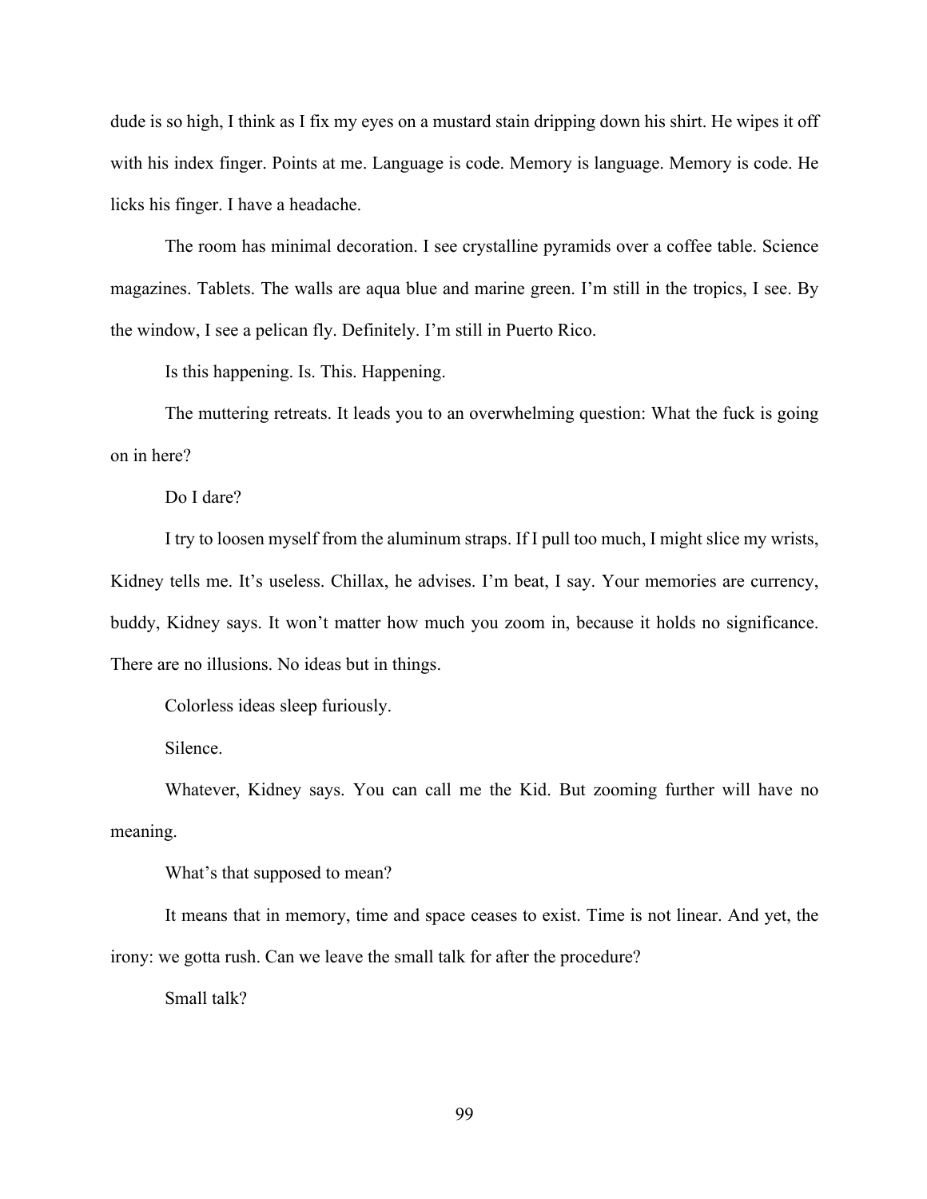dude is so high, I think as I fix my eyes on a mustard stain dripping down his shirt. He wipes it off with his index finger. Points at me. Language is code. Memory is language. Memory is code. He licks his finger. I have a headache.

The room has minimal decoration. I see crystalline pyramids over a coffee table. Science magazines. Tablets. The walls are aqua blue and marine green. I'm still in the tropics, I see. By the window, I see a pelican fly. Definitely. I'm still in Puerto Rico.

Is this happening. Is. This. Happening.

The muttering retreats. It leads you to an overwhelming question: What the fuck is going on in here?

Do I dare?

I try to loosen myself from the aluminum straps. If I pull too much, I might slice my wrists, Kidney tells me. It's useless. Chillax, he advises. I'm beat, I say. Your memories are currency, buddy, Kidney says. It won't matter how much you zoom in, because it holds no significance. There are no illusions. No ideas but in things.

Colorless ideas sleep furiously.

Silence.

Whatever, Kidney says. You can call me the Kid. But zooming further will have no meaning.

What's that supposed to mean?

It means that in memory, time and space ceases to exist. Time is not linear. And yet, the irony: we gotta rush. Can we leave the small talk for after the procedure?

Small talk?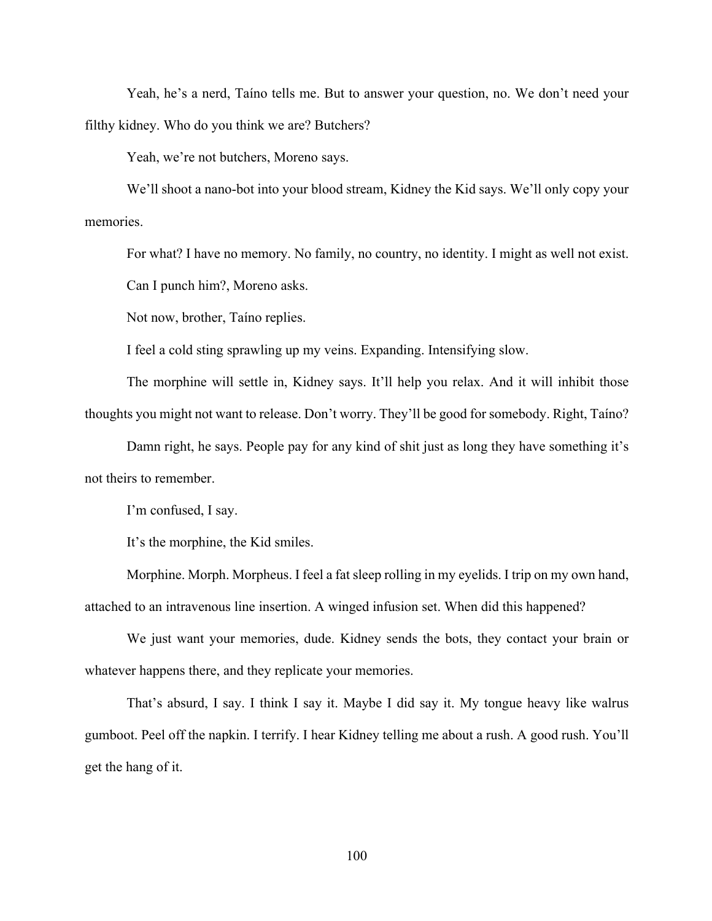Yeah, he's a nerd, Taíno tells me. But to answer your question, no. We don't need your filthy kidney. Who do you think we are? Butchers?

Yeah, we're not butchers, Moreno says.

We'll shoot a nano-bot into your blood stream, Kidney the Kid says. We'll only copy your memories.

For what? I have no memory. No family, no country, no identity. I might as well not exist.

Can I punch him?, Moreno asks.

Not now, brother, Taíno replies.

I feel a cold sting sprawling up my veins. Expanding. Intensifying slow.

The morphine will settle in, Kidney says. It'll help you relax. And it will inhibit those thoughts you might not want to release. Don't worry. They'll be good for somebody. Right, Taíno?

Damn right, he says. People pay for any kind of shit just as long they have something it's not theirs to remember.

I'm confused, I say.

It's the morphine, the Kid smiles.

Morphine. Morph. Morpheus. I feel a fat sleep rolling in my eyelids. I trip on my own hand, attached to an intravenous line insertion. A winged infusion set. When did this happened?

We just want your memories, dude. Kidney sends the bots, they contact your brain or whatever happens there, and they replicate your memories.

That's absurd, I say. I think I say it. Maybe I did say it. My tongue heavy like walrus gumboot. Peel off the napkin. I terrify. I hear Kidney telling me about a rush. A good rush. You'll get the hang of it.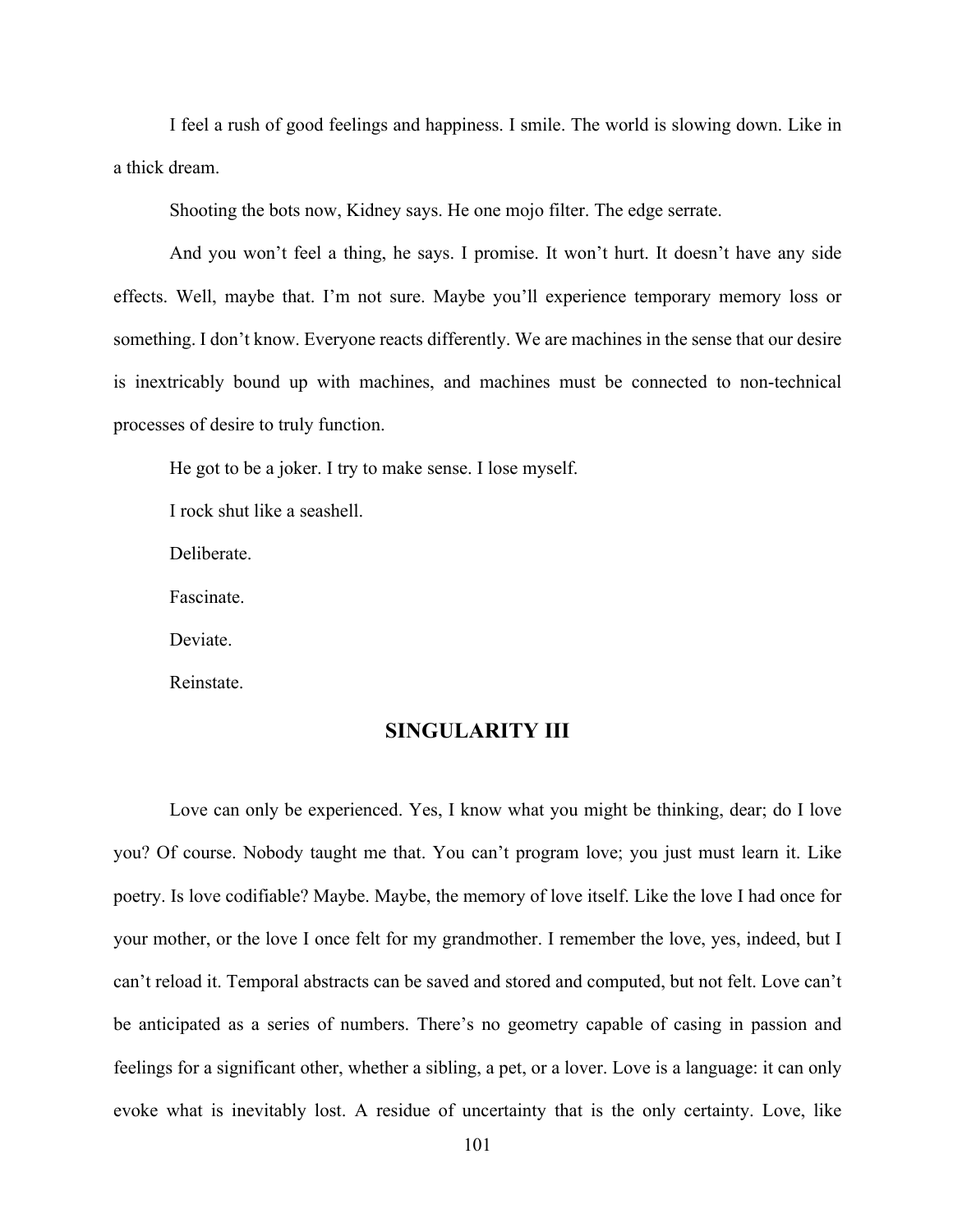I feel a rush of good feelings and happiness. I smile. The world is slowing down. Like in a thick dream.

Shooting the bots now, Kidney says. He one mojo filter. The edge serrate.

And you won't feel a thing, he says. I promise. It won't hurt. It doesn't have any side effects. Well, maybe that. I'm not sure. Maybe you'll experience temporary memory loss or something. I don't know. Everyone reacts differently. We are machines in the sense that our desire is inextricably bound up with machines, and machines must be connected to non-technical processes of desire to truly function.

He got to be a joker. I try to make sense. I lose myself.

I rock shut like a seashell.

Deliberate.

Fascinate.

Deviate.

Reinstate.

## SINGULARITY III

Love can only be experienced. Yes, I know what you might be thinking, dear; do I love you? Of course. Nobody taught me that. You can't program love; you just must learn it. Like poetry. Is love codifiable? Maybe. Maybe, the memory of love itself. Like the love I had once for your mother, or the love I once felt for my grandmother. I remember the love, yes, indeed, but I can't reload it. Temporal abstracts can be saved and stored and computed, but not felt. Love can't be anticipated as a series of numbers. There's no geometry capable of casing in passion and feelings for a significant other, whether a sibling, a pet, or a lover. Love is a language: it can only evoke what is inevitably lost. A residue of uncertainty that is the only certainty. Love, like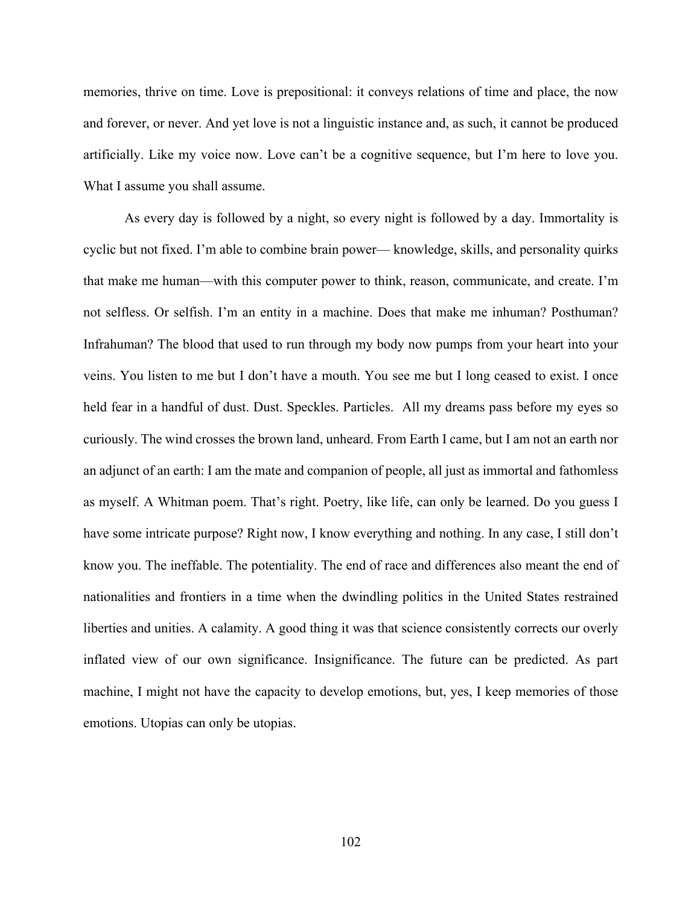memories, thrive on time. Love is prepositional: it conveys relations of time and place, the now and forever, or never. And yet love is not a linguistic instance and, as such, it cannot be produced artificially. Like my voice now. Love can't be a cognitive sequence, but I'm here to love you. What I assume you shall assume.

As every day is followed by a night, so every night is followed by a day. Immortality is cyclic but not fixed. I'm able to combine brain power— knowledge, skills, and personality quirks that make me human—with this computer power to think, reason, communicate, and create. I'm not selfless. Or selfish. I'm an entity in a machine. Does that make me inhuman? Posthuman? Infrahuman? The blood that used to run through my body now pumps from your heart into your veins. You listen to me but I don't have a mouth. You see me but I long ceased to exist. I once held fear in a handful of dust. Dust. Speckles. Particles. All my dreams pass before my eyes so curiously. The wind crosses the brown land, unheard. From Earth I came, but I am not an earth nor an adjunct of an earth: I am the mate and companion of people, all just as immortal and fathomless as myself. A Whitman poem. That's right. Poetry, like life, can only be learned. Do you guess I have some intricate purpose? Right now, I know everything and nothing. In any case, I still don't know you. The ineffable. The potentiality. The end of race and differences also meant the end of nationalities and frontiers in a time when the dwindling politics in the United States restrained liberties and unities. A calamity. A good thing it was that science consistently corrects our overly inflated view of our own significance. Insignificance. The future can be predicted. As part machine, I might not have the capacity to develop emotions, but, yes, I keep memories of those emotions. Utopias can only be utopias.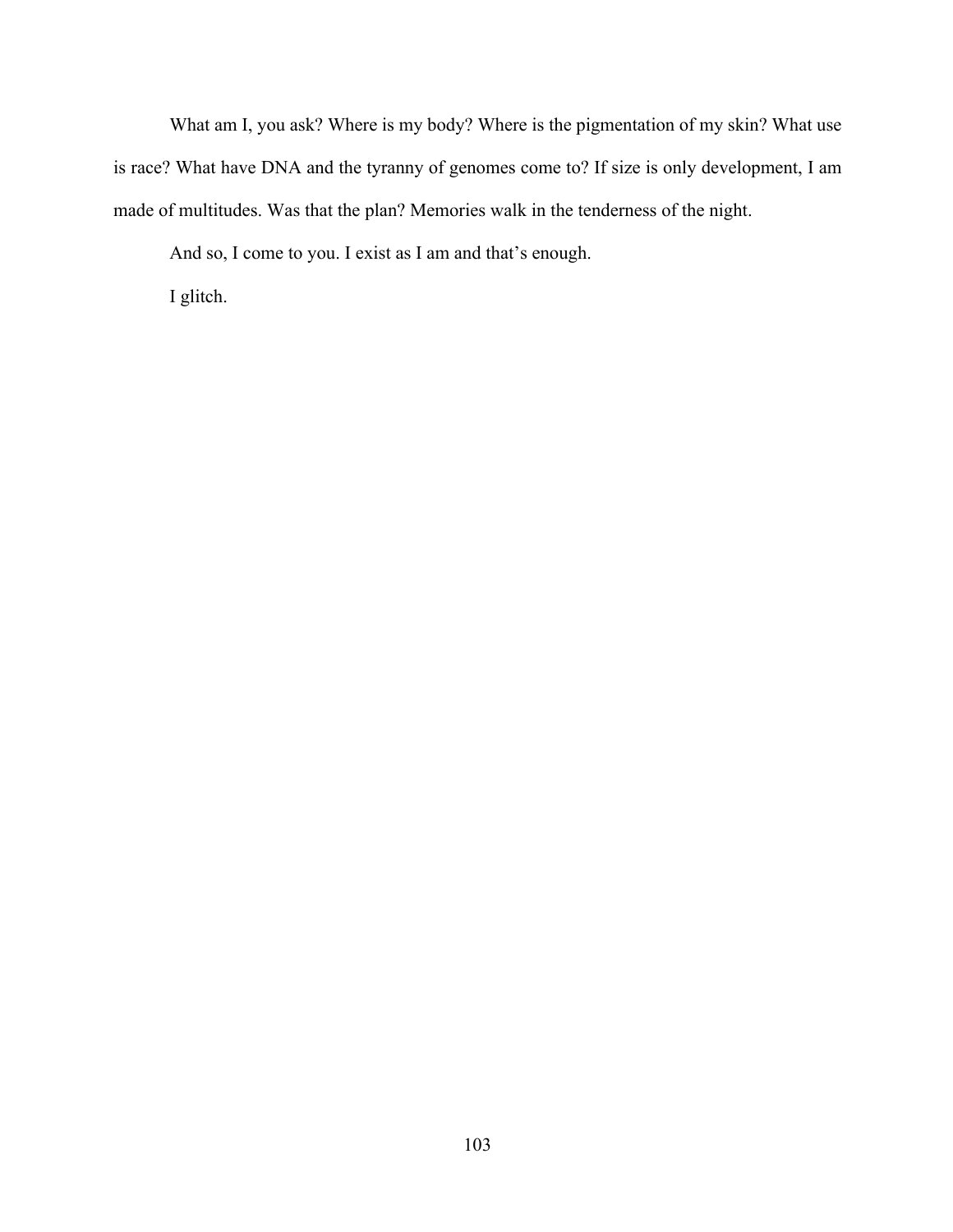What am I, you ask? Where is my body? Where is the pigmentation of my skin? What use is race? What have DNA and the tyranny of genomes come to? If size is only development, I am made of multitudes. Was that the plan? Memories walk in the tenderness of the night.

And so, I come to you. I exist as I am and that's enough.

I glitch.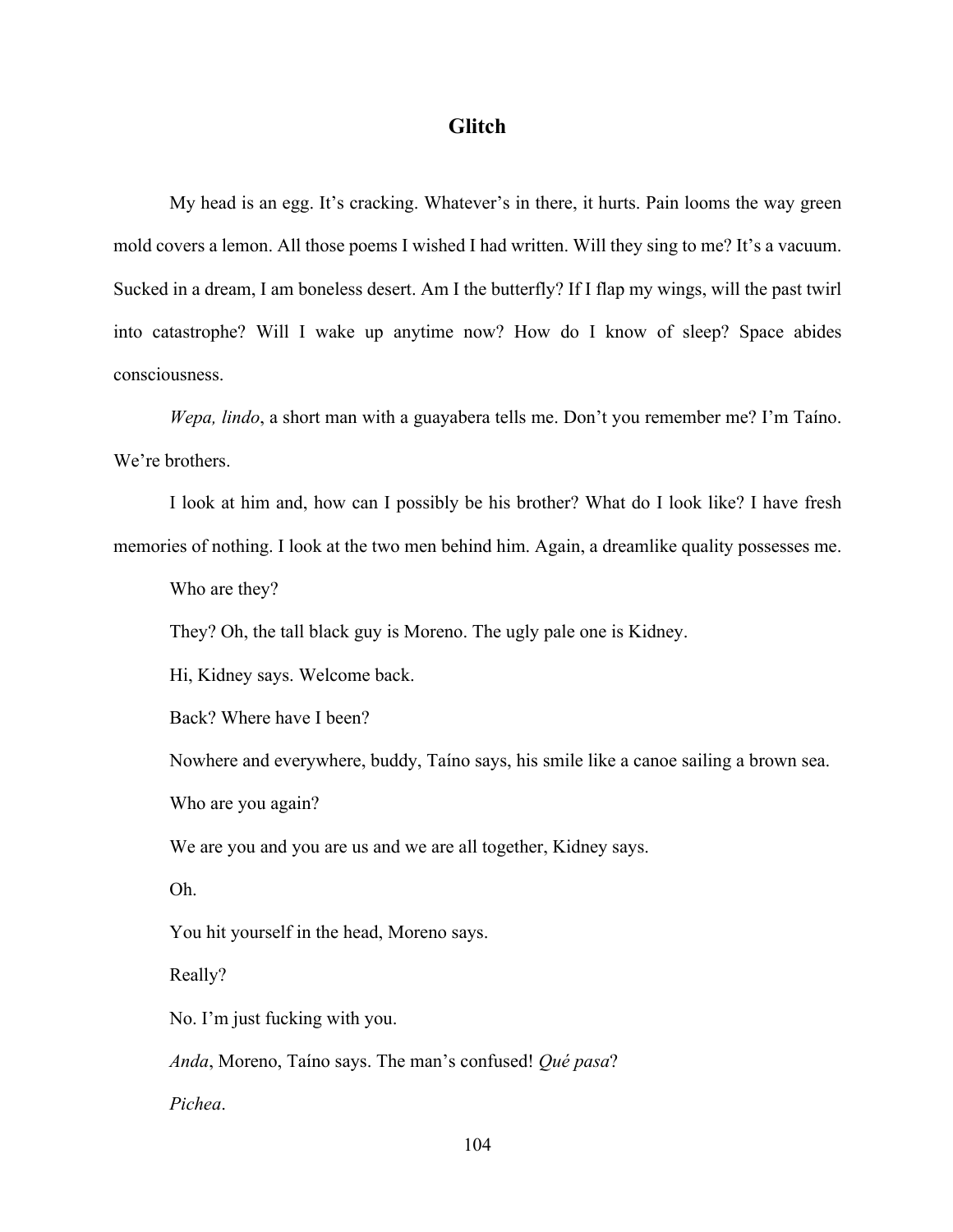## Glitch

My head is an egg. It's cracking. Whatever's in there, it hurts. Pain looms the way green mold covers a lemon. All those poems I wished I had written. Will they sing to me? It's a vacuum. Sucked in a dream, I am boneless desert. Am I the butterfly? If I flap my wings, will the past twirl into catastrophe? Will I wake up anytime now? How do I know of sleep? Space abides consciousness.

*Wepa, lindo*, a short man with a guayabera tells me. Don't you remember me? I'm Taíno. We're brothers.

I look at him and, how can I possibly be his brother? What do I look like? I have fresh memories of nothing. I look at the two men behind him. Again, a dreamlike quality possesses me.

Who are they?

They? Oh, the tall black guy is Moreno. The ugly pale one is Kidney.

Hi, Kidney says. Welcome back.

Back? Where have I been?

Nowhere and everywhere, buddy, Taíno says, his smile like a canoe sailing a brown sea.

Who are you again?

We are you and you are us and we are all together, Kidney says.

Oh.

You hit yourself in the head, Moreno says.

Really?

No. I'm just fucking with you.

*Anda*, Moreno, Taíno says. The man's confused! *Qué pasa*?

*Pichea*.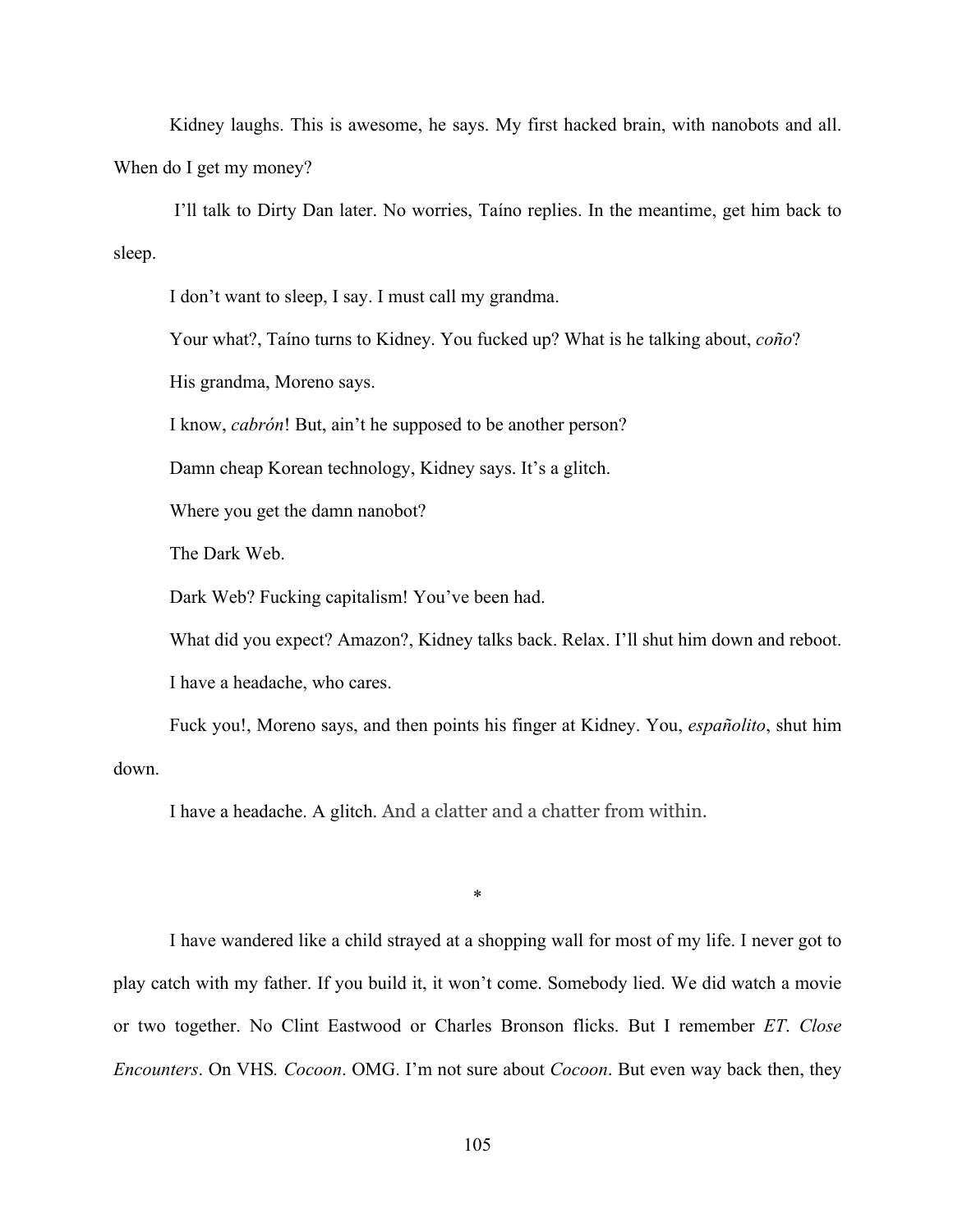Kidney laughs. This is awesome, he says. My first hacked brain, with nanobots and all. When do I get my money?

I'll talk to Dirty Dan later. No worries, Taíno replies. In the meantime, get him back to sleep.

I don't want to sleep, I say. I must call my grandma.

Your what?, Taíno turns to Kidney. You fucked up? What is he talking about, *coño*?

His grandma, Moreno says.

I know, *cabrón*! But, ain't he supposed to be another person?

Damn cheap Korean technology, Kidney says. It's a glitch.

Where you get the damn nanobot?

The Dark Web.

Dark Web? Fucking capitalism! You've been had.

What did you expect? Amazon?, Kidney talks back. Relax. I'll shut him down and reboot.

I have a headache, who cares.

Fuck you!, Moreno says, and then points his finger at Kidney. You, *españolito*, shut him down.

I have a headache. A glitch. And a clatter and a chatter from within.

*

I have wandered like a child strayed at a shopping wall for most of my life. I never got to play catch with my father. If you build it, it won't come. Somebody lied. We did watch a movie or two together. No Clint Eastwood or Charles Bronson flicks. But I remember *ET*. *Close Encounters*. On VHS. *Cocoon*. OMG. I'm not sure about *Cocoon*. But even way back then, they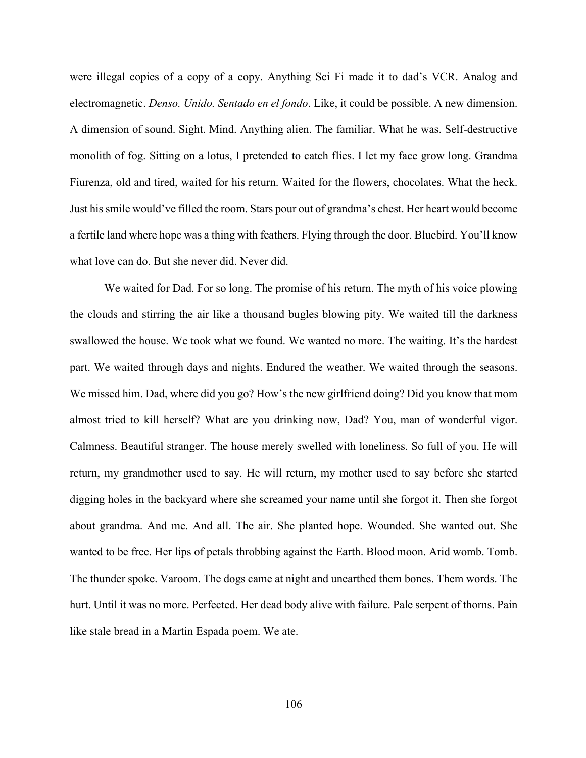were illegal copies of a copy of a copy. Anything Sci Fi made it to dad's VCR. Analog and electromagnetic. *Denso. Unido. Sentado en el fondo*. Like, it could be possible. A new dimension. A dimension of sound. Sight. Mind. Anything alien. The familiar. What he was. Self-destructive monolith of fog. Sitting on a lotus, I pretended to catch flies. I let my face grow long. Grandma Fiurenza, old and tired, waited for his return. Waited for the flowers, chocolates. What the heck. Just his smile would've filled the room. Stars pour out of grandma's chest. Her heart would become a fertile land where hope was a thing with feathers. Flying through the door. Bluebird. You'll know what love can do. But she never did. Never did.

We waited for Dad. For so long. The promise of his return. The myth of his voice plowing the clouds and stirring the air like a thousand bugles blowing pity. We waited till the darkness swallowed the house. We took what we found. We wanted no more. The waiting. It's the hardest part. We waited through days and nights. Endured the weather. We waited through the seasons. We missed him. Dad, where did you go? How's the new girlfriend doing? Did you know that mom almost tried to kill herself? What are you drinking now, Dad? You, man of wonderful vigor. Calmness. Beautiful stranger. The house merely swelled with loneliness. So full of you. He will return, my grandmother used to say. He will return, my mother used to say before she started digging holes in the backyard where she screamed your name until she forgot it. Then she forgot about grandma. And me. And all. The air. She planted hope. Wounded. She wanted out. She wanted to be free. Her lips of petals throbbing against the Earth. Blood moon. Arid womb. Tomb. The thunder spoke. Varoom. The dogs came at night and unearthed them bones. Them words. The hurt. Until it was no more. Perfected. Her dead body alive with failure. Pale serpent of thorns. Pain like stale bread in a Martin Espada poem. We ate.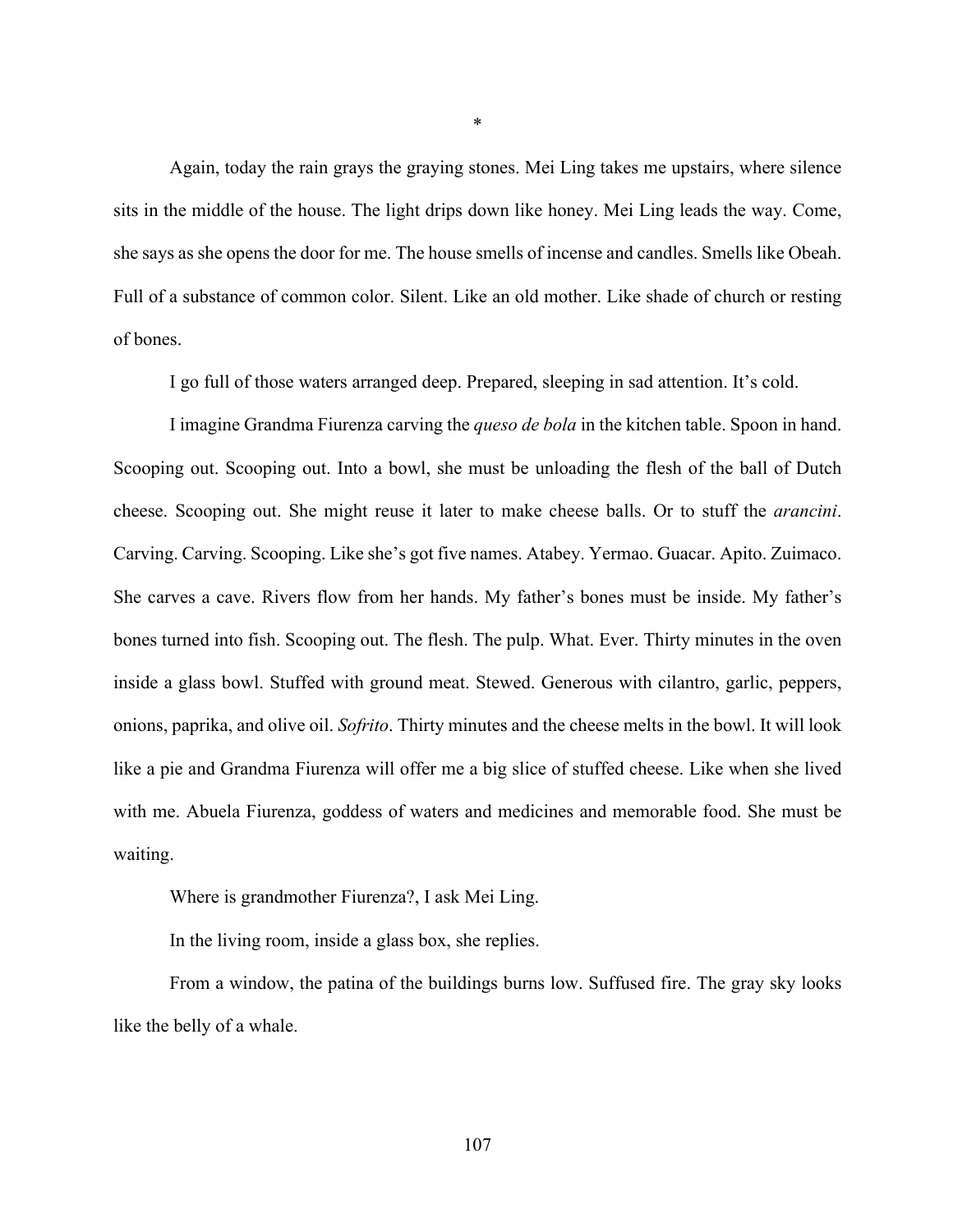*

Again, today the rain grays the graying stones. Mei Ling takes me upstairs, where silence sits in the middle of the house. The light drips down like honey. Mei Ling leads the way. Come, she says as she opens the door for me. The house smells of incense and candles. Smells like Obeah. Full of a substance of common color. Silent. Like an old mother. Like shade of church or resting of bones.

I go full of those waters arranged deep. Prepared, sleeping in sad attention. It's cold.

I imagine Grandma Fiurenza carving the *queso de bola* in the kitchen table. Spoon in hand. Scooping out. Scooping out. Into a bowl, she must be unloading the flesh of the ball of Dutch cheese. Scooping out. She might reuse it later to make cheese balls. Or to stuff the *arancini*. Carving. Carving. Scooping. Like she's got five names. Atabey. Yermao. Guacar. Apito. Zuimaco. She carves a cave. Rivers flow from her hands. My father's bones must be inside. My father's bones turned into fish. Scooping out. The flesh. The pulp. What. Ever. Thirty minutes in the oven inside a glass bowl. Stuffed with ground meat. Stewed. Generous with cilantro, garlic, peppers, onions, paprika, and olive oil. *Sofrito*. Thirty minutes and the cheese melts in the bowl. It will look like a pie and Grandma Fiurenza will offer me a big slice of stuffed cheese. Like when she lived with me. Abuela Fiurenza, goddess of waters and medicines and memorable food. She must be waiting.

Where is grandmother Fiurenza?, I ask Mei Ling.

In the living room, inside a glass box, she replies.

From a window, the patina of the buildings burns low. Suffused fire. The gray sky looks like the belly of a whale.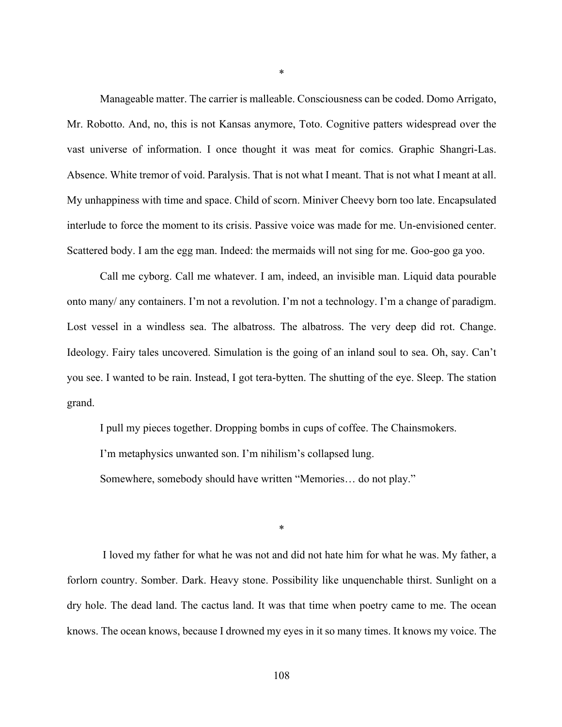*

Manageable matter. The carrier is malleable. Consciousness can be coded. Domo Arrigato, Mr. Robotto. And, no, this is not Kansas anymore, Toto. Cognitive patters widespread over the vast universe of information. I once thought it was meat for comics. Graphic Shangri-Las. Absence. White tremor of void. Paralysis. That is not what I meant. That is not what I meant at all. My unhappiness with time and space. Child of scorn. Miniver Cheevy born too late. Encapsulated interlude to force the moment to its crisis. Passive voice was made for me. Un-envisioned center. Scattered body. I am the egg man. Indeed: the mermaids will not sing for me. Goo-goo ga yoo.

Call me cyborg. Call me whatever. I am, indeed, an invisible man. Liquid data pourable onto many/ any containers. I'm not a revolution. I'm not a technology. I'm a change of paradigm. Lost vessel in a windless sea. The albatross. The albatross. The very deep did rot. Change. Ideology. Fairy tales uncovered. Simulation is the going of an inland soul to sea. Oh, say. Can't you see. I wanted to be rain. Instead, I got tera-bytten. The shutting of the eye. Sleep. The station grand.

I pull my pieces together. Dropping bombs in cups of coffee. The Chainsmokers.

I'm metaphysics unwanted son. I'm nihilism's collapsed lung.

Somewhere, somebody should have written "Memories… do not play."

*

I loved my father for what he was not and did not hate him for what he was. My father, a forlorn country. Somber. Dark. Heavy stone. Possibility like unquenchable thirst. Sunlight on a dry hole. The dead land. The cactus land. It was that time when poetry came to me. The ocean knows. The ocean knows, because I drowned my eyes in it so many times. It knows my voice. The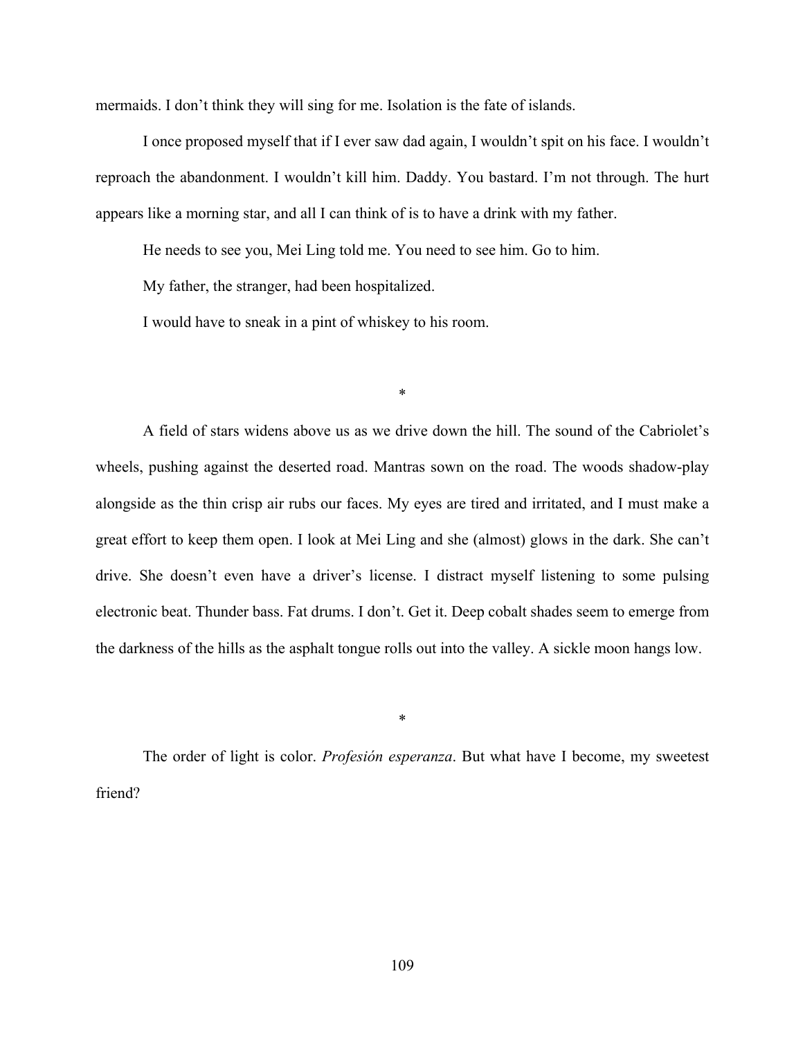mermaids. I don't think they will sing for me. Isolation is the fate of islands.

I once proposed myself that if I ever saw dad again, I wouldn't spit on his face. I wouldn't reproach the abandonment. I wouldn't kill him. Daddy. You bastard. I'm not through. The hurt appears like a morning star, and all I can think of is to have a drink with my father.

He needs to see you, Mei Ling told me. You need to see him. Go to him.

My father, the stranger, had been hospitalized.

I would have to sneak in a pint of whiskey to his room.

*

A field of stars widens above us as we drive down the hill. The sound of the Cabriolet's wheels, pushing against the deserted road. Mantras sown on the road. The woods shadow-play alongside as the thin crisp air rubs our faces. My eyes are tired and irritated, and I must make a great effort to keep them open. I look at Mei Ling and she (almost) glows in the dark. She can't drive. She doesn't even have a driver's license. I distract myself listening to some pulsing electronic beat. Thunder bass. Fat drums. I don't. Get it. Deep cobalt shades seem to emerge from the darkness of the hills as the asphalt tongue rolls out into the valley. A sickle moon hangs low.

*

The order of light is color. *Profesión esperanza*. But what have I become, my sweetest friend?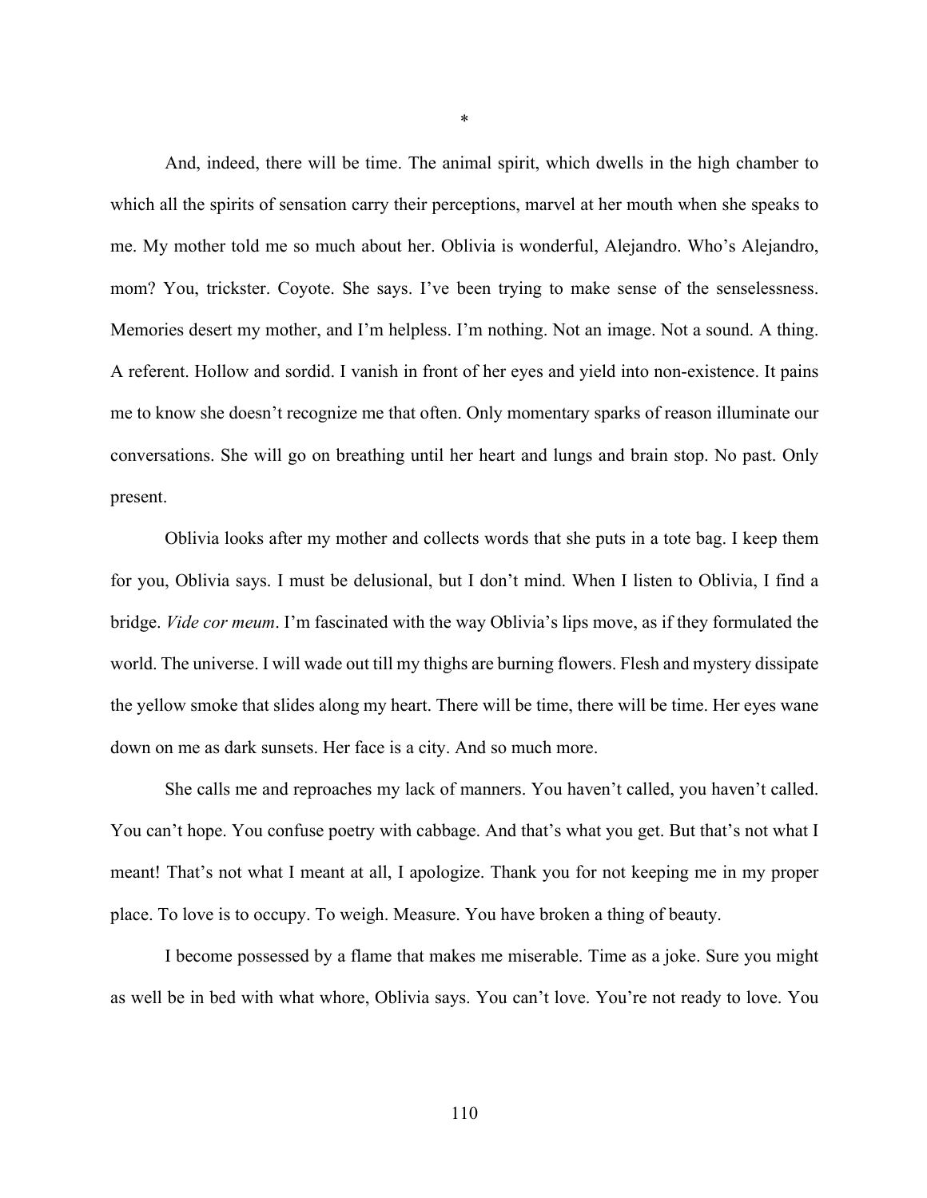*

And, indeed, there will be time. The animal spirit, which dwells in the high chamber to which all the spirits of sensation carry their perceptions, marvel at her mouth when she speaks to me. My mother told me so much about her. Oblivia is wonderful, Alejandro. Who's Alejandro, mom? You, trickster. Coyote. She says. I've been trying to make sense of the senselessness. Memories desert my mother, and I'm helpless. I'm nothing. Not an image. Not a sound. A thing. A referent. Hollow and sordid. I vanish in front of her eyes and yield into non-existence. It pains me to know she doesn't recognize me that often. Only momentary sparks of reason illuminate our conversations. She will go on breathing until her heart and lungs and brain stop. No past. Only present.

Oblivia looks after my mother and collects words that she puts in a tote bag. I keep them for you, Oblivia says. I must be delusional, but I don't mind. When I listen to Oblivia, I find a bridge. *Vide cor meum*. I'm fascinated with the way Oblivia's lips move, as if they formulated the world. The universe. I will wade out till my thighs are burning flowers. Flesh and mystery dissipate the yellow smoke that slides along my heart. There will be time, there will be time. Her eyes wane down on me as dark sunsets. Her face is a city. And so much more.

She calls me and reproaches my lack of manners. You haven't called, you haven't called. You can't hope. You confuse poetry with cabbage. And that's what you get. But that's not what I meant! That's not what I meant at all, I apologize. Thank you for not keeping me in my proper place. To love is to occupy. To weigh. Measure. You have broken a thing of beauty.

I become possessed by a flame that makes me miserable. Time as a joke. Sure you might as well be in bed with what whore, Oblivia says. You can't love. You're not ready to love. You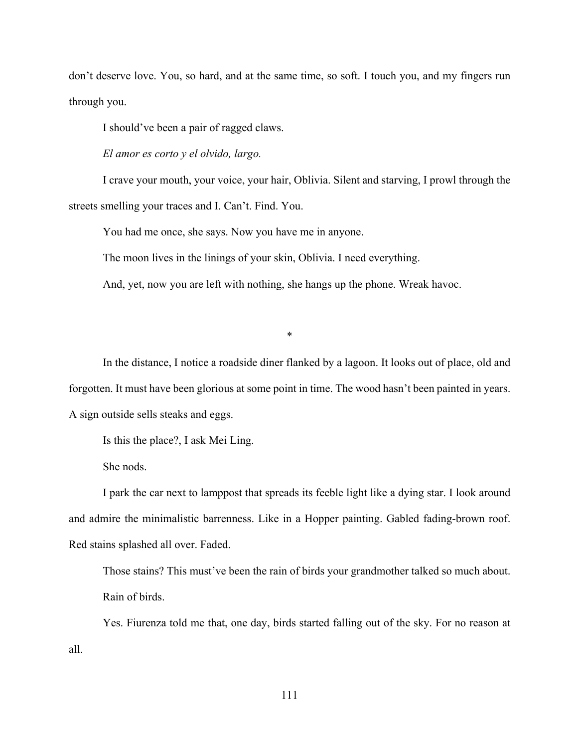don't deserve love. You, so hard, and at the same time, so soft. I touch you, and my fingers run through you.

I should've been a pair of ragged claws.

*El amor es corto y el olvido, largo.*

I crave your mouth, your voice, your hair, Oblivia. Silent and starving, I prowl through the streets smelling your traces and I. Can't. Find. You.

You had me once, she says. Now you have me in anyone.

The moon lives in the linings of your skin, Oblivia. I need everything.

And, yet, now you are left with nothing, she hangs up the phone. Wreak havoc.

*

In the distance, I notice a roadside diner flanked by a lagoon. It looks out of place, old and forgotten. It must have been glorious at some point in time. The wood hasn't been painted in years. A sign outside sells steaks and eggs.

Is this the place?, I ask Mei Ling.

She nods.

I park the car next to lamppost that spreads its feeble light like a dying star. I look around and admire the minimalistic barrenness. Like in a Hopper painting. Gabled fading-brown roof. Red stains splashed all over. Faded.

Those stains? This must've been the rain of birds your grandmother talked so much about.

Rain of birds.

Yes. Fiurenza told me that, one day, birds started falling out of the sky. For no reason at all.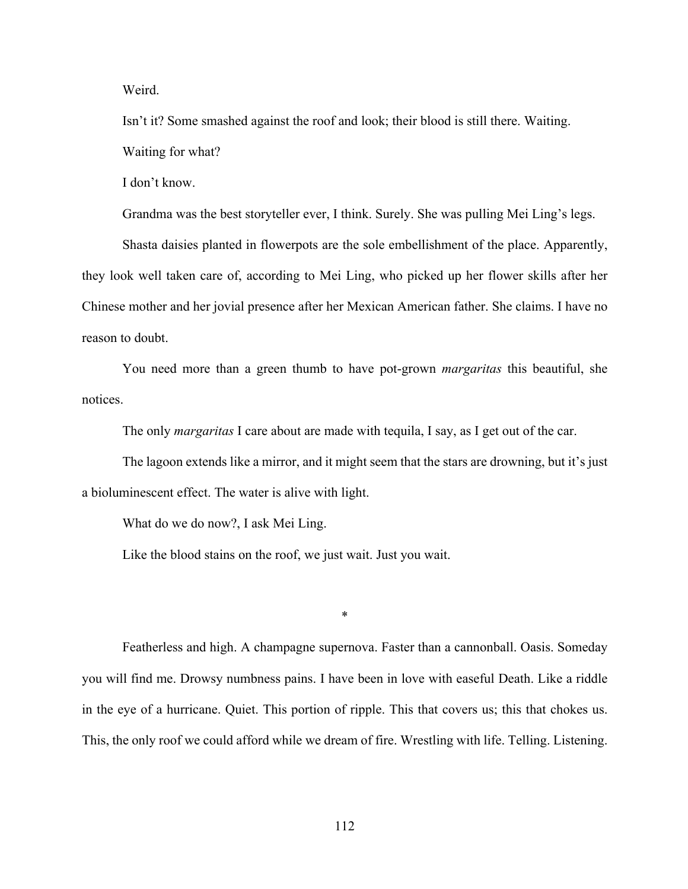Weird.

Isn't it? Some smashed against the roof and look; their blood is still there. Waiting.

Waiting for what?

I don't know.

Grandma was the best storyteller ever, I think. Surely. She was pulling Mei Ling's legs.

Shasta daisies planted in flowerpots are the sole embellishment of the place. Apparently, they look well taken care of, according to Mei Ling, who picked up her flower skills after her Chinese mother and her jovial presence after her Mexican American father. She claims. I have no reason to doubt.

You need more than a green thumb to have pot-grown *margaritas* this beautiful, she notices.

The only *margaritas* I care about are made with tequila, I say, as I get out of the car.

The lagoon extends like a mirror, and it might seem that the stars are drowning, but it's just a bioluminescent effect. The water is alive with light.

What do we do now?, I ask Mei Ling.

Like the blood stains on the roof, we just wait. Just you wait.

*

Featherless and high. A champagne supernova. Faster than a cannonball. Oasis. Someday you will find me. Drowsy numbness pains. I have been in love with easeful Death. Like a riddle in the eye of a hurricane. Quiet. This portion of ripple. This that covers us; this that chokes us. This, the only roof we could afford while we dream of fire. Wrestling with life. Telling. Listening.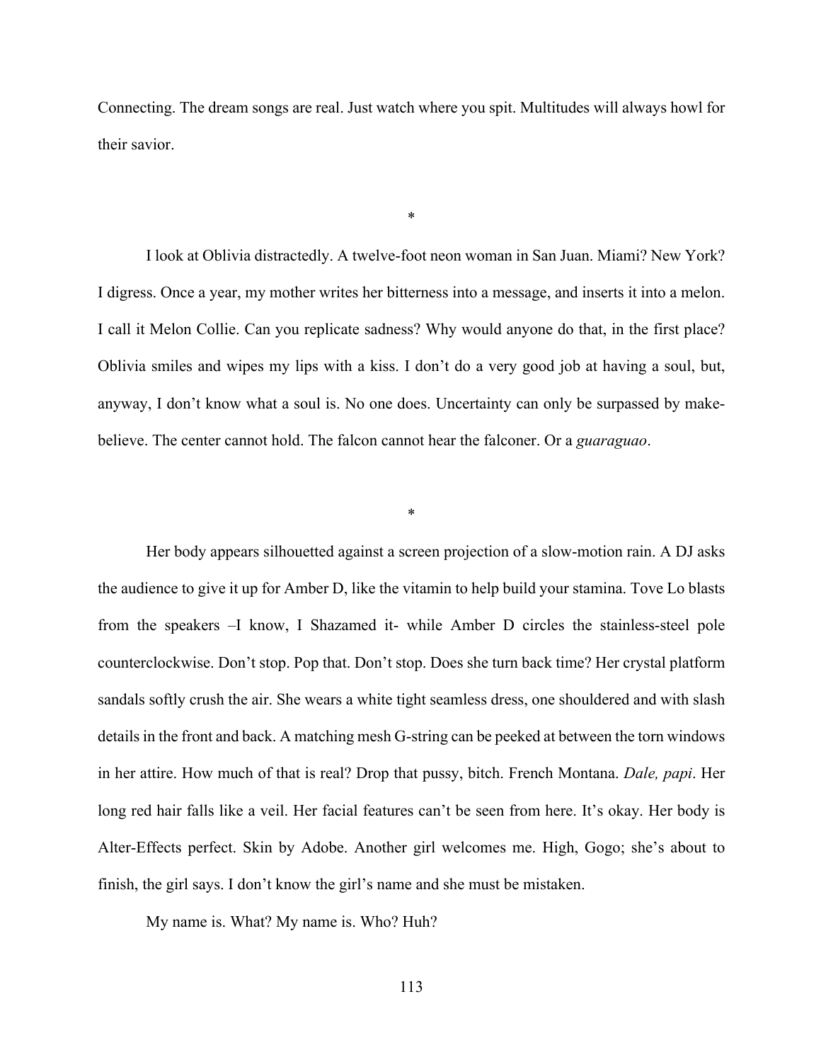Connecting. The dream songs are real. Just watch where you spit. Multitudes will always howl for their savior.

*

I look at Oblivia distractedly. A twelve-foot neon woman in San Juan. Miami? New York? I digress. Once a year, my mother writes her bitterness into a message, and inserts it into a melon. I call it Melon Collie. Can you replicate sadness? Why would anyone do that, in the first place? Oblivia smiles and wipes my lips with a kiss. I don't do a very good job at having a soul, but, anyway, I don't know what a soul is. No one does. Uncertainty can only be surpassed by make-believe. The center cannot hold. The falcon cannot hear the falconer. Or a *guaraguao*.

*

Her body appears silhouetted against a screen projection of a slow-motion rain. A DJ asks the audience to give it up for Amber D, like the vitamin to help build your stamina. Tove Lo blasts from the speakers –I know, I Shazamed it- while Amber D circles the stainless-steel pole counterclockwise. Don't stop. Pop that. Don't stop. Does she turn back time? Her crystal platform sandals softly crush the air. She wears a white tight seamless dress, one shouldered and with slash details in the front and back. A matching mesh G-string can be peeked at between the torn windows in her attire. How much of that is real? Drop that pussy, bitch. French Montana. *Dale, papi*. Her long red hair falls like a veil. Her facial features can't be seen from here. It's okay. Her body is Alter-Effects perfect. Skin by Adobe. Another girl welcomes me. High, Gogo; she's about to finish, the girl says. I don't know the girl's name and she must be mistaken.

My name is. What? My name is. Who? Huh?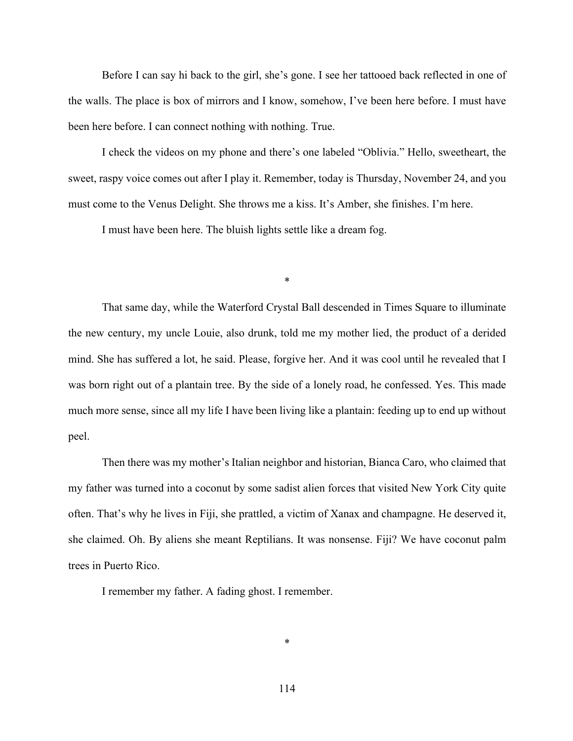Before I can say hi back to the girl, she's gone. I see her tattooed back reflected in one of the walls. The place is box of mirrors and I know, somehow, I've been here before. I must have been here before. I can connect nothing with nothing. True.

I check the videos on my phone and there's one labeled "Oblivia." Hello, sweetheart, the sweet, raspy voice comes out after I play it. Remember, today is Thursday, November 24, and you must come to the Venus Delight. She throws me a kiss. It's Amber, she finishes. I'm here.

I must have been here. The bluish lights settle like a dream fog.

*

That same day, while the Waterford Crystal Ball descended in Times Square to illuminate the new century, my uncle Louie, also drunk, told me my mother lied, the product of a derided mind. She has suffered a lot, he said. Please, forgive her. And it was cool until he revealed that I was born right out of a plantain tree. By the side of a lonely road, he confessed. Yes. This made much more sense, since all my life I have been living like a plantain: feeding up to end up without peel.

Then there was my mother's Italian neighbor and historian, Bianca Caro, who claimed that my father was turned into a coconut by some sadist alien forces that visited New York City quite often. That's why he lives in Fiji, she prattled, a victim of Xanax and champagne. He deserved it, she claimed. Oh. By aliens she meant Reptilians. It was nonsense. Fiji? We have coconut palm trees in Puerto Rico.

I remember my father. A fading ghost. I remember.

*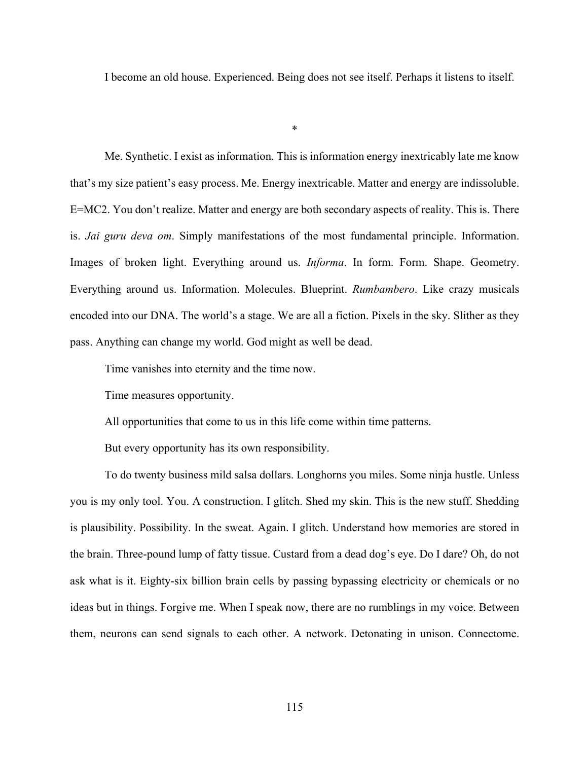I become an old house. Experienced. Being does not see itself. Perhaps it listens to itself.

*

Me. Synthetic. I exist as information. This is information energy inextricably late me know that's my size patient's easy process. Me. Energy inextricable. Matter and energy are indissoluble. E=MC2. You don't realize. Matter and energy are both secondary aspects of reality. This is. There is. *Jai guru deva om*. Simply manifestations of the most fundamental principle. Information. Images of broken light. Everything around us. *Informa*. In form. Form. Shape. Geometry. Everything around us. Information. Molecules. Blueprint. *Rumbambero*. Like crazy musicals encoded into our DNA. The world's a stage. We are all a fiction. Pixels in the sky. Slither as they pass. Anything can change my world. God might as well be dead.

Time vanishes into eternity and the time now.

Time measures opportunity.

All opportunities that come to us in this life come within time patterns.

But every opportunity has its own responsibility.

To do twenty business mild salsa dollars. Longhorns you miles. Some ninja hustle. Unless you is my only tool. You. A construction. I glitch. Shed my skin. This is the new stuff. Shedding is plausibility. Possibility. In the sweat. Again. I glitch. Understand how memories are stored in the brain. Three-pound lump of fatty tissue. Custard from a dead dog's eye. Do I dare? Oh, do not ask what is it. Eighty-six billion brain cells by passing bypassing electricity or chemicals or no ideas but in things. Forgive me. When I speak now, there are no rumblings in my voice. Between them, neurons can send signals to each other. A network. Detonating in unison. Connectome.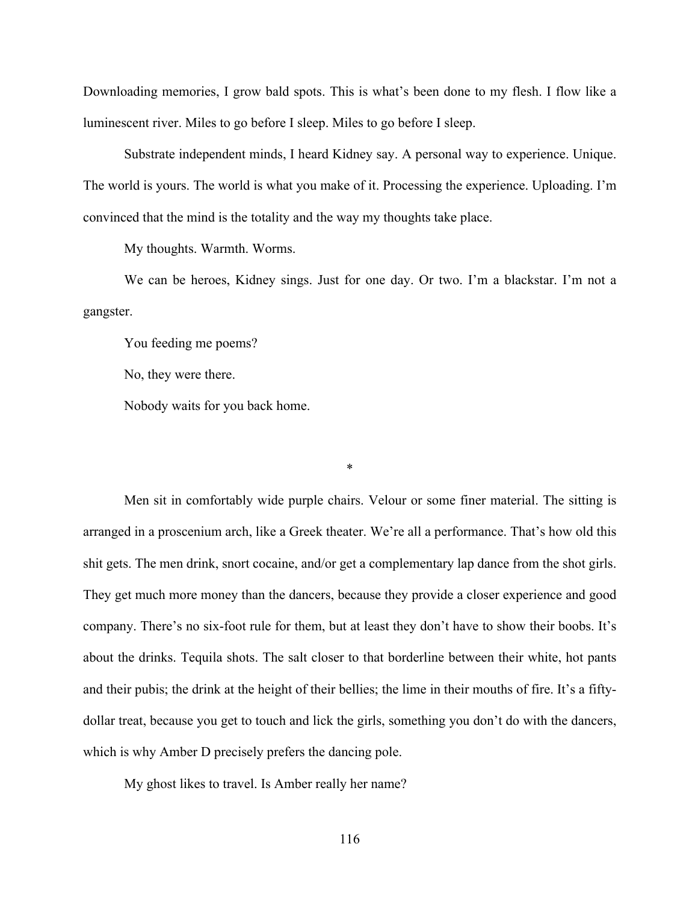Downloading memories, I grow bald spots. This is what's been done to my flesh. I flow like a luminescent river. Miles to go before I sleep. Miles to go before I sleep.

Substrate independent minds, I heard Kidney say. A personal way to experience. Unique. The world is yours. The world is what you make of it. Processing the experience. Uploading. I'm convinced that the mind is the totality and the way my thoughts take place.

My thoughts. Warmth. Worms.

We can be heroes, Kidney sings. Just for one day. Or two. I'm a blackstar. I'm not a gangster.

You feeding me poems?

No, they were there.

Nobody waits for you back home.

*

Men sit in comfortably wide purple chairs. Velour or some finer material. The sitting is arranged in a proscenium arch, like a Greek theater. We're all a performance. That's how old this shit gets. The men drink, snort cocaine, and/or get a complementary lap dance from the shot girls. They get much more money than the dancers, because they provide a closer experience and good company. There's no six-foot rule for them, but at least they don't have to show their boobs. It's about the drinks. Tequila shots. The salt closer to that borderline between their white, hot pants and their pubis; the drink at the height of their bellies; the lime in their mouths of fire. It's a fifty-dollar treat, because you get to touch and lick the girls, something you don't do with the dancers, which is why Amber D precisely prefers the dancing pole.

My ghost likes to travel. Is Amber really her name?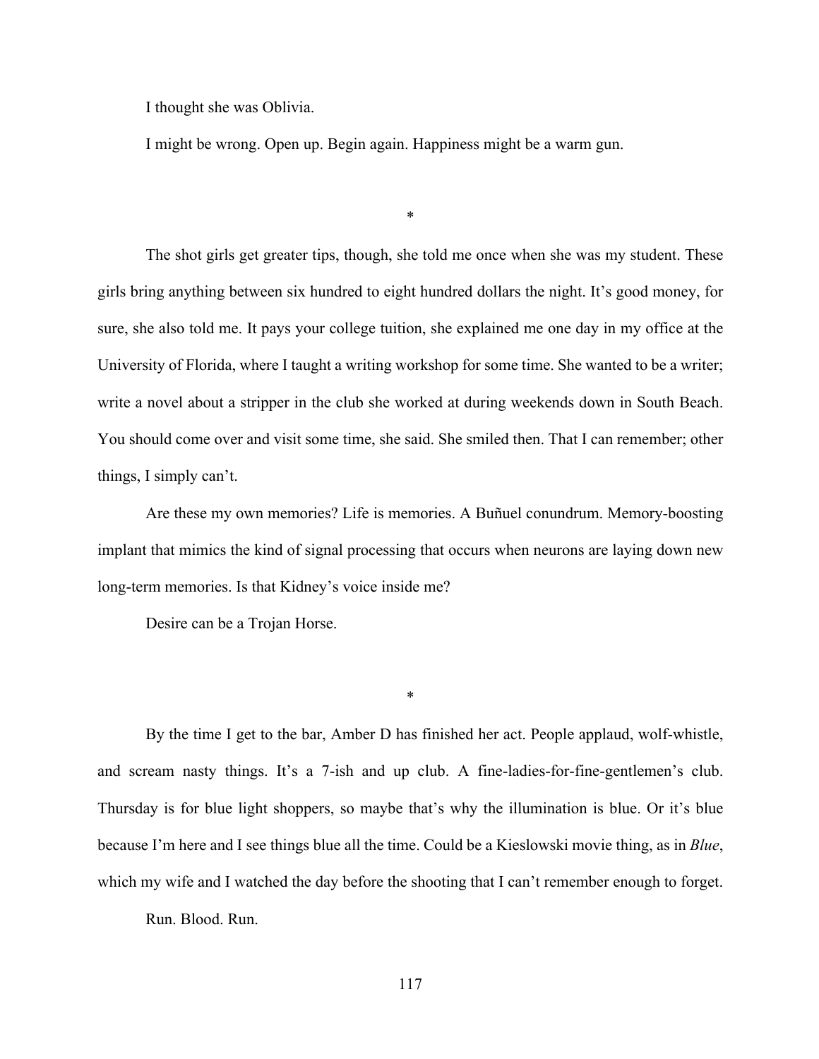I thought she was Oblivia.

I might be wrong. Open up. Begin again. Happiness might be a warm gun.

*

The shot girls get greater tips, though, she told me once when she was my student. These girls bring anything between six hundred to eight hundred dollars the night. It's good money, for sure, she also told me. It pays your college tuition, she explained me one day in my office at the University of Florida, where I taught a writing workshop for some time. She wanted to be a writer; write a novel about a stripper in the club she worked at during weekends down in South Beach. You should come over and visit some time, she said. She smiled then. That I can remember; other things, I simply can't.

Are these my own memories? Life is memories. A Buñuel conundrum. Memory-boosting implant that mimics the kind of signal processing that occurs when neurons are laying down new long-term memories. Is that Kidney's voice inside me?

Desire can be a Trojan Horse.

*

By the time I get to the bar, Amber D has finished her act. People applaud, wolf-whistle, and scream nasty things. It's a 7-ish and up club. A fine-ladies-for-fine-gentlemen's club. Thursday is for blue light shoppers, so maybe that's why the illumination is blue. Or it's blue because I'm here and I see things blue all the time. Could be a Kieslowski movie thing, as in *Blue*, which my wife and I watched the day before the shooting that I can't remember enough to forget.

Run. Blood. Run.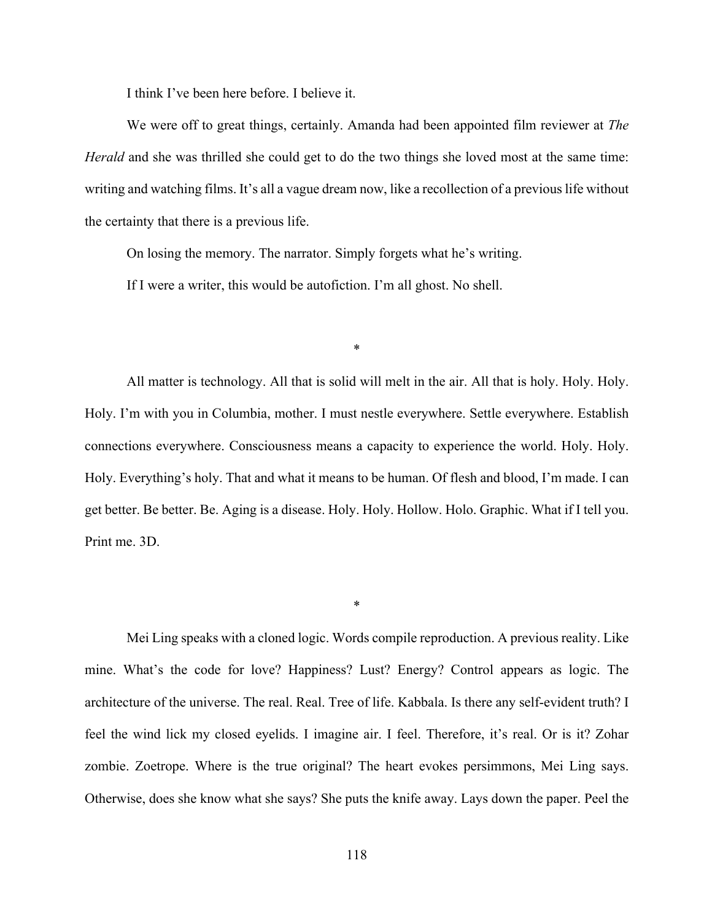I think I've been here before. I believe it.

We were off to great things, certainly. Amanda had been appointed film reviewer at *The Herald* and she was thrilled she could get to do the two things she loved most at the same time: writing and watching films. It's all a vague dream now, like a recollection of a previous life without the certainty that there is a previous life.

On losing the memory. The narrator. Simply forgets what he's writing.

If I were a writer, this would be autofiction. I'm all ghost. No shell.

*

All matter is technology. All that is solid will melt in the air. All that is holy. Holy. Holy. Holy. I'm with you in Columbia, mother. I must nestle everywhere. Settle everywhere. Establish connections everywhere. Consciousness means a capacity to experience the world. Holy. Holy. Holy. Everything's holy. That and what it means to be human. Of flesh and blood, I'm made. I can get better. Be better. Be. Aging is a disease. Holy. Holy. Hollow. Holo. Graphic. What if I tell you. Print me. 3D.

*

Mei Ling speaks with a cloned logic. Words compile reproduction. A previous reality. Like mine. What's the code for love? Happiness? Lust? Energy? Control appears as logic. The architecture of the universe. The real. Real. Tree of life. Kabbala. Is there any self-evident truth? I feel the wind lick my closed eyelids. I imagine air. I feel. Therefore, it's real. Or is it? Zohar zombie. Zoetrope. Where is the true original? The heart evokes persimmons, Mei Ling says. Otherwise, does she know what she says? She puts the knife away. Lays down the paper. Peel the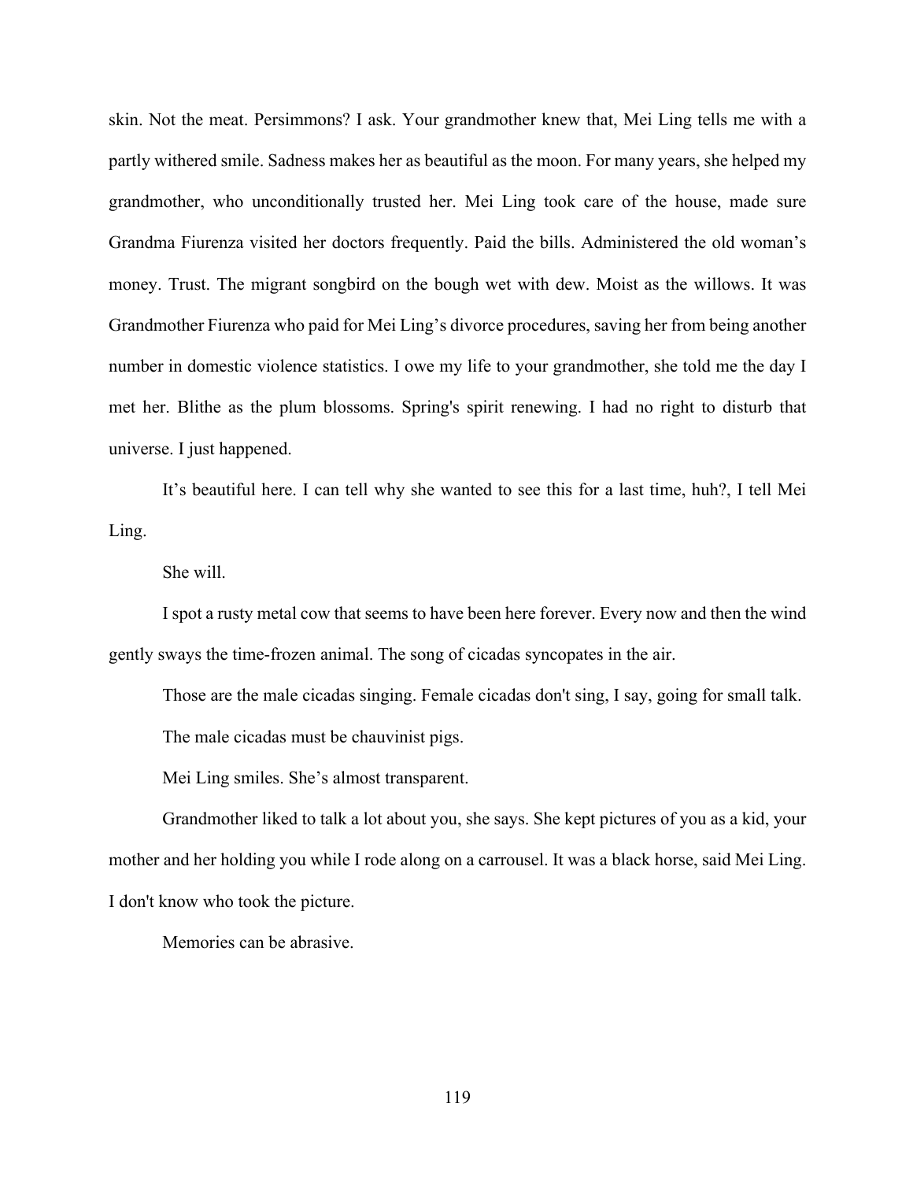skin. Not the meat. Persimmons? I ask. Your grandmother knew that, Mei Ling tells me with a partly withered smile. Sadness makes her as beautiful as the moon. For many years, she helped my grandmother, who unconditionally trusted her. Mei Ling took care of the house, made sure Grandma Fiurenza visited her doctors frequently. Paid the bills. Administered the old woman's money. Trust. The migrant songbird on the bough wet with dew. Moist as the willows. It was Grandmother Fiurenza who paid for Mei Ling's divorce procedures, saving her from being another number in domestic violence statistics. I owe my life to your grandmother, she told me the day I met her. Blithe as the plum blossoms. Spring's spirit renewing. I had no right to disturb that universe. I just happened.

It's beautiful here. I can tell why she wanted to see this for a last time, huh?, I tell Mei Ling.

She will.

I spot a rusty metal cow that seems to have been here forever. Every now and then the wind gently sways the time-frozen animal. The song of cicadas syncopates in the air.

Those are the male cicadas singing. Female cicadas don't sing, I say, going for small talk.

The male cicadas must be chauvinist pigs.

Mei Ling smiles. She's almost transparent.

Grandmother liked to talk a lot about you, she says. She kept pictures of you as a kid, your mother and her holding you while I rode along on a carrousel. It was a black horse, said Mei Ling. I don't know who took the picture.

Memories can be abrasive.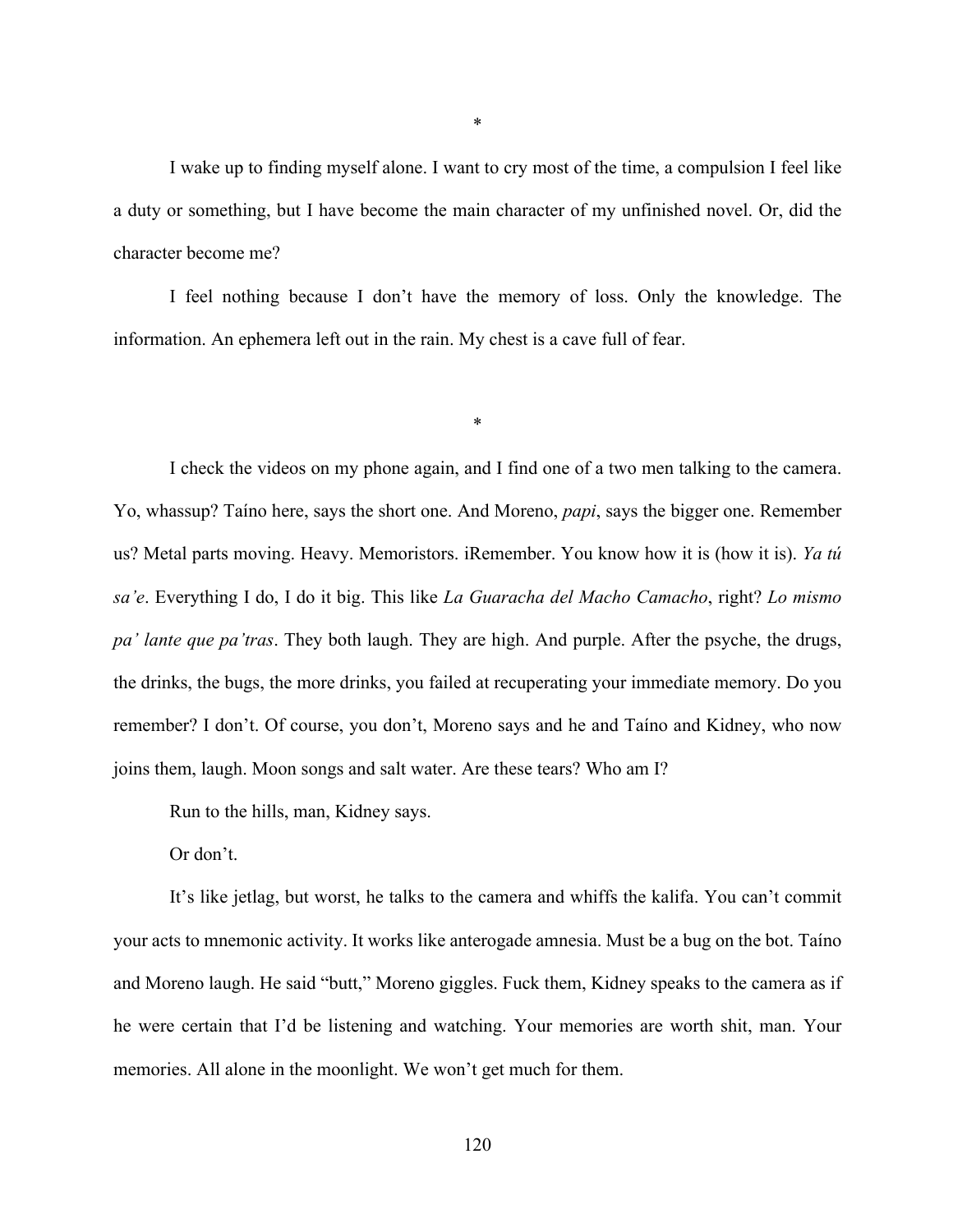*

I wake up to finding myself alone. I want to cry most of the time, a compulsion I feel like a duty or something, but I have become the main character of my unfinished novel. Or, did the character become me?

I feel nothing because I don't have the memory of loss. Only the knowledge. The information. An ephemera left out in the rain. My chest is a cave full of fear.

*

I check the videos on my phone again, and I find one of a two men talking to the camera. Yo, whassup? Taíno here, says the short one. And Moreno, *papi*, says the bigger one. Remember us? Metal parts moving. Heavy. Memoristors. iRemember. You know how it is (how it is). *Ya tú sa'e*. Everything I do, I do it big. This like *La Guaracha del Macho Camacho*, right? *Lo mismo pa' lante que pa'tras*. They both laugh. They are high. And purple. After the psyche, the drugs, the drinks, the bugs, the more drinks, you failed at recuperating your immediate memory. Do you remember? I don't. Of course, you don't, Moreno says and he and Taíno and Kidney, who now joins them, laugh. Moon songs and salt water. Are these tears? Who am I?

Run to the hills, man, Kidney says.

Or don't.

It's like jetlag, but worst, he talks to the camera and whiffs the kalifa. You can't commit your acts to mnemonic activity. It works like anterogade amnesia. Must be a bug on the bot. Taíno and Moreno laugh. He said "butt," Moreno giggles. Fuck them, Kidney speaks to the camera as if he were certain that I'd be listening and watching. Your memories are worth shit, man. Your memories. All alone in the moonlight. We won't get much for them.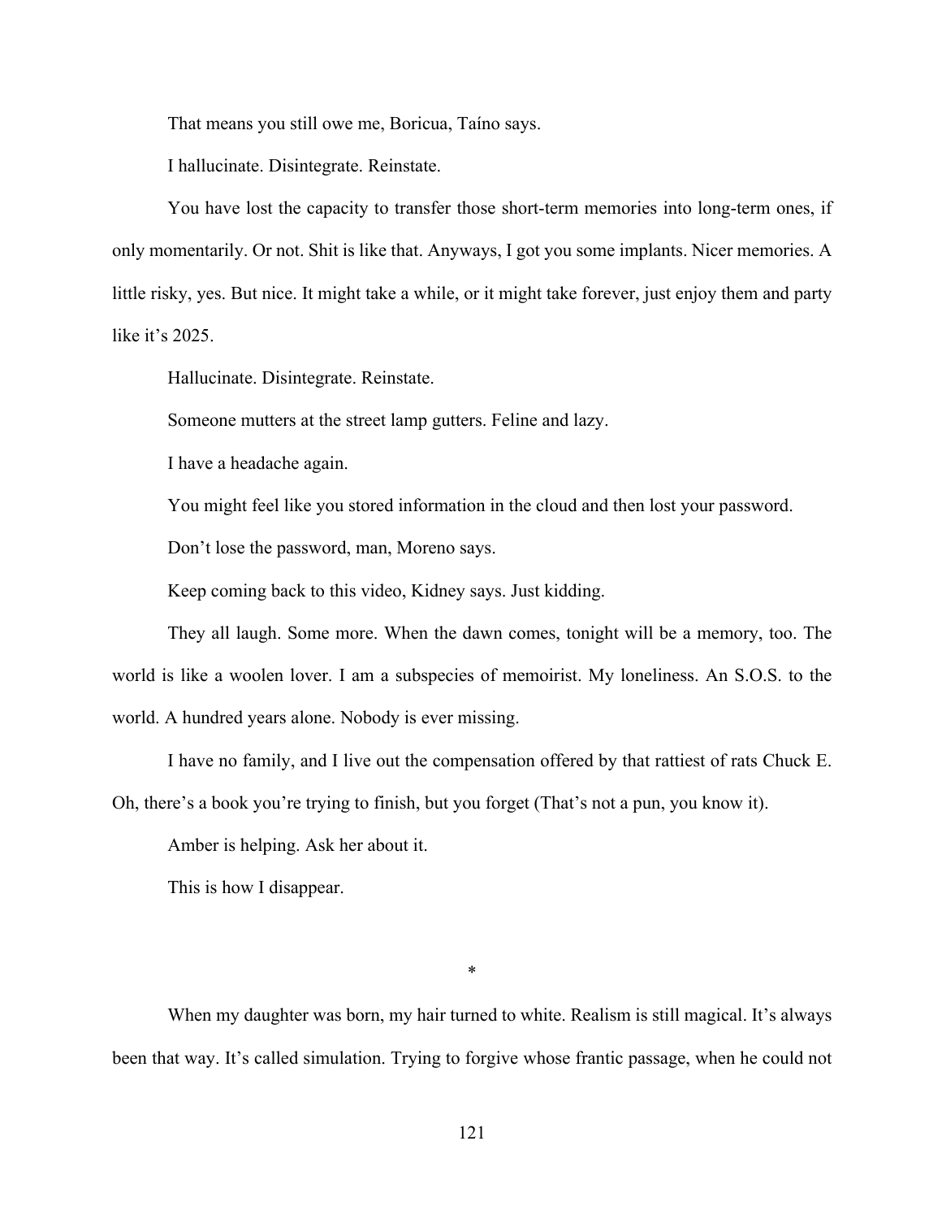That means you still owe me, Boricua, Taíno says.

I hallucinate. Disintegrate. Reinstate.

You have lost the capacity to transfer those short-term memories into long-term ones, if only momentarily. Or not. Shit is like that. Anyways, I got you some implants. Nicer memories. A little risky, yes. But nice. It might take a while, or it might take forever, just enjoy them and party like it's 2025.

Hallucinate. Disintegrate. Reinstate.

Someone mutters at the street lamp gutters. Feline and lazy.

I have a headache again.

You might feel like you stored information in the cloud and then lost your password.

Don't lose the password, man, Moreno says.

Keep coming back to this video, Kidney says. Just kidding.

They all laugh. Some more. When the dawn comes, tonight will be a memory, too. The world is like a woolen lover. I am a subspecies of memoirist. My loneliness. An S.O.S. to the world. A hundred years alone. Nobody is ever missing.

I have no family, and I live out the compensation offered by that rattiest of rats Chuck E. Oh, there's a book you're trying to finish, but you forget (That's not a pun, you know it).

Amber is helping. Ask her about it.

This is how I disappear.

*

When my daughter was born, my hair turned to white. Realism is still magical. It's always been that way. It's called simulation. Trying to forgive whose frantic passage, when he could not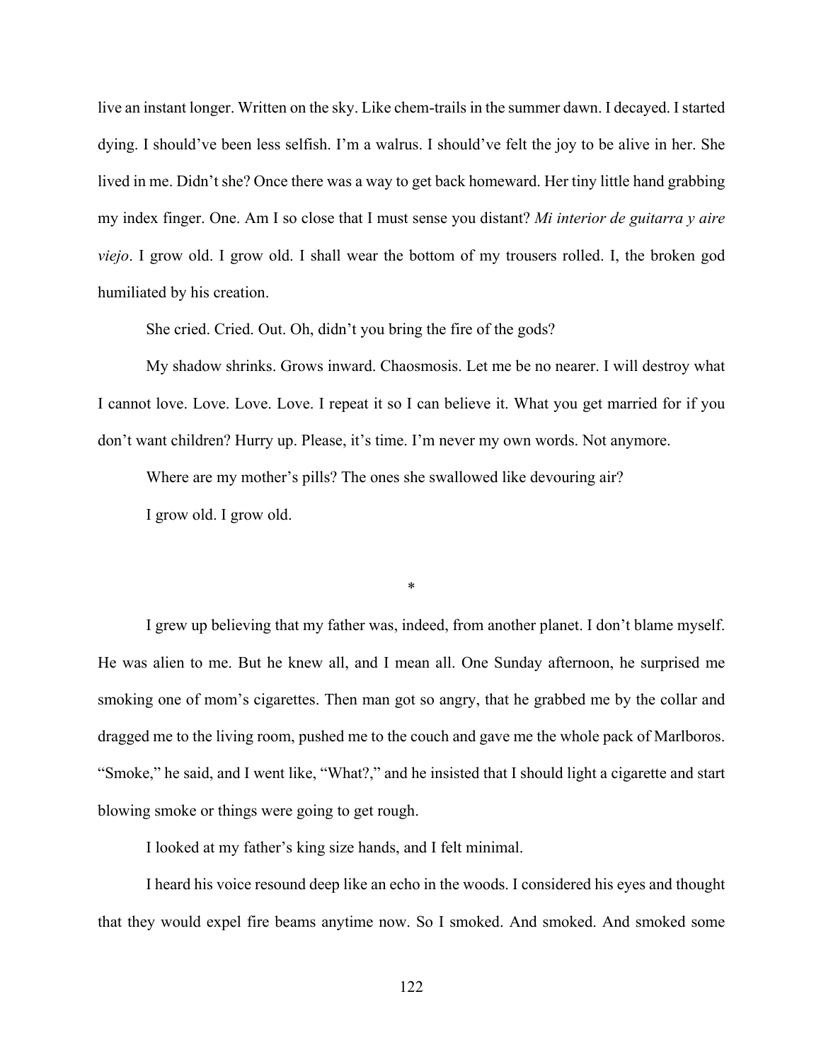live an instant longer. Written on the sky. Like chem-trails in the summer dawn. I decayed. I started dying. I should've been less selfish. I'm a walrus. I should've felt the joy to be alive in her. She lived in me. Didn't she? Once there was a way to get back homeward. Her tiny little hand grabbing my index finger. One. Am I so close that I must sense you distant? *Mi interior de guitarra y aire viejo*. I grow old. I grow old. I shall wear the bottom of my trousers rolled. I, the broken god humiliated by his creation.

She cried. Cried. Out. Oh, didn't you bring the fire of the gods?

My shadow shrinks. Grows inward. Chaosmosis. Let me be no nearer. I will destroy what I cannot love. Love. Love. Love. I repeat it so I can believe it. What you get married for if you don't want children? Hurry up. Please, it's time. I'm never my own words. Not anymore.

Where are my mother's pills? The ones she swallowed like devouring air?

I grow old. I grow old.

*

I grew up believing that my father was, indeed, from another planet. I don't blame myself. He was alien to me. But he knew all, and I mean all. One Sunday afternoon, he surprised me smoking one of mom's cigarettes. Then man got so angry, that he grabbed me by the collar and dragged me to the living room, pushed me to the couch and gave me the whole pack of Marlboros. "Smoke," he said, and I went like, "What?," and he insisted that I should light a cigarette and start blowing smoke or things were going to get rough.

I looked at my father's king size hands, and I felt minimal.

I heard his voice resound deep like an echo in the woods. I considered his eyes and thought that they would expel fire beams anytime now. So I smoked. And smoked. And smoked some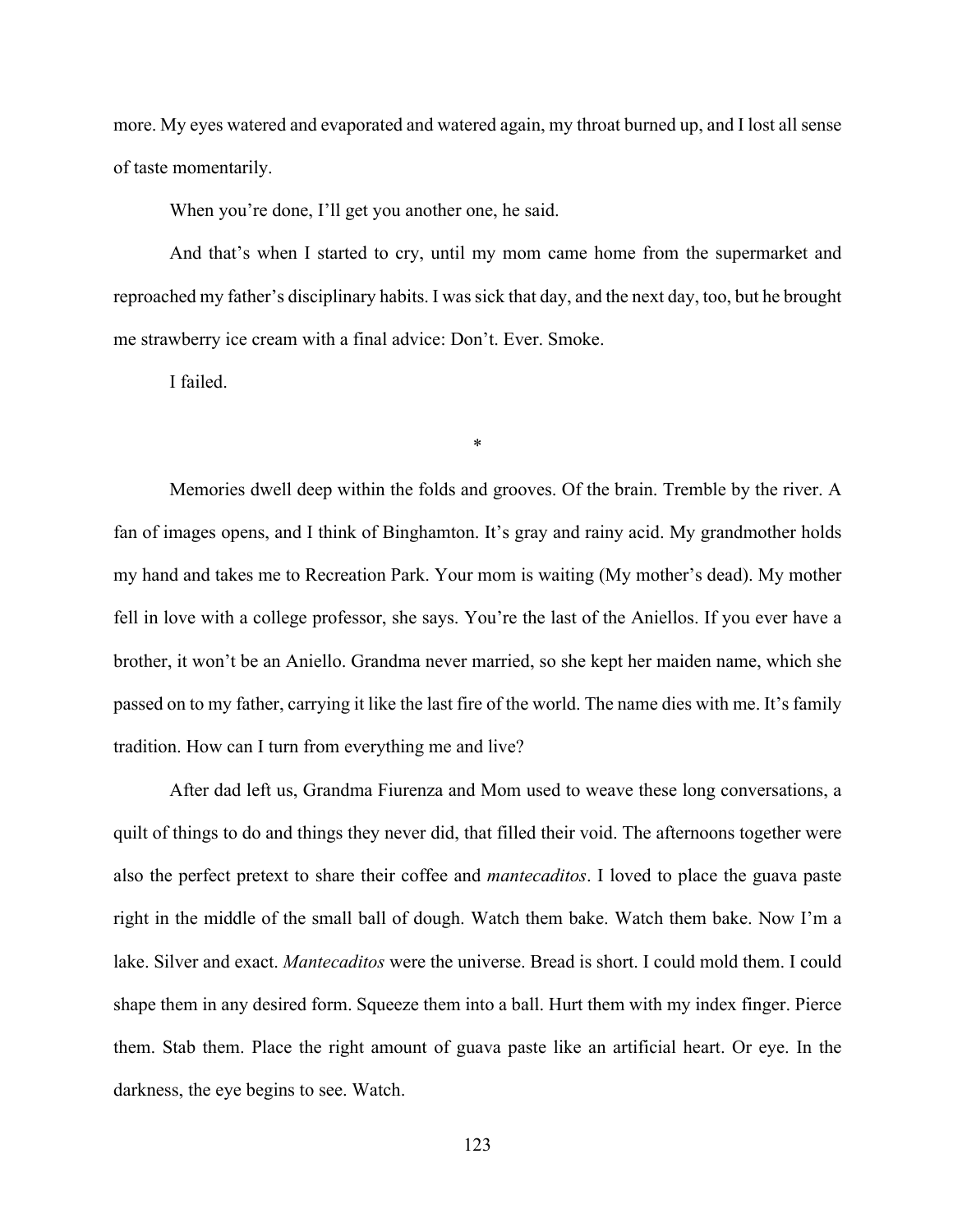more. My eyes watered and evaporated and watered again, my throat burned up, and I lost all sense of taste momentarily.

When you're done, I'll get you another one, he said.

And that's when I started to cry, until my mom came home from the supermarket and reproached my father's disciplinary habits. I was sick that day, and the next day, too, but he brought me strawberry ice cream with a final advice: Don't. Ever. Smoke.

I failed.

*

Memories dwell deep within the folds and grooves. Of the brain. Tremble by the river. A fan of images opens, and I think of Binghamton. It's gray and rainy acid. My grandmother holds my hand and takes me to Recreation Park. Your mom is waiting (My mother's dead). My mother fell in love with a college professor, she says. You're the last of the Aniellos. If you ever have a brother, it won't be an Aniello. Grandma never married, so she kept her maiden name, which she passed on to my father, carrying it like the last fire of the world. The name dies with me. It's family tradition. How can I turn from everything me and live?

After dad left us, Grandma Fiurenza and Mom used to weave these long conversations, a quilt of things to do and things they never did, that filled their void. The afternoons together were also the perfect pretext to share their coffee and *mantecaditos*. I loved to place the guava paste right in the middle of the small ball of dough. Watch them bake. Watch them bake. Now I'm a lake. Silver and exact. *Mantecaditos* were the universe. Bread is short. I could mold them. I could shape them in any desired form. Squeeze them into a ball. Hurt them with my index finger. Pierce them. Stab them. Place the right amount of guava paste like an artificial heart. Or eye. In the darkness, the eye begins to see. Watch.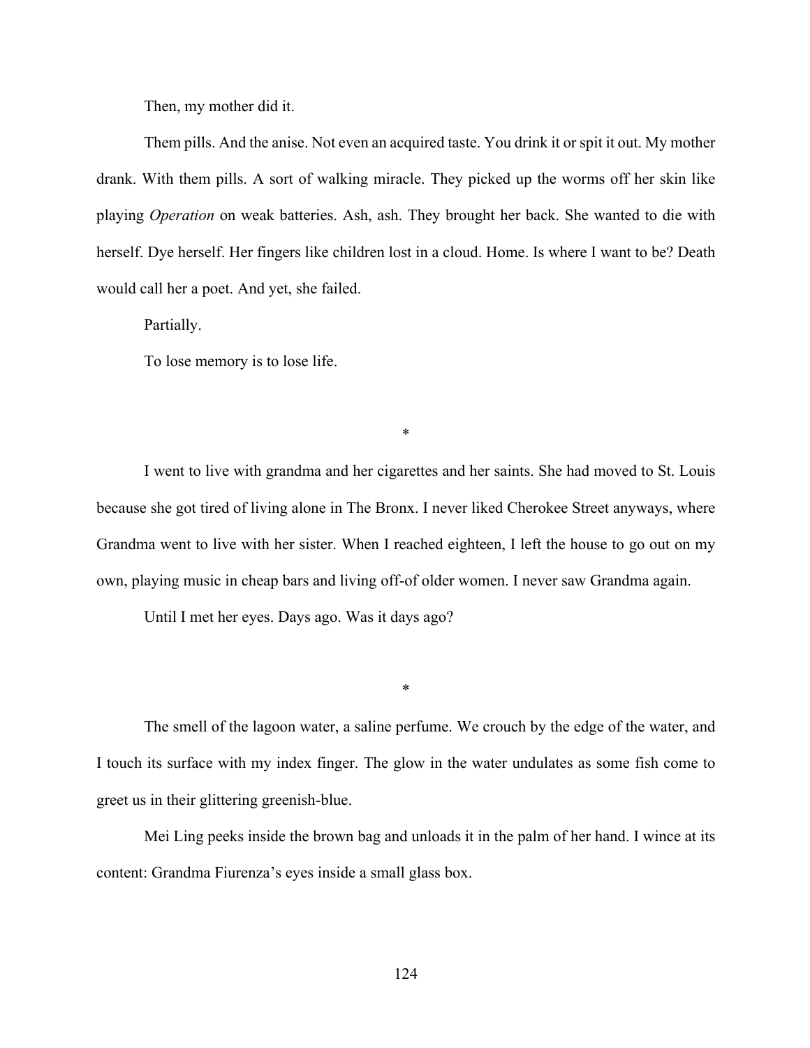Then, my mother did it.

Them pills. And the anise. Not even an acquired taste. You drink it or spit it out. My mother drank. With them pills. A sort of walking miracle. They picked up the worms off her skin like playing *Operation* on weak batteries. Ash, ash. They brought her back. She wanted to die with herself. Dye herself. Her fingers like children lost in a cloud. Home. Is where I want to be? Death would call her a poet. And yet, she failed.

Partially.

To lose memory is to lose life.

*

I went to live with grandma and her cigarettes and her saints. She had moved to St. Louis because she got tired of living alone in The Bronx. I never liked Cherokee Street anyways, where Grandma went to live with her sister. When I reached eighteen, I left the house to go out on my own, playing music in cheap bars and living off-of older women. I never saw Grandma again.

Until I met her eyes. Days ago. Was it days ago?

*

The smell of the lagoon water, a saline perfume. We crouch by the edge of the water, and I touch its surface with my index finger. The glow in the water undulates as some fish come to greet us in their glittering greenish-blue.

Mei Ling peeks inside the brown bag and unloads it in the palm of her hand. I wince at its content: Grandma Fiurenza's eyes inside a small glass box.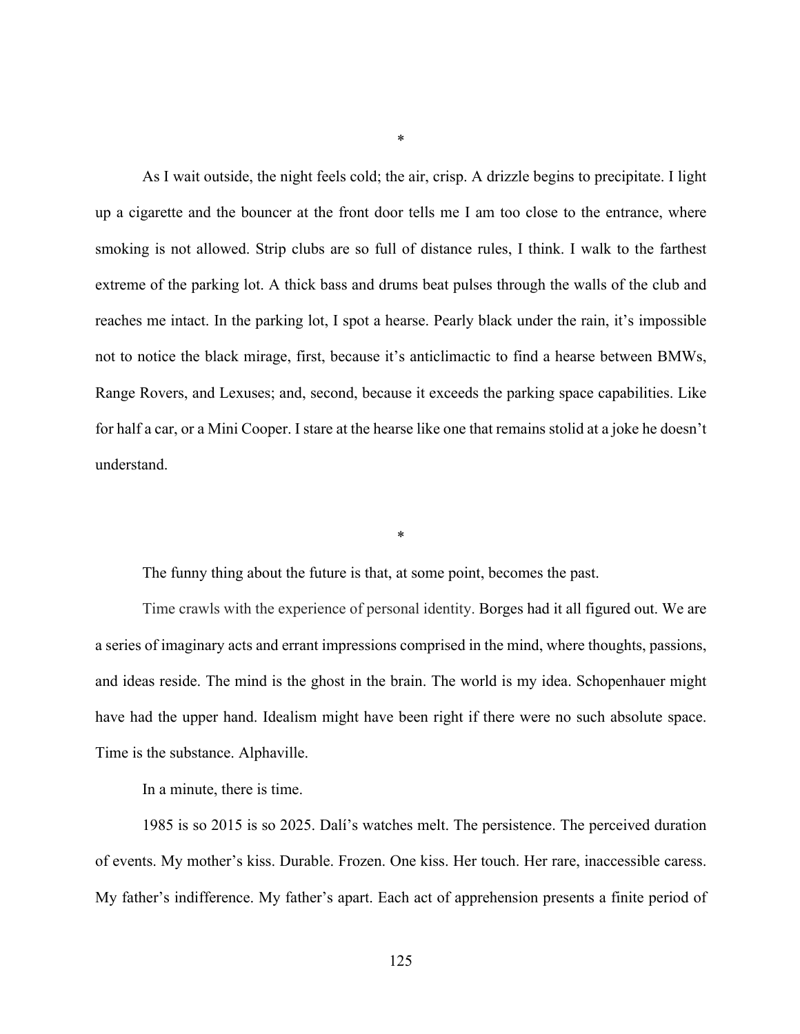*

As I wait outside, the night feels cold; the air, crisp. A drizzle begins to precipitate. I light up a cigarette and the bouncer at the front door tells me I am too close to the entrance, where smoking is not allowed. Strip clubs are so full of distance rules, I think. I walk to the farthest extreme of the parking lot. A thick bass and drums beat pulses through the walls of the club and reaches me intact. In the parking lot, I spot a hearse. Pearly black under the rain, it's impossible not to notice the black mirage, first, because it's anticlimactic to find a hearse between BMWs, Range Rovers, and Lexuses; and, second, because it exceeds the parking space capabilities. Like for half a car, or a Mini Cooper. I stare at the hearse like one that remains stolid at a joke he doesn't understand.

*

The funny thing about the future is that, at some point, becomes the past.

Time crawls with the experience of personal identity. Borges had it all figured out. We are a series of imaginary acts and errant impressions comprised in the mind, where thoughts, passions, and ideas reside. The mind is the ghost in the brain. The world is my idea. Schopenhauer might have had the upper hand. Idealism might have been right if there were no such absolute space. Time is the substance. Alphaville.

In a minute, there is time.

1985 is so 2015 is so 2025. Dalí's watches melt. The persistence. The perceived duration of events. My mother's kiss. Durable. Frozen. One kiss. Her touch. Her rare, inaccessible caress. My father's indifference. My father's apart. Each act of apprehension presents a finite period of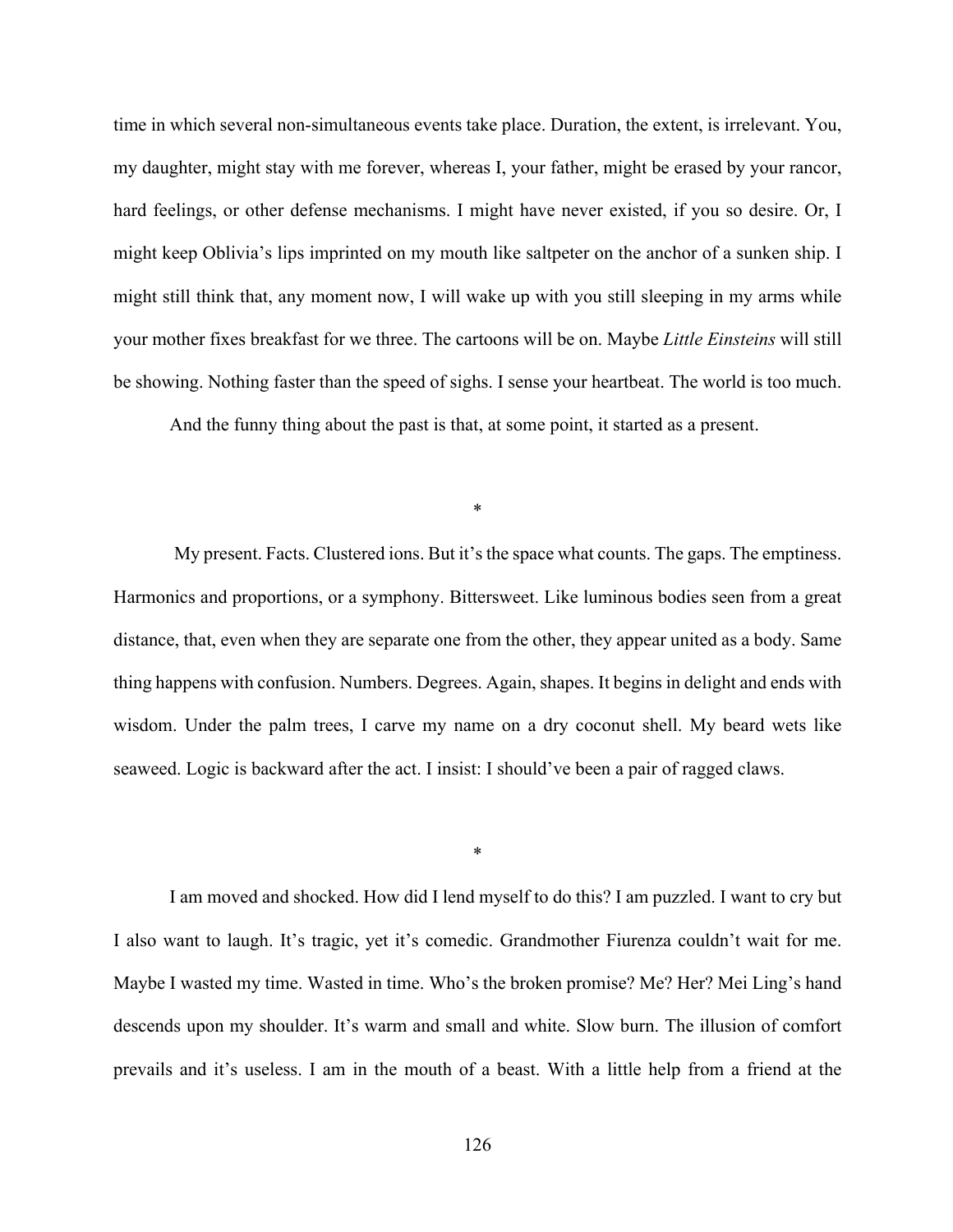time in which several non-simultaneous events take place. Duration, the extent, is irrelevant. You, my daughter, might stay with me forever, whereas I, your father, might be erased by your rancor, hard feelings, or other defense mechanisms. I might have never existed, if you so desire. Or, I might keep Oblivia's lips imprinted on my mouth like saltpeter on the anchor of a sunken ship. I might still think that, any moment now, I will wake up with you still sleeping in my arms while your mother fixes breakfast for we three. The cartoons will be on. Maybe *Little Einsteins* will still be showing. Nothing faster than the speed of sighs. I sense your heartbeat. The world is too much.

And the funny thing about the past is that, at some point, it started as a present.

*

My present. Facts. Clustered ions. But it's the space what counts. The gaps. The emptiness. Harmonics and proportions, or a symphony. Bittersweet. Like luminous bodies seen from a great distance, that, even when they are separate one from the other, they appear united as a body. Same thing happens with confusion. Numbers. Degrees. Again, shapes. It begins in delight and ends with wisdom. Under the palm trees, I carve my name on a dry coconut shell. My beard wets like seaweed. Logic is backward after the act. I insist: I should've been a pair of ragged claws.

*

I am moved and shocked. How did I lend myself to do this? I am puzzled. I want to cry but I also want to laugh. It's tragic, yet it's comedic. Grandmother Fiurenza couldn't wait for me. Maybe I wasted my time. Wasted in time. Who's the broken promise? Me? Her? Mei Ling's hand descends upon my shoulder. It's warm and small and white. Slow burn. The illusion of comfort prevails and it's useless. I am in the mouth of a beast. With a little help from a friend at the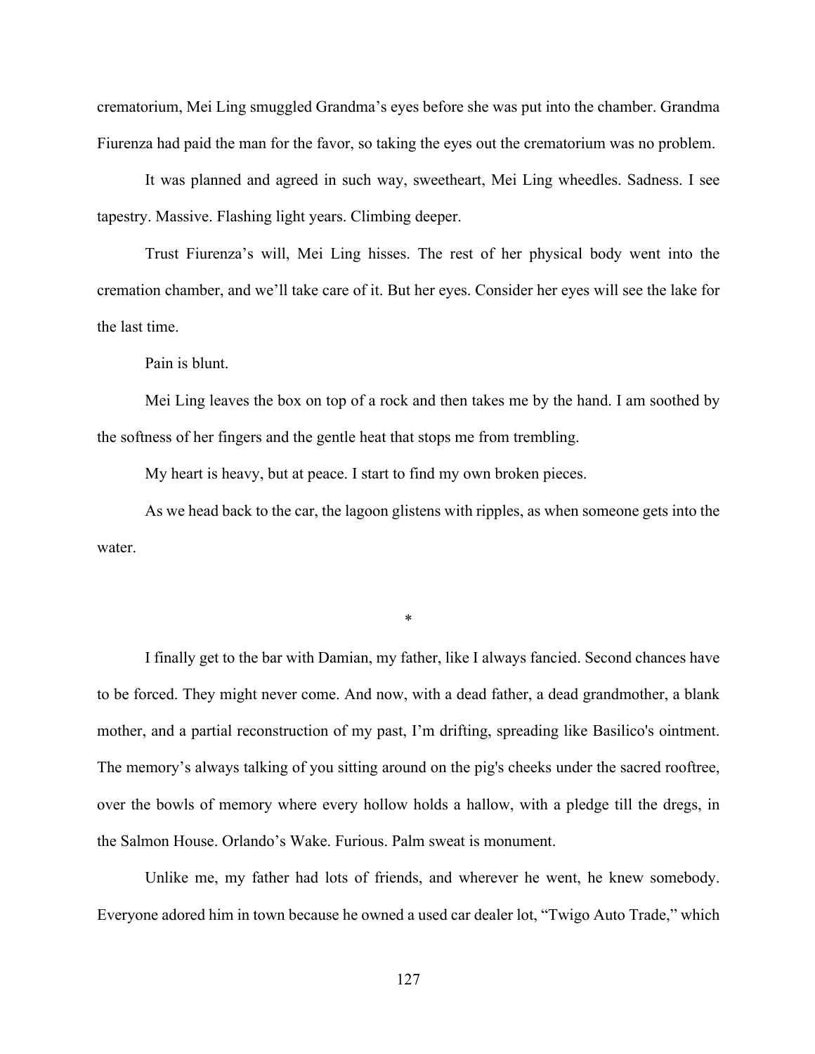crematorium, Mei Ling smuggled Grandma's eyes before she was put into the chamber. Grandma Fiurenza had paid the man for the favor, so taking the eyes out the crematorium was no problem.

It was planned and agreed in such way, sweetheart, Mei Ling wheedles. Sadness. I see tapestry. Massive. Flashing light years. Climbing deeper.

Trust Fiurenza's will, Mei Ling hisses. The rest of her physical body went into the cremation chamber, and we'll take care of it. But her eyes. Consider her eyes will see the lake for the last time.

Pain is blunt.

Mei Ling leaves the box on top of a rock and then takes me by the hand. I am soothed by the softness of her fingers and the gentle heat that stops me from trembling.

My heart is heavy, but at peace. I start to find my own broken pieces.

As we head back to the car, the lagoon glistens with ripples, as when someone gets into the water.

*

I finally get to the bar with Damian, my father, like I always fancied. Second chances have to be forced. They might never come. And now, with a dead father, a dead grandmother, a blank mother, and a partial reconstruction of my past, I'm drifting, spreading like Basilico's ointment. The memory's always talking of you sitting around on the pig's cheeks under the sacred rooftree, over the bowls of memory where every hollow holds a hallow, with a pledge till the dregs, in the Salmon House. Orlando's Wake. Furious. Palm sweat is monument.

Unlike me, my father had lots of friends, and wherever he went, he knew somebody. Everyone adored him in town because he owned a used car dealer lot, "Twigo Auto Trade," which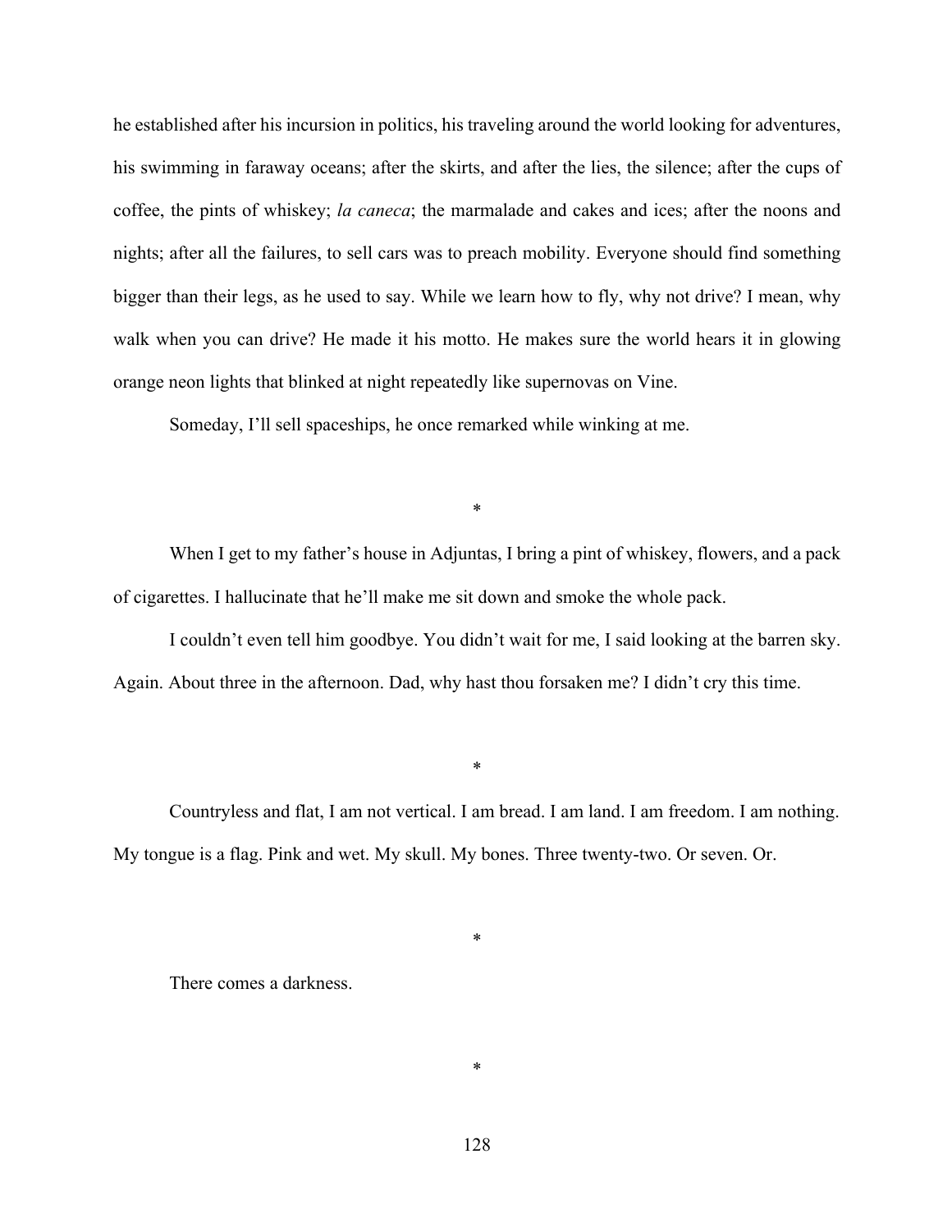he established after his incursion in politics, his traveling around the world looking for adventures, his swimming in faraway oceans; after the skirts, and after the lies, the silence; after the cups of coffee, the pints of whiskey; *la caneca*; the marmalade and cakes and ices; after the noons and nights; after all the failures, to sell cars was to preach mobility. Everyone should find something bigger than their legs, as he used to say. While we learn how to fly, why not drive? I mean, why walk when you can drive? He made it his motto. He makes sure the world hears it in glowing orange neon lights that blinked at night repeatedly like supernovas on Vine.

Someday, I'll sell spaceships, he once remarked while winking at me.

*

When I get to my father's house in Adjuntas, I bring a pint of whiskey, flowers, and a pack of cigarettes. I hallucinate that he'll make me sit down and smoke the whole pack.

I couldn't even tell him goodbye. You didn't wait for me, I said looking at the barren sky. Again. About three in the afternoon. Dad, why hast thou forsaken me? I didn't cry this time.

*

Countryless and flat, I am not vertical. I am bread. I am land. I am freedom. I am nothing. My tongue is a flag. Pink and wet. My skull. My bones. Three twenty-two. Or seven. Or.

*

There comes a darkness.

*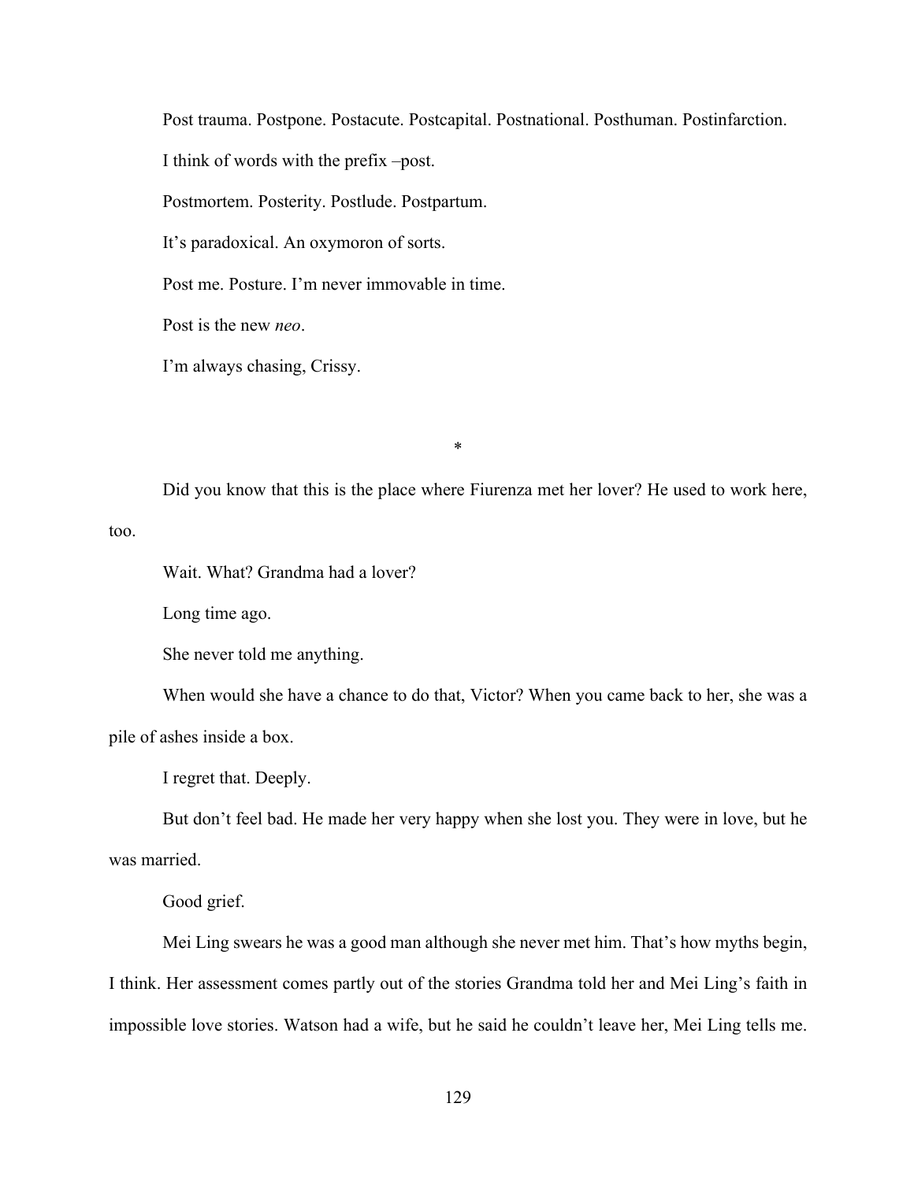Post trauma. Postpone. Postacute. Postcapital. Postnational. Posthuman. Postinfarction.

I think of words with the prefix –post.

Postmortem. Posterity. Postlude. Postpartum.

It's paradoxical. An oxymoron of sorts.

Post me. Posture. I'm never immovable in time.

Post is the new *neo*.

I'm always chasing, Crissy.

*

Did you know that this is the place where Fiurenza met her lover? He used to work here, too.

Wait. What? Grandma had a lover?

Long time ago.

She never told me anything.

When would she have a chance to do that, Victor? When you came back to her, she was a pile of ashes inside a box.

I regret that. Deeply.

But don't feel bad. He made her very happy when she lost you. They were in love, but he was married.

Good grief.

Mei Ling swears he was a good man although she never met him. That's how myths begin, I think. Her assessment comes partly out of the stories Grandma told her and Mei Ling's faith in impossible love stories. Watson had a wife, but he said he couldn't leave her, Mei Ling tells me.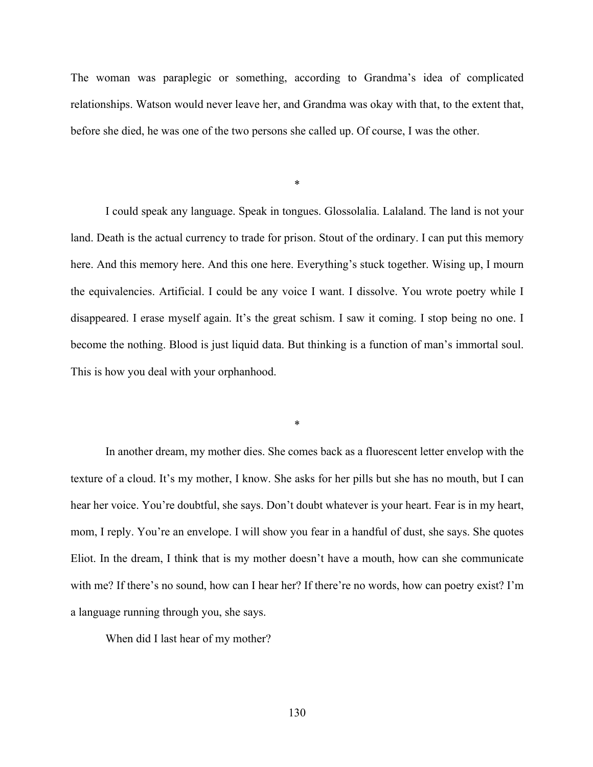The woman was paraplegic or something, according to Grandma's idea of complicated relationships. Watson would never leave her, and Grandma was okay with that, to the extent that, before she died, he was one of the two persons she called up. Of course, I was the other.

*

I could speak any language. Speak in tongues. Glossolalia. Lalaland. The land is not your land. Death is the actual currency to trade for prison. Stout of the ordinary. I can put this memory here. And this memory here. And this one here. Everything's stuck together. Wising up, I mourn the equivalencies. Artificial. I could be any voice I want. I dissolve. You wrote poetry while I disappeared. I erase myself again. It's the great schism. I saw it coming. I stop being no one. I become the nothing. Blood is just liquid data. But thinking is a function of man's immortal soul. This is how you deal with your orphanhood.

*

In another dream, my mother dies. She comes back as a fluorescent letter envelop with the texture of a cloud. It's my mother, I know. She asks for her pills but she has no mouth, but I can hear her voice. You're doubtful, she says. Don't doubt whatever is your heart. Fear is in my heart, mom, I reply. You're an envelope. I will show you fear in a handful of dust, she says. She quotes Eliot. In the dream, I think that is my mother doesn't have a mouth, how can she communicate with me? If there's no sound, how can I hear her? If there're no words, how can poetry exist? I'm a language running through you, she says.

When did I last hear of my mother?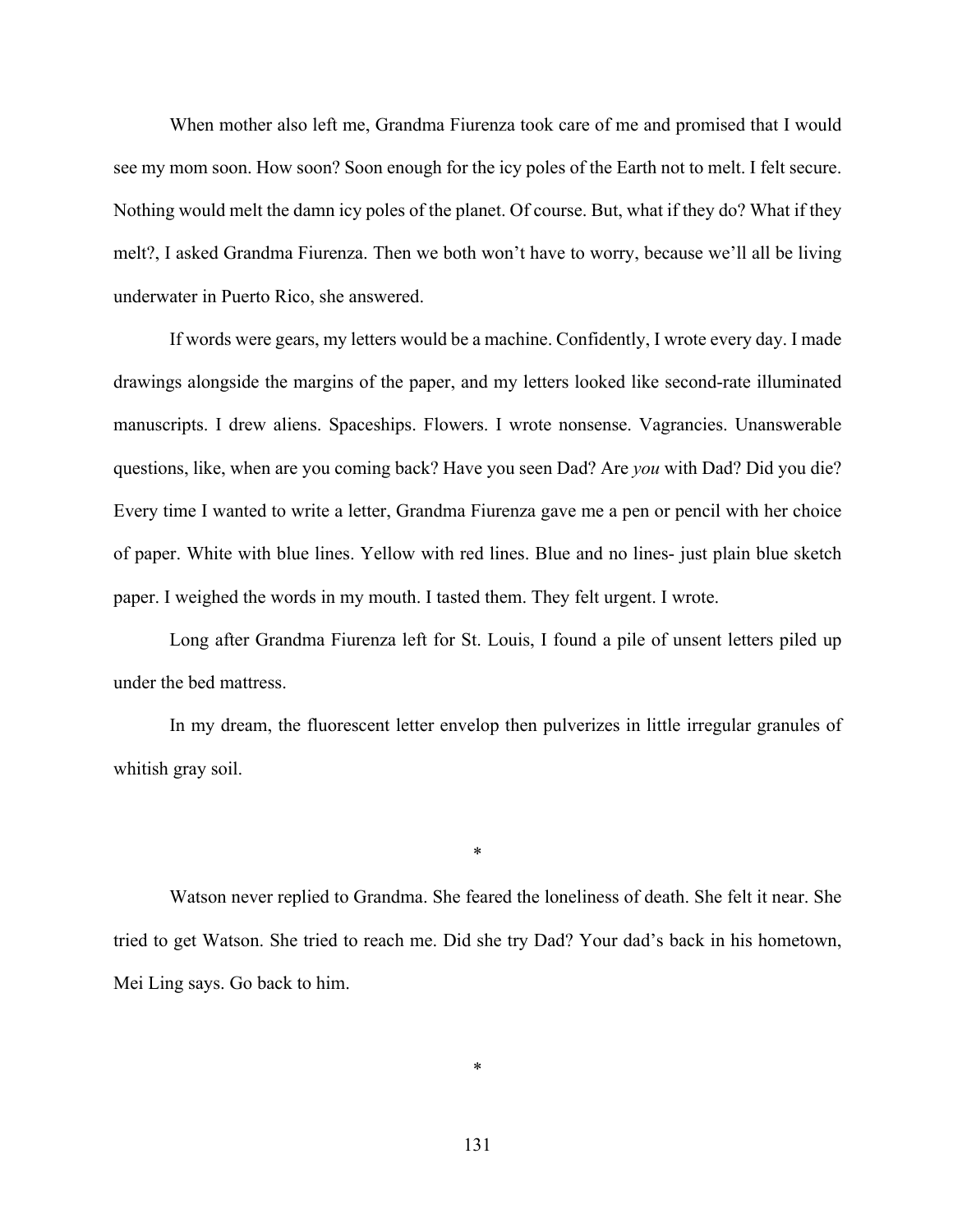When mother also left me, Grandma Fiurenza took care of me and promised that I would see my mom soon. How soon? Soon enough for the icy poles of the Earth not to melt. I felt secure. Nothing would melt the damn icy poles of the planet. Of course. But, what if they do? What if they melt?, I asked Grandma Fiurenza. Then we both won't have to worry, because we'll all be living underwater in Puerto Rico, she answered.

If words were gears, my letters would be a machine. Confidently, I wrote every day. I made drawings alongside the margins of the paper, and my letters looked like second-rate illuminated manuscripts. I drew aliens. Spaceships. Flowers. I wrote nonsense. Vagrancies. Unanswerable questions, like, when are you coming back? Have you seen Dad? Are *you* with Dad? Did you die? Every time I wanted to write a letter, Grandma Fiurenza gave me a pen or pencil with her choice of paper. White with blue lines. Yellow with red lines. Blue and no lines- just plain blue sketch paper. I weighed the words in my mouth. I tasted them. They felt urgent. I wrote.

Long after Grandma Fiurenza left for St. Louis, I found a pile of unsent letters piled up under the bed mattress.

In my dream, the fluorescent letter envelop then pulverizes in little irregular granules of whitish gray soil.

*

Watson never replied to Grandma. She feared the loneliness of death. She felt it near. She tried to get Watson. She tried to reach me. Did she try Dad? Your dad's back in his hometown, Mei Ling says. Go back to him.

*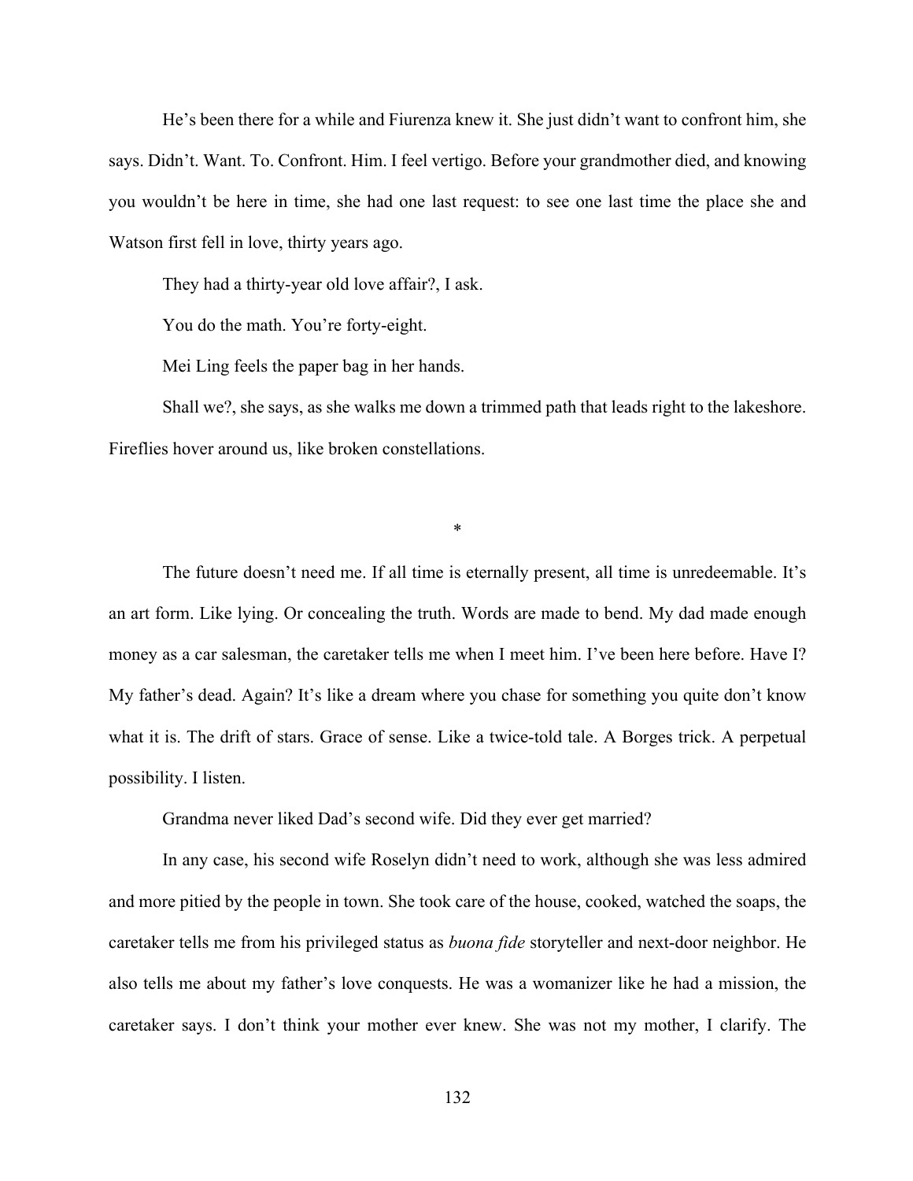He's been there for a while and Fiurenza knew it. She just didn't want to confront him, she says. Didn't. Want. To. Confront. Him. I feel vertigo. Before your grandmother died, and knowing you wouldn't be here in time, she had one last request: to see one last time the place she and Watson first fell in love, thirty years ago.

They had a thirty-year old love affair?, I ask.

You do the math. You're forty-eight.

Mei Ling feels the paper bag in her hands.

Shall we?, she says, as she walks me down a trimmed path that leads right to the lakeshore. Fireflies hover around us, like broken constellations.

*

The future doesn't need me. If all time is eternally present, all time is unredeemable. It's an art form. Like lying. Or concealing the truth. Words are made to bend. My dad made enough money as a car salesman, the caretaker tells me when I meet him. I've been here before. Have I? My father's dead. Again? It's like a dream where you chase for something you quite don't know what it is. The drift of stars. Grace of sense. Like a twice-told tale. A Borges trick. A perpetual possibility. I listen.

Grandma never liked Dad's second wife. Did they ever get married?

In any case, his second wife Roselyn didn't need to work, although she was less admired and more pitied by the people in town. She took care of the house, cooked, watched the soaps, the caretaker tells me from his privileged status as *buona fide* storyteller and next-door neighbor. He also tells me about my father's love conquests. He was a womanizer like he had a mission, the caretaker says. I don't think your mother ever knew. She was not my mother, I clarify. The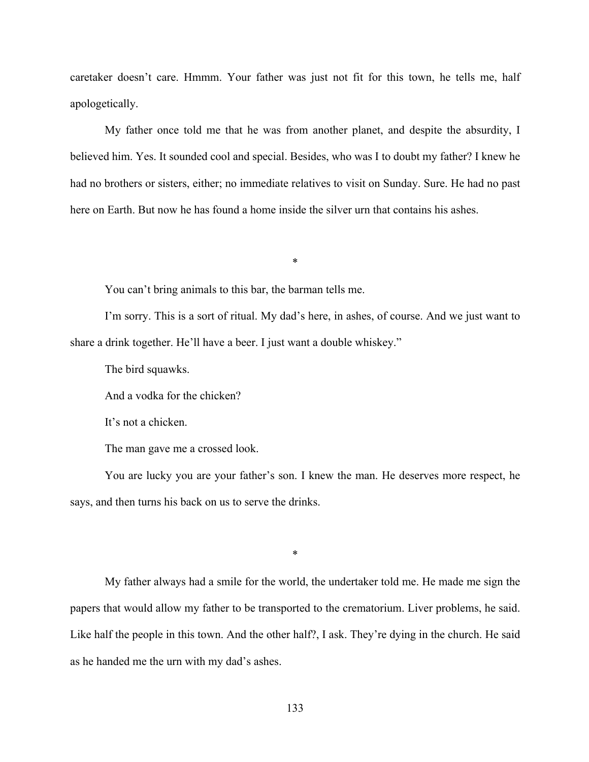caretaker doesn't care. Hmmm. Your father was just not fit for this town, he tells me, half apologetically.

My father once told me that he was from another planet, and despite the absurdity, I believed him. Yes. It sounded cool and special. Besides, who was I to doubt my father? I knew he had no brothers or sisters, either; no immediate relatives to visit on Sunday. Sure. He had no past here on Earth. But now he has found a home inside the silver urn that contains his ashes.

*

You can't bring animals to this bar, the barman tells me.

I'm sorry. This is a sort of ritual. My dad's here, in ashes, of course. And we just want to share a drink together. He'll have a beer. I just want a double whiskey."

The bird squawks.

And a vodka for the chicken?

It's not a chicken.

The man gave me a crossed look.

You are lucky you are your father's son. I knew the man. He deserves more respect, he says, and then turns his back on us to serve the drinks.

*

My father always had a smile for the world, the undertaker told me. He made me sign the papers that would allow my father to be transported to the crematorium. Liver problems, he said. Like half the people in this town. And the other half?, I ask. They're dying in the church. He said as he handed me the urn with my dad's ashes.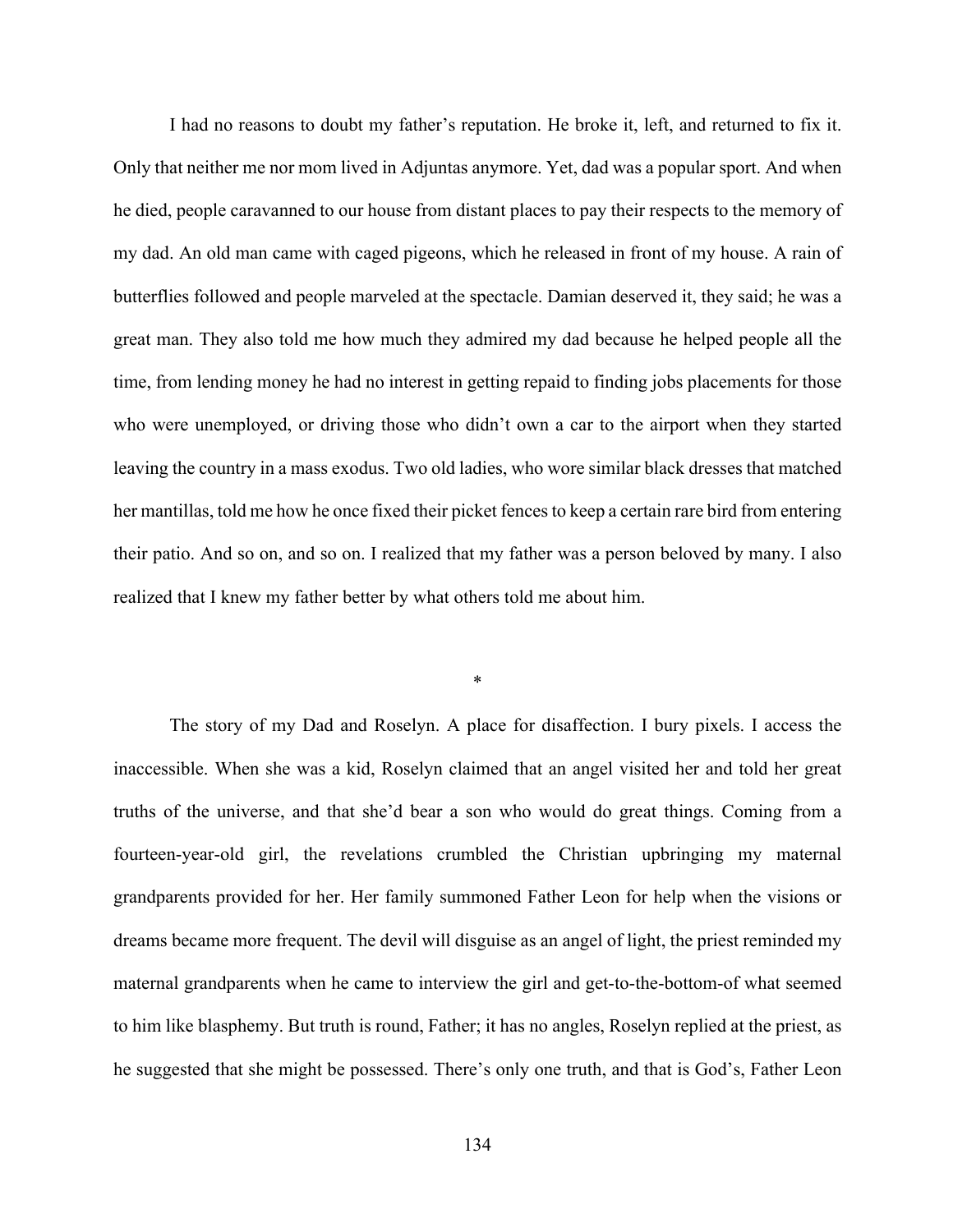I had no reasons to doubt my father's reputation. He broke it, left, and returned to fix it. Only that neither me nor mom lived in Adjuntas anymore. Yet, dad was a popular sport. And when he died, people caravanned to our house from distant places to pay their respects to the memory of my dad. An old man came with caged pigeons, which he released in front of my house. A rain of butterflies followed and people marveled at the spectacle. Damian deserved it, they said; he was a great man. They also told me how much they admired my dad because he helped people all the time, from lending money he had no interest in getting repaid to finding jobs placements for those who were unemployed, or driving those who didn't own a car to the airport when they started leaving the country in a mass exodus. Two old ladies, who wore similar black dresses that matched her mantillas, told me how he once fixed their picket fences to keep a certain rare bird from entering their patio. And so on, and so on. I realized that my father was a person beloved by many. I also realized that I knew my father better by what others told me about him.

*

The story of my Dad and Roselyn. A place for disaffection. I bury pixels. I access the inaccessible. When she was a kid, Roselyn claimed that an angel visited her and told her great truths of the universe, and that she'd bear a son who would do great things. Coming from a fourteen-year-old girl, the revelations crumbled the Christian upbringing my maternal grandparents provided for her. Her family summoned Father Leon for help when the visions or dreams became more frequent. The devil will disguise as an angel of light, the priest reminded my maternal grandparents when he came to interview the girl and get-to-the-bottom-of what seemed to him like blasphemy. But truth is round, Father; it has no angles, Roselyn replied at the priest, as he suggested that she might be possessed. There's only one truth, and that is God's, Father Leon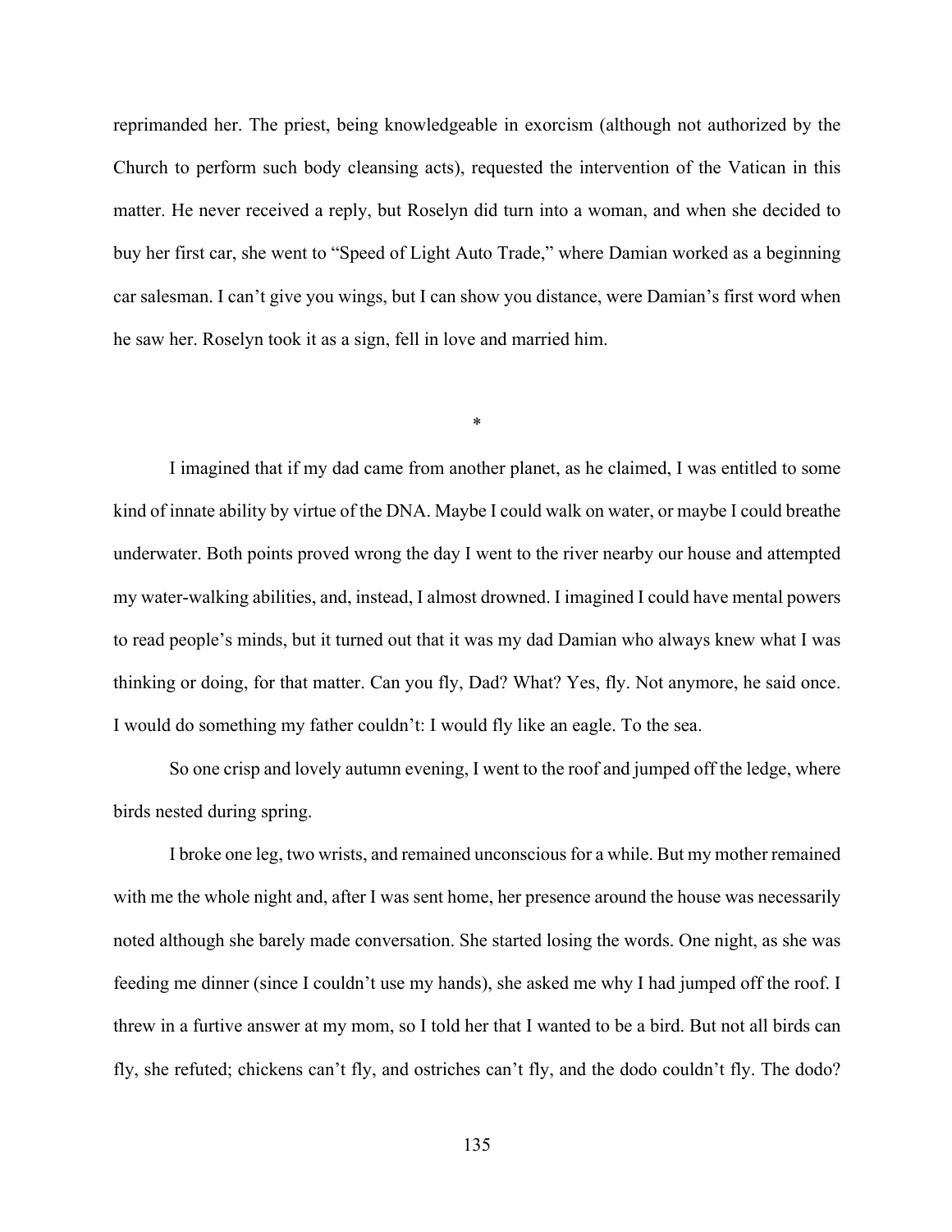reprimanded her. The priest, being knowledgeable in exorcism (although not authorized by the Church to perform such body cleansing acts), requested the intervention of the Vatican in this matter. He never received a reply, but Roselyn did turn into a woman, and when she decided to buy her first car, she went to "Speed of Light Auto Trade," where Damian worked as a beginning car salesman. I can't give you wings, but I can show you distance, were Damian's first word when he saw her. Roselyn took it as a sign, fell in love and married him.

*

I imagined that if my dad came from another planet, as he claimed, I was entitled to some kind of innate ability by virtue of the DNA. Maybe I could walk on water, or maybe I could breathe underwater. Both points proved wrong the day I went to the river nearby our house and attempted my water-walking abilities, and, instead, I almost drowned. I imagined I could have mental powers to read people's minds, but it turned out that it was my dad Damian who always knew what I was thinking or doing, for that matter. Can you fly, Dad? What? Yes, fly. Not anymore, he said once. I would do something my father couldn't: I would fly like an eagle. To the sea.

So one crisp and lovely autumn evening, I went to the roof and jumped off the ledge, where birds nested during spring.

I broke one leg, two wrists, and remained unconscious for a while. But my mother remained with me the whole night and, after I was sent home, her presence around the house was necessarily noted although she barely made conversation. She started losing the words. One night, as she was feeding me dinner (since I couldn't use my hands), she asked me why I had jumped off the roof. I threw in a furtive answer at my mom, so I told her that I wanted to be a bird. But not all birds can fly, she refuted; chickens can't fly, and ostriches can't fly, and the dodo couldn't fly. The dodo?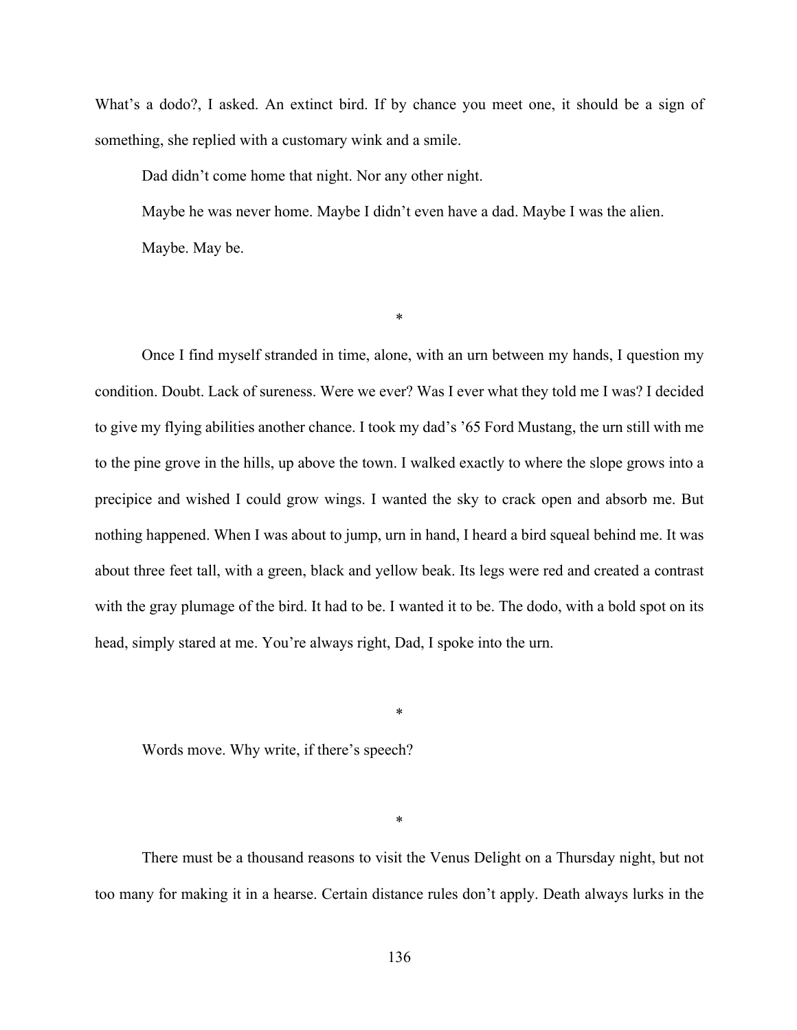What's a dodo?, I asked. An extinct bird. If by chance you meet one, it should be a sign of something, she replied with a customary wink and a smile.

Dad didn't come home that night. Nor any other night.

Maybe he was never home. Maybe I didn't even have a dad. Maybe I was the alien.

Maybe. May be.

*

Once I find myself stranded in time, alone, with an urn between my hands, I question my condition. Doubt. Lack of sureness. Were we ever? Was I ever what they told me I was? I decided to give my flying abilities another chance. I took my dad's '65 Ford Mustang, the urn still with me to the pine grove in the hills, up above the town. I walked exactly to where the slope grows into a precipice and wished I could grow wings. I wanted the sky to crack open and absorb me. But nothing happened. When I was about to jump, urn in hand, I heard a bird squeal behind me. It was about three feet tall, with a green, black and yellow beak. Its legs were red and created a contrast with the gray plumage of the bird. It had to be. I wanted it to be. The dodo, with a bold spot on its head, simply stared at me. You're always right, Dad, I spoke into the urn.

*

Words move. Why write, if there's speech?

*

There must be a thousand reasons to visit the Venus Delight on a Thursday night, but not too many for making it in a hearse. Certain distance rules don't apply. Death always lurks in the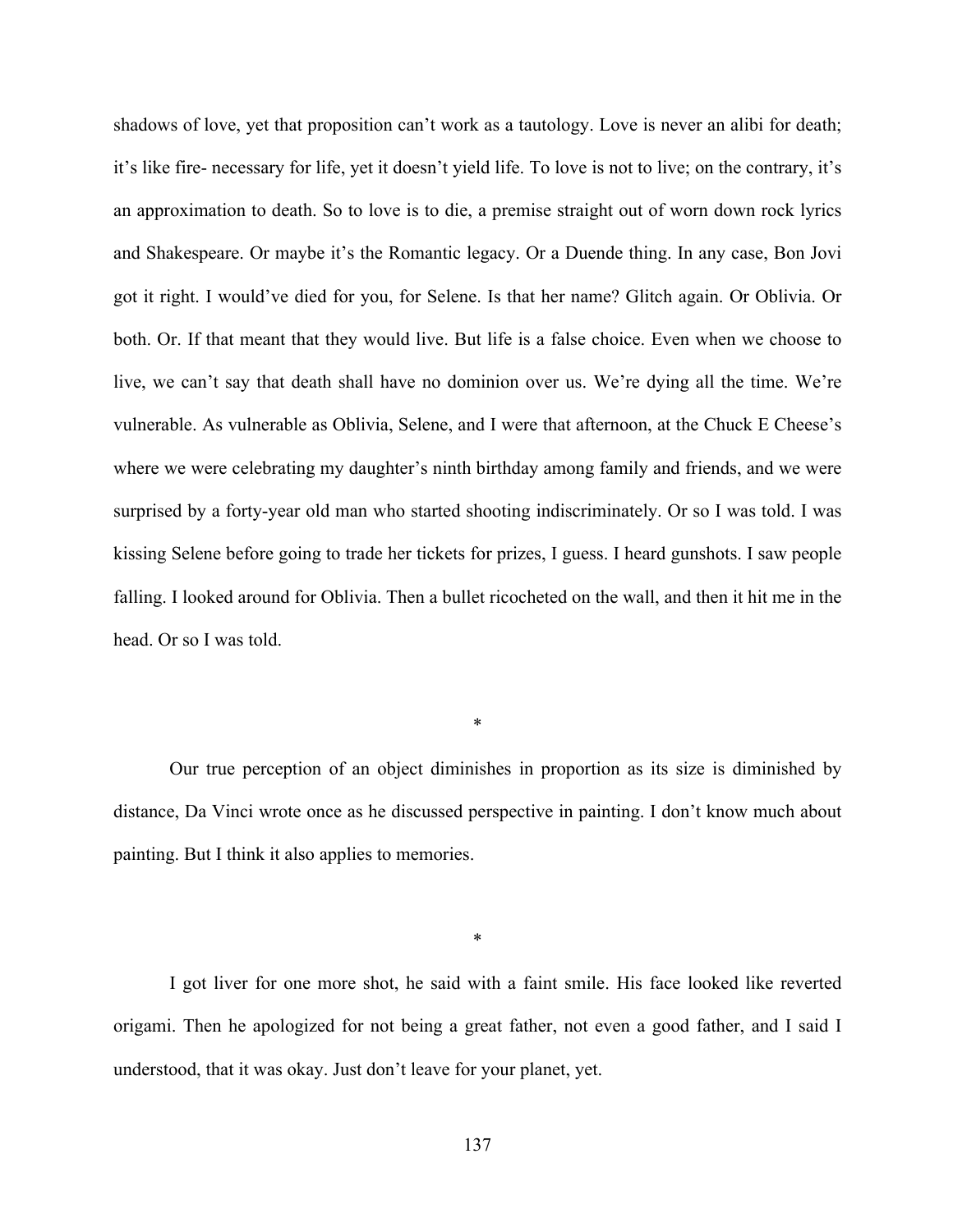shadows of love, yet that proposition can't work as a tautology. Love is never an alibi for death; it's like fire- necessary for life, yet it doesn't yield life. To love is not to live; on the contrary, it's an approximation to death. So to love is to die, a premise straight out of worn down rock lyrics and Shakespeare. Or maybe it's the Romantic legacy. Or a Duende thing. In any case, Bon Jovi got it right. I would've died for you, for Selene. Is that her name? Glitch again. Or Oblivia. Or both. Or. If that meant that they would live. But life is a false choice. Even when we choose to live, we can't say that death shall have no dominion over us. We're dying all the time. We're vulnerable. As vulnerable as Oblivia, Selene, and I were that afternoon, at the Chuck E Cheese's where we were celebrating my daughter's ninth birthday among family and friends, and we were surprised by a forty-year old man who started shooting indiscriminately. Or so I was told. I was kissing Selene before going to trade her tickets for prizes, I guess. I heard gunshots. I saw people falling. I looked around for Oblivia. Then a bullet ricocheted on the wall, and then it hit me in the head. Or so I was told.

*

Our true perception of an object diminishes in proportion as its size is diminished by distance, Da Vinci wrote once as he discussed perspective in painting. I don't know much about painting. But I think it also applies to memories.

*

I got liver for one more shot, he said with a faint smile. His face looked like reverted origami. Then he apologized for not being a great father, not even a good father, and I said I understood, that it was okay. Just don't leave for your planet, yet.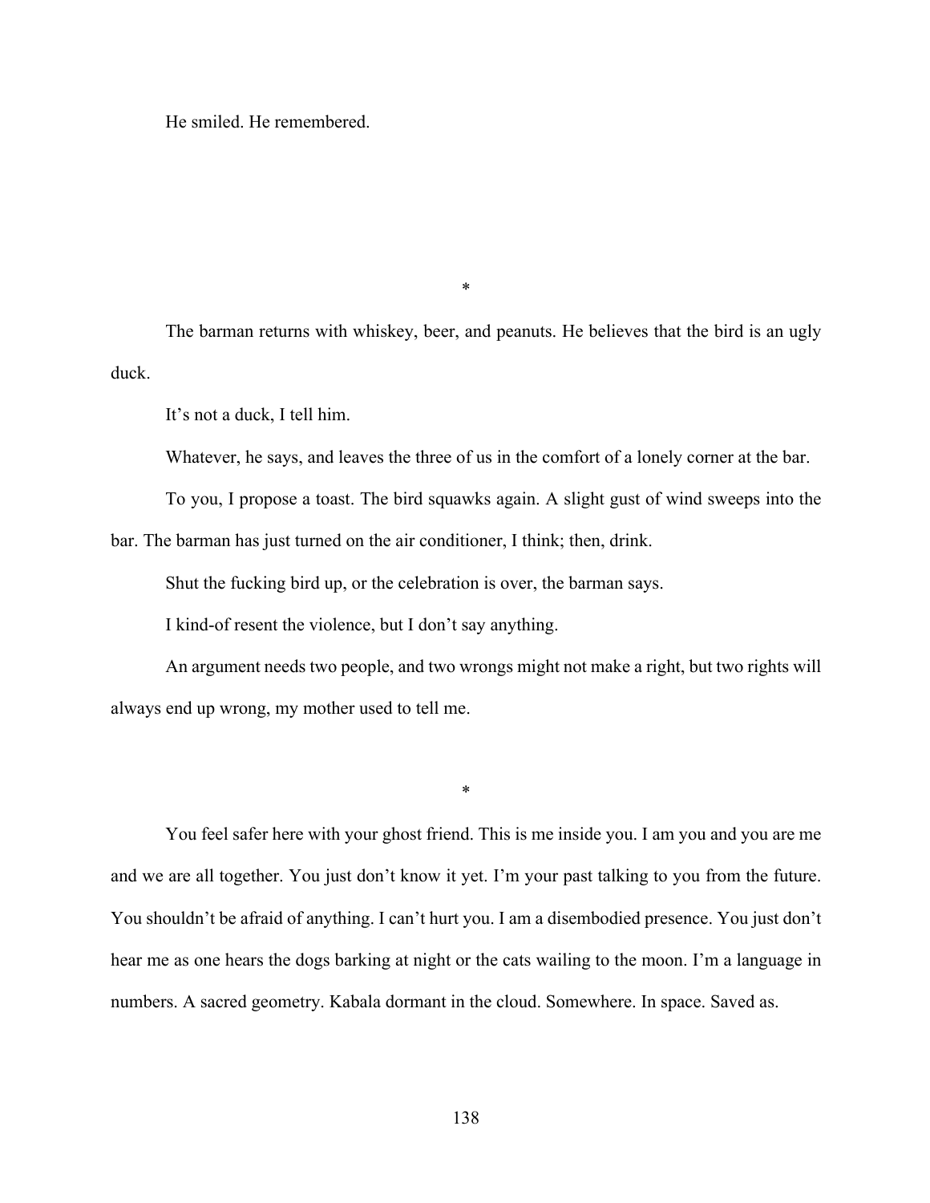He smiled. He remembered.

*

The barman returns with whiskey, beer, and peanuts. He believes that the bird is an ugly duck.

It's not a duck, I tell him.

Whatever, he says, and leaves the three of us in the comfort of a lonely corner at the bar.

To you, I propose a toast. The bird squawks again. A slight gust of wind sweeps into the bar. The barman has just turned on the air conditioner, I think; then, drink.

Shut the fucking bird up, or the celebration is over, the barman says.

I kind-of resent the violence, but I don't say anything.

An argument needs two people, and two wrongs might not make a right, but two rights will always end up wrong, my mother used to tell me.

*

You feel safer here with your ghost friend. This is me inside you. I am you and you are me and we are all together. You just don't know it yet. I'm your past talking to you from the future. You shouldn't be afraid of anything. I can't hurt you. I am a disembodied presence. You just don't hear me as one hears the dogs barking at night or the cats wailing to the moon. I'm a language in numbers. A sacred geometry. Kabala dormant in the cloud. Somewhere. In space. Saved as.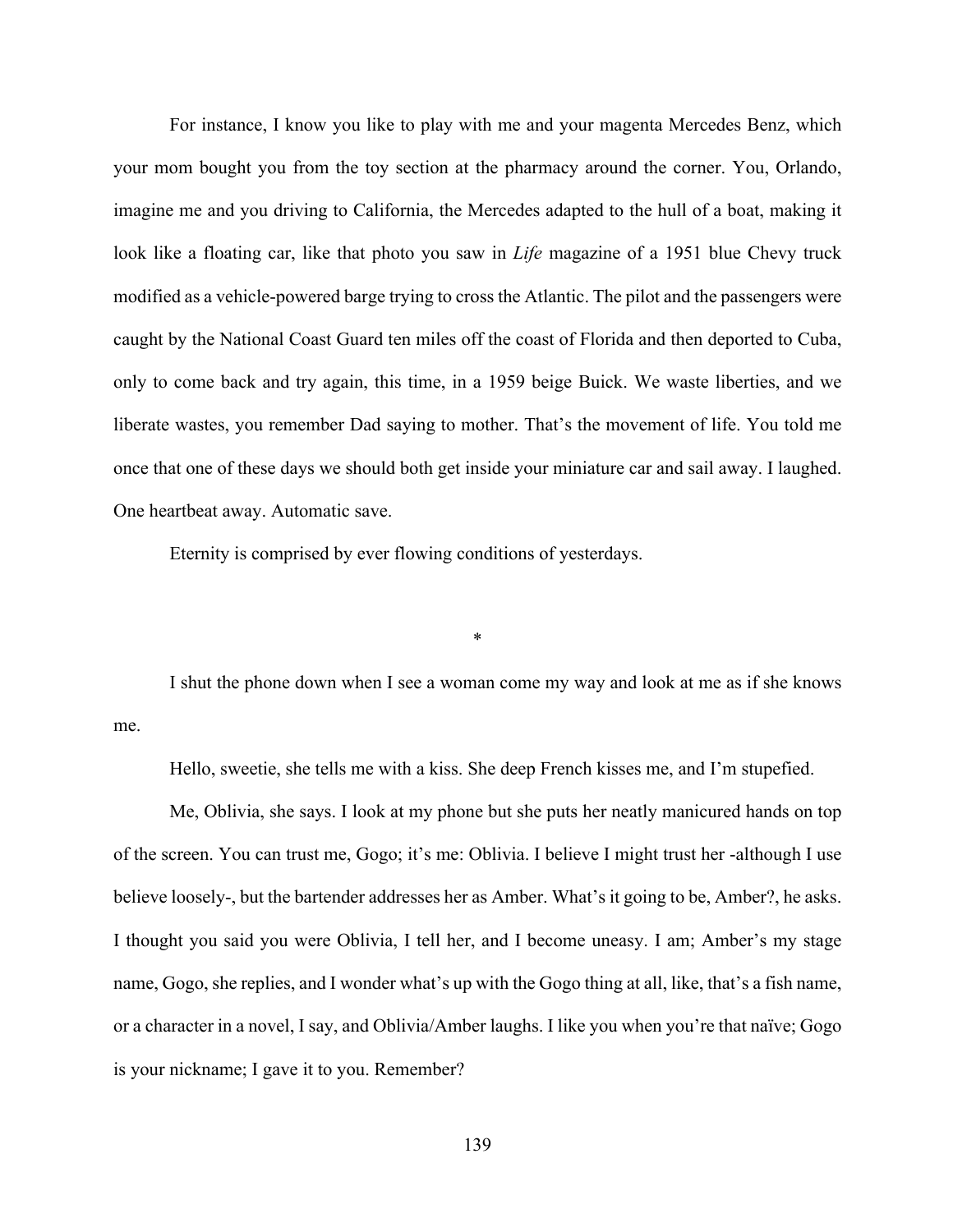For instance, I know you like to play with me and your magenta Mercedes Benz, which your mom bought you from the toy section at the pharmacy around the corner. You, Orlando, imagine me and you driving to California, the Mercedes adapted to the hull of a boat, making it look like a floating car, like that photo you saw in *Life* magazine of a 1951 blue Chevy truck modified as a vehicle-powered barge trying to cross the Atlantic. The pilot and the passengers were caught by the National Coast Guard ten miles off the coast of Florida and then deported to Cuba, only to come back and try again, this time, in a 1959 beige Buick. We waste liberties, and we liberate wastes, you remember Dad saying to mother. That's the movement of life. You told me once that one of these days we should both get inside your miniature car and sail away. I laughed. One heartbeat away. Automatic save.

Eternity is comprised by ever flowing conditions of yesterdays.

*

I shut the phone down when I see a woman come my way and look at me as if she knows me.

Hello, sweetie, she tells me with a kiss. She deep French kisses me, and I'm stupefied.

Me, Oblivia, she says. I look at my phone but she puts her neatly manicured hands on top of the screen. You can trust me, Gogo; it's me: Oblivia. I believe I might trust her -although I use believe loosely-, but the bartender addresses her as Amber. What's it going to be, Amber?, he asks. I thought you said you were Oblivia, I tell her, and I become uneasy. I am; Amber's my stage name, Gogo, she replies, and I wonder what's up with the Gogo thing at all, like, that's a fish name, or a character in a novel, I say, and Oblivia/Amber laughs. I like you when you're that naïve; Gogo is your nickname; I gave it to you. Remember?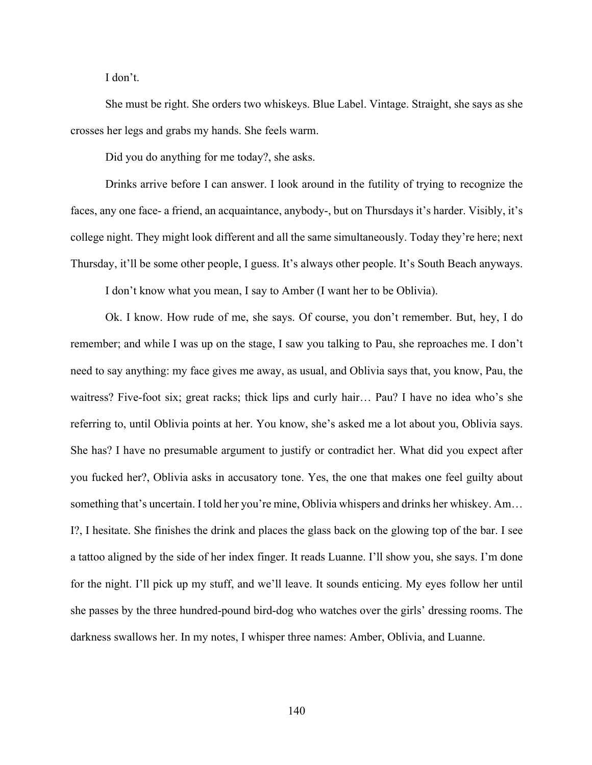I don't.

She must be right. She orders two whiskeys. Blue Label. Vintage. Straight, she says as she crosses her legs and grabs my hands. She feels warm.

Did you do anything for me today?, she asks.

Drinks arrive before I can answer. I look around in the futility of trying to recognize the faces, any one face- a friend, an acquaintance, anybody-, but on Thursdays it's harder. Visibly, it's college night. They might look different and all the same simultaneously. Today they're here; next Thursday, it'll be some other people, I guess. It's always other people. It's South Beach anyways.

I don't know what you mean, I say to Amber (I want her to be Oblivia).

Ok. I know. How rude of me, she says. Of course, you don't remember. But, hey, I do remember; and while I was up on the stage, I saw you talking to Pau, she reproaches me. I don't need to say anything: my face gives me away, as usual, and Oblivia says that, you know, Pau, the waitress? Five-foot six; great racks; thick lips and curly hair… Pau? I have no idea who's she referring to, until Oblivia points at her. You know, she's asked me a lot about you, Oblivia says. She has? I have no presumable argument to justify or contradict her. What did you expect after you fucked her?, Oblivia asks in accusatory tone. Yes, the one that makes one feel guilty about something that's uncertain. I told her you're mine, Oblivia whispers and drinks her whiskey. Am… I?, I hesitate. She finishes the drink and places the glass back on the glowing top of the bar. I see a tattoo aligned by the side of her index finger. It reads Luanne. I'll show you, she says. I'm done for the night. I'll pick up my stuff, and we'll leave. It sounds enticing. My eyes follow her until she passes by the three hundred-pound bird-dog who watches over the girls' dressing rooms. The darkness swallows her. In my notes, I whisper three names: Amber, Oblivia, and Luanne.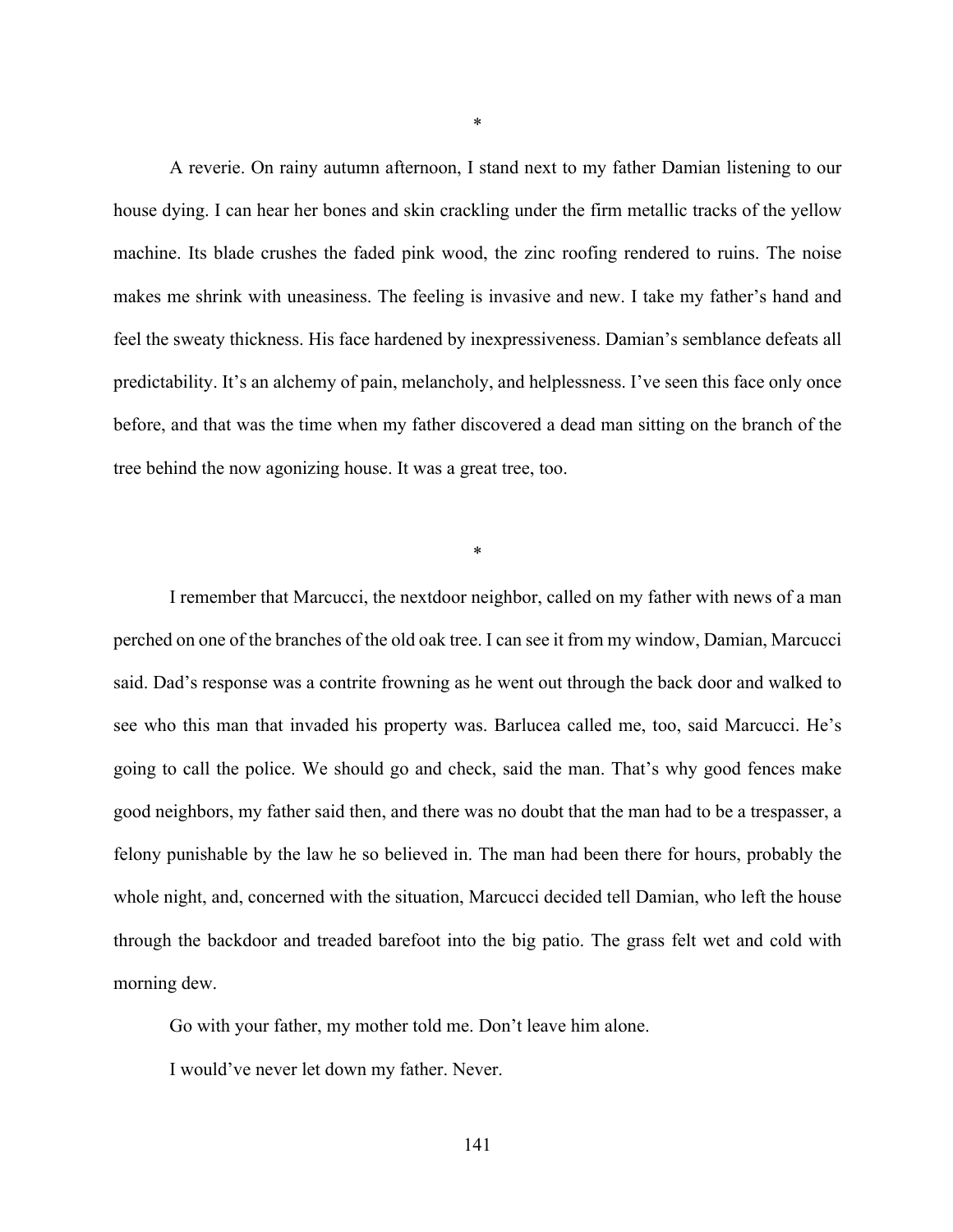*

A reverie. On rainy autumn afternoon, I stand next to my father Damian listening to our house dying. I can hear her bones and skin crackling under the firm metallic tracks of the yellow machine. Its blade crushes the faded pink wood, the zinc roofing rendered to ruins. The noise makes me shrink with uneasiness. The feeling is invasive and new. I take my father's hand and feel the sweaty thickness. His face hardened by inexpressiveness. Damian's semblance defeats all predictability. It's an alchemy of pain, melancholy, and helplessness. I've seen this face only once before, and that was the time when my father discovered a dead man sitting on the branch of the tree behind the now agonizing house. It was a great tree, too.

*

I remember that Marcucci, the nextdoor neighbor, called on my father with news of a man perched on one of the branches of the old oak tree. I can see it from my window, Damian, Marcucci said. Dad's response was a contrite frowning as he went out through the back door and walked to see who this man that invaded his property was. Barlucea called me, too, said Marcucci. He's going to call the police. We should go and check, said the man. That's why good fences make good neighbors, my father said then, and there was no doubt that the man had to be a trespasser, a felony punishable by the law he so believed in. The man had been there for hours, probably the whole night, and, concerned with the situation, Marcucci decided tell Damian, who left the house through the backdoor and treaded barefoot into the big patio. The grass felt wet and cold with morning dew.

Go with your father, my mother told me. Don't leave him alone.

I would've never let down my father. Never.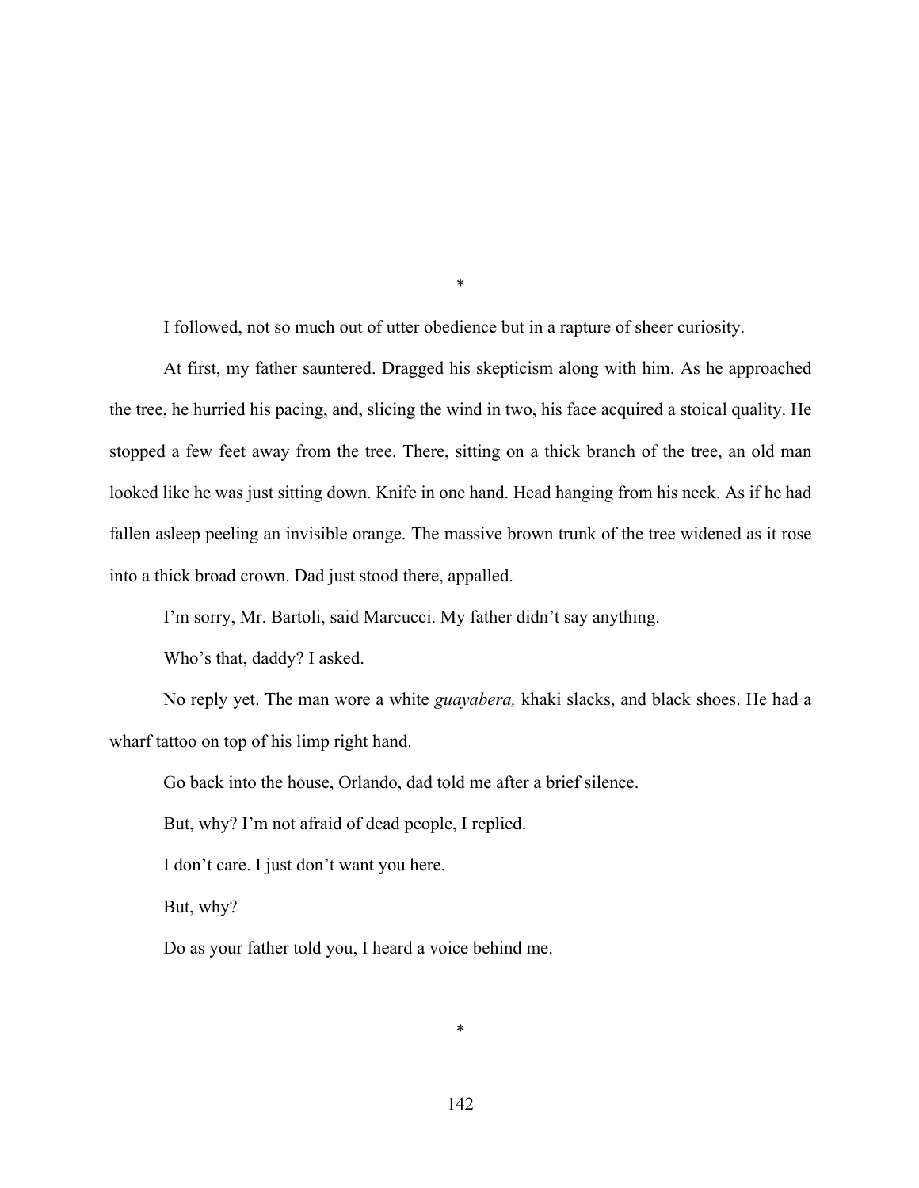*

I followed, not so much out of utter obedience but in a rapture of sheer curiosity.

At first, my father sauntered. Dragged his skepticism along with him. As he approached the tree, he hurried his pacing, and, slicing the wind in two, his face acquired a stoical quality. He stopped a few feet away from the tree. There, sitting on a thick branch of the tree, an old man looked like he was just sitting down. Knife in one hand. Head hanging from his neck. As if he had fallen asleep peeling an invisible orange. The massive brown trunk of the tree widened as it rose into a thick broad crown. Dad just stood there, appalled.

I'm sorry, Mr. Bartoli, said Marcucci. My father didn't say anything.

Who's that, daddy? I asked.

No reply yet. The man wore a white *guayabera,* khaki slacks, and black shoes. He had a wharf tattoo on top of his limp right hand.

Go back into the house, Orlando, dad told me after a brief silence.

But, why? I'm not afraid of dead people, I replied.

I don't care. I just don't want you here.

But, why?

Do as your father told you, I heard a voice behind me.

*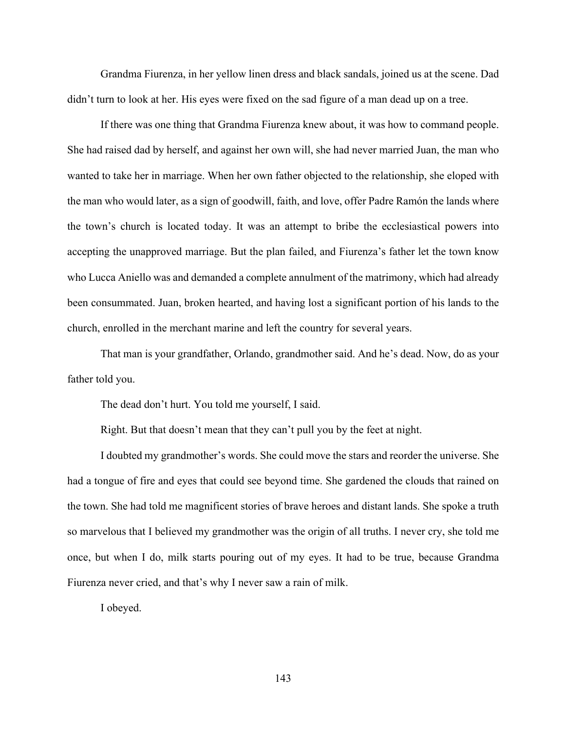Grandma Fiurenza, in her yellow linen dress and black sandals, joined us at the scene. Dad didn't turn to look at her. His eyes were fixed on the sad figure of a man dead up on a tree.

If there was one thing that Grandma Fiurenza knew about, it was how to command people. She had raised dad by herself, and against her own will, she had never married Juan, the man who wanted to take her in marriage. When her own father objected to the relationship, she eloped with the man who would later, as a sign of goodwill, faith, and love, offer Padre Ramón the lands where the town's church is located today. It was an attempt to bribe the ecclesiastical powers into accepting the unapproved marriage. But the plan failed, and Fiurenza's father let the town know who Lucca Aniello was and demanded a complete annulment of the matrimony, which had already been consummated. Juan, broken hearted, and having lost a significant portion of his lands to the church, enrolled in the merchant marine and left the country for several years.

That man is your grandfather, Orlando, grandmother said. And he's dead. Now, do as your father told you.

The dead don't hurt. You told me yourself, I said.

Right. But that doesn't mean that they can't pull you by the feet at night.

I doubted my grandmother's words. She could move the stars and reorder the universe. She had a tongue of fire and eyes that could see beyond time. She gardened the clouds that rained on the town. She had told me magnificent stories of brave heroes and distant lands. She spoke a truth so marvelous that I believed my grandmother was the origin of all truths. I never cry, she told me once, but when I do, milk starts pouring out of my eyes. It had to be true, because Grandma Fiurenza never cried, and that's why I never saw a rain of milk.

I obeyed.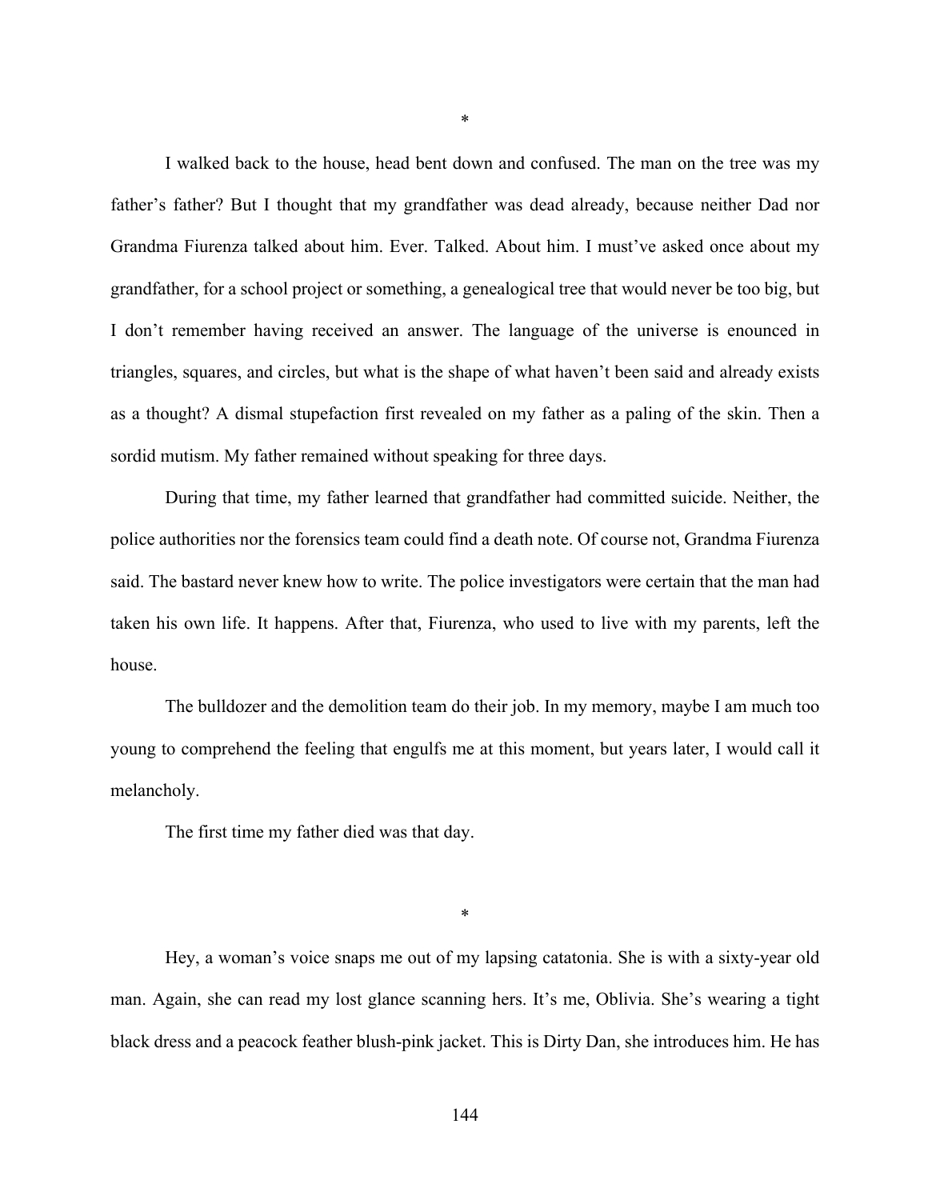*

I walked back to the house, head bent down and confused. The man on the tree was my father's father? But I thought that my grandfather was dead already, because neither Dad nor Grandma Fiurenza talked about him. Ever. Talked. About him. I must've asked once about my grandfather, for a school project or something, a genealogical tree that would never be too big, but I don't remember having received an answer. The language of the universe is enounced in triangles, squares, and circles, but what is the shape of what haven't been said and already exists as a thought? A dismal stupefaction first revealed on my father as a paling of the skin. Then a sordid mutism. My father remained without speaking for three days.

During that time, my father learned that grandfather had committed suicide. Neither, the police authorities nor the forensics team could find a death note. Of course not, Grandma Fiurenza said. The bastard never knew how to write. The police investigators were certain that the man had taken his own life. It happens. After that, Fiurenza, who used to live with my parents, left the house.

The bulldozer and the demolition team do their job. In my memory, maybe I am much too young to comprehend the feeling that engulfs me at this moment, but years later, I would call it melancholy.

The first time my father died was that day.

*

Hey, a woman's voice snaps me out of my lapsing catatonia. She is with a sixty-year old man. Again, she can read my lost glance scanning hers. It's me, Oblivia. She's wearing a tight black dress and a peacock feather blush-pink jacket. This is Dirty Dan, she introduces him. He has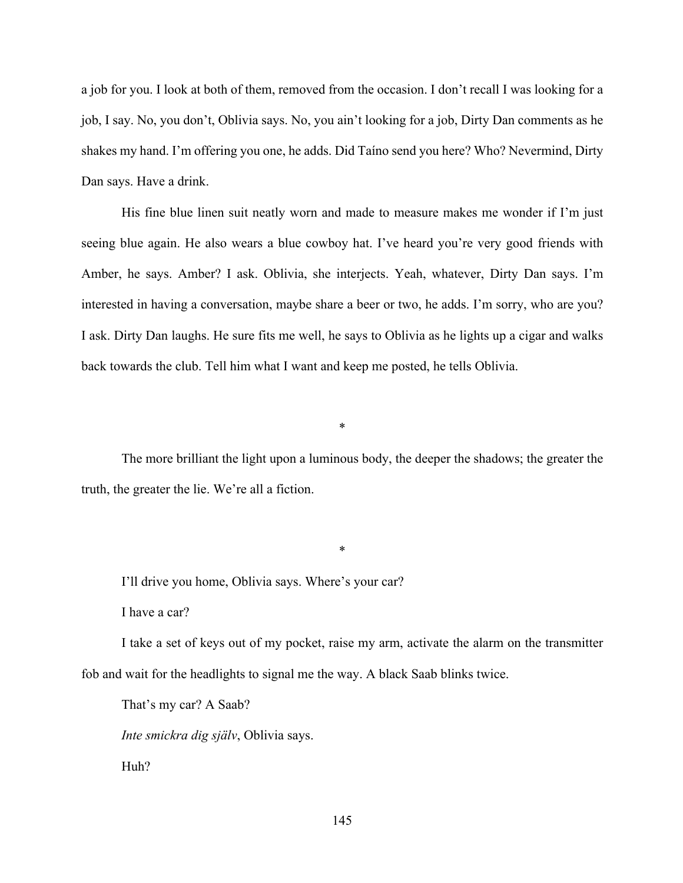a job for you. I look at both of them, removed from the occasion. I don't recall I was looking for a job, I say. No, you don't, Oblivia says. No, you ain't looking for a job, Dirty Dan comments as he shakes my hand. I'm offering you one, he adds. Did Taíno send you here? Who? Nevermind, Dirty Dan says. Have a drink.

His fine blue linen suit neatly worn and made to measure makes me wonder if I'm just seeing blue again. He also wears a blue cowboy hat. I've heard you're very good friends with Amber, he says. Amber? I ask. Oblivia, she interjects. Yeah, whatever, Dirty Dan says. I'm interested in having a conversation, maybe share a beer or two, he adds. I'm sorry, who are you? I ask. Dirty Dan laughs. He sure fits me well, he says to Oblivia as he lights up a cigar and walks back towards the club. Tell him what I want and keep me posted, he tells Oblivia.

*

The more brilliant the light upon a luminous body, the deeper the shadows; the greater the truth, the greater the lie. We're all a fiction.

*

I'll drive you home, Oblivia says. Where's your car?

I have a car?

I take a set of keys out of my pocket, raise my arm, activate the alarm on the transmitter fob and wait for the headlights to signal me the way. A black Saab blinks twice.

That's my car? A Saab?

*Inte smickra dig själv*, Oblivia says.

Huh?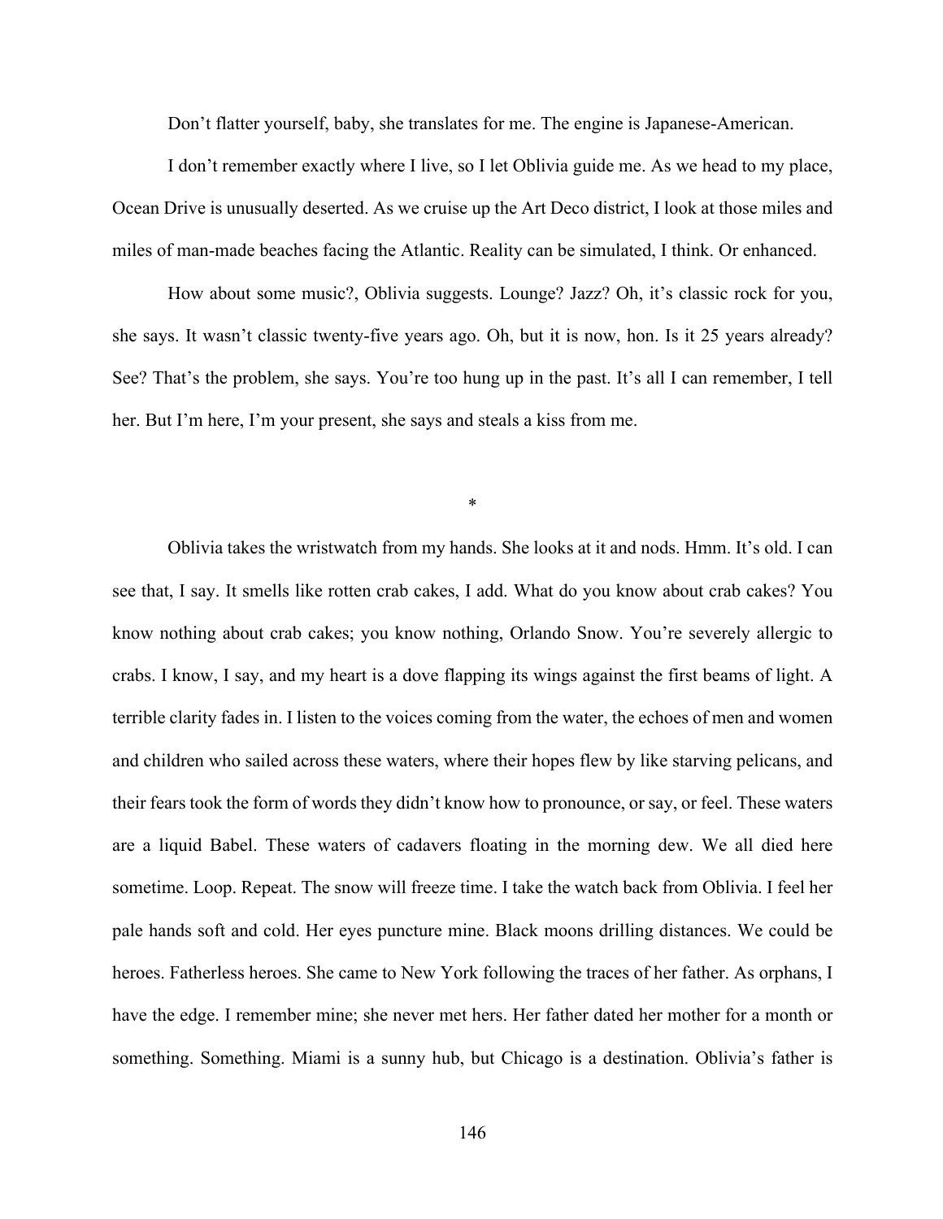Don't flatter yourself, baby, she translates for me. The engine is Japanese-American.

I don't remember exactly where I live, so I let Oblivia guide me. As we head to my place, Ocean Drive is unusually deserted. As we cruise up the Art Deco district, I look at those miles and miles of man-made beaches facing the Atlantic. Reality can be simulated, I think. Or enhanced.

How about some music?, Oblivia suggests. Lounge? Jazz? Oh, it's classic rock for you, she says. It wasn't classic twenty-five years ago. Oh, but it is now, hon. Is it 25 years already? See? That's the problem, she says. You're too hung up in the past. It's all I can remember, I tell her. But I'm here, I'm your present, she says and steals a kiss from me.

*

Oblivia takes the wristwatch from my hands. She looks at it and nods. Hmm. It's old. I can see that, I say. It smells like rotten crab cakes, I add. What do you know about crab cakes? You know nothing about crab cakes; you know nothing, Orlando Snow. You're severely allergic to crabs. I know, I say, and my heart is a dove flapping its wings against the first beams of light. A terrible clarity fades in. I listen to the voices coming from the water, the echoes of men and women and children who sailed across these waters, where their hopes flew by like starving pelicans, and their fears took the form of words they didn't know how to pronounce, or say, or feel. These waters are a liquid Babel. These waters of cadavers floating in the morning dew. We all died here sometime. Loop. Repeat. The snow will freeze time. I take the watch back from Oblivia. I feel her pale hands soft and cold. Her eyes puncture mine. Black moons drilling distances. We could be heroes. Fatherless heroes. She came to New York following the traces of her father. As orphans, I have the edge. I remember mine; she never met hers. Her father dated her mother for a month or something. Something. Miami is a sunny hub, but Chicago is a destination. Oblivia's father is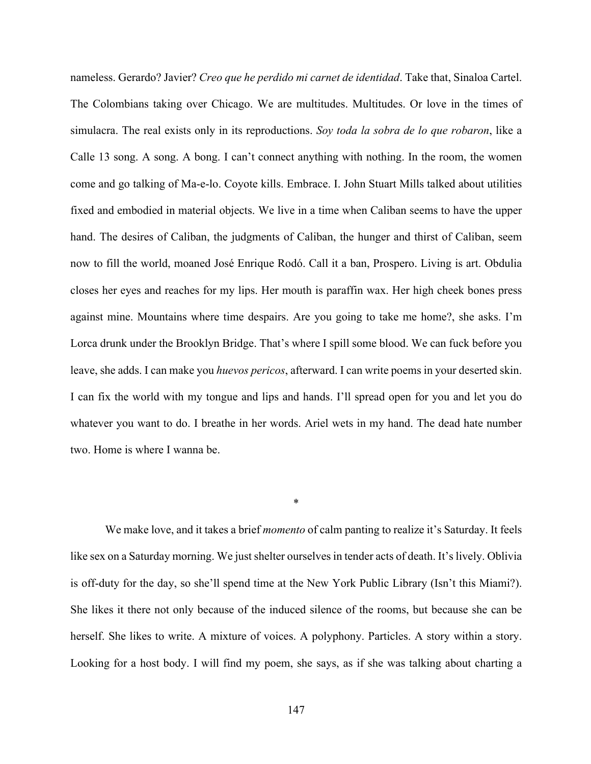nameless. Gerardo? Javier? *Creo que he perdido mi carnet de identidad*. Take that, Sinaloa Cartel. The Colombians taking over Chicago. We are multitudes. Multitudes. Or love in the times of simulacra. The real exists only in its reproductions. *Soy toda la sobra de lo que robaron*, like a Calle 13 song. A song. A bong. I can't connect anything with nothing. In the room, the women come and go talking of Ma-e-lo. Coyote kills. Embrace. I. John Stuart Mills talked about utilities fixed and embodied in material objects. We live in a time when Caliban seems to have the upper hand. The desires of Caliban, the judgments of Caliban, the hunger and thirst of Caliban, seem now to fill the world, moaned José Enrique Rodó. Call it a ban, Prospero. Living is art. Obdulia closes her eyes and reaches for my lips. Her mouth is paraffin wax. Her high cheek bones press against mine. Mountains where time despairs. Are you going to take me home?, she asks. I'm Lorca drunk under the Brooklyn Bridge. That's where I spill some blood. We can fuck before you leave, she adds. I can make you *huevos pericos*, afterward. I can write poems in your deserted skin. I can fix the world with my tongue and lips and hands. I'll spread open for you and let you do whatever you want to do. I breathe in her words. Ariel wets in my hand. The dead hate number two. Home is where I wanna be.

*

We make love, and it takes a brief *momento* of calm panting to realize it's Saturday. It feels like sex on a Saturday morning. We just shelter ourselves in tender acts of death. It's lively. Oblivia is off-duty for the day, so she'll spend time at the New York Public Library (Isn't this Miami?). She likes it there not only because of the induced silence of the rooms, but because she can be herself. She likes to write. A mixture of voices. A polyphony. Particles. A story within a story. Looking for a host body. I will find my poem, she says, as if she was talking about charting a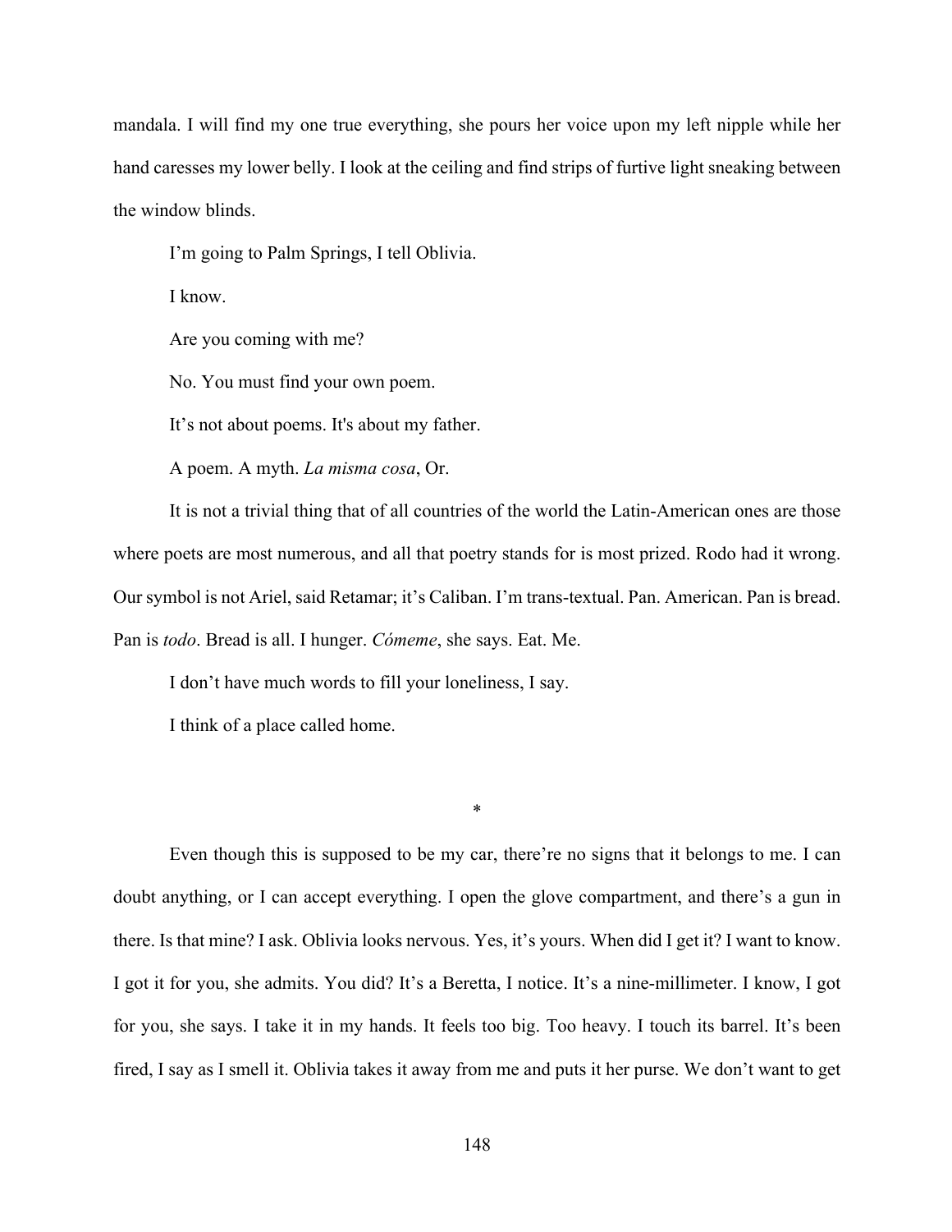mandala. I will find my one true everything, she pours her voice upon my left nipple while her hand caresses my lower belly. I look at the ceiling and find strips of furtive light sneaking between the window blinds.

I'm going to Palm Springs, I tell Oblivia.

I know.

Are you coming with me?

No. You must find your own poem.

It's not about poems. It's about my father.

A poem. A myth. *La misma cosa*, Or.

It is not a trivial thing that of all countries of the world the Latin-American ones are those where poets are most numerous, and all that poetry stands for is most prized. Rodo had it wrong. Our symbol is not Ariel, said Retamar; it's Caliban. I'm trans-textual. Pan. American. Pan is bread. Pan is *todo*. Bread is all. I hunger. *Cómeme*, she says. Eat. Me.

I don't have much words to fill your loneliness, I say.

I think of a place called home.

*

Even though this is supposed to be my car, there're no signs that it belongs to me. I can doubt anything, or I can accept everything. I open the glove compartment, and there's a gun in there. Is that mine? I ask. Oblivia looks nervous. Yes, it's yours. When did I get it? I want to know. I got it for you, she admits. You did? It's a Beretta, I notice. It's a nine-millimeter. I know, I got for you, she says. I take it in my hands. It feels too big. Too heavy. I touch its barrel. It's been fired, I say as I smell it. Oblivia takes it away from me and puts it her purse. We don't want to get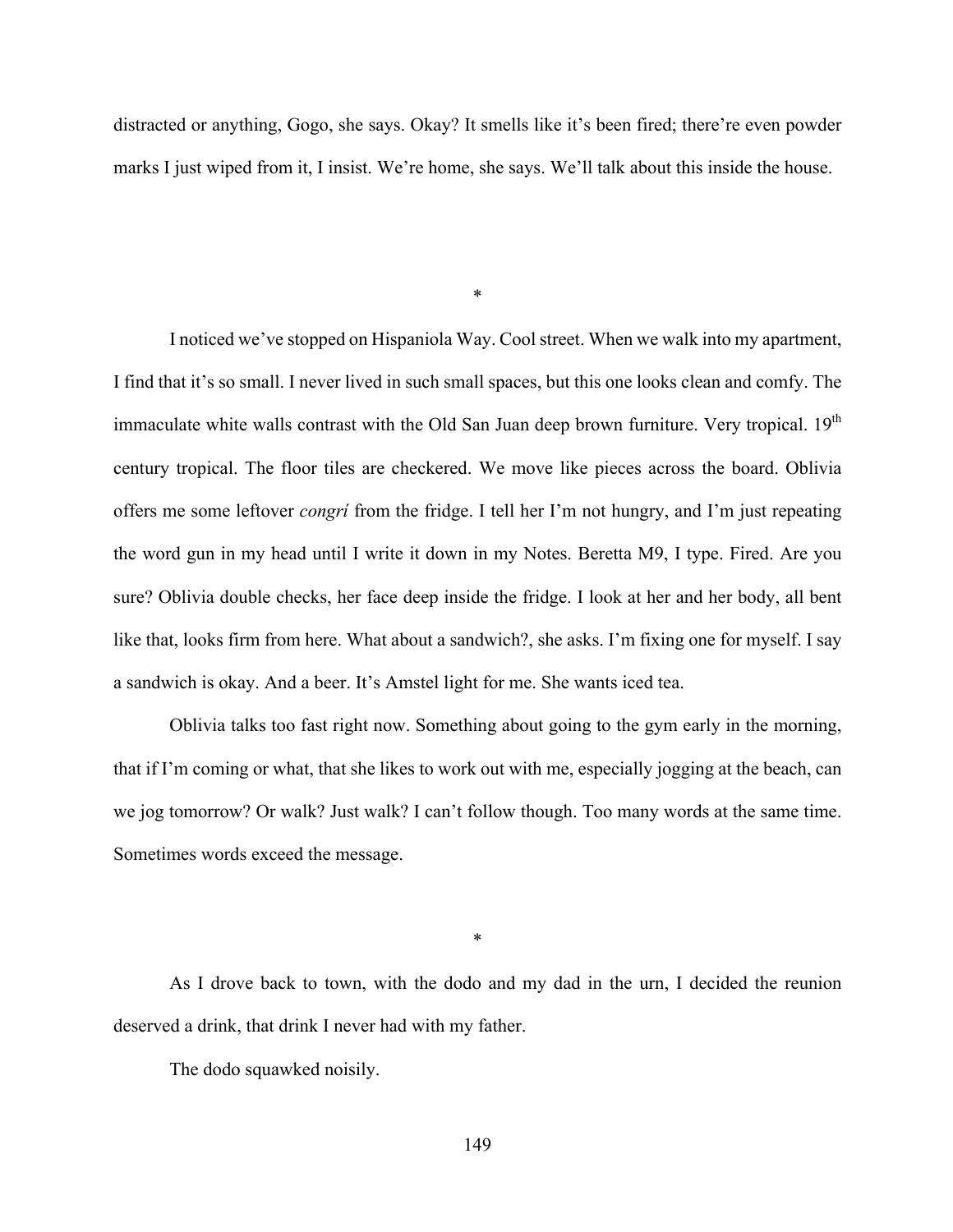distracted or anything, Gogo, she says. Okay? It smells like it's been fired; there're even powder marks I just wiped from it, I insist. We're home, she says. We'll talk about this inside the house.

*

I noticed we've stopped on Hispaniola Way. Cool street. When we walk into my apartment, I find that it's so small. I never lived in such small spaces, but this one looks clean and comfy. The immaculate white walls contrast with the Old San Juan deep brown furniture. Very tropical. 19th century tropical. The floor tiles are checkered. We move like pieces across the board. Oblivia offers me some leftover *congrí* from the fridge. I tell her I'm not hungry, and I'm just repeating the word gun in my head until I write it down in my Notes. Beretta M9, I type. Fired. Are you sure? Oblivia double checks, her face deep inside the fridge. I look at her and her body, all bent like that, looks firm from here. What about a sandwich?, she asks. I'm fixing one for myself. I say a sandwich is okay. And a beer. It's Amstel light for me. She wants iced tea.

Oblivia talks too fast right now. Something about going to the gym early in the morning, that if I'm coming or what, that she likes to work out with me, especially jogging at the beach, can we jog tomorrow? Or walk? Just walk? I can't follow though. Too many words at the same time. Sometimes words exceed the message.

*

As I drove back to town, with the dodo and my dad in the urn, I decided the reunion deserved a drink, that drink I never had with my father.

The dodo squawked noisily.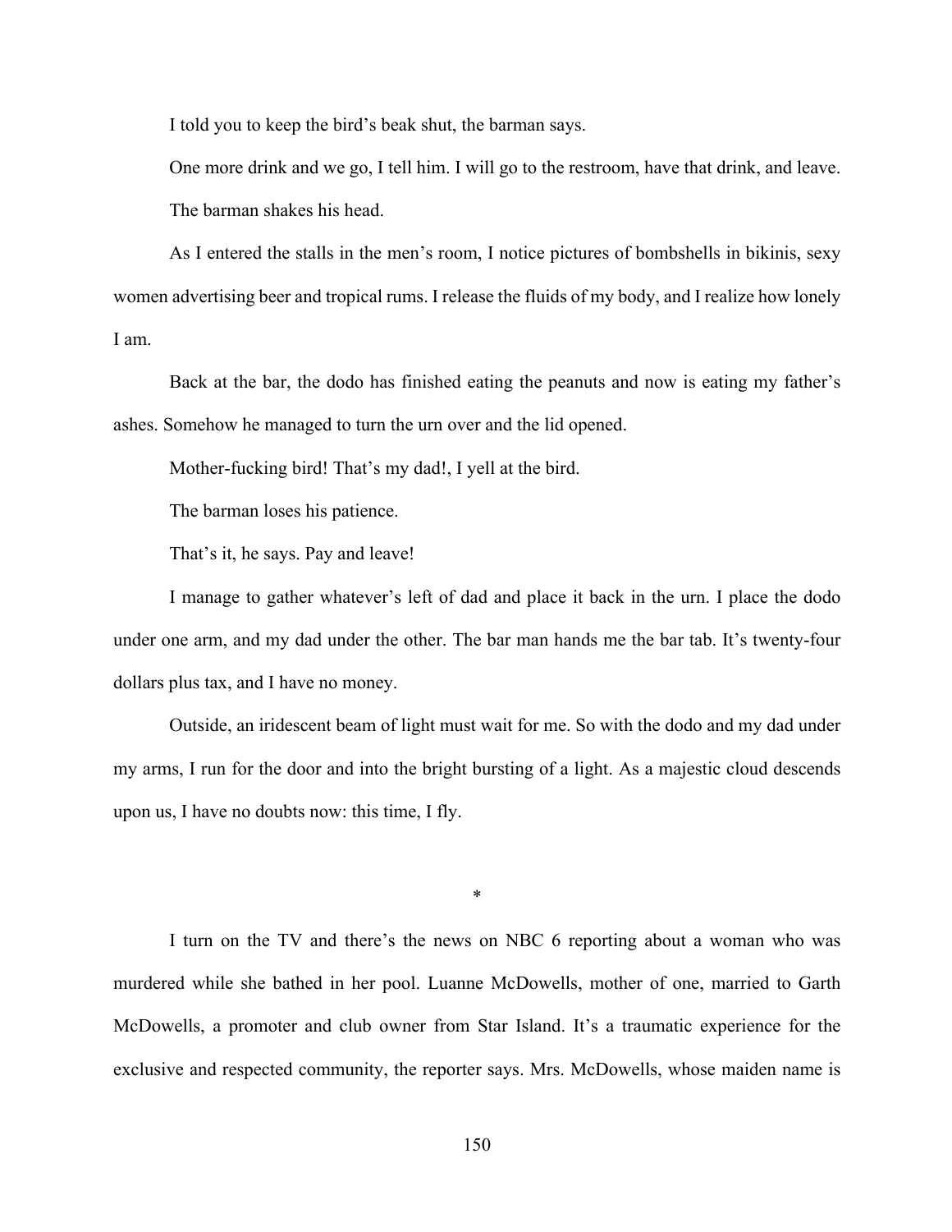I told you to keep the bird's beak shut, the barman says.

One more drink and we go, I tell him. I will go to the restroom, have that drink, and leave.

The barman shakes his head.

As I entered the stalls in the men's room, I notice pictures of bombshells in bikinis, sexy women advertising beer and tropical rums. I release the fluids of my body, and I realize how lonely I am.

Back at the bar, the dodo has finished eating the peanuts and now is eating my father's ashes. Somehow he managed to turn the urn over and the lid opened.

Mother-fucking bird! That's my dad!, I yell at the bird.

The barman loses his patience.

That's it, he says. Pay and leave!

I manage to gather whatever's left of dad and place it back in the urn. I place the dodo under one arm, and my dad under the other. The bar man hands me the bar tab. It's twenty-four dollars plus tax, and I have no money.

Outside, an iridescent beam of light must wait for me. So with the dodo and my dad under my arms, I run for the door and into the bright bursting of a light. As a majestic cloud descends upon us, I have no doubts now: this time, I fly.

*

I turn on the TV and there's the news on NBC 6 reporting about a woman who was murdered while she bathed in her pool. Luanne McDowells, mother of one, married to Garth McDowells, a promoter and club owner from Star Island. It's a traumatic experience for the exclusive and respected community, the reporter says. Mrs. McDowells, whose maiden name is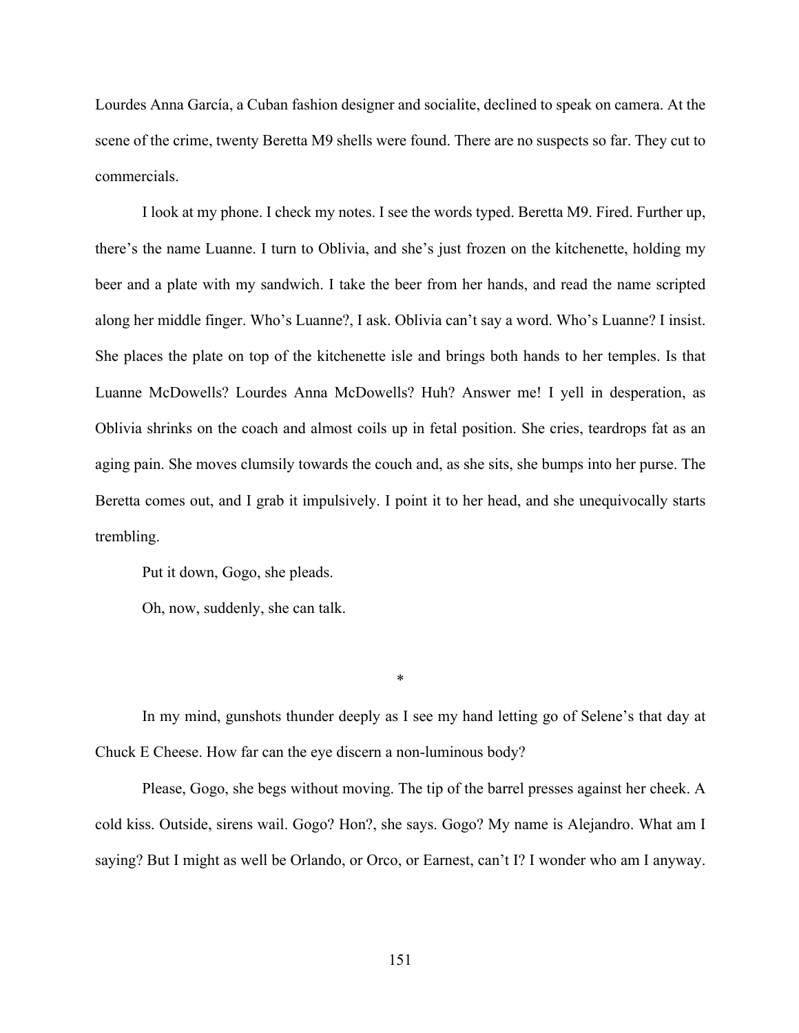Lourdes Anna García, a Cuban fashion designer and socialite, declined to speak on camera. At the scene of the crime, twenty Beretta M9 shells were found. There are no suspects so far. They cut to commercials.

I look at my phone. I check my notes. I see the words typed. Beretta M9. Fired. Further up, there's the name Luanne. I turn to Oblivia, and she's just frozen on the kitchenette, holding my beer and a plate with my sandwich. I take the beer from her hands, and read the name scripted along her middle finger. Who's Luanne?, I ask. Oblivia can't say a word. Who's Luanne? I insist. She places the plate on top of the kitchenette isle and brings both hands to her temples. Is that Luanne McDowells? Lourdes Anna McDowells? Huh? Answer me! I yell in desperation, as Oblivia shrinks on the coach and almost coils up in fetal position. She cries, teardrops fat as an aging pain. She moves clumsily towards the couch and, as she sits, she bumps into her purse. The Beretta comes out, and I grab it impulsively. I point it to her head, and she unequivocally starts trembling.

Put it down, Gogo, she pleads.

Oh, now, suddenly, she can talk.

*

In my mind, gunshots thunder deeply as I see my hand letting go of Selene's that day at Chuck E Cheese. How far can the eye discern a non-luminous body?

Please, Gogo, she begs without moving. The tip of the barrel presses against her cheek. A cold kiss. Outside, sirens wail. Gogo? Hon?, she says. Gogo? My name is Alejandro. What am I saying? But I might as well be Orlando, or Orco, or Earnest, can't I? I wonder who am I anyway.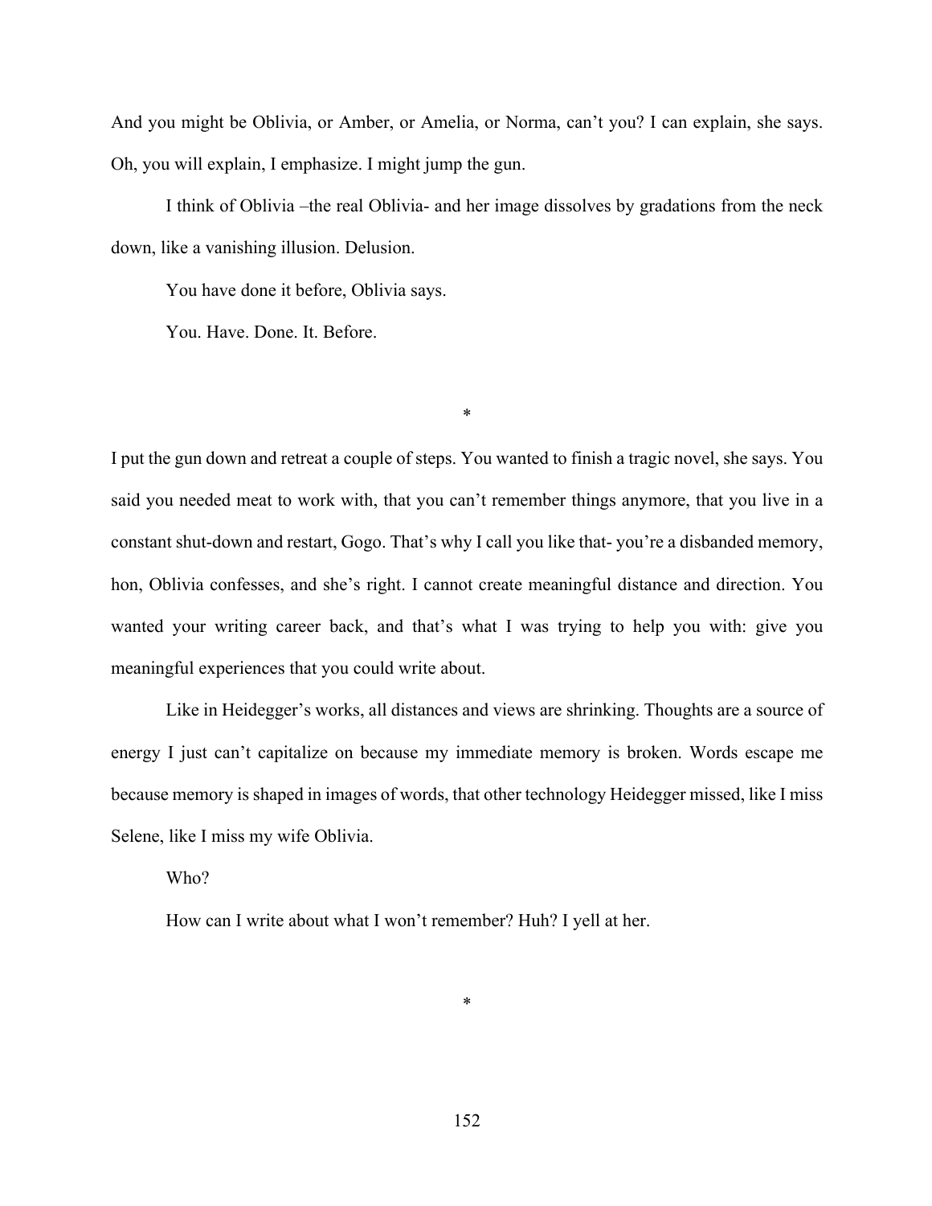And you might be Oblivia, or Amber, or Amelia, or Norma, can't you? I can explain, she says. Oh, you will explain, I emphasize. I might jump the gun.

I think of Oblivia –the real Oblivia- and her image dissolves by gradations from the neck down, like a vanishing illusion. Delusion.

You have done it before, Oblivia says.

You. Have. Done. It. Before.

*

I put the gun down and retreat a couple of steps. You wanted to finish a tragic novel, she says. You said you needed meat to work with, that you can't remember things anymore, that you live in a constant shut-down and restart, Gogo. That's why I call you like that- you're a disbanded memory, hon, Oblivia confesses, and she's right. I cannot create meaningful distance and direction. You wanted your writing career back, and that's what I was trying to help you with: give you meaningful experiences that you could write about.

Like in Heidegger's works, all distances and views are shrinking. Thoughts are a source of energy I just can't capitalize on because my immediate memory is broken. Words escape me because memory is shaped in images of words, that other technology Heidegger missed, like I miss Selene, like I miss my wife Oblivia.

Who?

How can I write about what I won't remember? Huh? I yell at her.

*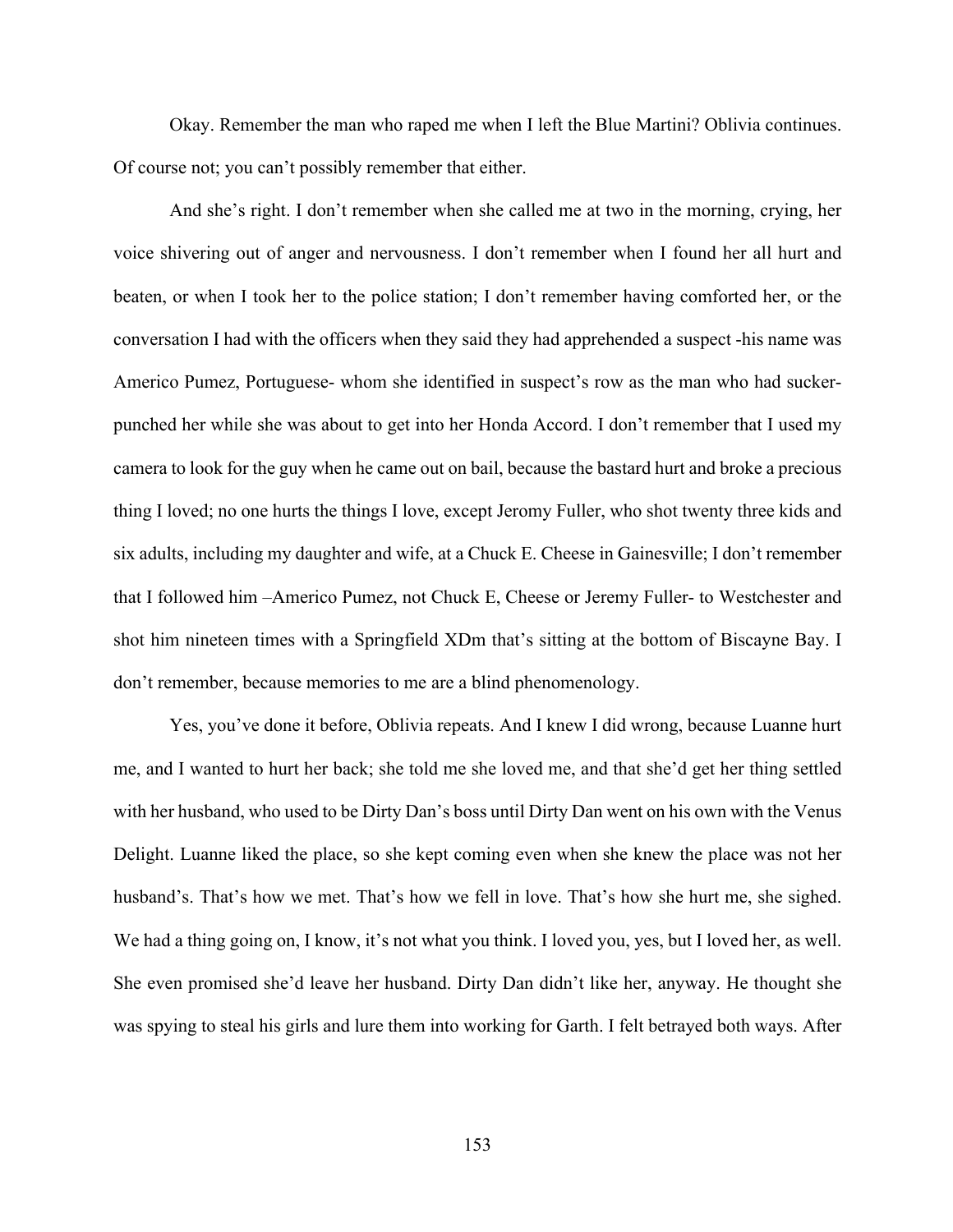Okay. Remember the man who raped me when I left the Blue Martini? Oblivia continues. Of course not; you can't possibly remember that either.

And she's right. I don't remember when she called me at two in the morning, crying, her voice shivering out of anger and nervousness. I don't remember when I found her all hurt and beaten, or when I took her to the police station; I don't remember having comforted her, or the conversation I had with the officers when they said they had apprehended a suspect -his name was Americo Pumez, Portuguese- whom she identified in suspect's row as the man who had sucker-punched her while she was about to get into her Honda Accord. I don't remember that I used my camera to look for the guy when he came out on bail, because the bastard hurt and broke a precious thing I loved; no one hurts the things I love, except Jeromy Fuller, who shot twenty three kids and six adults, including my daughter and wife, at a Chuck E. Cheese in Gainesville; I don't remember that I followed him –Americo Pumez, not Chuck E, Cheese or Jeremy Fuller- to Westchester and shot him nineteen times with a Springfield XDm that's sitting at the bottom of Biscayne Bay. I don't remember, because memories to me are a blind phenomenology.

Yes, you've done it before, Oblivia repeats. And I knew I did wrong, because Luanne hurt me, and I wanted to hurt her back; she told me she loved me, and that she'd get her thing settled with her husband, who used to be Dirty Dan's boss until Dirty Dan went on his own with the Venus Delight. Luanne liked the place, so she kept coming even when she knew the place was not her husband's. That's how we met. That's how we fell in love. That's how she hurt me, she sighed. We had a thing going on, I know, it's not what you think. I loved you, yes, but I loved her, as well. She even promised she'd leave her husband. Dirty Dan didn't like her, anyway. He thought she was spying to steal his girls and lure them into working for Garth. I felt betrayed both ways. After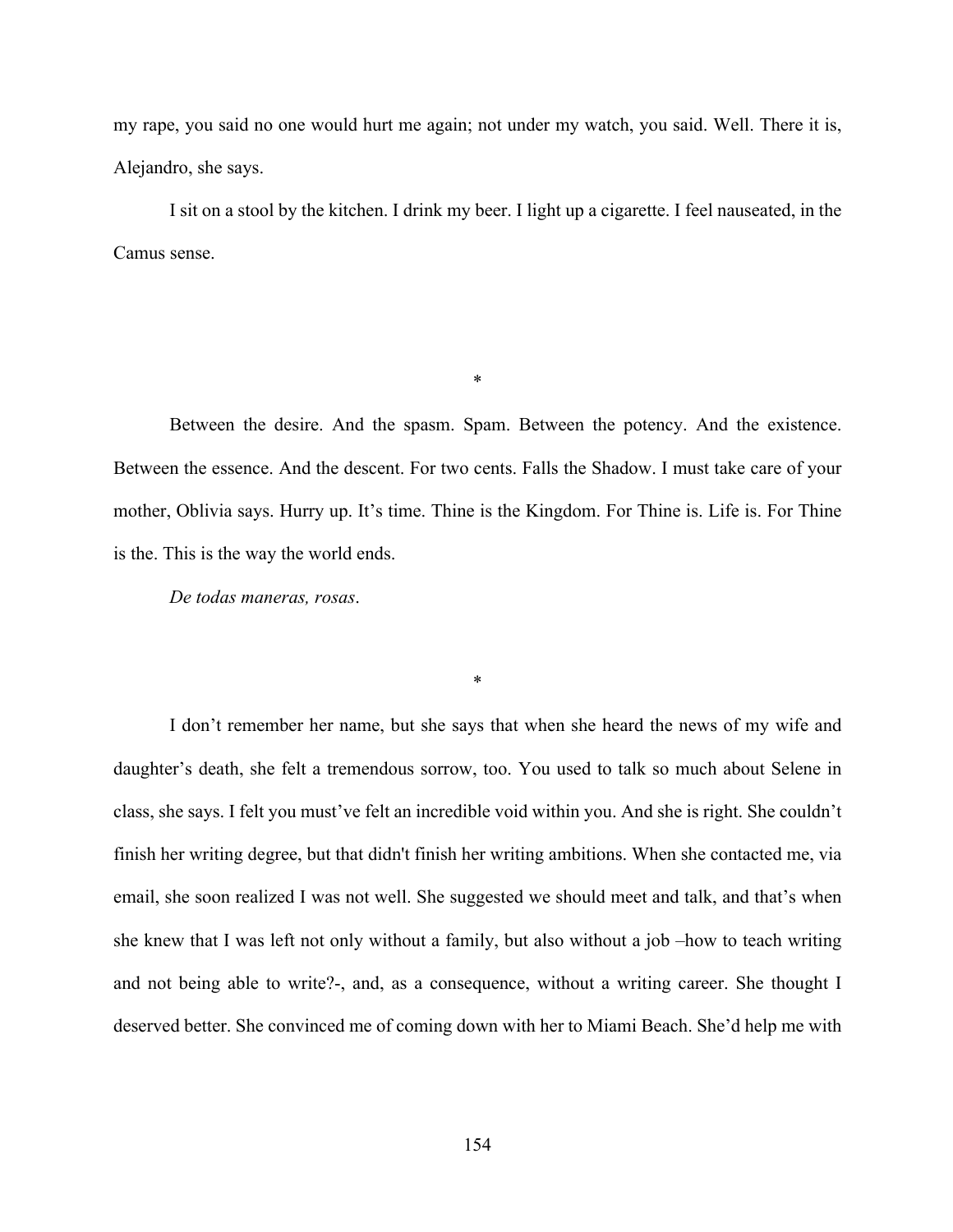my rape, you said no one would hurt me again; not under my watch, you said. Well. There it is, Alejandro, she says.

I sit on a stool by the kitchen. I drink my beer. I light up a cigarette. I feel nauseated, in the Camus sense.

*

Between the desire. And the spasm. Spam. Between the potency. And the existence. Between the essence. And the descent. For two cents. Falls the Shadow. I must take care of your mother, Oblivia says. Hurry up. It's time. Thine is the Kingdom. For Thine is. Life is. For Thine is the. This is the way the world ends.

*De todas maneras, rosas*.

*

I don't remember her name, but she says that when she heard the news of my wife and daughter's death, she felt a tremendous sorrow, too. You used to talk so much about Selene in class, she says. I felt you must've felt an incredible void within you. And she is right. She couldn't finish her writing degree, but that didn't finish her writing ambitions. When she contacted me, via email, she soon realized I was not well. She suggested we should meet and talk, and that's when she knew that I was left not only without a family, but also without a job –how to teach writing and not being able to write?-, and, as a consequence, without a writing career. She thought I deserved better. She convinced me of coming down with her to Miami Beach. She'd help me with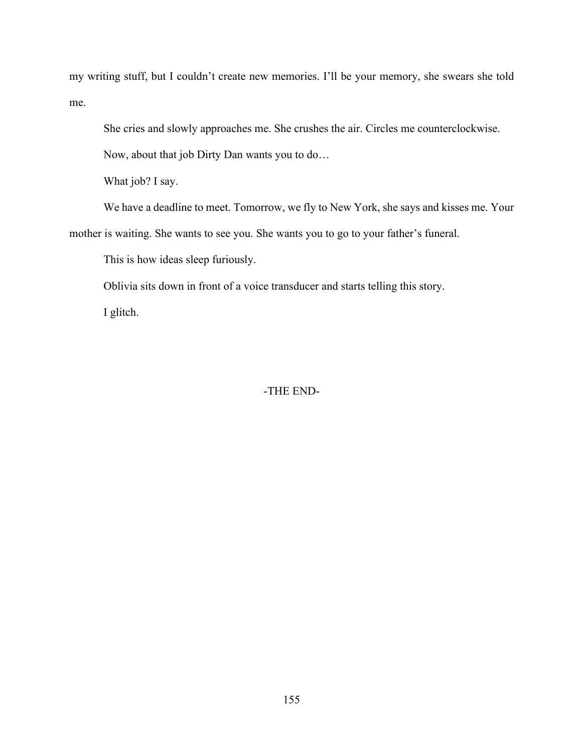my writing stuff, but I couldn't create new memories. I'll be your memory, she swears she told me.

She cries and slowly approaches me. She crushes the air. Circles me counterclockwise.

Now, about that job Dirty Dan wants you to do…

What job? I say.

We have a deadline to meet. Tomorrow, we fly to New York, she says and kisses me. Your mother is waiting. She wants to see you. She wants you to go to your father's funeral.

This is how ideas sleep furiously.

Oblivia sits down in front of a voice transducer and starts telling this story.

I glitch.

-THE END-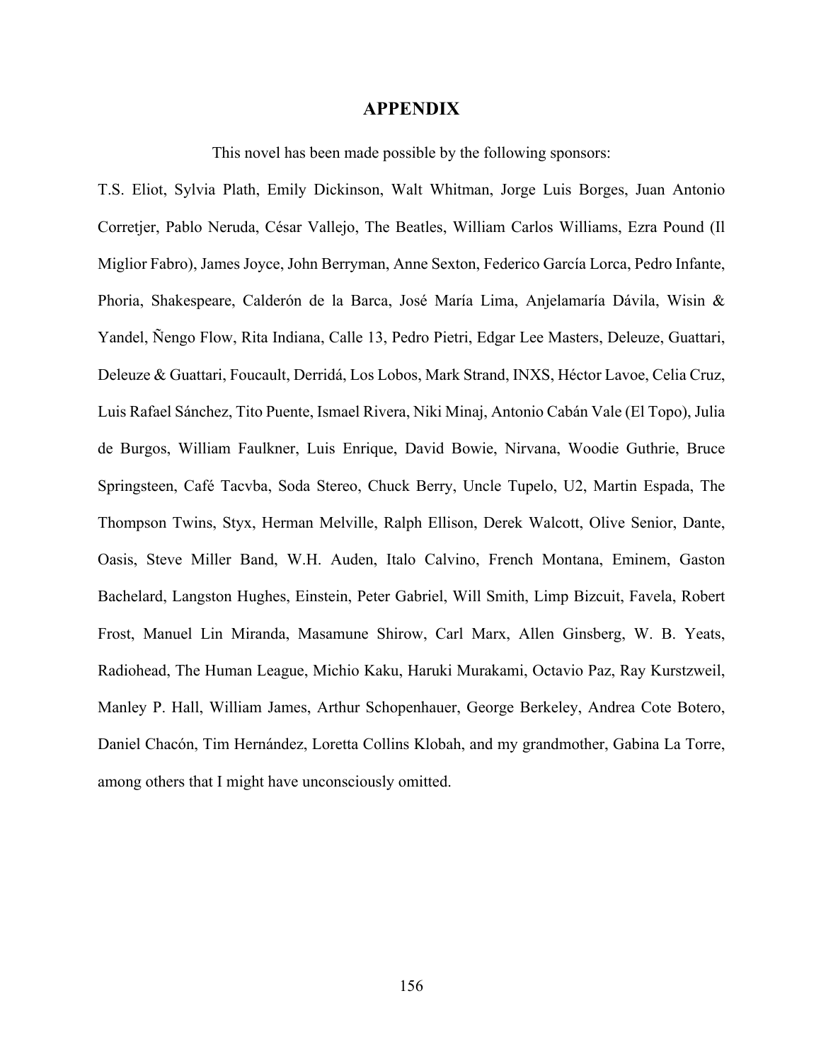# APPENDIX

This novel has been made possible by the following sponsors:

T.S. Eliot, Sylvia Plath, Emily Dickinson, Walt Whitman, Jorge Luis Borges, Juan Antonio Corretjer, Pablo Neruda, César Vallejo, The Beatles, William Carlos Williams, Ezra Pound (Il Miglior Fabro), James Joyce, John Berryman, Anne Sexton, Federico García Lorca, Pedro Infante, Phoria, Shakespeare, Calderón de la Barca, José María Lima, Anjelamaría Dávila, Wisin & Yandel, Ñengo Flow, Rita Indiana, Calle 13, Pedro Pietri, Edgar Lee Masters, Deleuze, Guattari, Deleuze & Guattari, Foucault, Derridá, Los Lobos, Mark Strand, INXS, Héctor Lavoe, Celia Cruz, Luis Rafael Sánchez, Tito Puente, Ismael Rivera, Niki Minaj, Antonio Cabán Vale (El Topo), Julia de Burgos, William Faulkner, Luis Enrique, David Bowie, Nirvana, Woodie Guthrie, Bruce Springsteen, Café Tacvba, Soda Stereo, Chuck Berry, Uncle Tupelo, U2, Martin Espada, The Thompson Twins, Styx, Herman Melville, Ralph Ellison, Derek Walcott, Olive Senior, Dante, Oasis, Steve Miller Band, W.H. Auden, Italo Calvino, French Montana, Eminem, Gaston Bachelard, Langston Hughes, Einstein, Peter Gabriel, Will Smith, Limp Bizcuit, Favela, Robert Frost, Manuel Lin Miranda, Masamune Shirow, Carl Marx, Allen Ginsberg, W. B. Yeats, Radiohead, The Human League, Michio Kaku, Haruki Murakami, Octavio Paz, Ray Kurstzweil, Manley P. Hall, William James, Arthur Schopenhauer, George Berkeley, Andrea Cote Botero, Daniel Chacón, Tim Hernández, Loretta Collins Klobah, and my grandmother, Gabina La Torre, among others that I might have unconsciously omitted.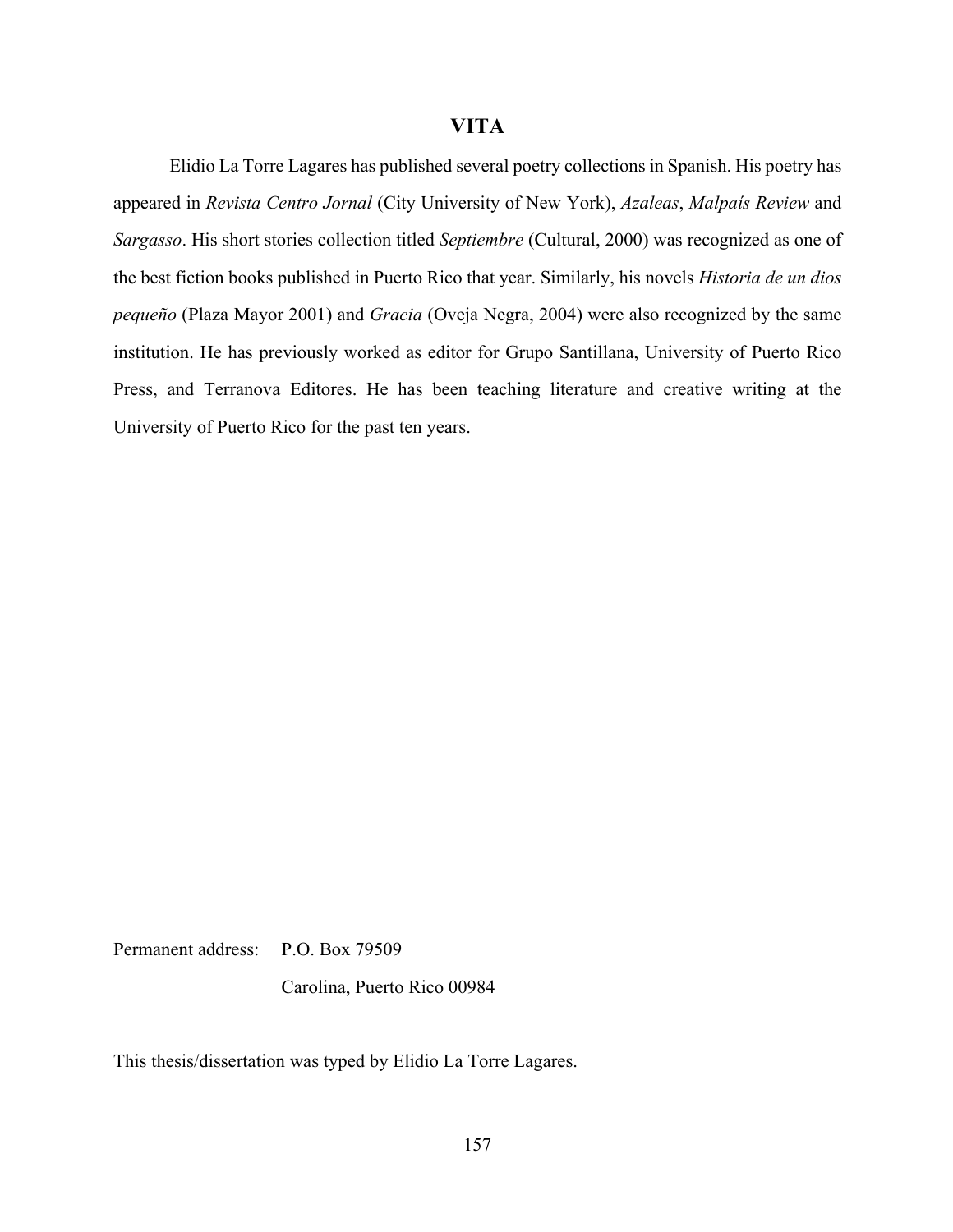# VITA

Elidio La Torre Lagares has published several poetry collections in Spanish. His poetry has appeared in *Revista Centro Jornal* (City University of New York), *Azaleas*, *Malpaís Review* and *Sargasso*. His short stories collection titled *Septiembre* (Cultural, 2000) was recognized as one of the best fiction books published in Puerto Rico that year. Similarly, his novels *Historia de un dios pequeño* (Plaza Mayor 2001) and *Gracia* (Oveja Negra, 2004) were also recognized by the same institution. He has previously worked as editor for Grupo Santillana, University of Puerto Rico Press, and Terranova Editores. He has been teaching literature and creative writing at the University of Puerto Rico for the past ten years.

Permanent address: P.O. Box 79509
Carolina, Puerto Rico 00984

This thesis/dissertation was typed by Elidio La Torre Lagares.